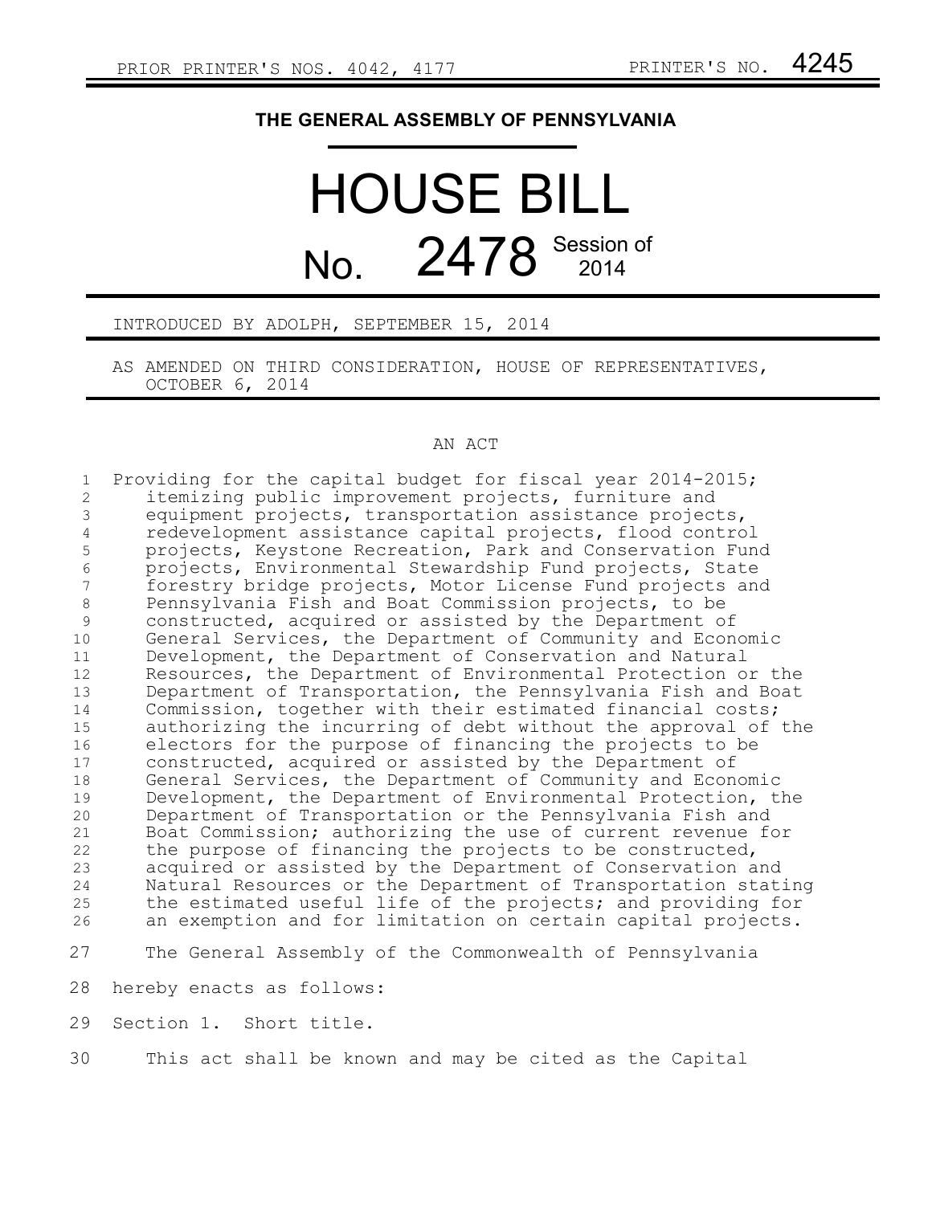PRIOR PRINTER'S NOS. 4042, 4177 PRINTER'S NO. 4245

# THE GENERAL ASSEMBLY OF PENNSYLVANIA

# HOUSE BILL

## No. 2478 Session of 2014

INTRODUCED BY ADOLPH, SEPTEMBER 15, 2014

AS AMENDED ON THIRD CONSIDERATION, HOUSE OF REPRESENTATIVES, OCTOBER 6, 2014

AN ACT

Providing for the capital budget for fiscal year 2014-2015; itemizing public improvement projects, furniture and equipment projects, transportation assistance projects, redevelopment assistance capital projects, flood control projects, Keystone Recreation, Park and Conservation Fund projects, Environmental Stewardship Fund projects, State forestry bridge projects, Motor License Fund projects and Pennsylvania Fish and Boat Commission projects, to be constructed, acquired or assisted by the Department of General Services, the Department of Community and Economic Development, the Department of Conservation and Natural Resources, the Department of Environmental Protection or the Department of Transportation, the Pennsylvania Fish and Boat Commission, together with their estimated financial costs; authorizing the incurring of debt without the approval of the electors for the purpose of financing the projects to be constructed, acquired or assisted by the Department of General Services, the Department of Community and Economic Development, the Department of Environmental Protection, the Department of Transportation or the Pennsylvania Fish and Boat Commission; authorizing the use of current revenue for the purpose of financing the projects to be constructed, acquired or assisted by the Department of Conservation and Natural Resources or the Department of Transportation stating the estimated useful life of the projects; and providing for an exemption and for limitation on certain capital projects.

The General Assembly of the Commonwealth of Pennsylvania hereby enacts as follows:

Section 1. Short title.

This act shall be known and may be cited as the Capital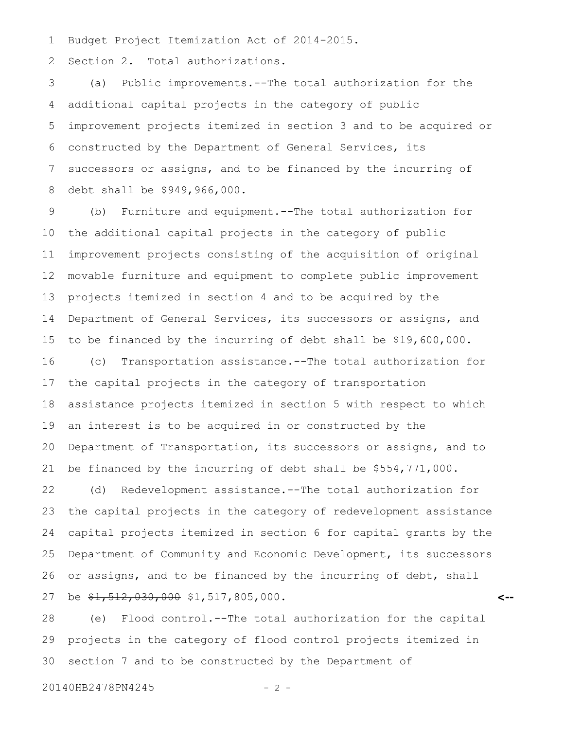Budget Project Itemization Act of 2014-2015.

Section 2. Total authorizations.

(a) Public improvements.--The total authorization for the additional capital projects in the category of public improvement projects itemized in section 3 and to be acquired or constructed by the Department of General Services, its successors or assigns, and to be financed by the incurring of debt shall be $949,966,000.

(b) Furniture and equipment.--The total authorization for the additional capital projects in the category of public improvement projects consisting of the acquisition of original movable furniture and equipment to complete public improvement projects itemized in section 4 and to be acquired by the Department of General Services, its successors or assigns, and to be financed by the incurring of debt shall be $19,600,000.

(c) Transportation assistance.--The total authorization for the capital projects in the category of transportation assistance projects itemized in section 5 with respect to which an interest is to be acquired in or constructed by the Department of Transportation, its successors or assigns, and to be financed by the incurring of debt shall be $554,771,000.

(d) Redevelopment assistance.--The total authorization for the capital projects in the category of redevelopment assistance capital projects itemized in section 6 for capital grants by the Department of Community and Economic Development, its successors or assigns, and to be financed by the incurring of debt, shall be ~~$1,512,030,000~~ $1,517,805,000. <--

(e) Flood control.--The total authorization for the capital projects in the category of flood control projects itemized in section 7 and to be constructed by the Department of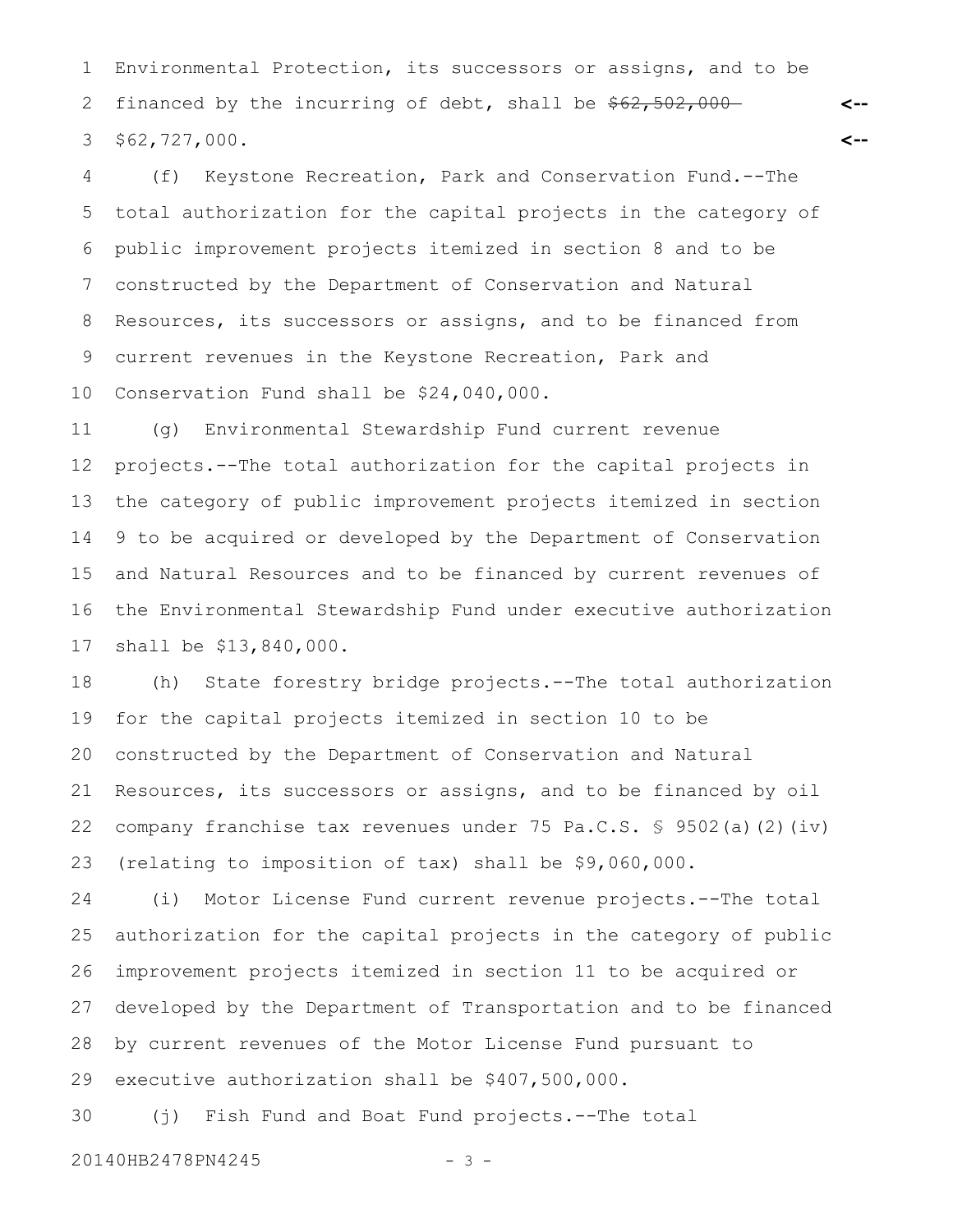Environmental Protection, its successors or assigns, and to be financed by the incurring of debt, shall be ~~$62,502,000~~ $62,727,000.

(f) Keystone Recreation, Park and Conservation Fund.--The total authorization for the capital projects in the category of public improvement projects itemized in section 8 and to be constructed by the Department of Conservation and Natural Resources, its successors or assigns, and to be financed from current revenues in the Keystone Recreation, Park and Conservation Fund shall be $24,040,000.

(g) Environmental Stewardship Fund current revenue projects.--The total authorization for the capital projects in the category of public improvement projects itemized in section 9 to be acquired or developed by the Department of Conservation and Natural Resources and to be financed by current revenues of the Environmental Stewardship Fund under executive authorization shall be $13,840,000.

(h) State forestry bridge projects.--The total authorization for the capital projects itemized in section 10 to be constructed by the Department of Conservation and Natural Resources, its successors or assigns, and to be financed by oil company franchise tax revenues under 75 Pa.C.S. § 9502(a)(2)(iv) (relating to imposition of tax) shall be $9,060,000.

(i) Motor License Fund current revenue projects.--The total authorization for the capital projects in the category of public improvement projects itemized in section 11 to be acquired or developed by the Department of Transportation and to be financed by current revenues of the Motor License Fund pursuant to executive authorization shall be $407,500,000.

(j) Fish Fund and Boat Fund projects.--The total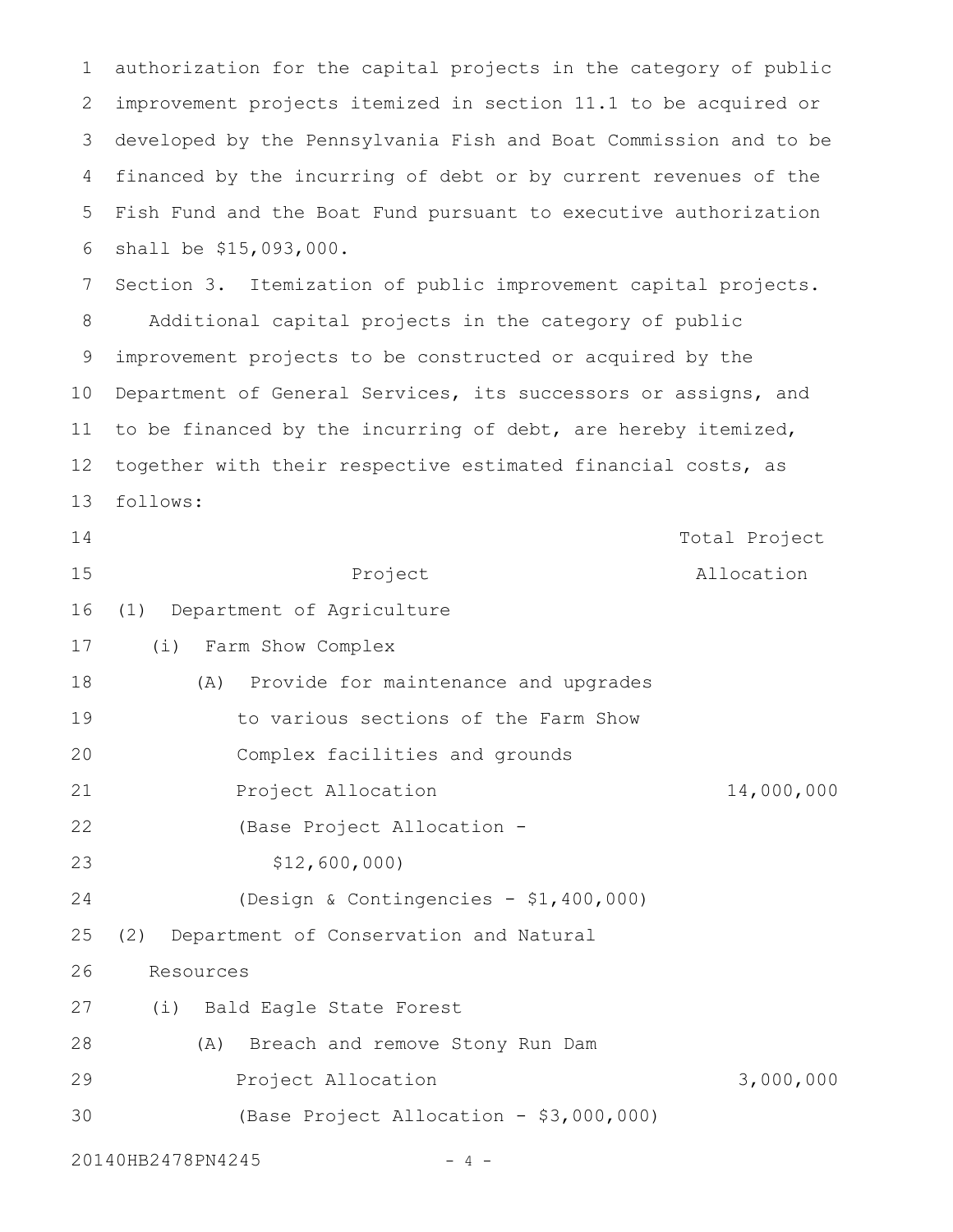authorization for the capital projects in the category of public improvement projects itemized in section 11.1 to be acquired or developed by the Pennsylvania Fish and Boat Commission and to be financed by the incurring of debt or by current revenues of the Fish Fund and the Boat Fund pursuant to executive authorization shall be $15,093,000.

Section 3. Itemization of public improvement capital projects.

Additional capital projects in the category of public improvement projects to be constructed or acquired by the Department of General Services, its successors or assigns, and to be financed by the incurring of debt, are hereby itemized, together with their respective estimated financial costs, as follows:

| Project | Total Project Allocation |
| --- | --- |
| (1) Department of Agriculture | |
| (i) Farm Show Complex | |
| (A) Provide for maintenance and upgrades to various sections of the Farm Show Complex facilities and grounds | |
| Project Allocation | 14,000,000 |
| (Base Project Allocation - $12,600,000) | |
| (Design & Contingencies - $1,400,000) | |
| (2) Department of Conservation and Natural Resources | |
| (i) Bald Eagle State Forest | |
| (A) Breach and remove Stony Run Dam | |
| Project Allocation | 3,000,000 |
| (Base Project Allocation - $3,000,000) | |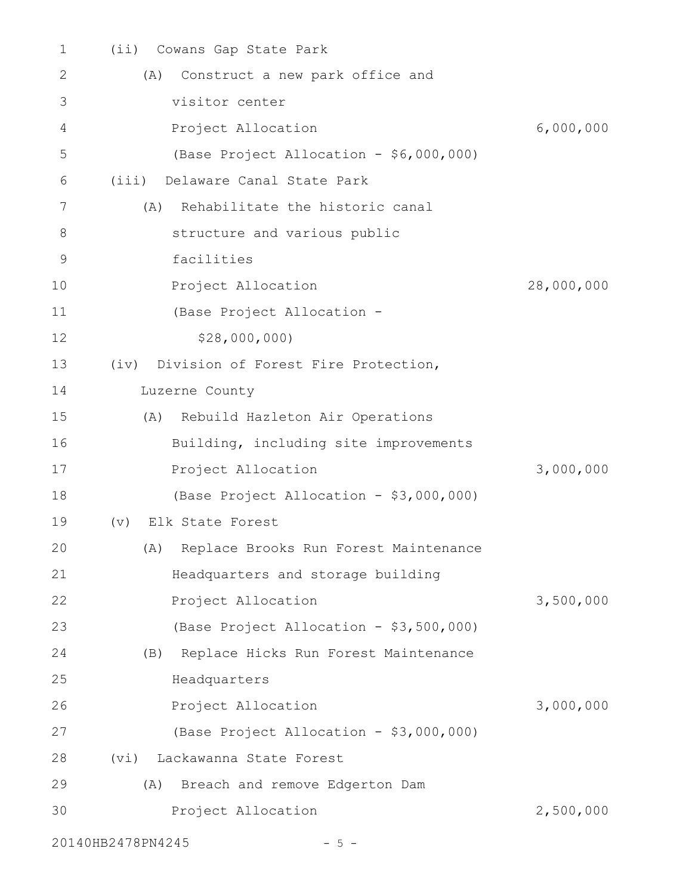(ii) Cowans Gap State Park

(A) Construct a new park office and visitor center

Project Allocation 6,000,000

(Base Project Allocation - $6,000,000)

(iii) Delaware Canal State Park

(A) Rehabilitate the historic canal structure and various public facilities

Project Allocation 28,000,000

(Base Project Allocation - $28,000,000)

(iv) Division of Forest Fire Protection, Luzerne County

(A) Rebuild Hazleton Air Operations Building, including site improvements

Project Allocation 3,000,000

(Base Project Allocation - $3,000,000)

(v) Elk State Forest

(A) Replace Brooks Run Forest Maintenance Headquarters and storage building

Project Allocation 3,500,000

(Base Project Allocation - $3,500,000)

(B) Replace Hicks Run Forest Maintenance Headquarters

Project Allocation 3,000,000

(Base Project Allocation - $3,000,000)

(vi) Lackawanna State Forest

(A) Breach and remove Edgerton Dam

Project Allocation 2,500,000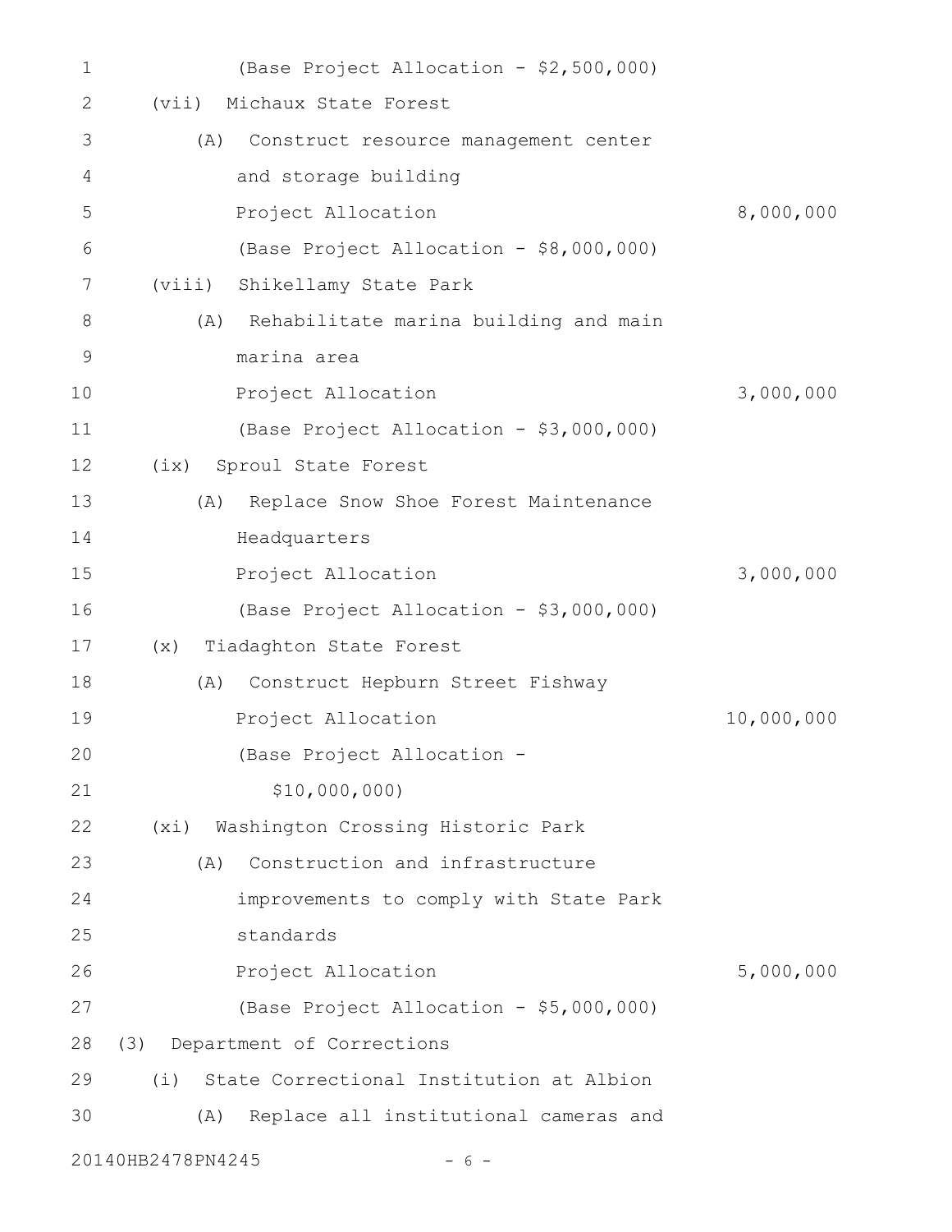(Base Project Allocation - $2,500,000)

(vii) Michaux State Forest

(A) Construct resource management center and storage building

Project Allocation 8,000,000

(Base Project Allocation - $8,000,000)

(viii) Shikellamy State Park

(A) Rehabilitate marina building and main marina area

Project Allocation 3,000,000

(Base Project Allocation - $3,000,000)

(ix) Sproul State Forest

(A) Replace Snow Shoe Forest Maintenance Headquarters

Project Allocation 3,000,000

(Base Project Allocation - $3,000,000)

(x) Tiadaghton State Forest

(A) Construct Hepburn Street Fishway

Project Allocation 10,000,000

(Base Project Allocation - $10,000,000)

(xi) Washington Crossing Historic Park

(A) Construction and infrastructure improvements to comply with State Park standards

Project Allocation 5,000,000

(Base Project Allocation - $5,000,000)

(3) Department of Corrections

(i) State Correctional Institution at Albion

(A) Replace all institutional cameras and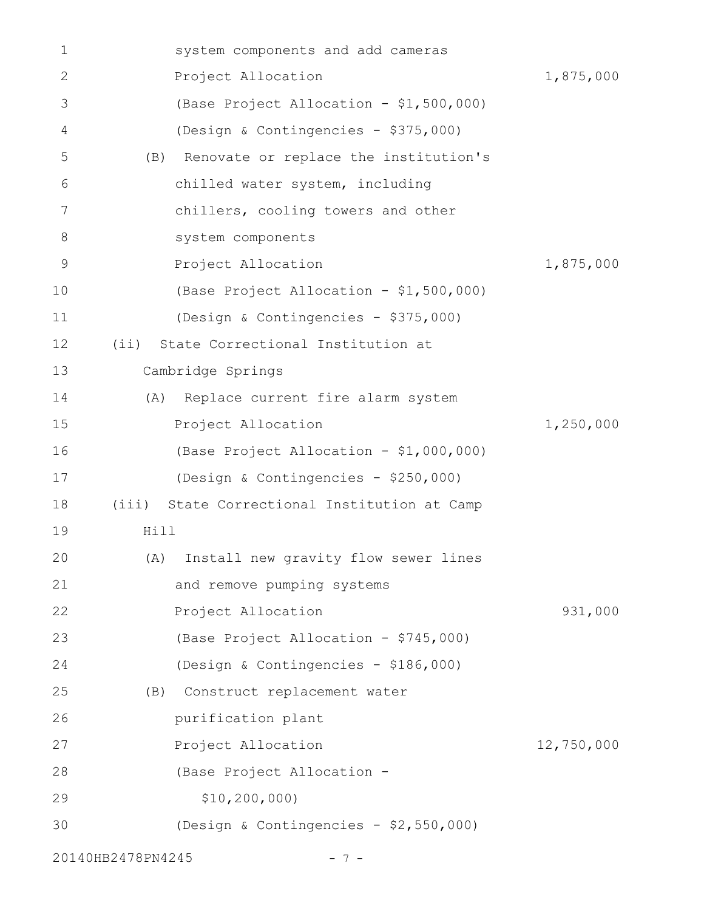system components and add cameras

Project Allocation 1,875,000

(Base Project Allocation - $1,500,000)

(Design & Contingencies - $375,000)

(B) Renovate or replace the institution's chilled water system, including chillers, cooling towers and other system components

Project Allocation 1,875,000

(Base Project Allocation - $1,500,000)

(Design & Contingencies - $375,000)

(ii) State Correctional Institution at Cambridge Springs

(A) Replace current fire alarm system

Project Allocation 1,250,000

(Base Project Allocation - $1,000,000)

(Design & Contingencies - $250,000)

(iii) State Correctional Institution at Camp Hill

(A) Install new gravity flow sewer lines and remove pumping systems

Project Allocation 931,000

(Base Project Allocation - $745,000)

(Design & Contingencies - $186,000)

(B) Construct replacement water purification plant

Project Allocation 12,750,000

(Base Project Allocation - $10,200,000)

(Design & Contingencies - $2,550,000)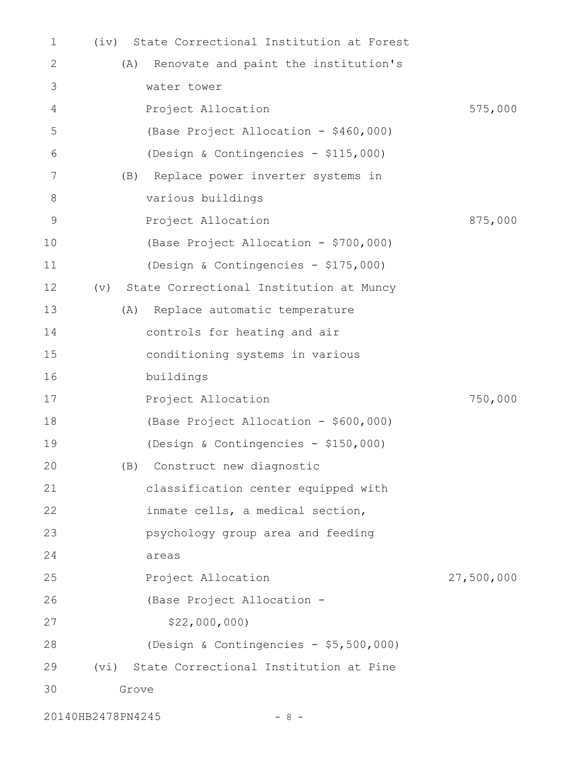(iv) State Correctional Institution at Forest

(A) Renovate and paint the institution's water tower

| | |
|---|---|
| Project Allocation | 575,000 |
| (Base Project Allocation - $460,000) | |
| (Design & Contingencies - $115,000) | |

(B) Replace power inverter systems in various buildings

| | |
|---|---|
| Project Allocation | 875,000 |
| (Base Project Allocation - $700,000) | |
| (Design & Contingencies - $175,000) | |

(v) State Correctional Institution at Muncy

(A) Replace automatic temperature controls for heating and air conditioning systems in various buildings

| | |
|---|---|
| Project Allocation | 750,000 |
| (Base Project Allocation - $600,000) | |
| (Design & Contingencies - $150,000) | |

(B) Construct new diagnostic classification center equipped with inmate cells, a medical section, psychology group area and feeding areas

| | |
|---|---|
| Project Allocation | 27,500,000 |
| (Base Project Allocation - $22,000,000) | |
| (Design & Contingencies - $5,500,000) | |

(vi) State Correctional Institution at Pine Grove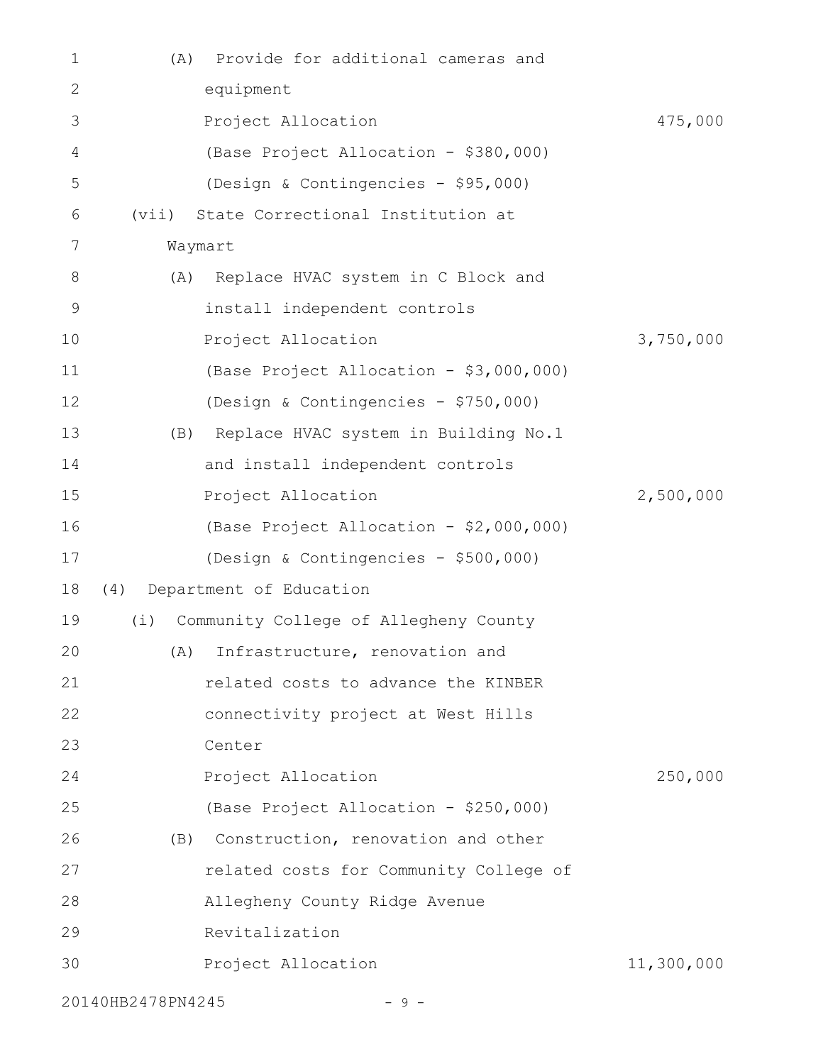(A) Provide for additional cameras and equipment

Project Allocation 475,000

(Base Project Allocation - $380,000)

(Design & Contingencies - $95,000)

(vii) State Correctional Institution at Waymart

(A) Replace HVAC system in C Block and install independent controls

Project Allocation 3,750,000

(Base Project Allocation - $3,000,000)

(Design & Contingencies - $750,000)

(B) Replace HVAC system in Building No.1 and install independent controls

Project Allocation 2,500,000

(Base Project Allocation - $2,000,000)

(Design & Contingencies - $500,000)

(4) Department of Education

(i) Community College of Allegheny County

(A) Infrastructure, renovation and related costs to advance the KINBER connectivity project at West Hills Center

Project Allocation 250,000

(Base Project Allocation - $250,000)

(B) Construction, renovation and other related costs for Community College of Allegheny County Ridge Avenue Revitalization

Project Allocation 11,300,000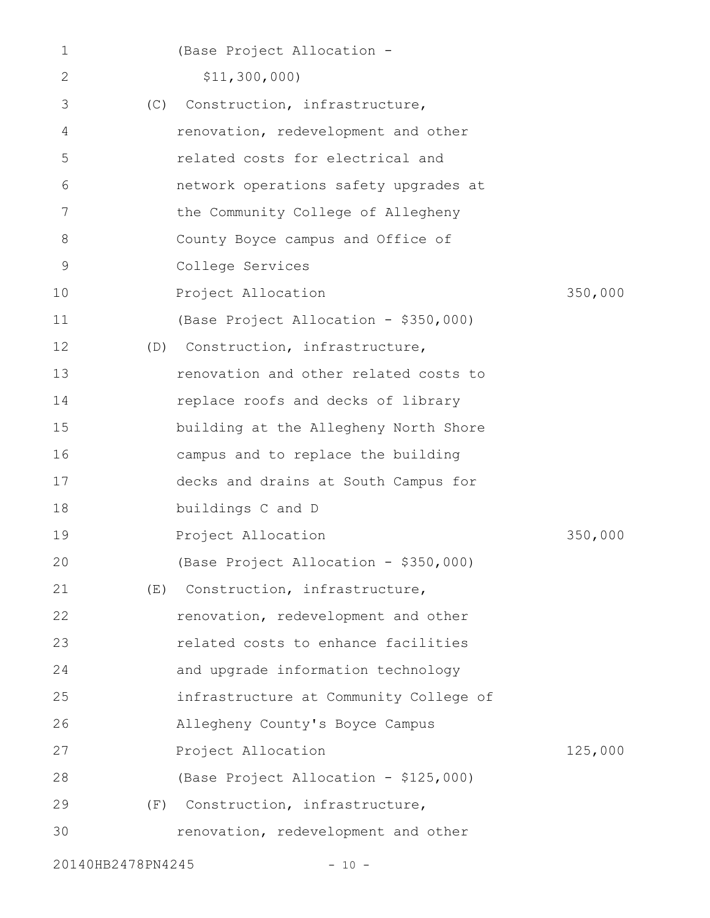(Base Project Allocation -
$11,300,000)

(C) Construction, infrastructure, renovation, redevelopment and other related costs for electrical and network operations safety upgrades at the Community College of Allegheny County Boyce campus and Office of College Services

Project Allocation 350,000

(Base Project Allocation - $350,000)

(D) Construction, infrastructure, renovation and other related costs to replace roofs and decks of library building at the Allegheny North Shore campus and to replace the building decks and drains at South Campus for buildings C and D

Project Allocation 350,000

(Base Project Allocation - $350,000)

(E) Construction, infrastructure, renovation, redevelopment and other related costs to enhance facilities and upgrade information technology infrastructure at Community College of Allegheny County's Boyce Campus

Project Allocation 125,000

(Base Project Allocation - $125,000)

(F) Construction, infrastructure, renovation, redevelopment and other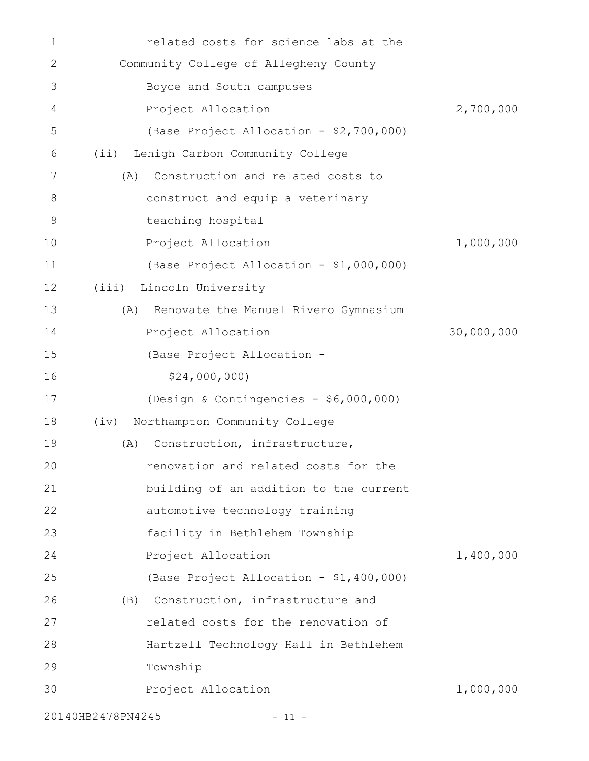related costs for science labs at the Community College of Allegheny County Boyce and South campuses

| | |
|---|---|
| Project Allocation | 2,700,000 |
| (Base Project Allocation - $2,700,000) | |

(ii) Lehigh Carbon Community College

(A) Construction and related costs to construct and equip a veterinary teaching hospital

| | |
|---|---|
| Project Allocation | 1,000,000 |
| (Base Project Allocation - $1,000,000) | |

(iii) Lincoln University

(A) Renovate the Manuel Rivero Gymnasium

| | |
|---|---|
| Project Allocation | 30,000,000 |
| (Base Project Allocation - $24,000,000) | |
| (Design & Contingencies - $6,000,000) | |

(iv) Northampton Community College

(A) Construction, infrastructure, renovation and related costs for the building of an addition to the current automotive technology training facility in Bethlehem Township

| | |
|---|---|
| Project Allocation | 1,400,000 |
| (Base Project Allocation - $1,400,000) | |

(B) Construction, infrastructure and related costs for the renovation of Hartzell Technology Hall in Bethlehem Township

| | |
|---|---|
| Project Allocation | 1,000,000 |

20140HB2478PN4245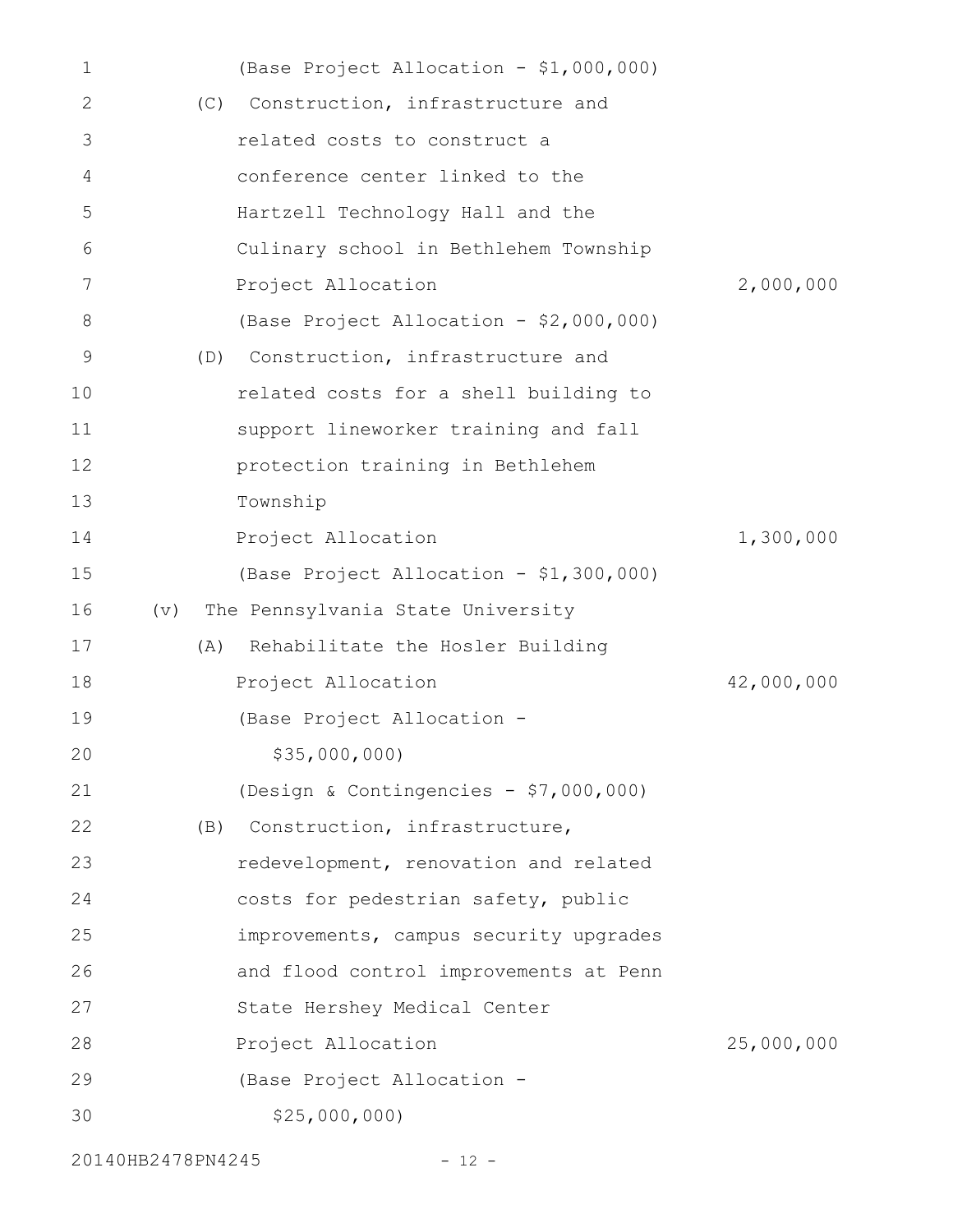(Base Project Allocation - $1,000,000)

(C) Construction, infrastructure and related costs to construct a conference center linked to the Hartzell Technology Hall and the Culinary school in Bethlehem Township

Project Allocation 2,000,000

(Base Project Allocation - $2,000,000)

(D) Construction, infrastructure and related costs for a shell building to support lineworker training and fall protection training in Bethlehem Township

Project Allocation 1,300,000

(Base Project Allocation - $1,300,000)

(v) The Pennsylvania State University

(A) Rehabilitate the Hosler Building

Project Allocation 42,000,000

(Base Project Allocation - $35,000,000)

(Design & Contingencies - $7,000,000)

(B) Construction, infrastructure, redevelopment, renovation and related costs for pedestrian safety, public improvements, campus security upgrades and flood control improvements at Penn State Hershey Medical Center

Project Allocation 25,000,000

(Base Project Allocation - $25,000,000)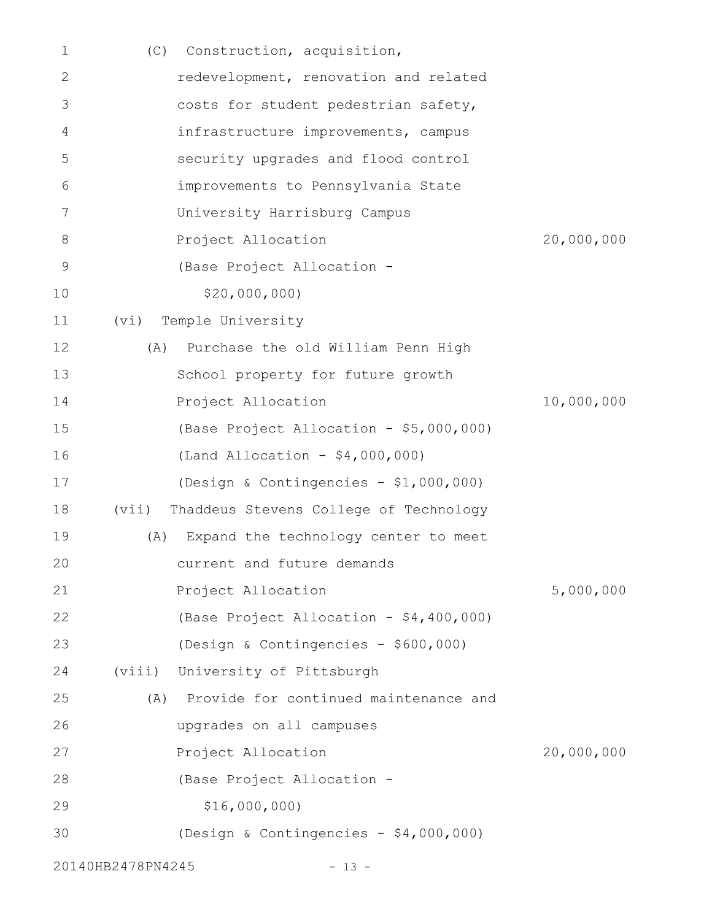(C) Construction, acquisition, redevelopment, renovation and related costs for student pedestrian safety, infrastructure improvements, campus security upgrades and flood control improvements to Pennsylvania State University Harrisburg Campus

Project Allocation 20,000,000

(Base Project Allocation - $20,000,000)

(vi) Temple University

(A) Purchase the old William Penn High School property for future growth

Project Allocation 10,000,000

(Base Project Allocation - $5,000,000)

(Land Allocation - $4,000,000)

(Design & Contingencies - $1,000,000)

(vii) Thaddeus Stevens College of Technology

(A) Expand the technology center to meet current and future demands

Project Allocation 5,000,000

(Base Project Allocation - $4,400,000)

(Design & Contingencies - $600,000)

(viii) University of Pittsburgh

(A) Provide for continued maintenance and upgrades on all campuses

Project Allocation 20,000,000

(Base Project Allocation - $16,000,000)

(Design & Contingencies - $4,000,000)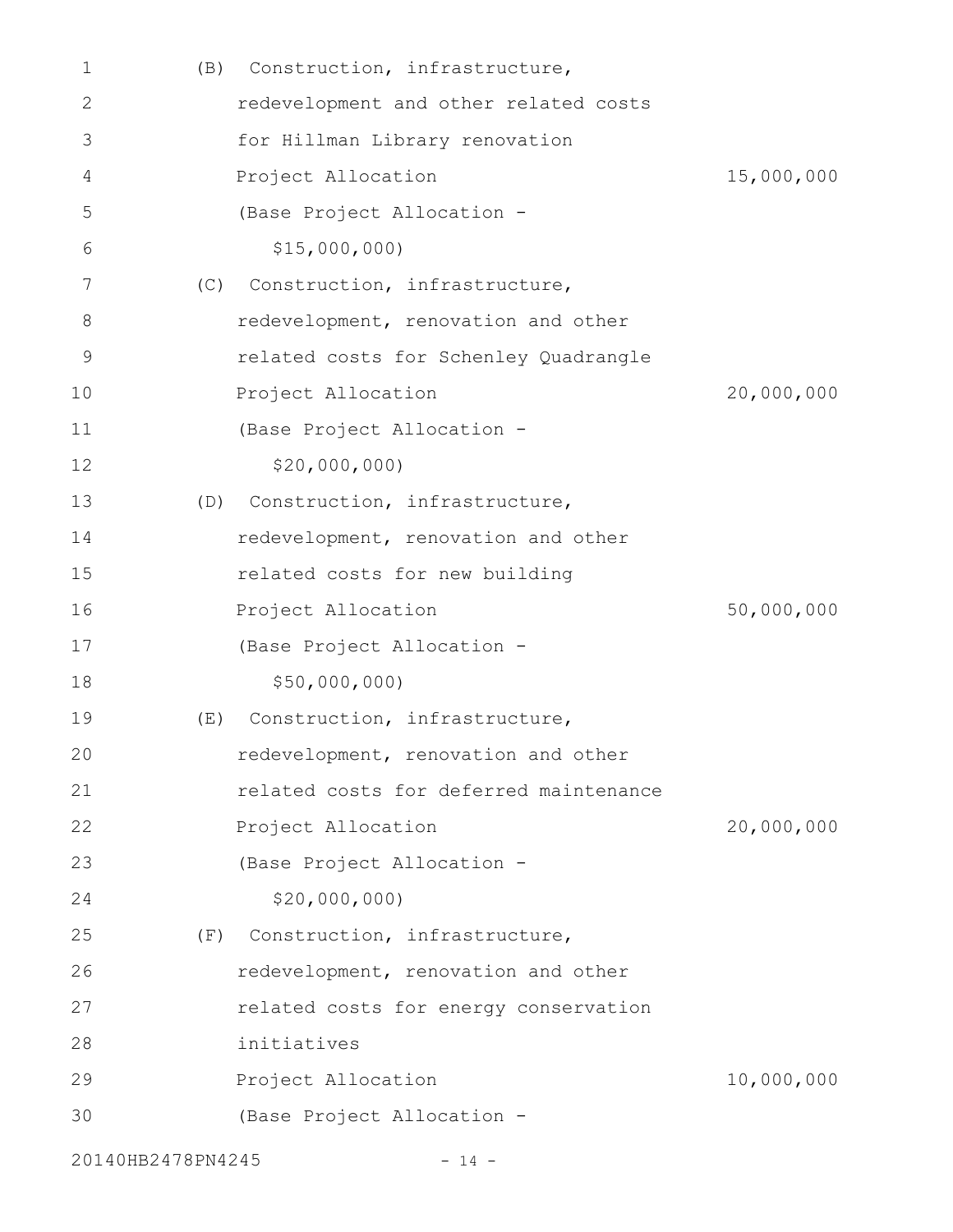(B) Construction, infrastructure, redevelopment and other related costs for Hillman Library renovation

Project Allocation 15,000,000

(Base Project Allocation - $15,000,000)

(C) Construction, infrastructure, redevelopment, renovation and other related costs for Schenley Quadrangle

Project Allocation 20,000,000

(Base Project Allocation - $20,000,000)

(D) Construction, infrastructure, redevelopment, renovation and other related costs for new building

Project Allocation 50,000,000

(Base Project Allocation - $50,000,000)

(E) Construction, infrastructure, redevelopment, renovation and other related costs for deferred maintenance

Project Allocation 20,000,000

(Base Project Allocation - $20,000,000)

(F) Construction, infrastructure, redevelopment, renovation and other related costs for energy conservation initiatives

Project Allocation 10,000,000

(Base Project Allocation -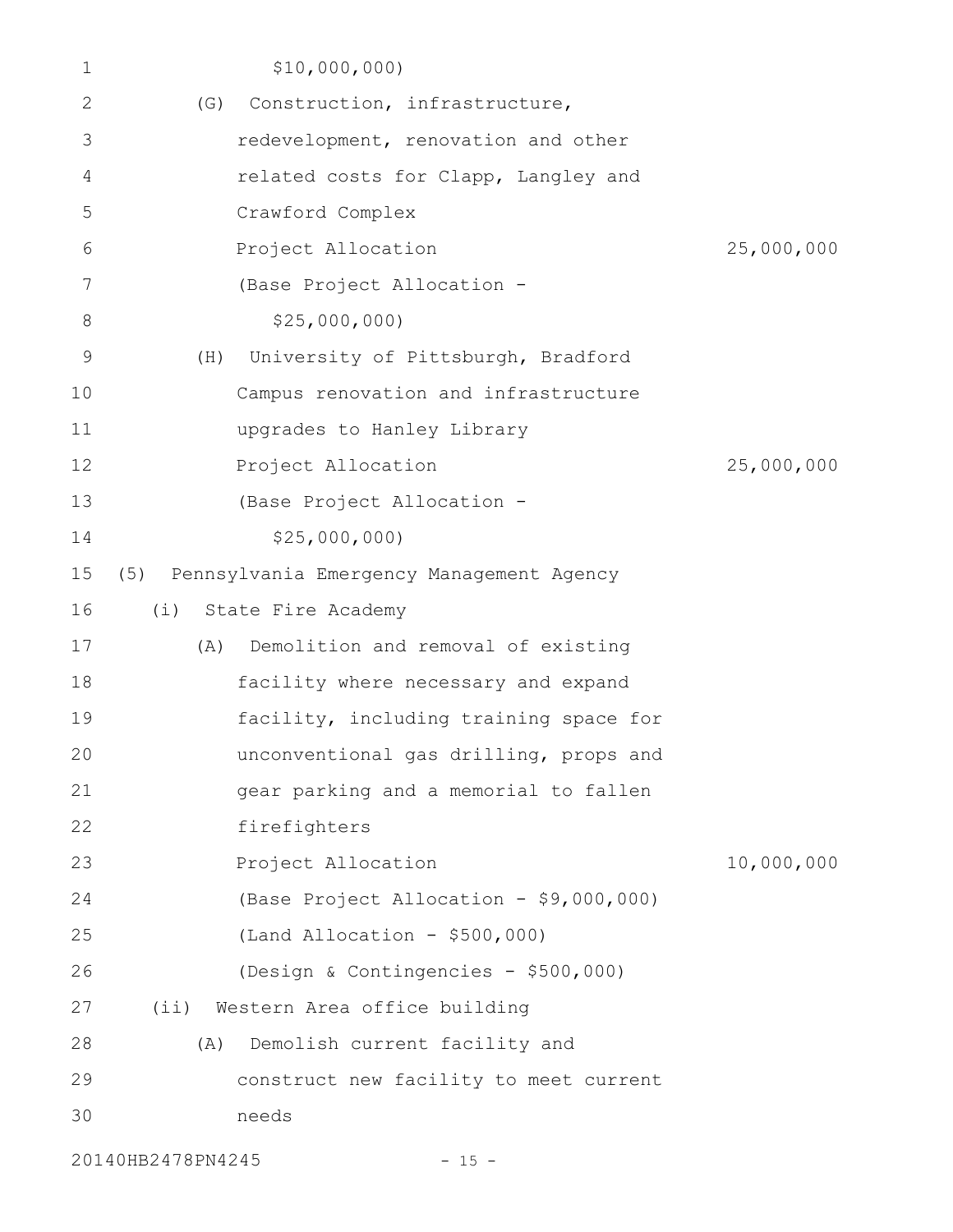$10,000,000)

(G) Construction, infrastructure, redevelopment, renovation and other related costs for Clapp, Langley and Crawford Complex
Project Allocation 25,000,000
(Base Project Allocation - $25,000,000)

(H) University of Pittsburgh, Bradford Campus renovation and infrastructure upgrades to Hanley Library
Project Allocation 25,000,000
(Base Project Allocation - $25,000,000)

(5) Pennsylvania Emergency Management Agency

(i) State Fire Academy

(A) Demolition and removal of existing facility where necessary and expand facility, including training space for unconventional gas drilling, props and gear parking and a memorial to fallen firefighters
Project Allocation 10,000,000
(Base Project Allocation - $9,000,000)
(Land Allocation - $500,000)
(Design & Contingencies - $500,000)

(ii) Western Area office building

(A) Demolish current facility and construct new facility to meet current needs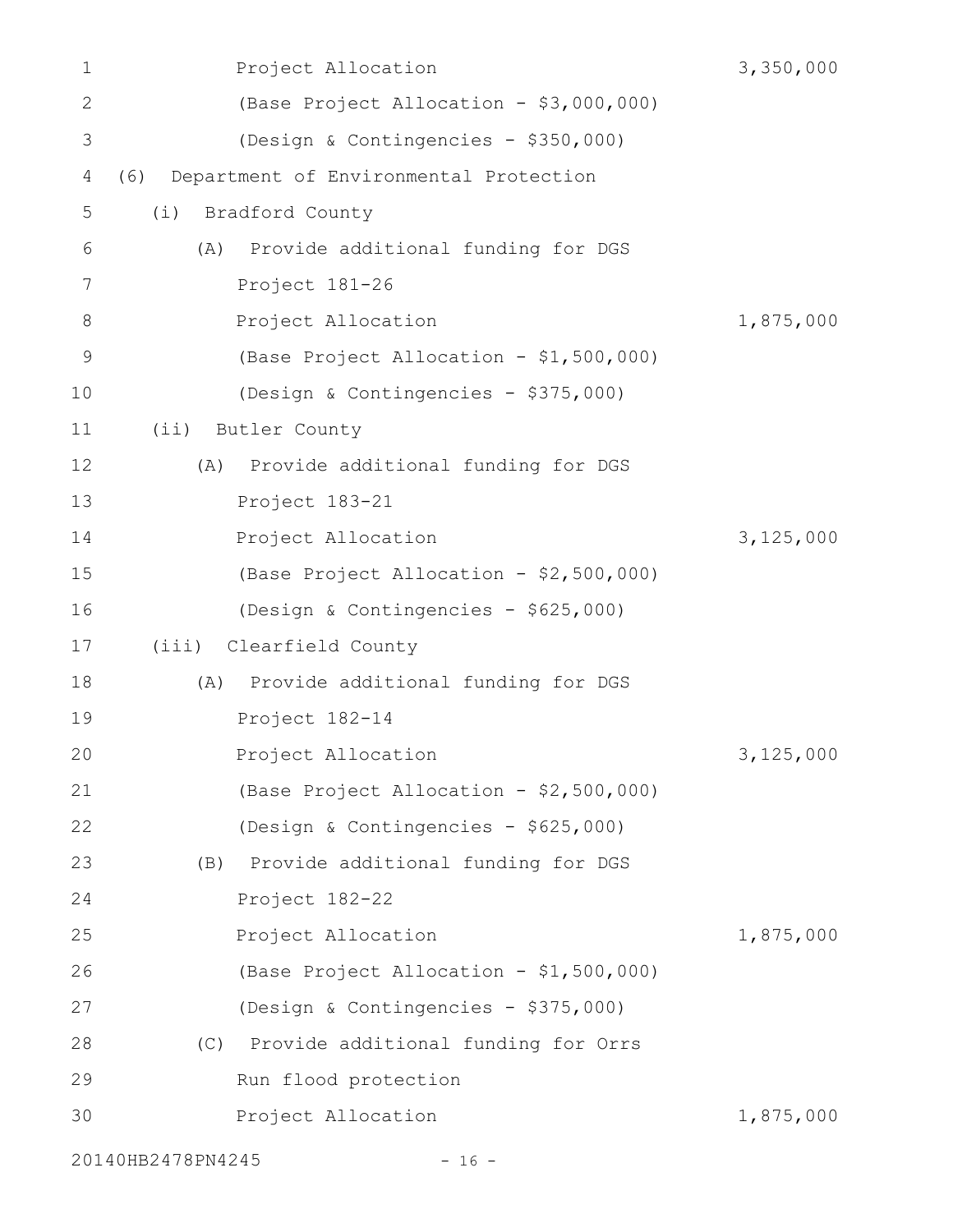Project Allocation 3,350,000
(Base Project Allocation - $3,000,000)
(Design & Contingencies - $350,000)

(6) Department of Environmental Protection

(i) Bradford County

(A) Provide additional funding for DGS Project 181-26
Project Allocation 1,875,000
(Base Project Allocation - $1,500,000)
(Design & Contingencies - $375,000)

(ii) Butler County

(A) Provide additional funding for DGS Project 183-21
Project Allocation 3,125,000
(Base Project Allocation - $2,500,000)
(Design & Contingencies - $625,000)

(iii) Clearfield County

(A) Provide additional funding for DGS Project 182-14
Project Allocation 3,125,000
(Base Project Allocation - $2,500,000)
(Design & Contingencies - $625,000)

(B) Provide additional funding for DGS Project 182-22
Project Allocation 1,875,000
(Base Project Allocation - $1,500,000)
(Design & Contingencies - $375,000)

(C) Provide additional funding for Orrs Run flood protection
Project Allocation 1,875,000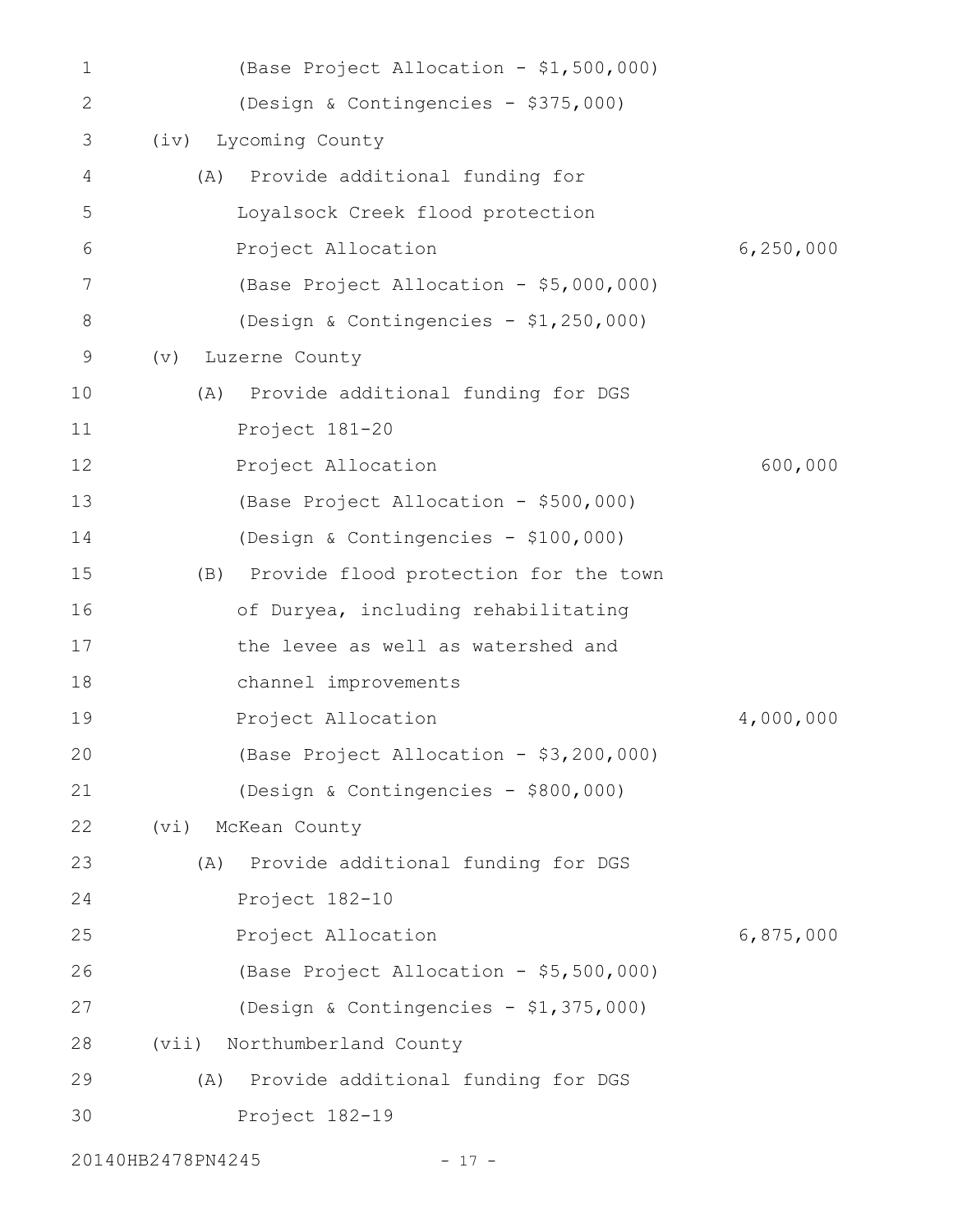(Base Project Allocation - $1,500,000)
(Design & Contingencies - $375,000)

(iv) Lycoming County

(A) Provide additional funding for Loyalsock Creek flood protection
Project Allocation 6,250,000
(Base Project Allocation - $5,000,000)
(Design & Contingencies - $1,250,000)

(v) Luzerne County

(A) Provide additional funding for DGS Project 181-20
Project Allocation 600,000
(Base Project Allocation - $500,000)
(Design & Contingencies - $100,000)

(B) Provide flood protection for the town of Duryea, including rehabilitating the levee as well as watershed and channel improvements
Project Allocation 4,000,000
(Base Project Allocation - $3,200,000)
(Design & Contingencies - $800,000)

(vi) McKean County

(A) Provide additional funding for DGS Project 182-10
Project Allocation 6,875,000
(Base Project Allocation - $5,500,000)
(Design & Contingencies - $1,375,000)

(vii) Northumberland County

(A) Provide additional funding for DGS Project 182-19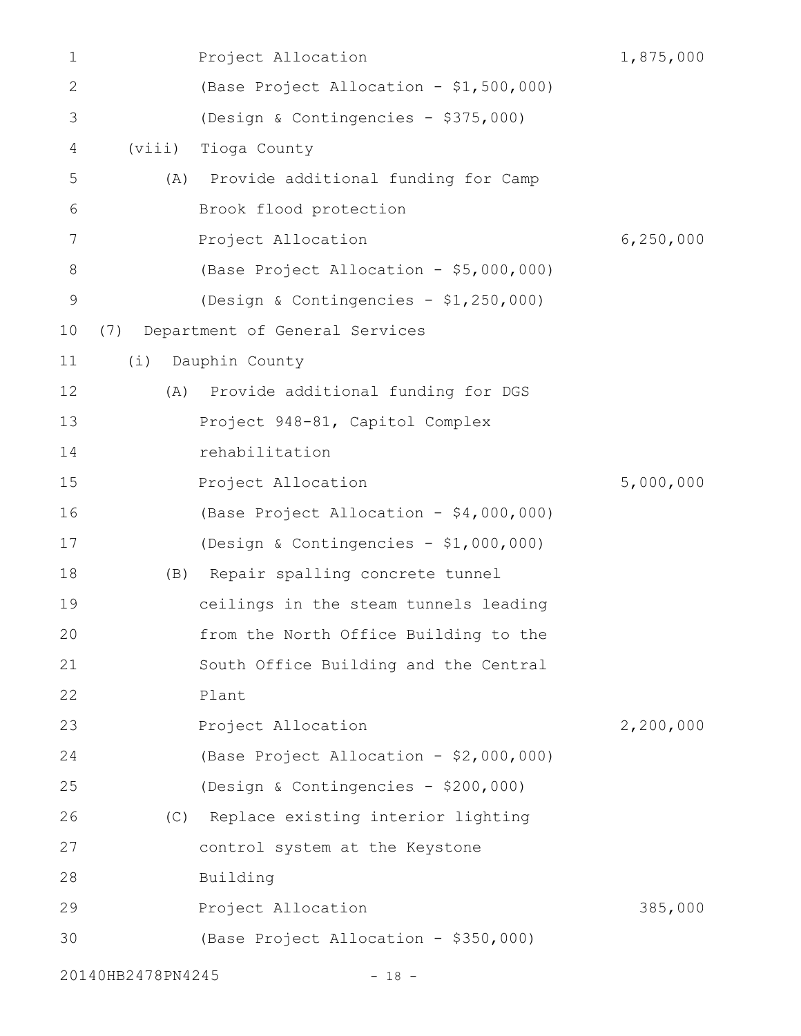Project Allocation 1,875,000
(Base Project Allocation - $1,500,000)
(Design & Contingencies - $375,000)

(viii) Tioga County

(A) Provide additional funding for Camp Brook flood protection
Project Allocation 6,250,000
(Base Project Allocation - $5,000,000)
(Design & Contingencies - $1,250,000)

(7) Department of General Services

(i) Dauphin County

(A) Provide additional funding for DGS Project 948-81, Capitol Complex rehabilitation
Project Allocation 5,000,000
(Base Project Allocation - $4,000,000)
(Design & Contingencies - $1,000,000)

(B) Repair spalling concrete tunnel ceilings in the steam tunnels leading from the North Office Building to the South Office Building and the Central Plant
Project Allocation 2,200,000
(Base Project Allocation - $2,000,000)
(Design & Contingencies - $200,000)

(C) Replace existing interior lighting control system at the Keystone Building
Project Allocation 385,000
(Base Project Allocation - $350,000)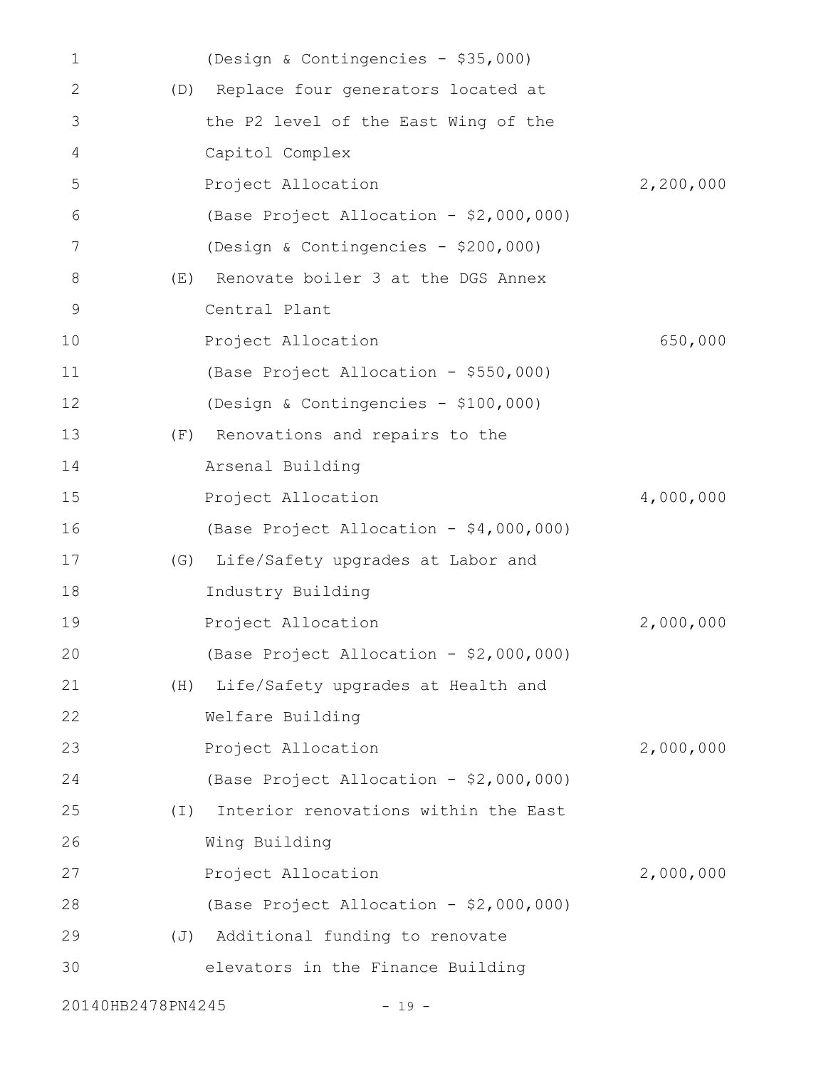(Design & Contingencies - $35,000)

(D) Replace four generators located at the P2 level of the East Wing of the Capitol Complex

Project Allocation 2,200,000

(Base Project Allocation - $2,000,000)

(Design & Contingencies - $200,000)

(E) Renovate boiler 3 at the DGS Annex Central Plant

Project Allocation 650,000

(Base Project Allocation - $550,000)

(Design & Contingencies - $100,000)

(F) Renovations and repairs to the Arsenal Building

Project Allocation 4,000,000

(Base Project Allocation - $4,000,000)

(G) Life/Safety upgrades at Labor and Industry Building

Project Allocation 2,000,000

(Base Project Allocation - $2,000,000)

(H) Life/Safety upgrades at Health and Welfare Building

Project Allocation 2,000,000

(Base Project Allocation - $2,000,000)

(I) Interior renovations within the East Wing Building

Project Allocation 2,000,000

(Base Project Allocation - $2,000,000)

(J) Additional funding to renovate elevators in the Finance Building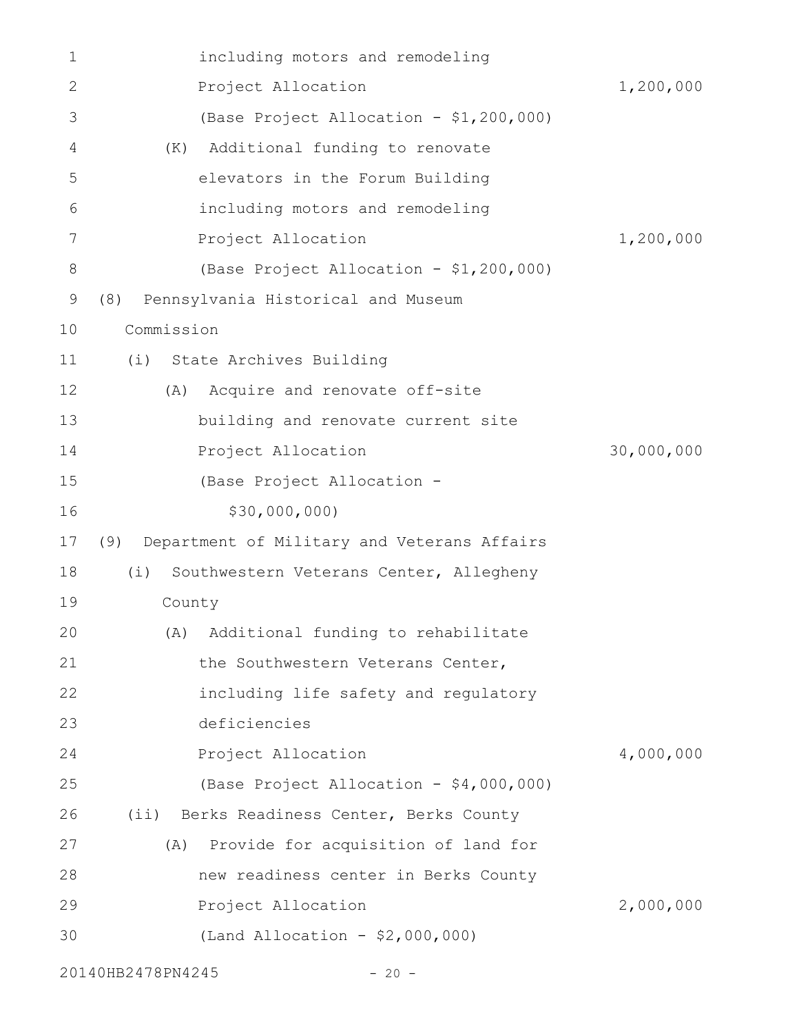including motors and remodeling
Project Allocation 1,200,000
(Base Project Allocation - $1,200,000)

(K) Additional funding to renovate elevators in the Forum Building including motors and remodeling
Project Allocation 1,200,000
(Base Project Allocation - $1,200,000)

(8) Pennsylvania Historical and Museum Commission

(i) State Archives Building

(A) Acquire and renovate off-site building and renovate current site
Project Allocation 30,000,000
(Base Project Allocation - $30,000,000)

(9) Department of Military and Veterans Affairs

(i) Southwestern Veterans Center, Allegheny County

(A) Additional funding to rehabilitate the Southwestern Veterans Center, including life safety and regulatory deficiencies
Project Allocation 4,000,000
(Base Project Allocation - $4,000,000)

(ii) Berks Readiness Center, Berks County

(A) Provide for acquisition of land for new readiness center in Berks County
Project Allocation 2,000,000
(Land Allocation - $2,000,000)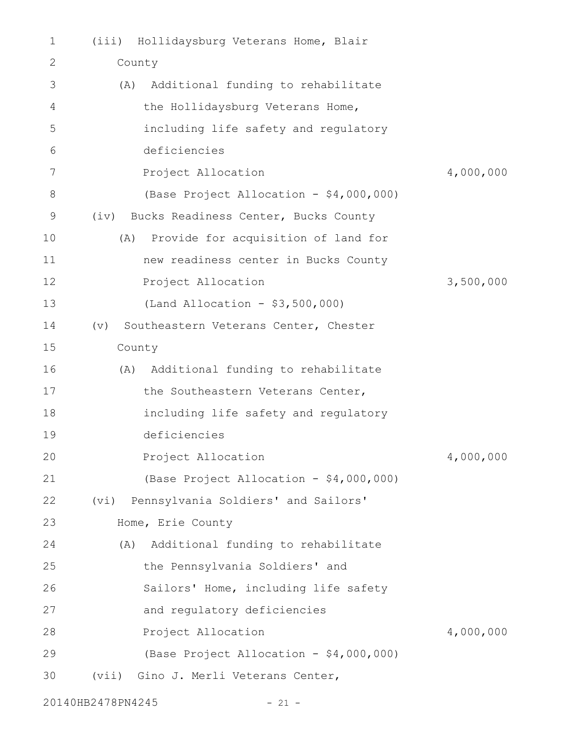(iii) Hollidaysburg Veterans Home, Blair County

(A) Additional funding to rehabilitate the Hollidaysburg Veterans Home, including life safety and regulatory deficiencies

Project Allocation 4,000,000

(Base Project Allocation - $4,000,000)

(iv) Bucks Readiness Center, Bucks County

(A) Provide for acquisition of land for new readiness center in Bucks County

Project Allocation 3,500,000

(Land Allocation - $3,500,000)

(v) Southeastern Veterans Center, Chester County

(A) Additional funding to rehabilitate the Southeastern Veterans Center, including life safety and regulatory deficiencies

Project Allocation 4,000,000

(Base Project Allocation - $4,000,000)

(vi) Pennsylvania Soldiers' and Sailors' Home, Erie County

(A) Additional funding to rehabilitate the Pennsylvania Soldiers' and Sailors' Home, including life safety and regulatory deficiencies

Project Allocation 4,000,000

(Base Project Allocation - $4,000,000)

(vii) Gino J. Merli Veterans Center,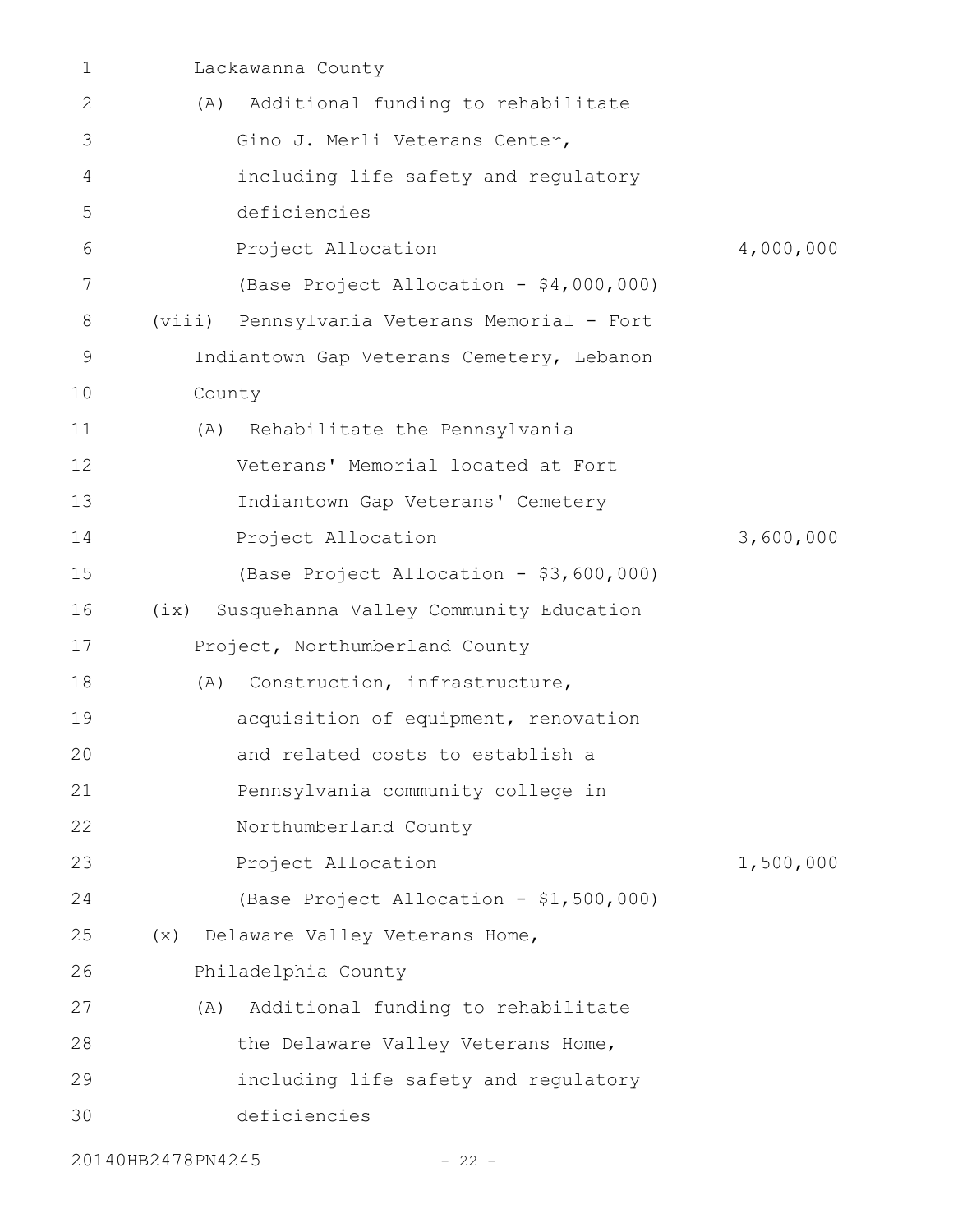Lackawanna County

(A) Additional funding to rehabilitate Gino J. Merli Veterans Center, including life safety and regulatory deficiencies

Project Allocation 4,000,000

(Base Project Allocation - $4,000,000)

(viii) Pennsylvania Veterans Memorial - Fort Indiantown Gap Veterans Cemetery, Lebanon County

(A) Rehabilitate the Pennsylvania Veterans' Memorial located at Fort Indiantown Gap Veterans' Cemetery

Project Allocation 3,600,000

(Base Project Allocation - $3,600,000)

(ix) Susquehanna Valley Community Education Project, Northumberland County

(A) Construction, infrastructure, acquisition of equipment, renovation and related costs to establish a Pennsylvania community college in Northumberland County

Project Allocation 1,500,000

(Base Project Allocation - $1,500,000)

(x) Delaware Valley Veterans Home, Philadelphia County

(A) Additional funding to rehabilitate the Delaware Valley Veterans Home, including life safety and regulatory deficiencies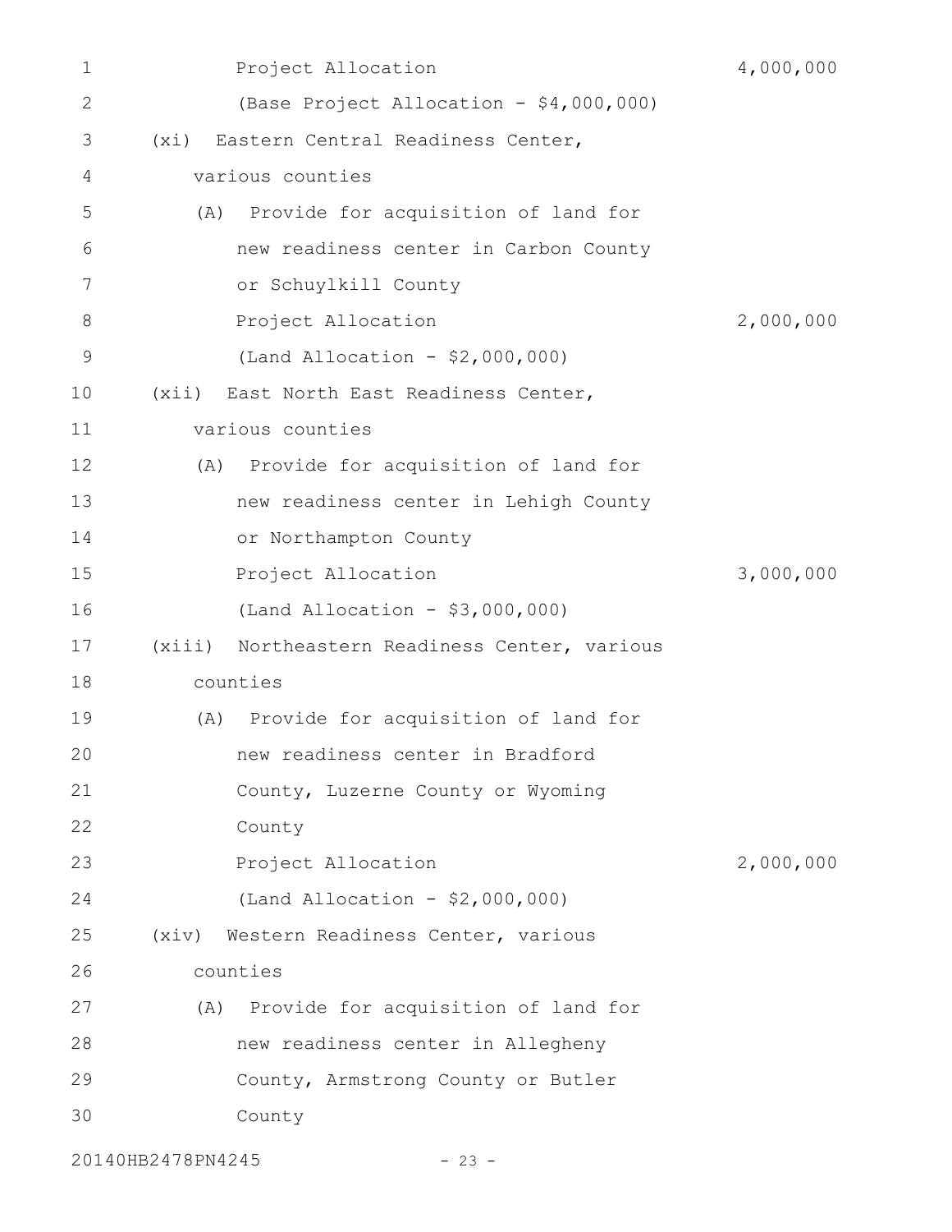Project Allocation 4,000,000

(Base Project Allocation - $4,000,000)

(xi) Eastern Central Readiness Center, various counties

(A) Provide for acquisition of land for new readiness center in Carbon County or Schuylkill County

Project Allocation 2,000,000

(Land Allocation - $2,000,000)

(xii) East North East Readiness Center, various counties

(A) Provide for acquisition of land for new readiness center in Lehigh County or Northampton County

Project Allocation 3,000,000

(Land Allocation - $3,000,000)

(xiii) Northeastern Readiness Center, various counties

(A) Provide for acquisition of land for new readiness center in Bradford County, Luzerne County or Wyoming County

Project Allocation 2,000,000

(Land Allocation - $2,000,000)

(xiv) Western Readiness Center, various counties

(A) Provide for acquisition of land for new readiness center in Allegheny County, Armstrong County or Butler County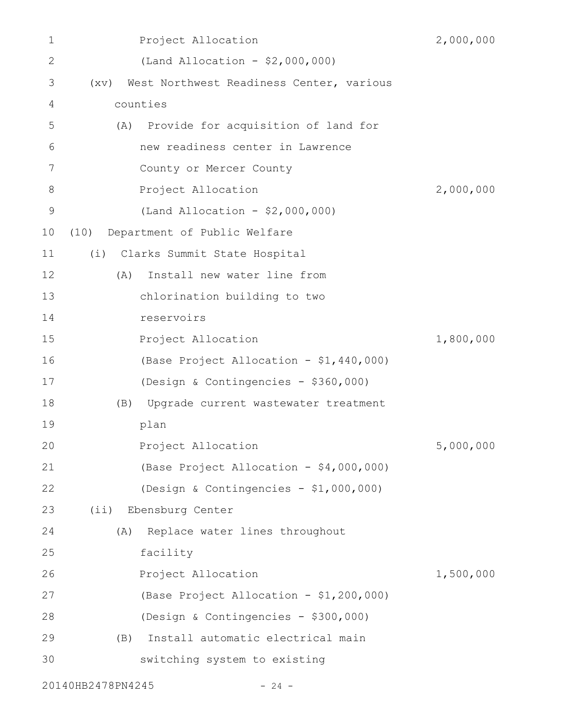Project Allocation 2,000,000

(Land Allocation - $2,000,000)

(xv) West Northwest Readiness Center, various counties

(A) Provide for acquisition of land for new readiness center in Lawrence County or Mercer County

Project Allocation 2,000,000

(Land Allocation - $2,000,000)

(10) Department of Public Welfare

(i) Clarks Summit State Hospital

(A) Install new water line from chlorination building to two reservoirs

Project Allocation 1,800,000

(Base Project Allocation - $1,440,000)

(Design & Contingencies - $360,000)

(B) Upgrade current wastewater treatment plan

Project Allocation 5,000,000

(Base Project Allocation - $4,000,000)

(Design & Contingencies - $1,000,000)

(ii) Ebensburg Center

(A) Replace water lines throughout facility

Project Allocation 1,500,000

(Base Project Allocation - $1,200,000)

(Design & Contingencies - $300,000)

(B) Install automatic electrical main switching system to existing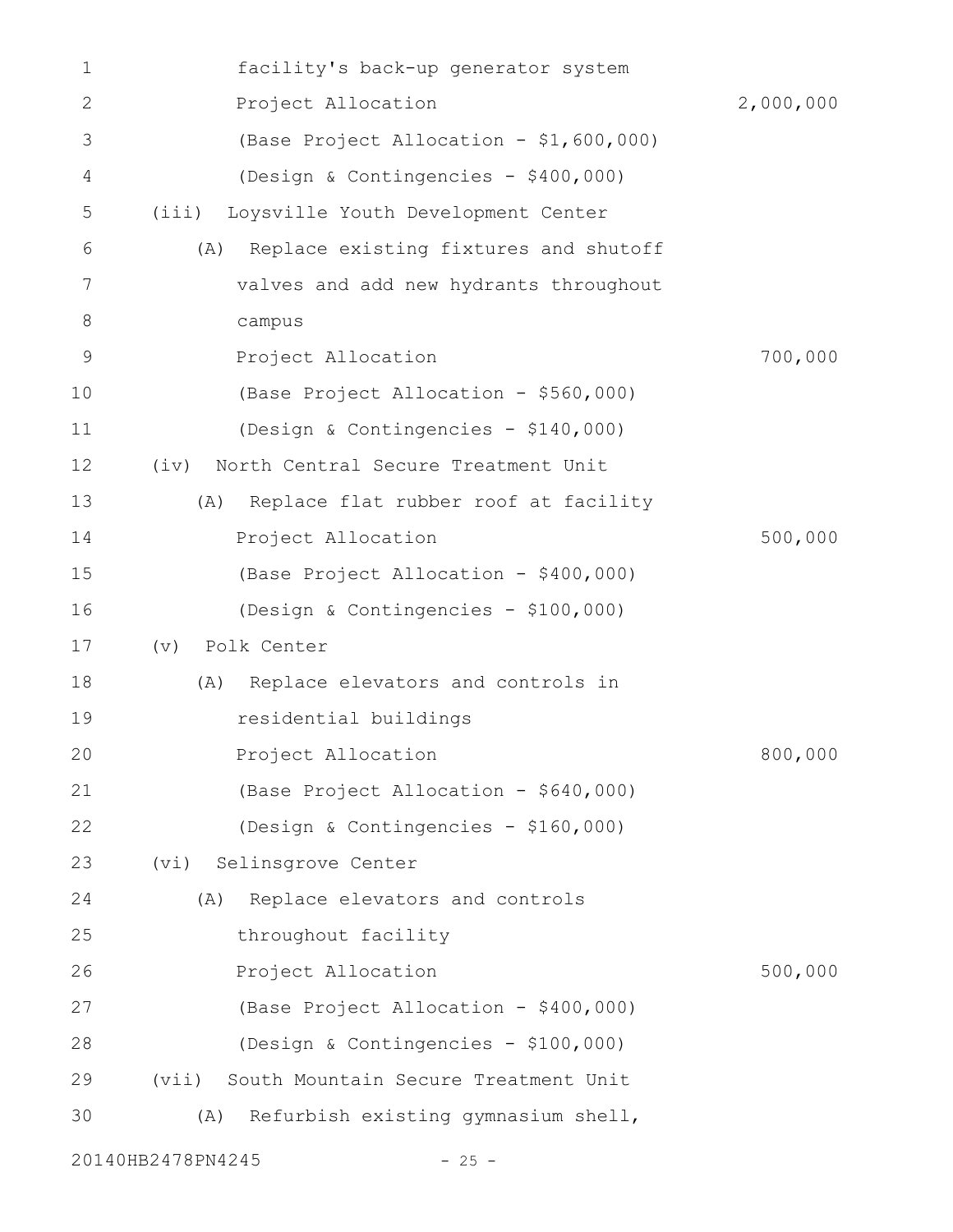facility's back-up generator system

Project Allocation 2,000,000

(Base Project Allocation - $1,600,000)

(Design & Contingencies - $400,000)

(iii) Loysville Youth Development Center

(A) Replace existing fixtures and shutoff valves and add new hydrants throughout campus

Project Allocation 700,000

(Base Project Allocation - $560,000)

(Design & Contingencies - $140,000)

(iv) North Central Secure Treatment Unit

(A) Replace flat rubber roof at facility

Project Allocation 500,000

(Base Project Allocation - $400,000)

(Design & Contingencies - $100,000)

(v) Polk Center

(A) Replace elevators and controls in residential buildings

Project Allocation 800,000

(Base Project Allocation - $640,000)

(Design & Contingencies - $160,000)

(vi) Selinsgrove Center

(A) Replace elevators and controls throughout facility

Project Allocation 500,000

(Base Project Allocation - $400,000)

(Design & Contingencies - $100,000)

(vii) South Mountain Secure Treatment Unit

(A) Refurbish existing gymnasium shell,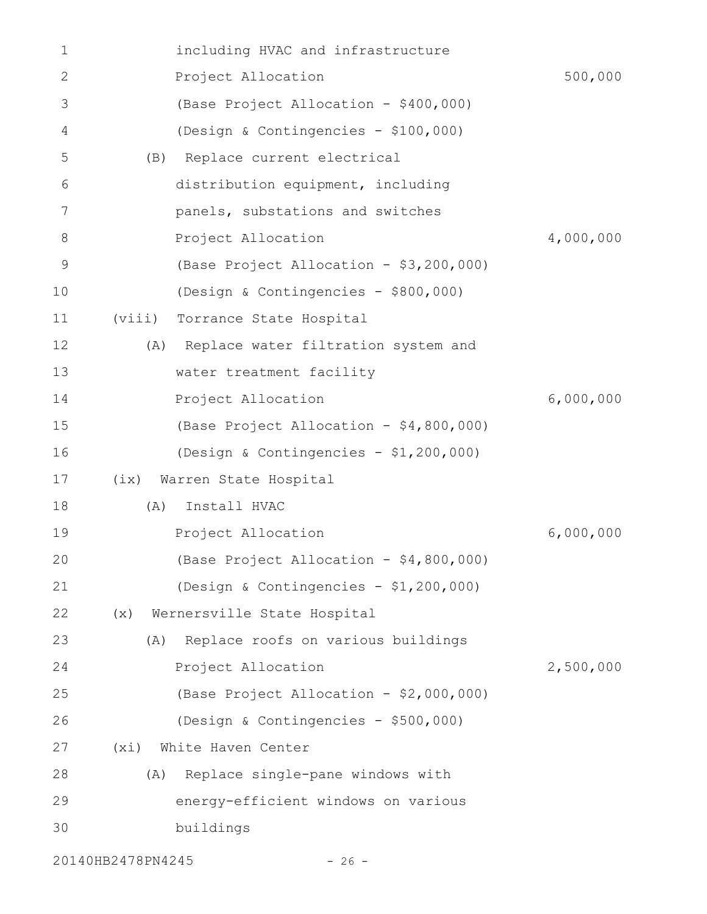including HVAC and infrastructure

Project Allocation 500,000

(Base Project Allocation - $400,000)

(Design & Contingencies - $100,000)

(B) Replace current electrical distribution equipment, including panels, substations and switches

Project Allocation 4,000,000

(Base Project Allocation - $3,200,000)

(Design & Contingencies - $800,000)

(viii) Torrance State Hospital

(A) Replace water filtration system and water treatment facility

Project Allocation 6,000,000

(Base Project Allocation - $4,800,000)

(Design & Contingencies - $1,200,000)

(ix) Warren State Hospital

(A) Install HVAC

Project Allocation 6,000,000

(Base Project Allocation - $4,800,000)

(Design & Contingencies - $1,200,000)

(x) Wernersville State Hospital

(A) Replace roofs on various buildings

Project Allocation 2,500,000

(Base Project Allocation - $2,000,000)

(Design & Contingencies - $500,000)

(xi) White Haven Center

(A) Replace single-pane windows with energy-efficient windows on various buildings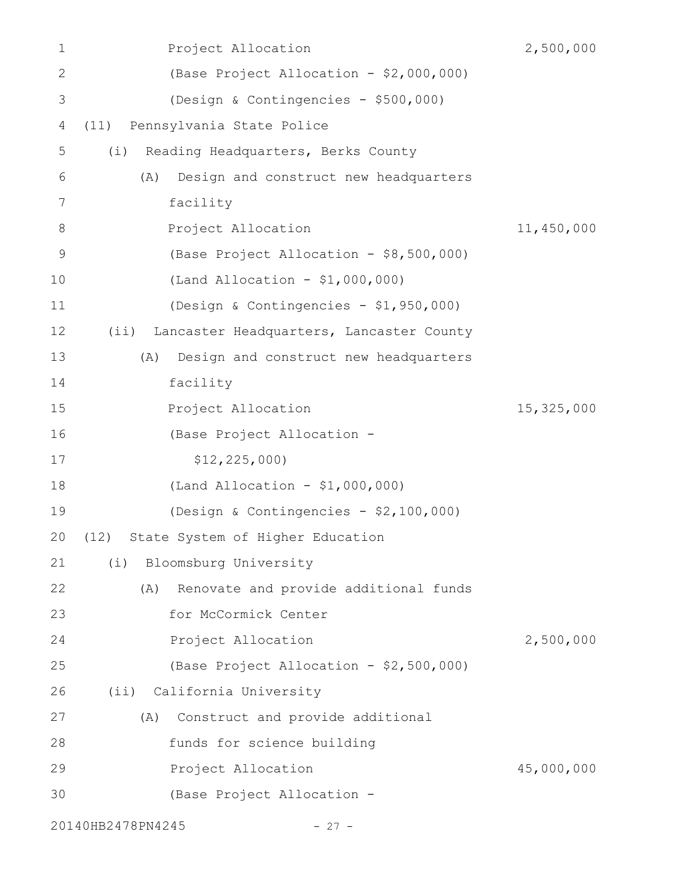Project Allocation 2,500,000
(Base Project Allocation - $2,000,000)
(Design & Contingencies - $500,000)

(11) Pennsylvania State Police

(i) Reading Headquarters, Berks County

(A) Design and construct new headquarters facility

Project Allocation 11,450,000
(Base Project Allocation - $8,500,000)
(Land Allocation - $1,000,000)
(Design & Contingencies - $1,950,000)

(ii) Lancaster Headquarters, Lancaster County

(A) Design and construct new headquarters facility

Project Allocation 15,325,000
(Base Project Allocation - $12,225,000)
(Land Allocation - $1,000,000)
(Design & Contingencies - $2,100,000)

(12) State System of Higher Education

(i) Bloomsburg University

(A) Renovate and provide additional funds for McCormick Center

Project Allocation 2,500,000
(Base Project Allocation - $2,500,000)

(ii) California University

(A) Construct and provide additional funds for science building

Project Allocation 45,000,000
(Base Project Allocation -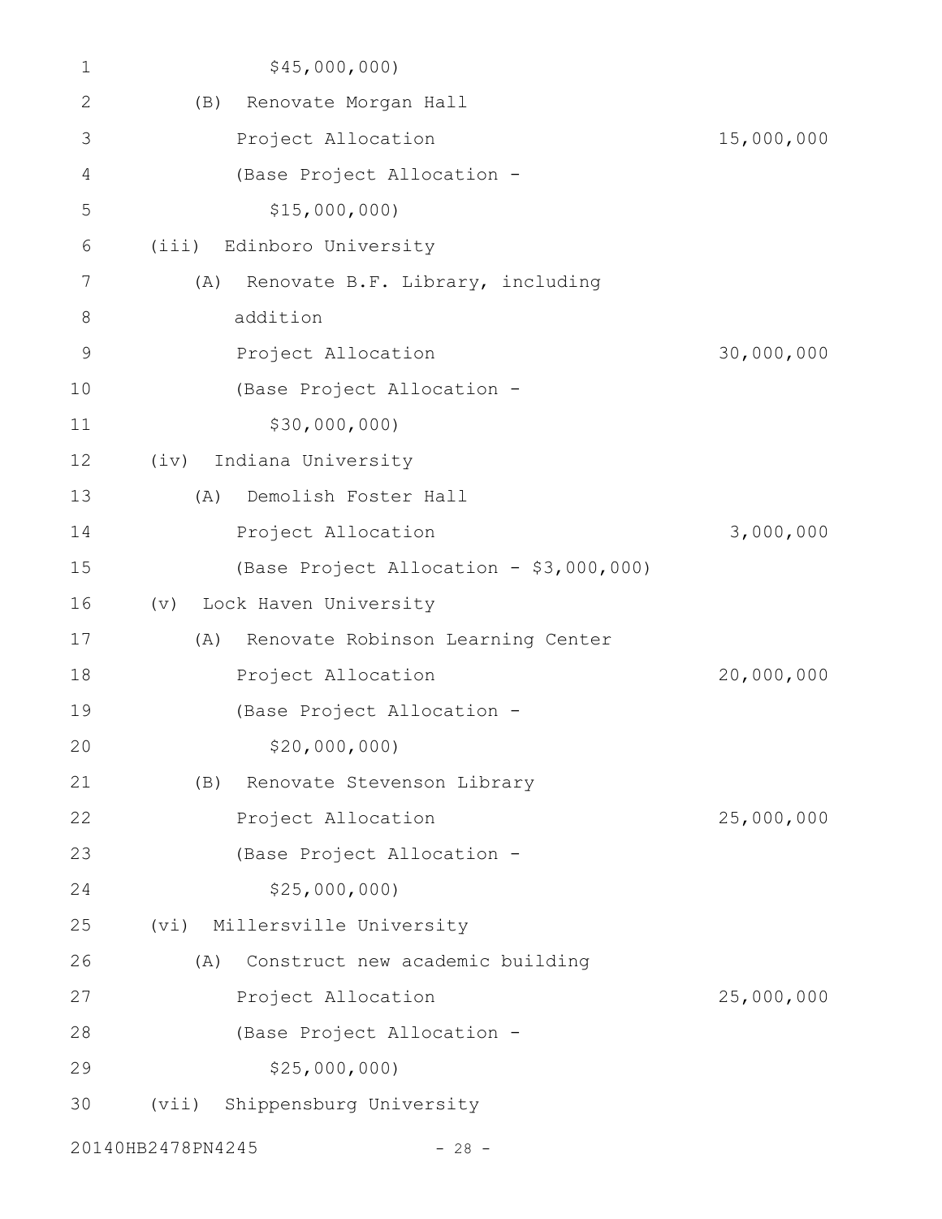$45,000,000)

(B) Renovate Morgan Hall

Project Allocation 15,000,000

(Base Project Allocation -
$15,000,000)

(iii) Edinboro University

(A) Renovate B.F. Library, including addition

Project Allocation 30,000,000

(Base Project Allocation -
$30,000,000)

(iv) Indiana University

(A) Demolish Foster Hall

Project Allocation 3,000,000

(Base Project Allocation - $3,000,000)

(v) Lock Haven University

(A) Renovate Robinson Learning Center

Project Allocation 20,000,000

(Base Project Allocation -
$20,000,000)

(B) Renovate Stevenson Library

Project Allocation 25,000,000

(Base Project Allocation -
$25,000,000)

(vi) Millersville University

(A) Construct new academic building

Project Allocation 25,000,000

(Base Project Allocation -
$25,000,000)

(vii) Shippensburg University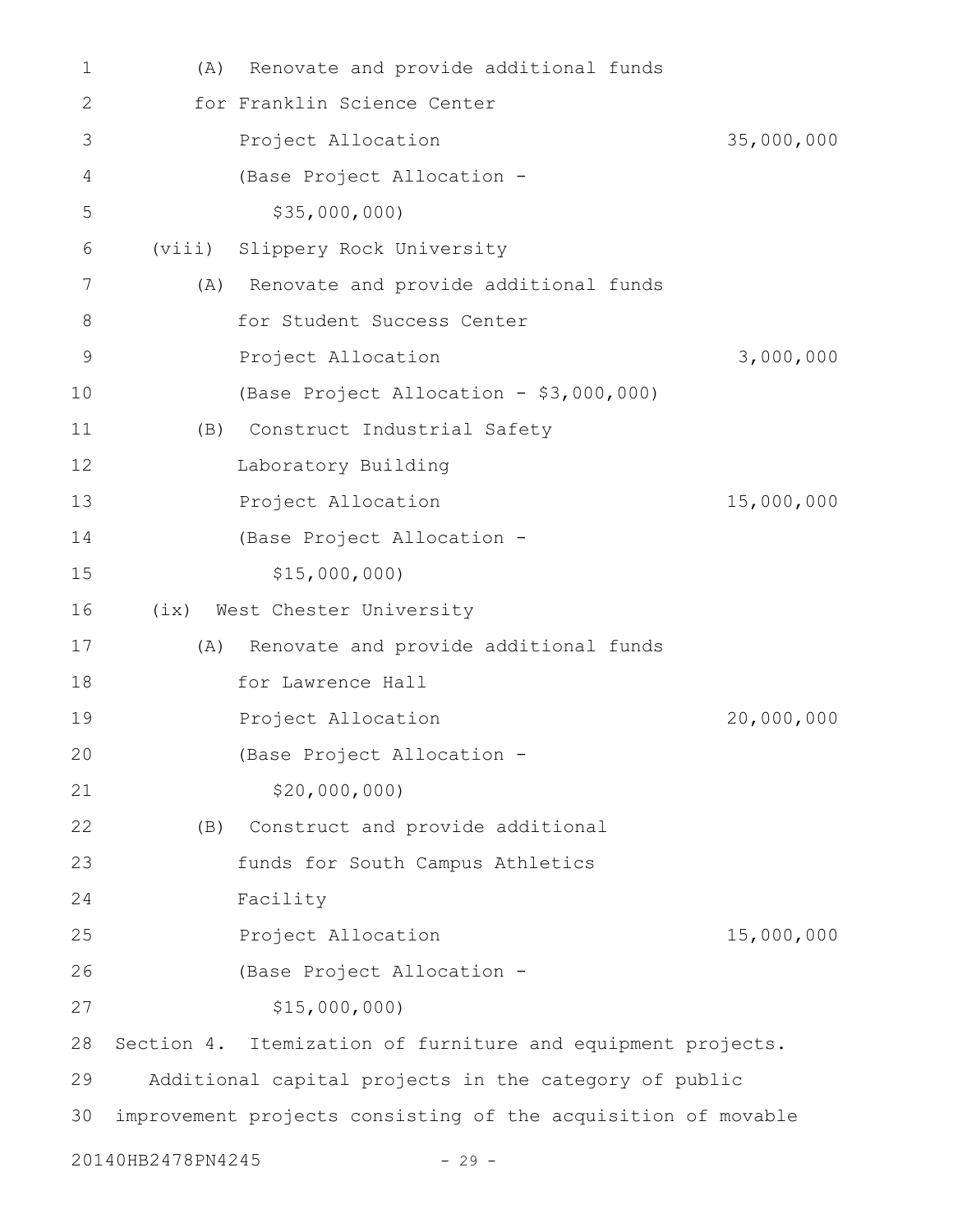(A) Renovate and provide additional funds for Franklin Science Center

Project Allocation 35,000,000

(Base Project Allocation - $35,000,000)

(viii) Slippery Rock University

(A) Renovate and provide additional funds for Student Success Center

Project Allocation 3,000,000

(Base Project Allocation - $3,000,000)

(B) Construct Industrial Safety Laboratory Building

Project Allocation 15,000,000

(Base Project Allocation - $15,000,000)

(ix) West Chester University

(A) Renovate and provide additional funds for Lawrence Hall

Project Allocation 20,000,000

(Base Project Allocation - $20,000,000)

(B) Construct and provide additional funds for South Campus Athletics Facility

Project Allocation 15,000,000

(Base Project Allocation - $15,000,000)

Section 4. Itemization of furniture and equipment projects.

Additional capital projects in the category of public improvement projects consisting of the acquisition of movable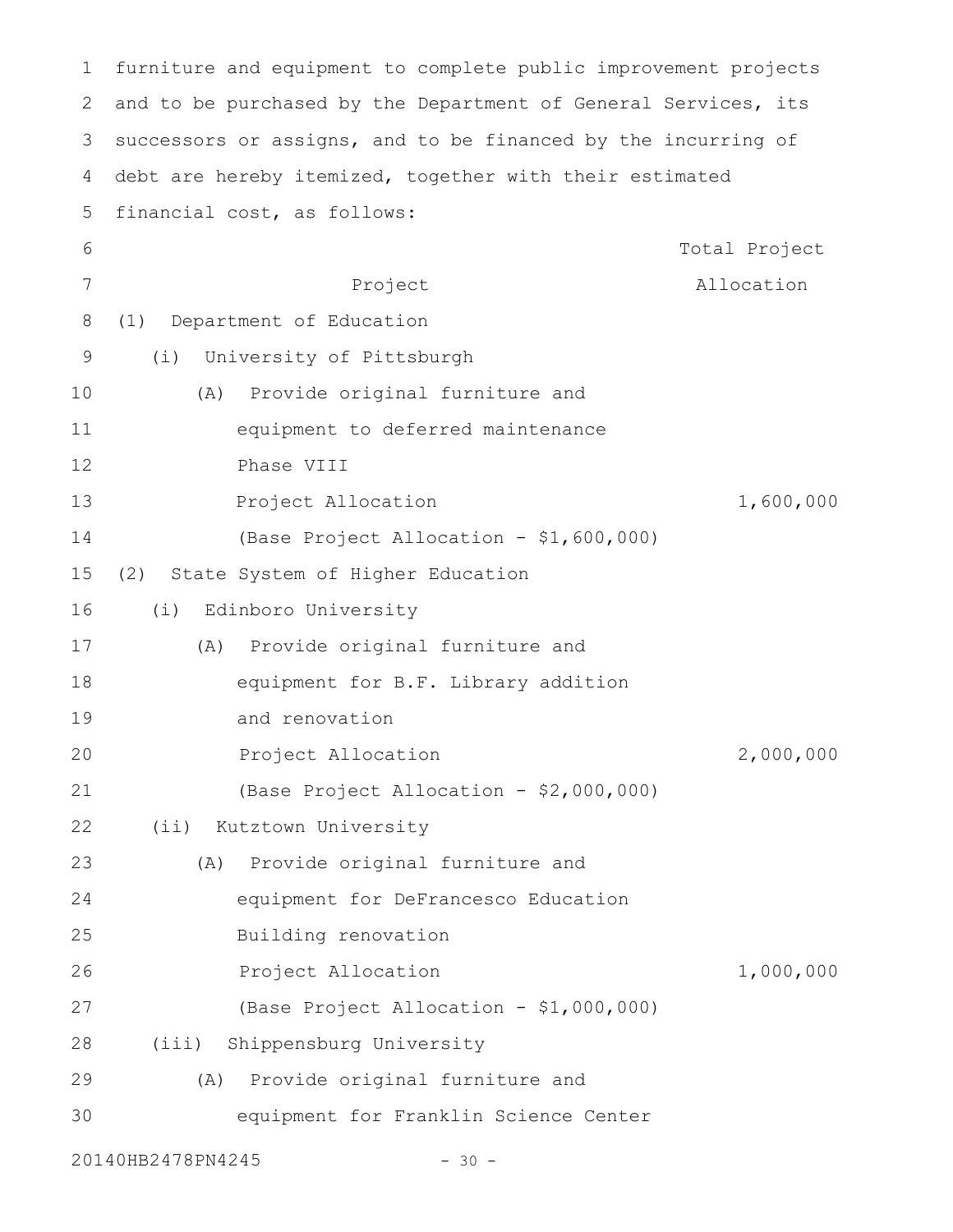furniture and equipment to complete public improvement projects and to be purchased by the Department of General Services, its successors or assigns, and to be financed by the incurring of debt are hereby itemized, together with their estimated financial cost, as follows:

| Project | Total Project Allocation |
|---|---|
| (1) Department of Education | |
| (i) University of Pittsburgh | |
| (A) Provide original furniture and equipment to deferred maintenance Phase VIII | |
| Project Allocation | 1,600,000 |
| (Base Project Allocation - $1,600,000) | |
| (2) State System of Higher Education | |
| (i) Edinboro University | |
| (A) Provide original furniture and equipment for B.F. Library addition and renovation | |
| Project Allocation | 2,000,000 |
| (Base Project Allocation - $2,000,000) | |
| (ii) Kutztown University | |
| (A) Provide original furniture and equipment for DeFrancesco Education Building renovation | |
| Project Allocation | 1,000,000 |
| (Base Project Allocation - $1,000,000) | |
| (iii) Shippensburg University | |
| (A) Provide original furniture and equipment for Franklin Science Center | |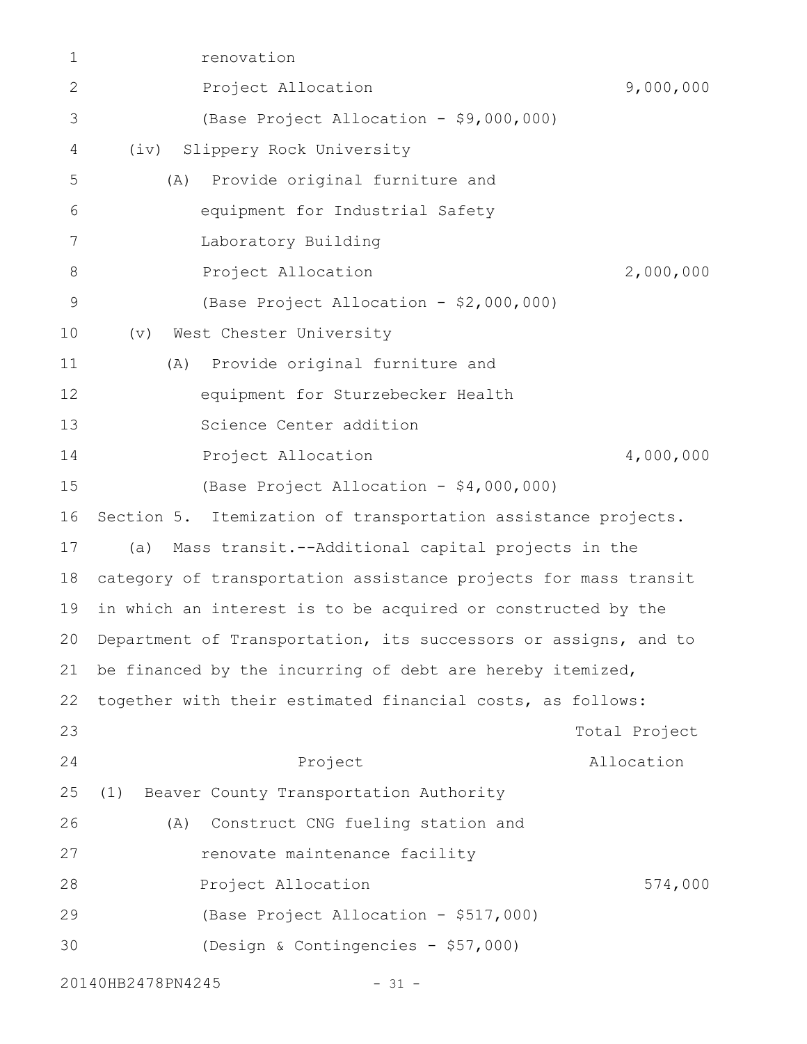renovation

Project Allocation 9,000,000

(Base Project Allocation - $9,000,000)

(iv) Slippery Rock University

(A) Provide original furniture and equipment for Industrial Safety Laboratory Building

Project Allocation 2,000,000

(Base Project Allocation - $2,000,000)

(v) West Chester University

(A) Provide original furniture and equipment for Sturzebecker Health Science Center addition

Project Allocation 4,000,000

(Base Project Allocation - $4,000,000)

Section 5. Itemization of transportation assistance projects.

(a) Mass transit.--Additional capital projects in the category of transportation assistance projects for mass transit in which an interest is to be acquired or constructed by the Department of Transportation, its successors or assigns, and to be financed by the incurring of debt are hereby itemized, together with their estimated financial costs, as follows:

| Project | Total Project Allocation |
|---|---|
| (1) Beaver County Transportation Authority | |
| (A) Construct CNG fueling station and renovate maintenance facility | |
| Project Allocation | 574,000 |
| (Base Project Allocation - $517,000) | |
| (Design & Contingencies - $57,000) | |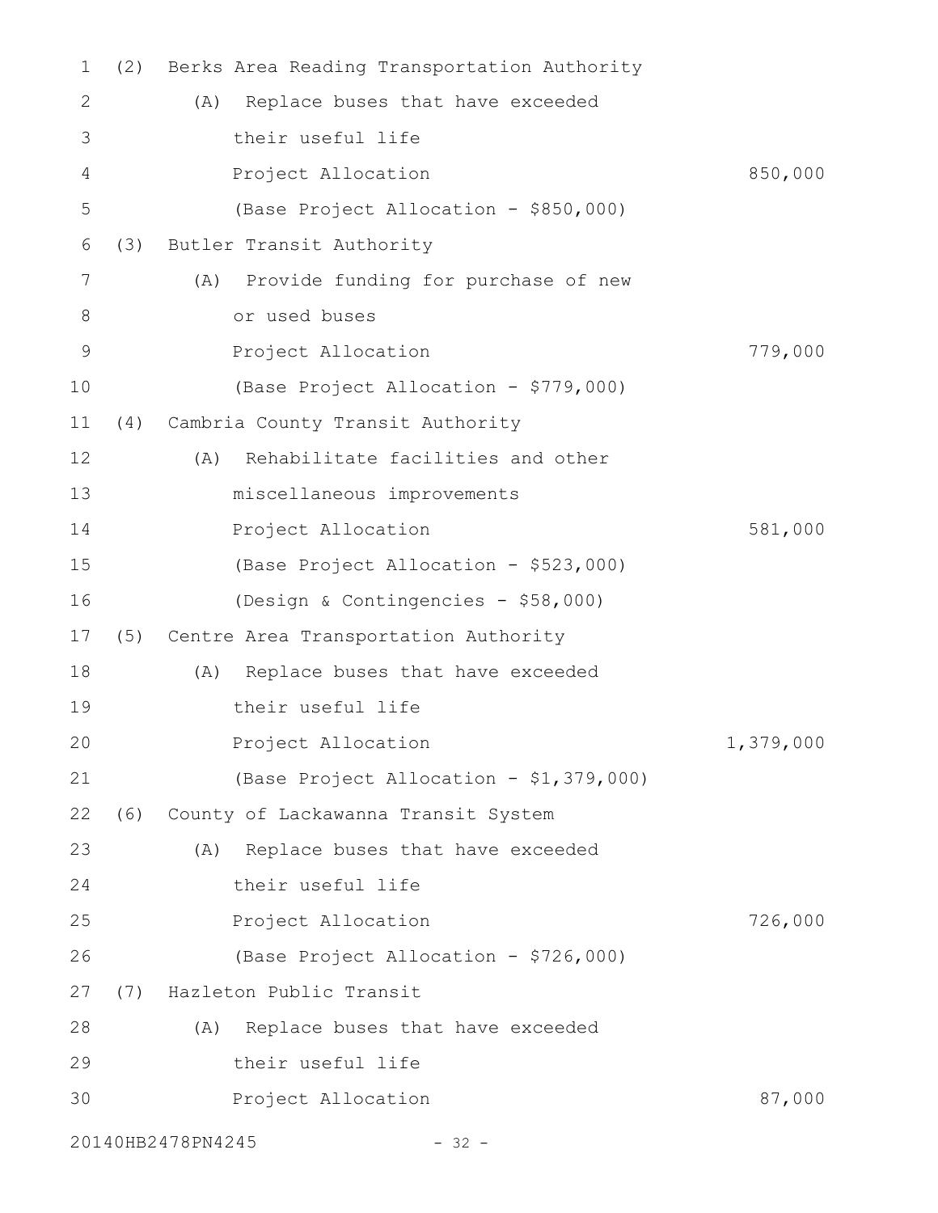(2) Berks Area Reading Transportation Authority

(A) Replace buses that have exceeded their useful life

Project Allocation 850,000

(Base Project Allocation - $850,000)

(3) Butler Transit Authority

(A) Provide funding for purchase of new or used buses

Project Allocation 779,000

(Base Project Allocation - $779,000)

(4) Cambria County Transit Authority

(A) Rehabilitate facilities and other miscellaneous improvements

Project Allocation 581,000

(Base Project Allocation - $523,000)

(Design & Contingencies - $58,000)

(5) Centre Area Transportation Authority

(A) Replace buses that have exceeded their useful life

Project Allocation 1,379,000

(Base Project Allocation - $1,379,000)

(6) County of Lackawanna Transit System

(A) Replace buses that have exceeded their useful life

Project Allocation 726,000

(Base Project Allocation - $726,000)

(7) Hazleton Public Transit

(A) Replace buses that have exceeded their useful life

Project Allocation 87,000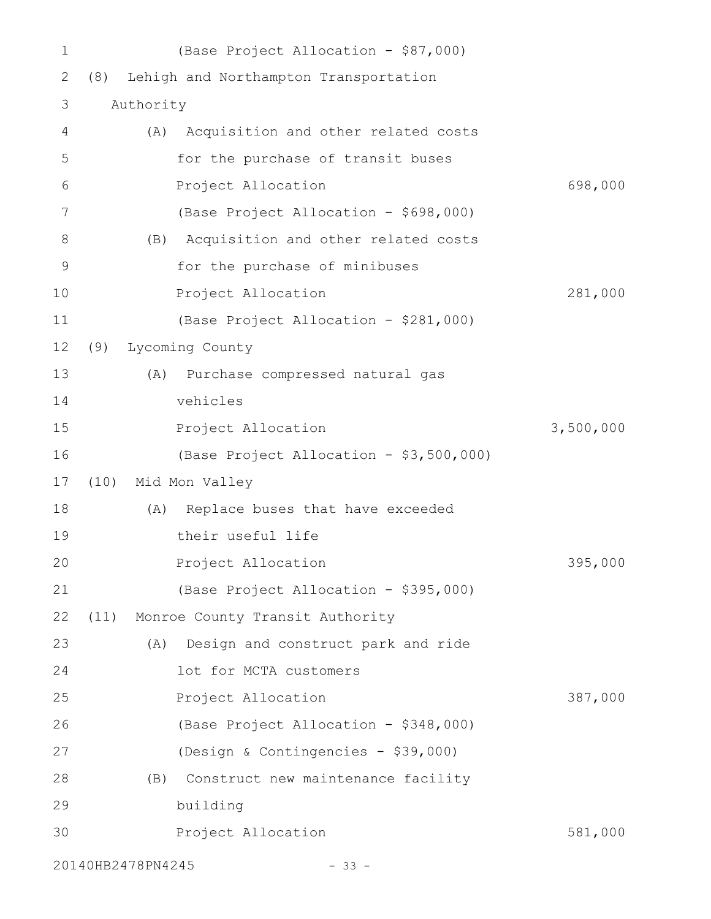(Base Project Allocation - $87,000)

(8) Lehigh and Northampton Transportation Authority

(A) Acquisition and other related costs for the purchase of transit buses

| | |
|---|---|
| Project Allocation | 698,000 |

(Base Project Allocation - $698,000)

(B) Acquisition and other related costs for the purchase of minibuses

| | |
|---|---|
| Project Allocation | 281,000 |

(Base Project Allocation - $281,000)

(9) Lycoming County

(A) Purchase compressed natural gas vehicles

| | |
|---|---|
| Project Allocation | 3,500,000 |

(Base Project Allocation - $3,500,000)

(10) Mid Mon Valley

(A) Replace buses that have exceeded their useful life

| | |
|---|---|
| Project Allocation | 395,000 |

(Base Project Allocation - $395,000)

(11) Monroe County Transit Authority

(A) Design and construct park and ride lot for MCTA customers

| | |
|---|---|
| Project Allocation | 387,000 |

(Base Project Allocation - $348,000)

(Design & Contingencies - $39,000)

(B) Construct new maintenance facility building

| | |
|---|---|
| Project Allocation | 581,000 |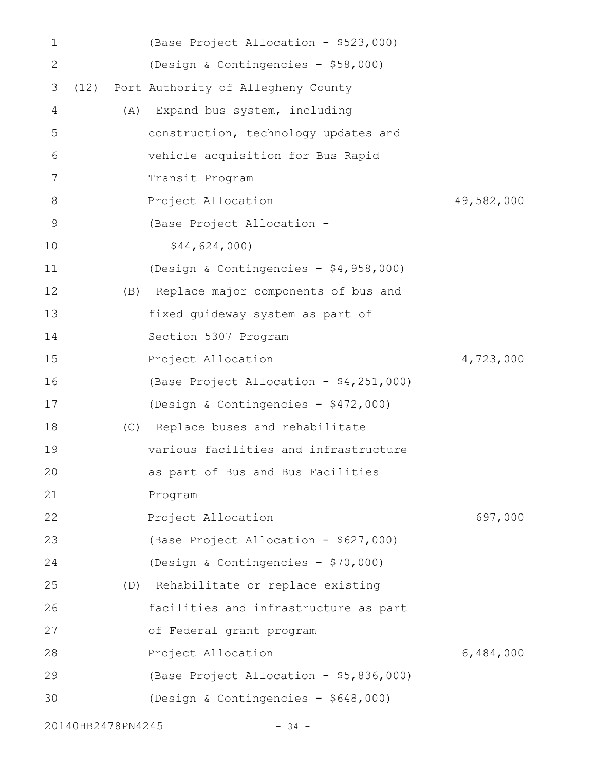(Base Project Allocation - $523,000)

(Design & Contingencies - $58,000)

(12) Port Authority of Allegheny County

(A) Expand bus system, including construction, technology updates and vehicle acquisition for Bus Rapid Transit Program

Project Allocation 49,582,000

(Base Project Allocation - $44,624,000)

(Design & Contingencies - $4,958,000)

(B) Replace major components of bus and fixed guideway system as part of Section 5307 Program

Project Allocation 4,723,000

(Base Project Allocation - $4,251,000)

(Design & Contingencies - $472,000)

(C) Replace buses and rehabilitate various facilities and infrastructure as part of Bus and Bus Facilities Program

Project Allocation 697,000

(Base Project Allocation - $627,000)

(Design & Contingencies - $70,000)

(D) Rehabilitate or replace existing facilities and infrastructure as part of Federal grant program

Project Allocation 6,484,000

(Base Project Allocation - $5,836,000)

(Design & Contingencies - $648,000)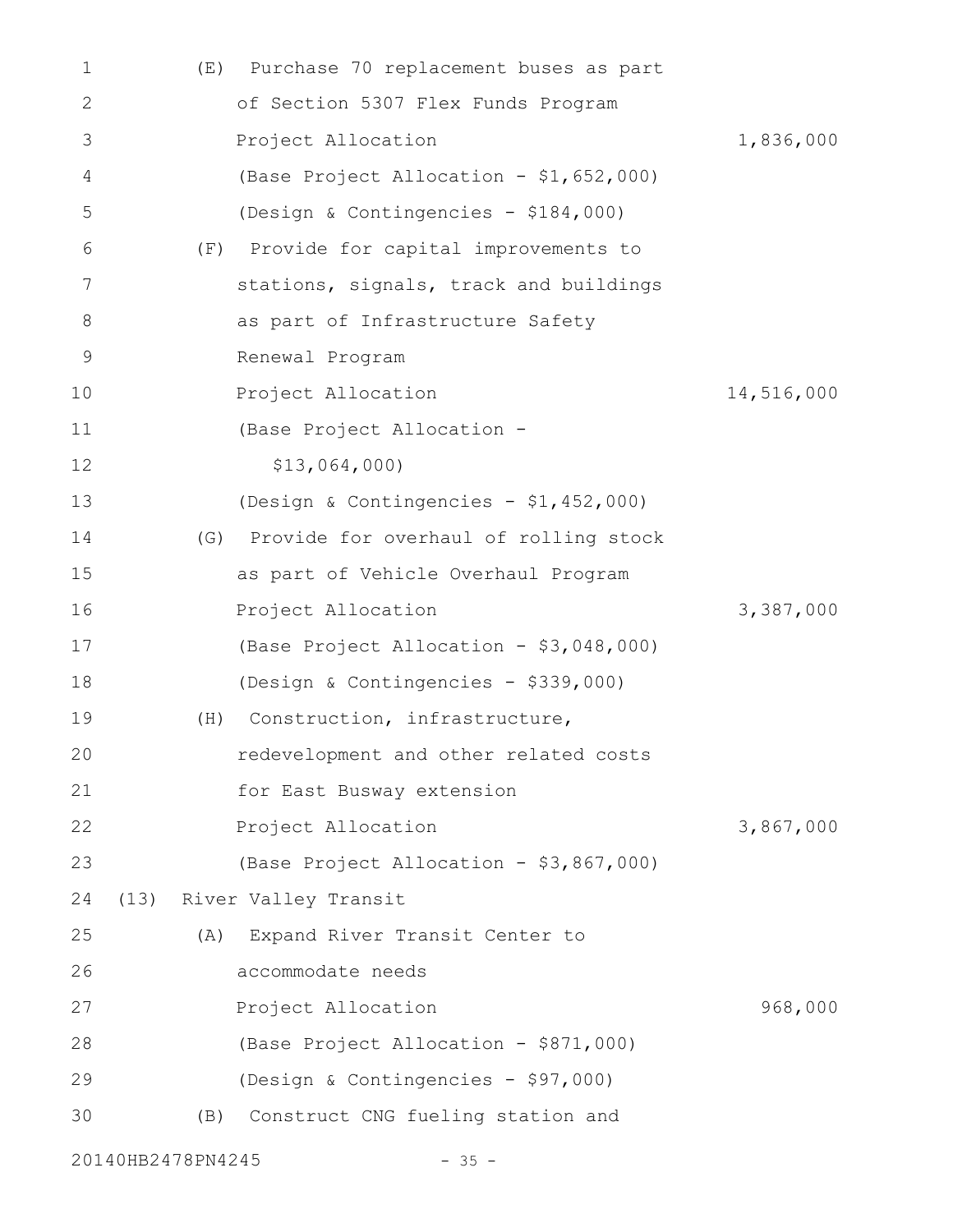(E) Purchase 70 replacement buses as part of Section 5307 Flex Funds Program
Project Allocation 1,836,000
(Base Project Allocation - $1,652,000)
(Design & Contingencies - $184,000)

(F) Provide for capital improvements to stations, signals, track and buildings as part of Infrastructure Safety Renewal Program
Project Allocation 14,516,000
(Base Project Allocation - $13,064,000)
(Design & Contingencies - $1,452,000)

(G) Provide for overhaul of rolling stock as part of Vehicle Overhaul Program
Project Allocation 3,387,000
(Base Project Allocation - $3,048,000)
(Design & Contingencies - $339,000)

(H) Construction, infrastructure, redevelopment and other related costs for East Busway extension
Project Allocation 3,867,000
(Base Project Allocation - $3,867,000)

(13) River Valley Transit

(A) Expand River Transit Center to accommodate needs
Project Allocation 968,000
(Base Project Allocation - $871,000)
(Design & Contingencies - $97,000)

(B) Construct CNG fueling station and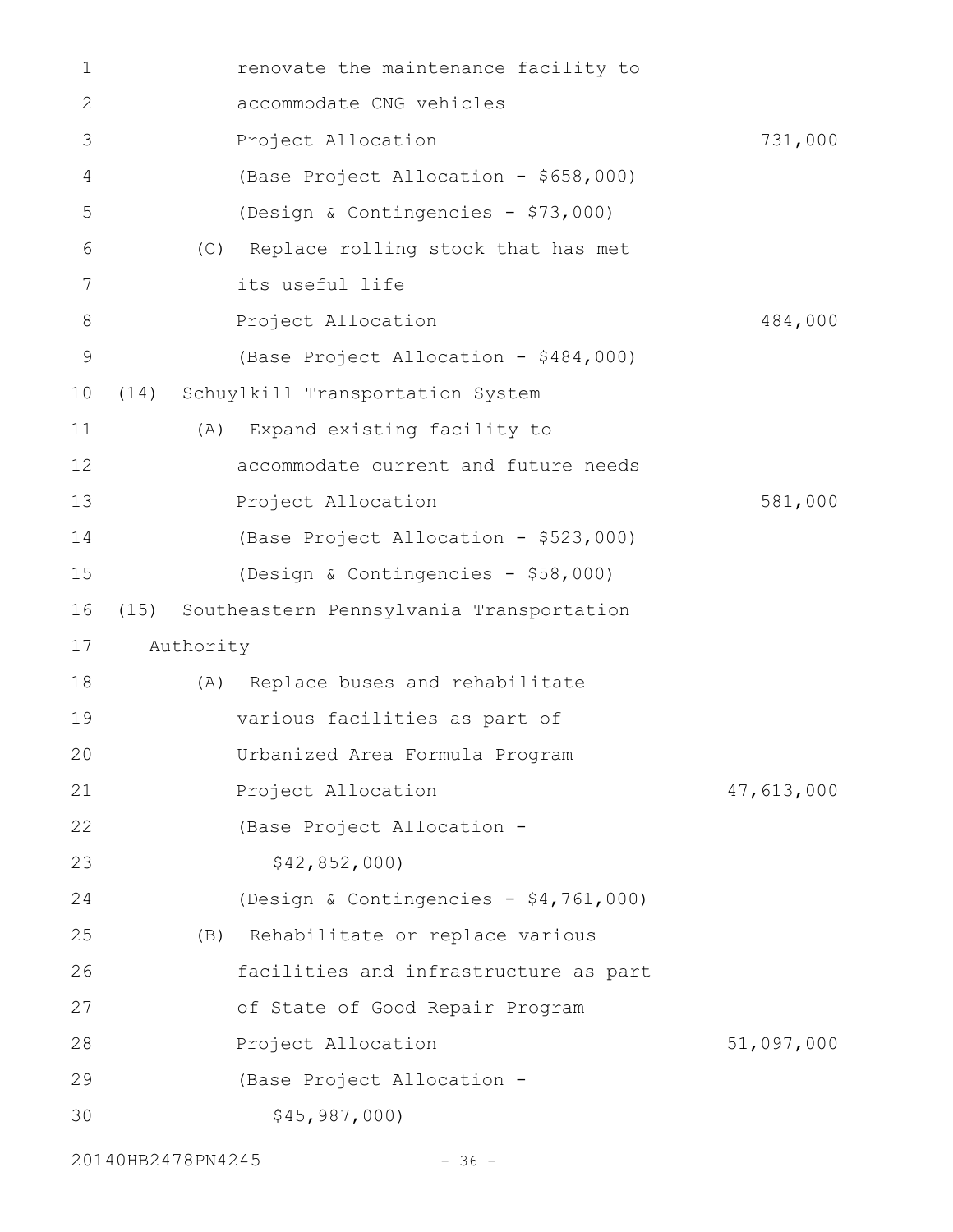renovate the maintenance facility to accommodate CNG vehicles

Project Allocation 731,000

(Base Project Allocation - $658,000)

(Design & Contingencies - $73,000)

(C) Replace rolling stock that has met its useful life

Project Allocation 484,000

(Base Project Allocation - $484,000)

(14) Schuylkill Transportation System

(A) Expand existing facility to accommodate current and future needs

Project Allocation 581,000

(Base Project Allocation - $523,000)

(Design & Contingencies - $58,000)

(15) Southeastern Pennsylvania Transportation Authority

(A) Replace buses and rehabilitate various facilities as part of Urbanized Area Formula Program

Project Allocation 47,613,000

(Base Project Allocation - $42,852,000)

(Design & Contingencies - $4,761,000)

(B) Rehabilitate or replace various facilities and infrastructure as part of State of Good Repair Program

Project Allocation 51,097,000

(Base Project Allocation - $45,987,000)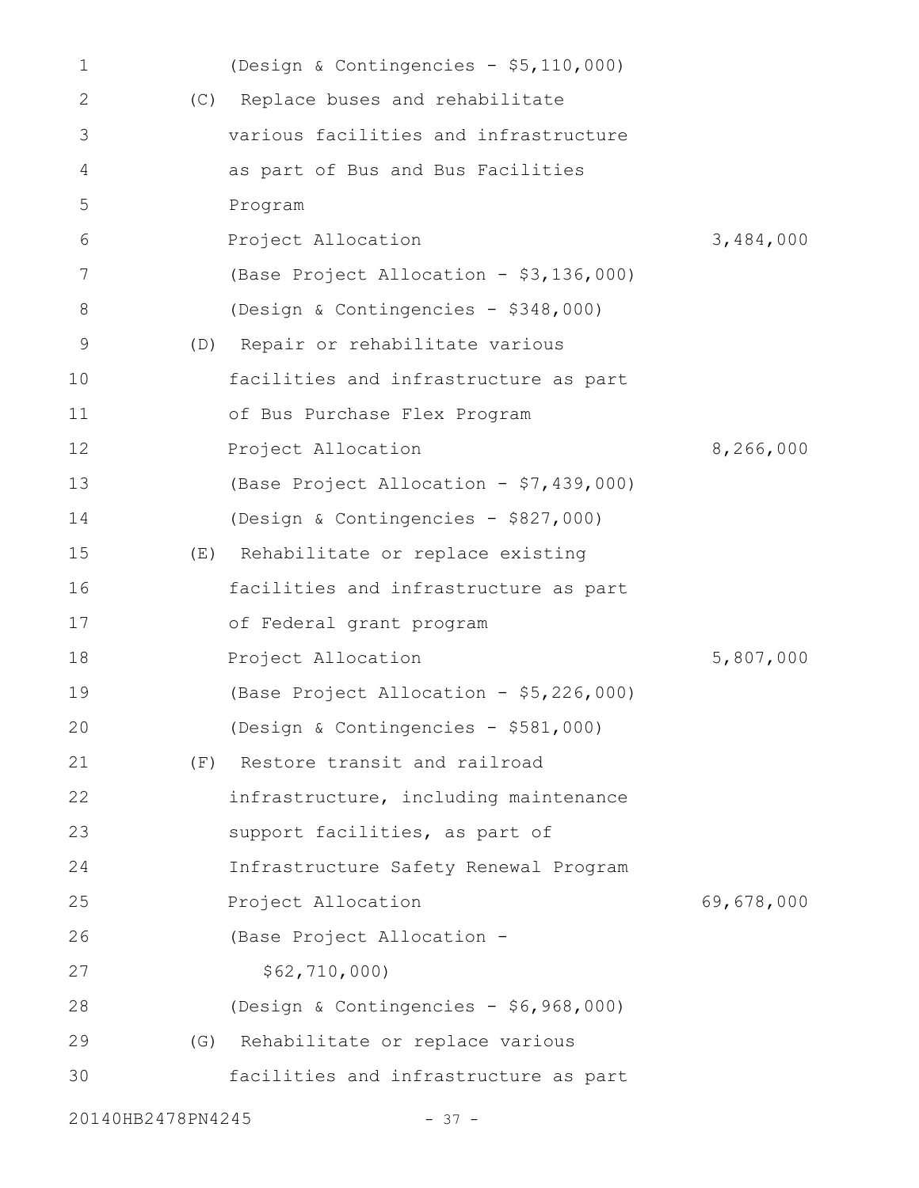(Design & Contingencies - $5,110,000)

(C) Replace buses and rehabilitate various facilities and infrastructure as part of Bus and Bus Facilities Program

Project Allocation 3,484,000

(Base Project Allocation - $3,136,000)

(Design & Contingencies - $348,000)

(D) Repair or rehabilitate various facilities and infrastructure as part of Bus Purchase Flex Program

Project Allocation 8,266,000

(Base Project Allocation - $7,439,000)

(Design & Contingencies - $827,000)

(E) Rehabilitate or replace existing facilities and infrastructure as part of Federal grant program

Project Allocation 5,807,000

(Base Project Allocation - $5,226,000)

(Design & Contingencies - $581,000)

(F) Restore transit and railroad infrastructure, including maintenance support facilities, as part of Infrastructure Safety Renewal Program

Project Allocation 69,678,000

(Base Project Allocation - $62,710,000)

(Design & Contingencies - $6,968,000)

(G) Rehabilitate or replace various facilities and infrastructure as part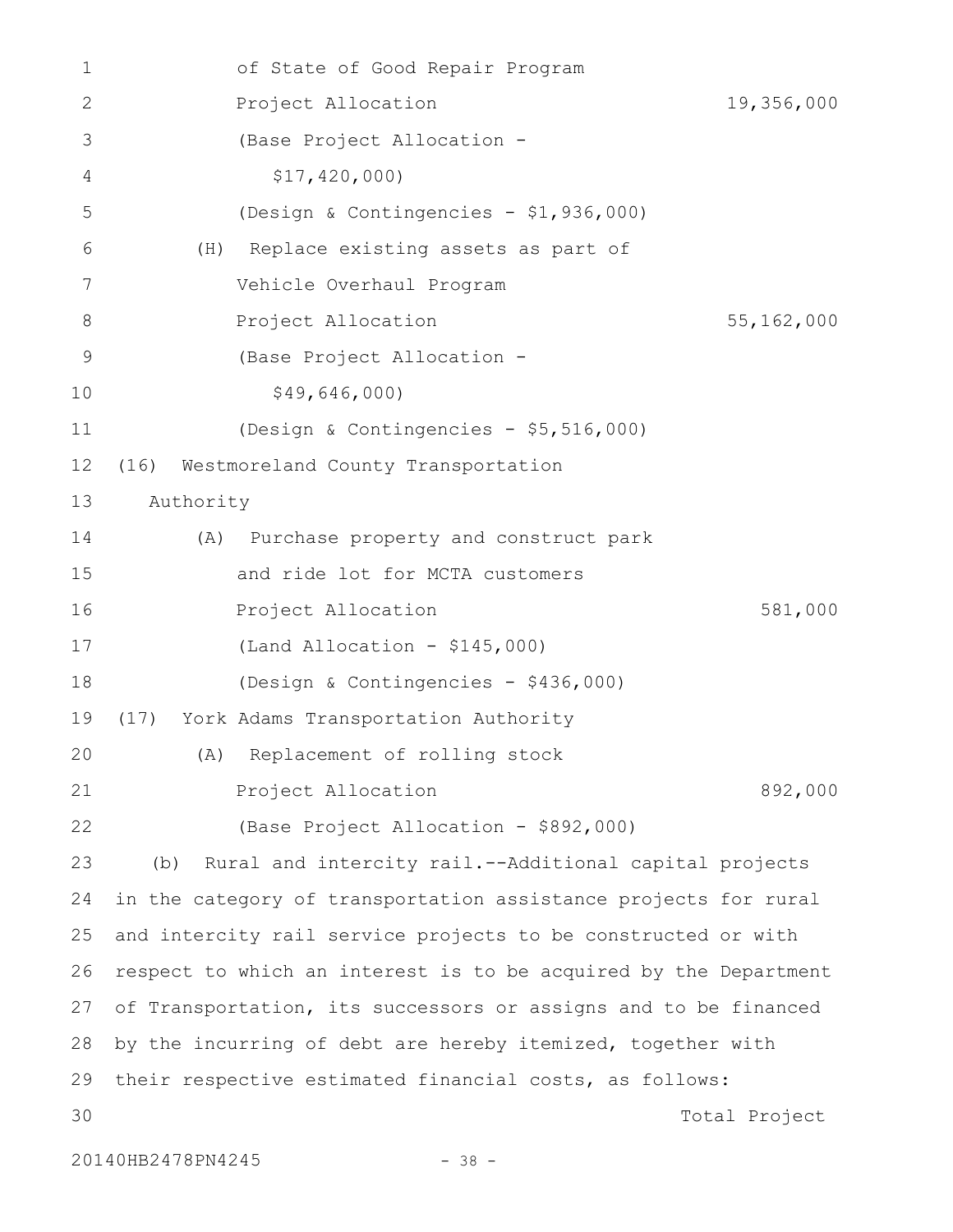of State of Good Repair Program
Project Allocation 19,356,000
(Base Project Allocation -
$17,420,000)
(Design & Contingencies - $1,936,000)

(H) Replace existing assets as part of
Vehicle Overhaul Program
Project Allocation 55,162,000
(Base Project Allocation -
$49,646,000)
(Design & Contingencies - $5,516,000)

(16) Westmoreland County Transportation
Authority

(A) Purchase property and construct park
and ride lot for MCTA customers
Project Allocation 581,000
(Land Allocation - $145,000)
(Design & Contingencies - $436,000)

(17) York Adams Transportation Authority

(A) Replacement of rolling stock
Project Allocation 892,000
(Base Project Allocation - $892,000)

(b) Rural and intercity rail.--Additional capital projects in the category of transportation assistance projects for rural and intercity rail service projects to be constructed or with respect to which an interest is to be acquired by the Department of Transportation, its successors or assigns and to be financed by the incurring of debt are hereby itemized, together with their respective estimated financial costs, as follows:

Total Project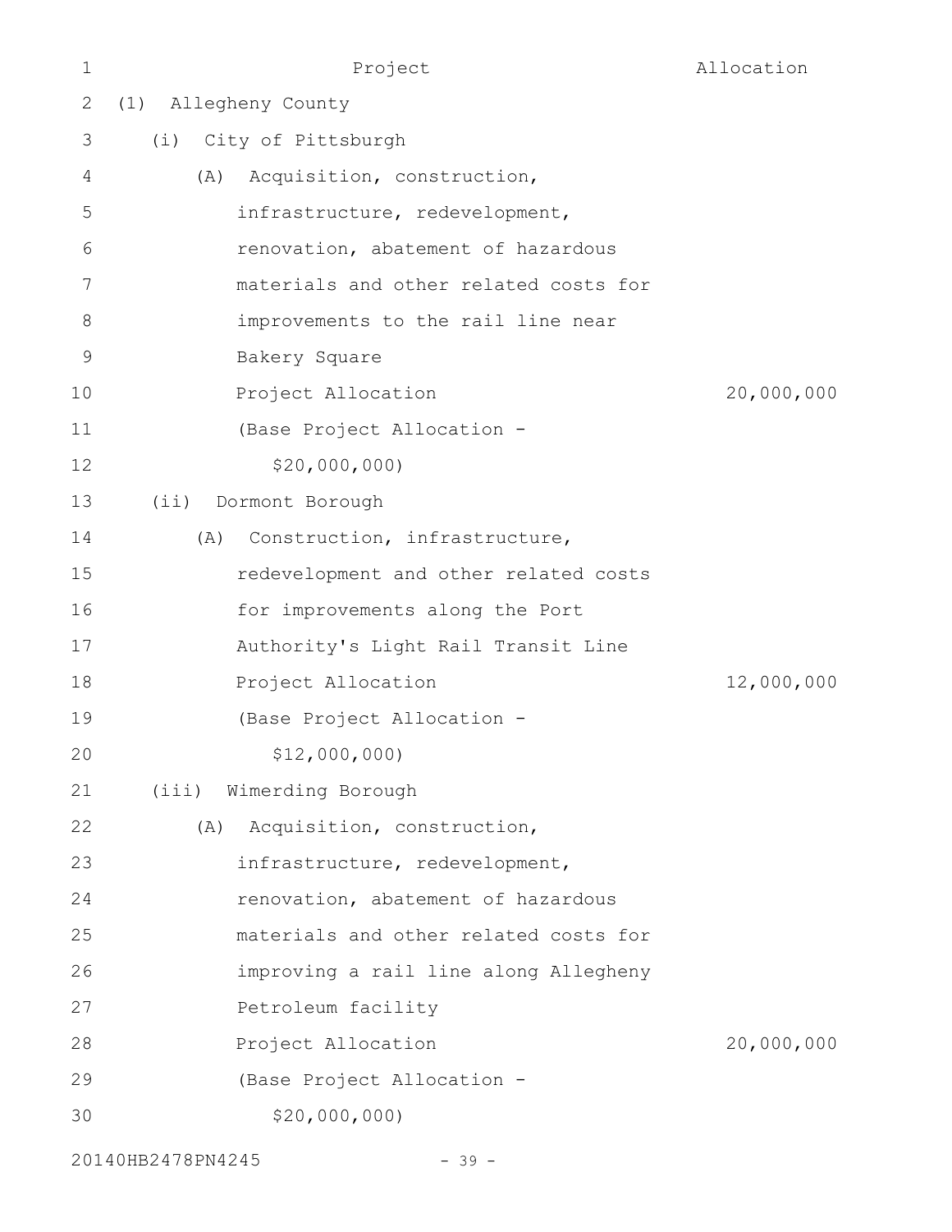| Project | Allocation |
| --- | --- |
| (1) Allegheny County | |
| (i) City of Pittsburgh | |
| (A) Acquisition, construction, infrastructure, redevelopment, renovation, abatement of hazardous materials and other related costs for improvements to the rail line near Bakery Square | |
| Project Allocation | 20,000,000 |
| (Base Project Allocation - $20,000,000) | |
| (ii) Dormont Borough | |
| (A) Construction, infrastructure, redevelopment and other related costs for improvements along the Port Authority's Light Rail Transit Line | |
| Project Allocation | 12,000,000 |
| (Base Project Allocation - $12,000,000) | |
| (iii) Wimerding Borough | |
| (A) Acquisition, construction, infrastructure, redevelopment, renovation, abatement of hazardous materials and other related costs for improving a rail line along Allegheny Petroleum facility | |
| Project Allocation | 20,000,000 |
| (Base Project Allocation - $20,000,000) | |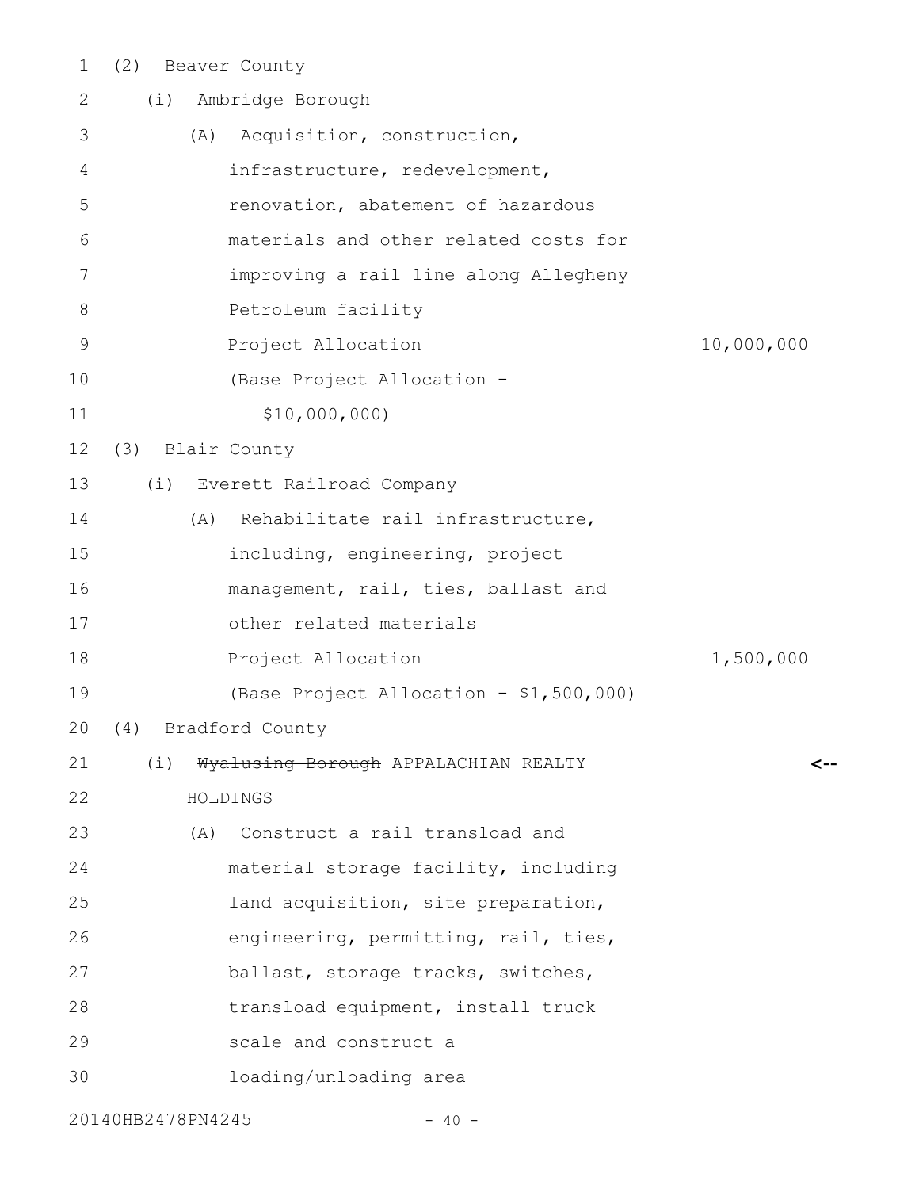(2) Beaver County

(i) Ambridge Borough

(A) Acquisition, construction, infrastructure, redevelopment, renovation, abatement of hazardous materials and other related costs for improving a rail line along Allegheny Petroleum facility

Project Allocation 10,000,000

(Base Project Allocation - $10,000,000)

(3) Blair County

(i) Everett Railroad Company

(A) Rehabilitate rail infrastructure, including, engineering, project management, rail, ties, ballast and other related materials

Project Allocation 1,500,000

(Base Project Allocation - $1,500,000)

(4) Bradford County

(i) ~~Wyalusing Borough~~ APPALACHIAN REALTY HOLDINGS <--

(A) Construct a rail transload and material storage facility, including land acquisition, site preparation, engineering, permitting, rail, ties, ballast, storage tracks, switches, transload equipment, install truck scale and construct a loading/unloading area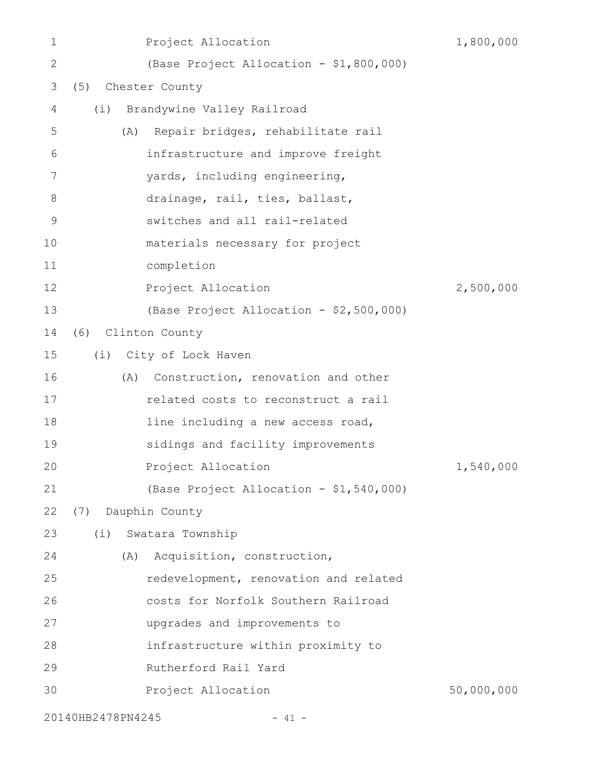Project Allocation 1,800,000

(Base Project Allocation - $1,800,000)

(5) Chester County

(i) Brandywine Valley Railroad

(A) Repair bridges, rehabilitate rail infrastructure and improve freight yards, including engineering, drainage, rail, ties, ballast, switches and all rail-related materials necessary for project completion

Project Allocation 2,500,000

(Base Project Allocation - $2,500,000)

(6) Clinton County

(i) City of Lock Haven

(A) Construction, renovation and other related costs to reconstruct a rail line including a new access road, sidings and facility improvements

Project Allocation 1,540,000

(Base Project Allocation - $1,540,000)

(7) Dauphin County

(i) Swatara Township

(A) Acquisition, construction, redevelopment, renovation and related costs for Norfolk Southern Railroad upgrades and improvements to infrastructure within proximity to Rutherford Rail Yard

Project Allocation 50,000,000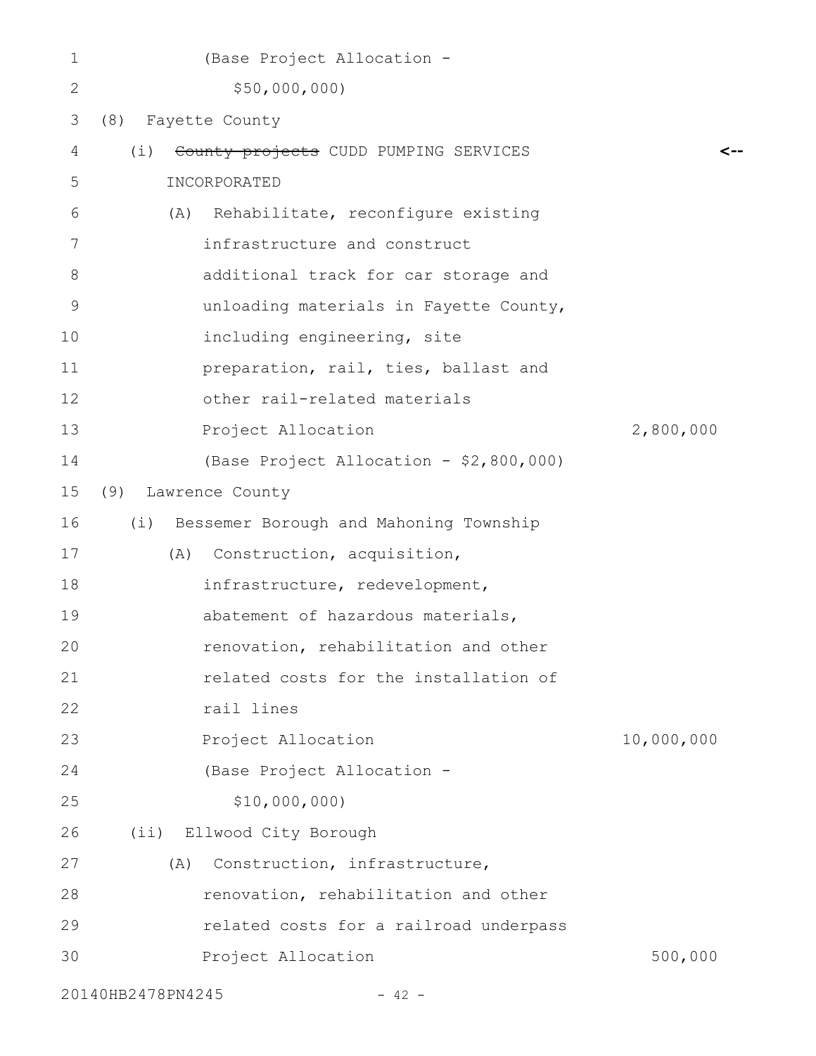(Base Project Allocation -
$50,000,000)

(8) Fayette County

(i) ~~County projects~~ CUDD PUMPING SERVICES INCORPORATED <--

(A) Rehabilitate, reconfigure existing infrastructure and construct additional track for car storage and unloading materials in Fayette County, including engineering, site preparation, rail, ties, ballast and other rail-related materials

Project Allocation 2,800,000

(Base Project Allocation - $2,800,000)

(9) Lawrence County

(i) Bessemer Borough and Mahoning Township

(A) Construction, acquisition, infrastructure, redevelopment, abatement of hazardous materials, renovation, rehabilitation and other related costs for the installation of rail lines

Project Allocation 10,000,000

(Base Project Allocation -
$10,000,000)

(ii) Ellwood City Borough

(A) Construction, infrastructure, renovation, rehabilitation and other related costs for a railroad underpass

Project Allocation 500,000

20140HB2478PN4245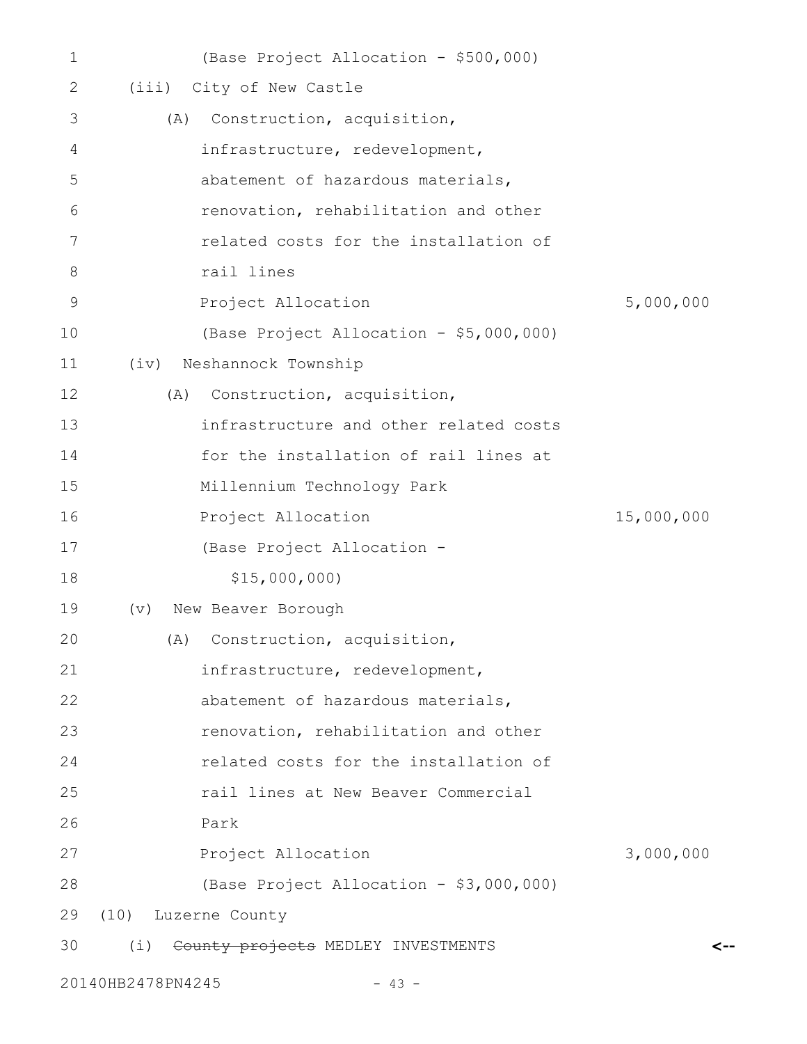(Base Project Allocation - $500,000)

(iii) City of New Castle

(A) Construction, acquisition, infrastructure, redevelopment, abatement of hazardous materials, renovation, rehabilitation and other related costs for the installation of rail lines

Project Allocation 5,000,000

(Base Project Allocation - $5,000,000)

(iv) Neshannock Township

(A) Construction, acquisition, infrastructure and other related costs for the installation of rail lines at Millennium Technology Park

Project Allocation 15,000,000

(Base Project Allocation - $15,000,000)

(v) New Beaver Borough

(A) Construction, acquisition, infrastructure, redevelopment, abatement of hazardous materials, renovation, rehabilitation and other related costs for the installation of rail lines at New Beaver Commercial Park

Project Allocation 3,000,000

(Base Project Allocation - $3,000,000)

(10) Luzerne County

(i) ~~County projects~~ MEDLEY INVESTMENTS <--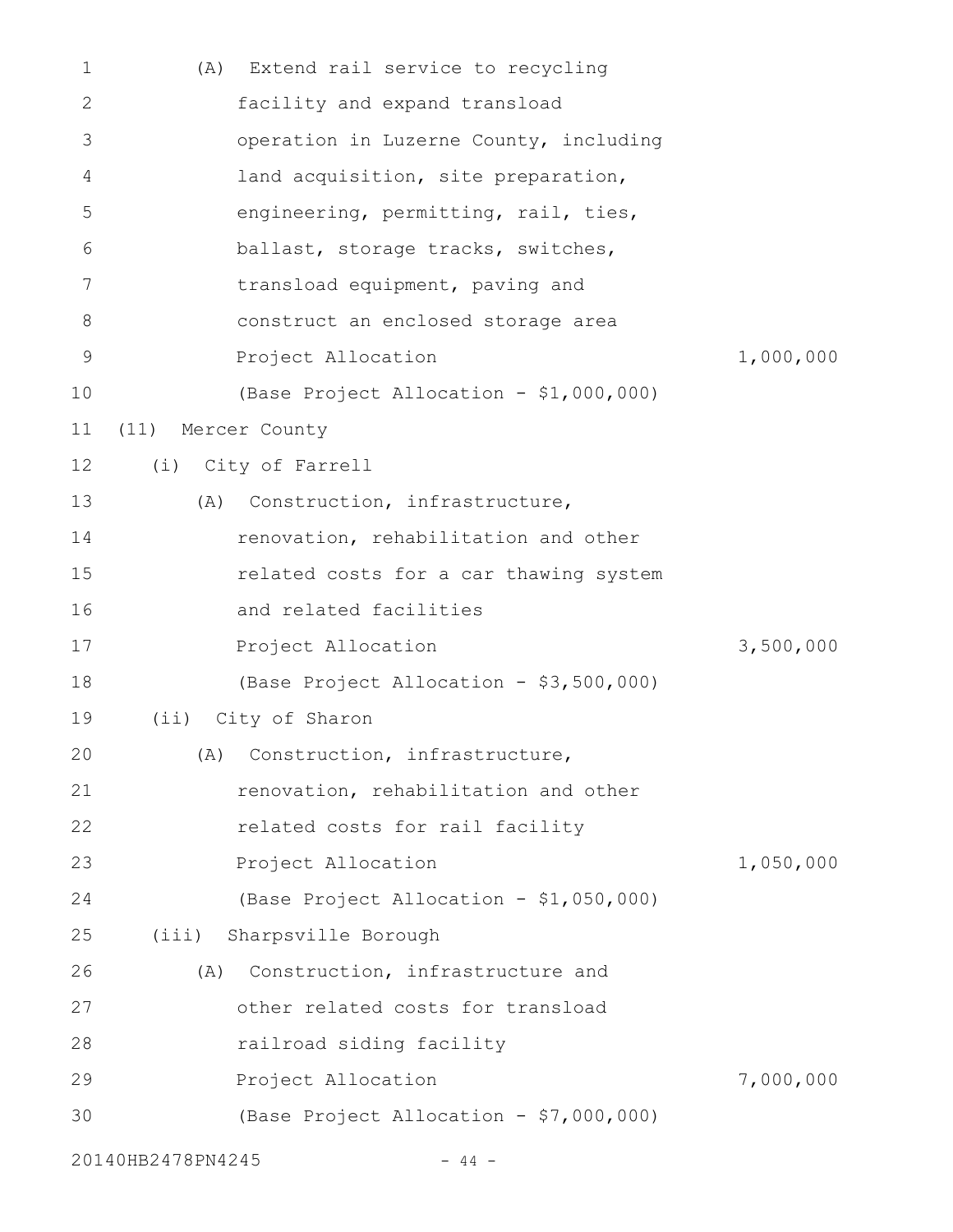(A) Extend rail service to recycling facility and expand transload operation in Luzerne County, including land acquisition, site preparation, engineering, permitting, rail, ties, ballast, storage tracks, switches, transload equipment, paving and construct an enclosed storage area

Project Allocation 1,000,000

(Base Project Allocation - $1,000,000)

(11) Mercer County

(i) City of Farrell

(A) Construction, infrastructure, renovation, rehabilitation and other related costs for a car thawing system and related facilities

Project Allocation 3,500,000

(Base Project Allocation - $3,500,000)

(ii) City of Sharon

(A) Construction, infrastructure, renovation, rehabilitation and other related costs for rail facility

Project Allocation 1,050,000

(Base Project Allocation - $1,050,000)

(iii) Sharpsville Borough

(A) Construction, infrastructure and other related costs for transload railroad siding facility

Project Allocation 7,000,000

(Base Project Allocation - $7,000,000)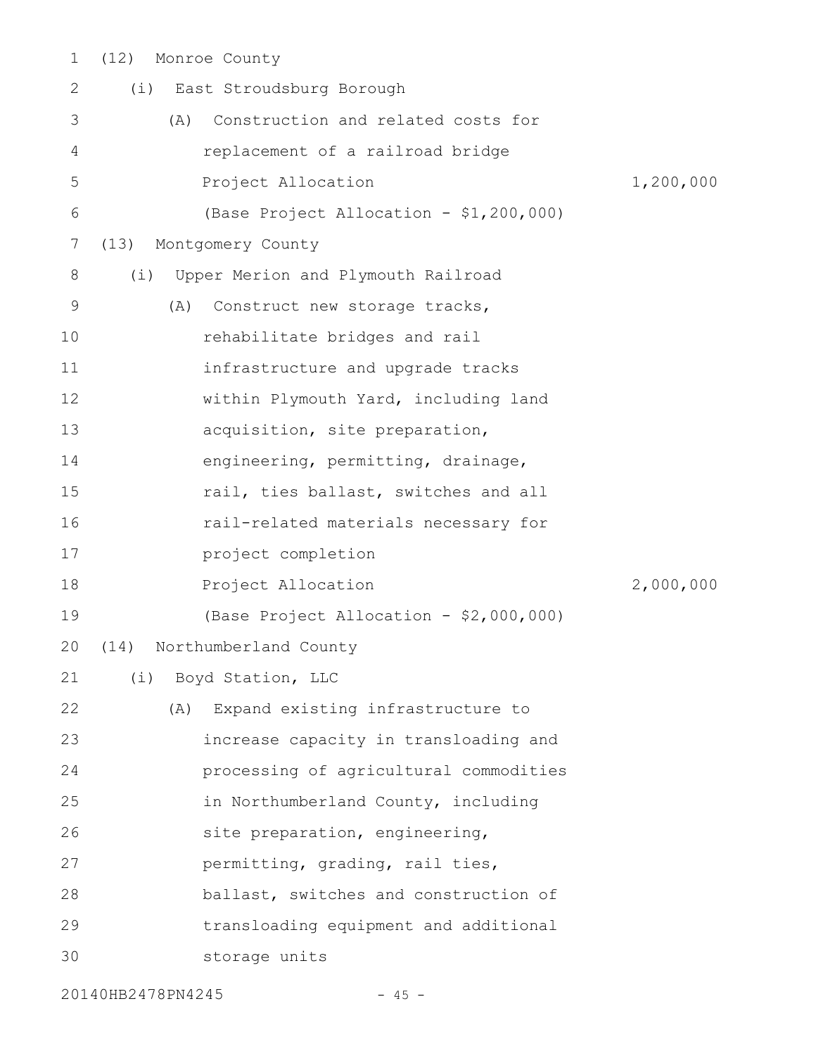(12) Monroe County

(i) East Stroudsburg Borough

(A) Construction and related costs for replacement of a railroad bridge

Project Allocation 1,200,000

(Base Project Allocation - $1,200,000)

(13) Montgomery County

(i) Upper Merion and Plymouth Railroad

(A) Construct new storage tracks, rehabilitate bridges and rail infrastructure and upgrade tracks within Plymouth Yard, including land acquisition, site preparation, engineering, permitting, drainage, rail, ties ballast, switches and all rail-related materials necessary for project completion

Project Allocation 2,000,000

(Base Project Allocation - $2,000,000)

(14) Northumberland County

(i) Boyd Station, LLC

(A) Expand existing infrastructure to increase capacity in transloading and processing of agricultural commodities in Northumberland County, including site preparation, engineering, permitting, grading, rail ties, ballast, switches and construction of transloading equipment and additional storage units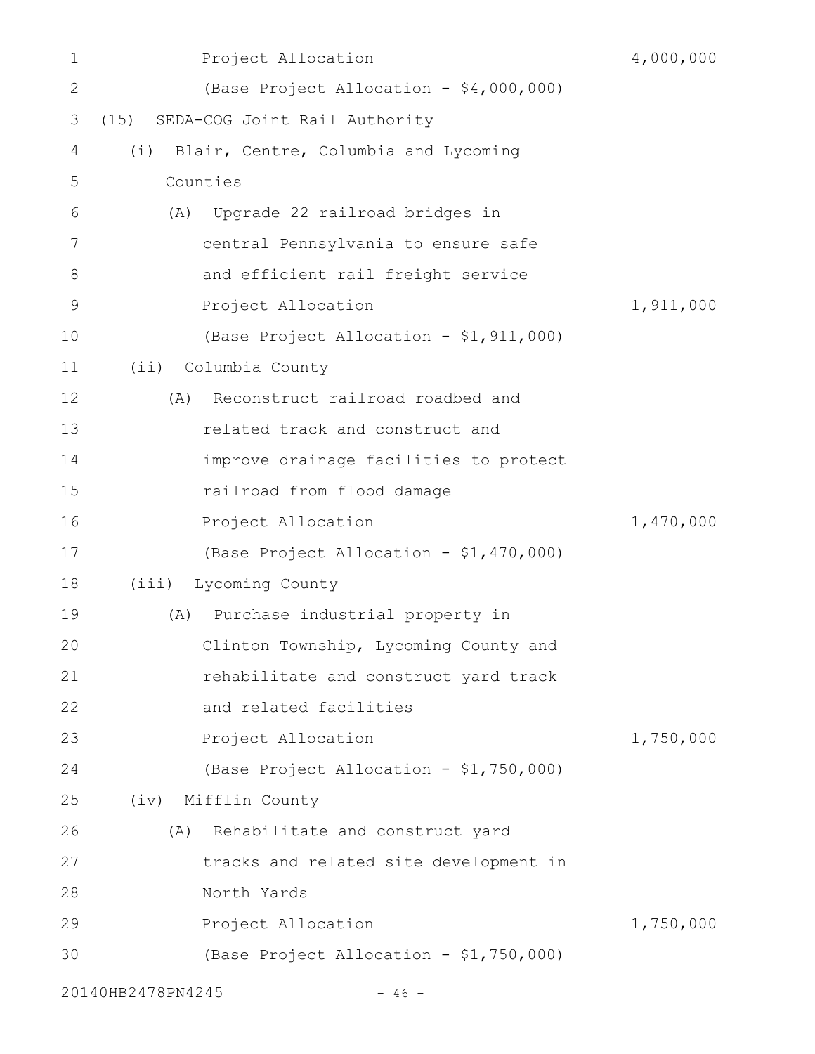Project Allocation 4,000,000

(Base Project Allocation - $4,000,000)

(15) SEDA-COG Joint Rail Authority

(i) Blair, Centre, Columbia and Lycoming Counties

(A) Upgrade 22 railroad bridges in central Pennsylvania to ensure safe and efficient rail freight service

Project Allocation 1,911,000

(Base Project Allocation - $1,911,000)

(ii) Columbia County

(A) Reconstruct railroad roadbed and related track and construct and improve drainage facilities to protect railroad from flood damage

Project Allocation 1,470,000

(Base Project Allocation - $1,470,000)

(iii) Lycoming County

(A) Purchase industrial property in Clinton Township, Lycoming County and rehabilitate and construct yard track and related facilities

Project Allocation 1,750,000

(Base Project Allocation - $1,750,000)

(iv) Mifflin County

(A) Rehabilitate and construct yard tracks and related site development in North Yards

Project Allocation 1,750,000

(Base Project Allocation - $1,750,000)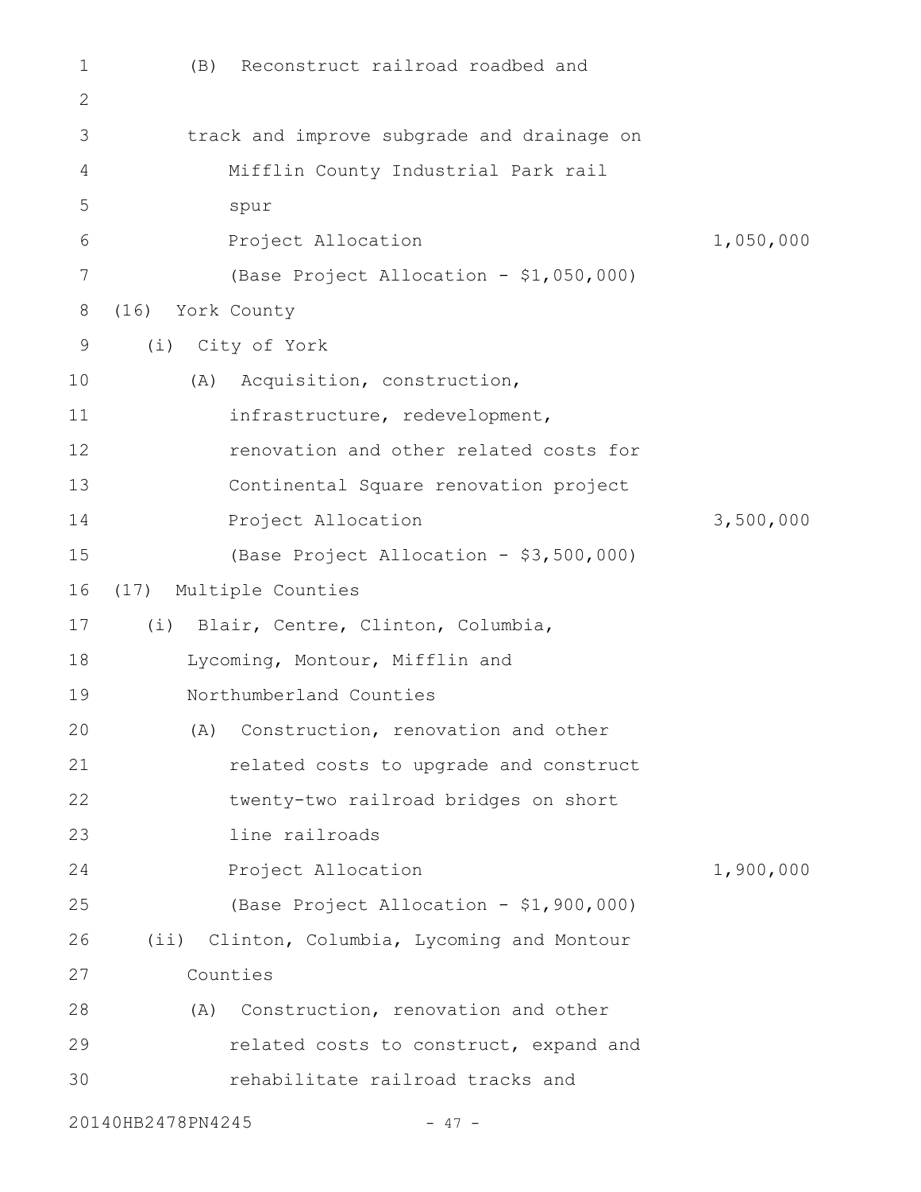(B) Reconstruct railroad roadbed and

track and improve subgrade and drainage on Mifflin County Industrial Park rail spur

Project Allocation 1,050,000

(Base Project Allocation - $1,050,000)

(16) York County

(i) City of York

(A) Acquisition, construction, infrastructure, redevelopment, renovation and other related costs for Continental Square renovation project

Project Allocation 3,500,000

(Base Project Allocation - $3,500,000)

(17) Multiple Counties

(i) Blair, Centre, Clinton, Columbia, Lycoming, Montour, Mifflin and Northumberland Counties

(A) Construction, renovation and other related costs to upgrade and construct twenty-two railroad bridges on short line railroads

Project Allocation 1,900,000

(Base Project Allocation - $1,900,000)

(ii) Clinton, Columbia, Lycoming and Montour Counties

(A) Construction, renovation and other related costs to construct, expand and rehabilitate railroad tracks and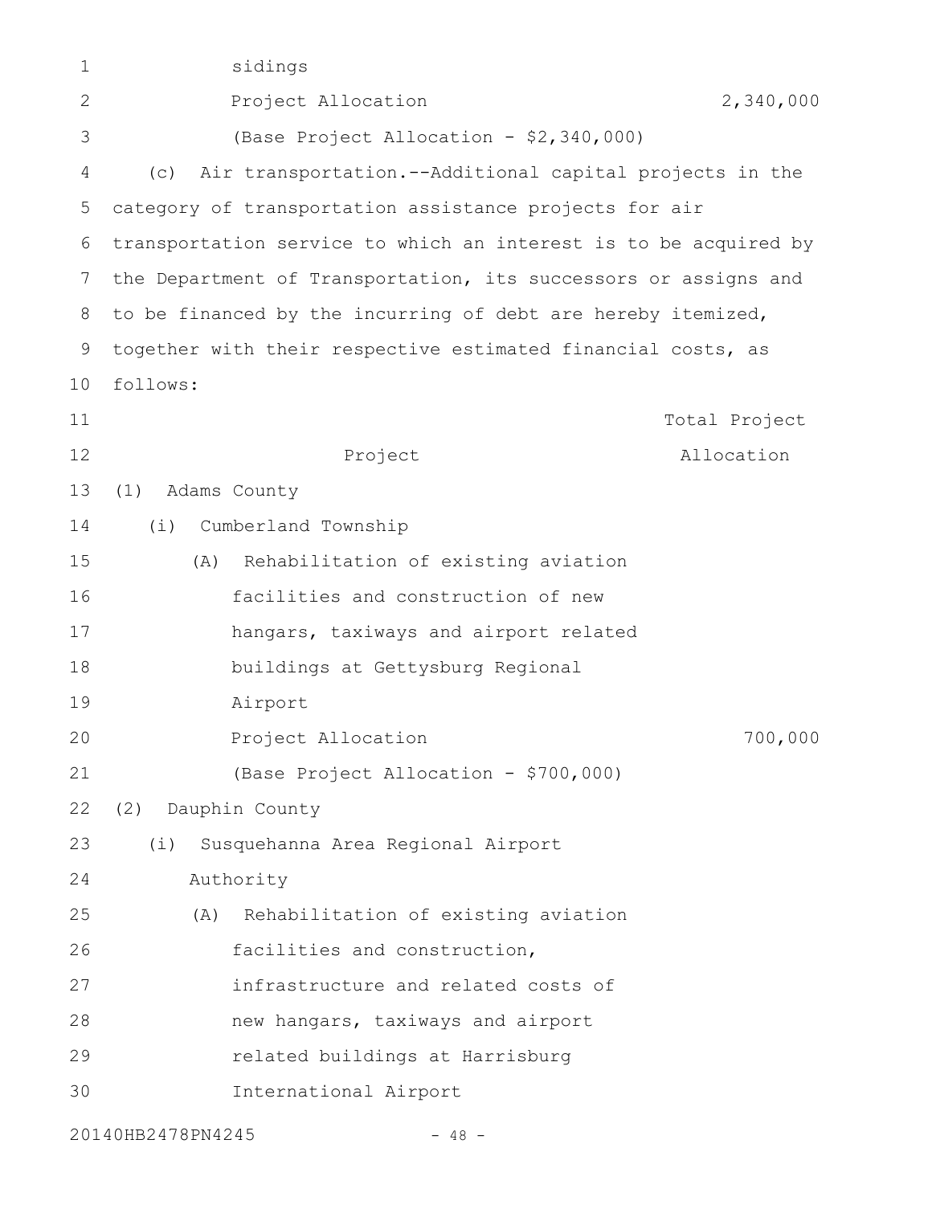sidings

Project Allocation 2,340,000

(Base Project Allocation - $2,340,000)

(c) Air transportation.--Additional capital projects in the category of transportation assistance projects for air transportation service to which an interest is to be acquired by the Department of Transportation, its successors or assigns and to be financed by the incurring of debt are hereby itemized, together with their respective estimated financial costs, as follows:

| Project | Total Project Allocation |
|---|---|
| (1) Adams County | |
| (i) Cumberland Township | |
| (A) Rehabilitation of existing aviation facilities and construction of new hangars, taxiways and airport related buildings at Gettysburg Regional Airport | |
| Project Allocation | 700,000 |
| (Base Project Allocation - $700,000) | |
| (2) Dauphin County | |
| (i) Susquehanna Area Regional Airport Authority | |
| (A) Rehabilitation of existing aviation facilities and construction, infrastructure and related costs of new hangars, taxiways and airport related buildings at Harrisburg International Airport | |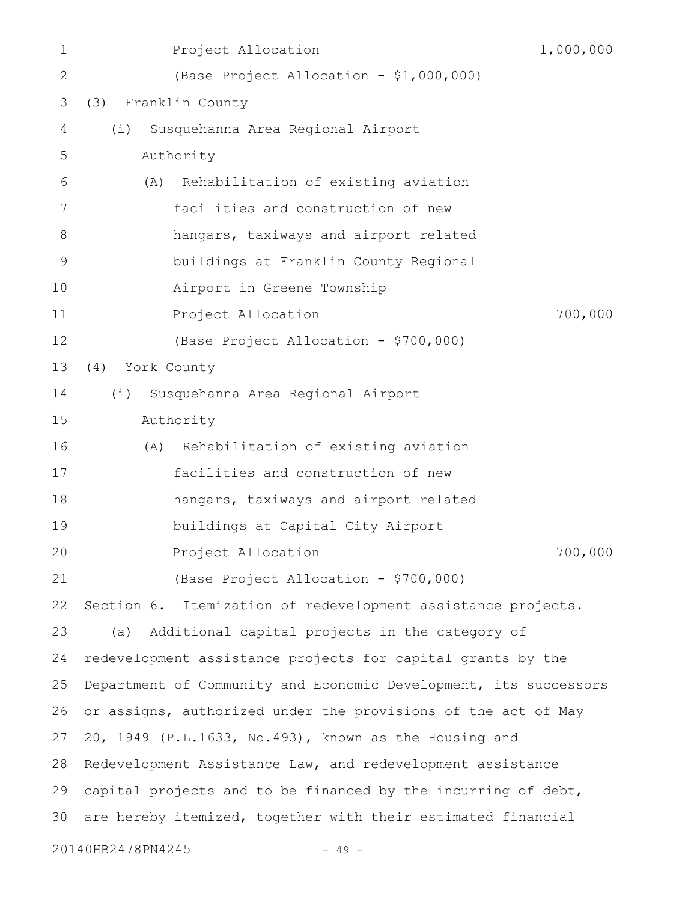Project Allocation 1,000,000

(Base Project Allocation - $1,000,000)

(3) Franklin County

(i) Susquehanna Area Regional Airport Authority

(A) Rehabilitation of existing aviation facilities and construction of new hangars, taxiways and airport related buildings at Franklin County Regional Airport in Greene Township

Project Allocation 700,000

(Base Project Allocation - $700,000)

(4) York County

(i) Susquehanna Area Regional Airport Authority

(A) Rehabilitation of existing aviation facilities and construction of new hangars, taxiways and airport related buildings at Capital City Airport

Project Allocation 700,000

(Base Project Allocation - $700,000)

Section 6. Itemization of redevelopment assistance projects.

(a) Additional capital projects in the category of redevelopment assistance projects for capital grants by the Department of Community and Economic Development, its successors or assigns, authorized under the provisions of the act of May 20, 1949 (P.L.1633, No.493), known as the Housing and Redevelopment Assistance Law, and redevelopment assistance capital projects and to be financed by the incurring of debt, are hereby itemized, together with their estimated financial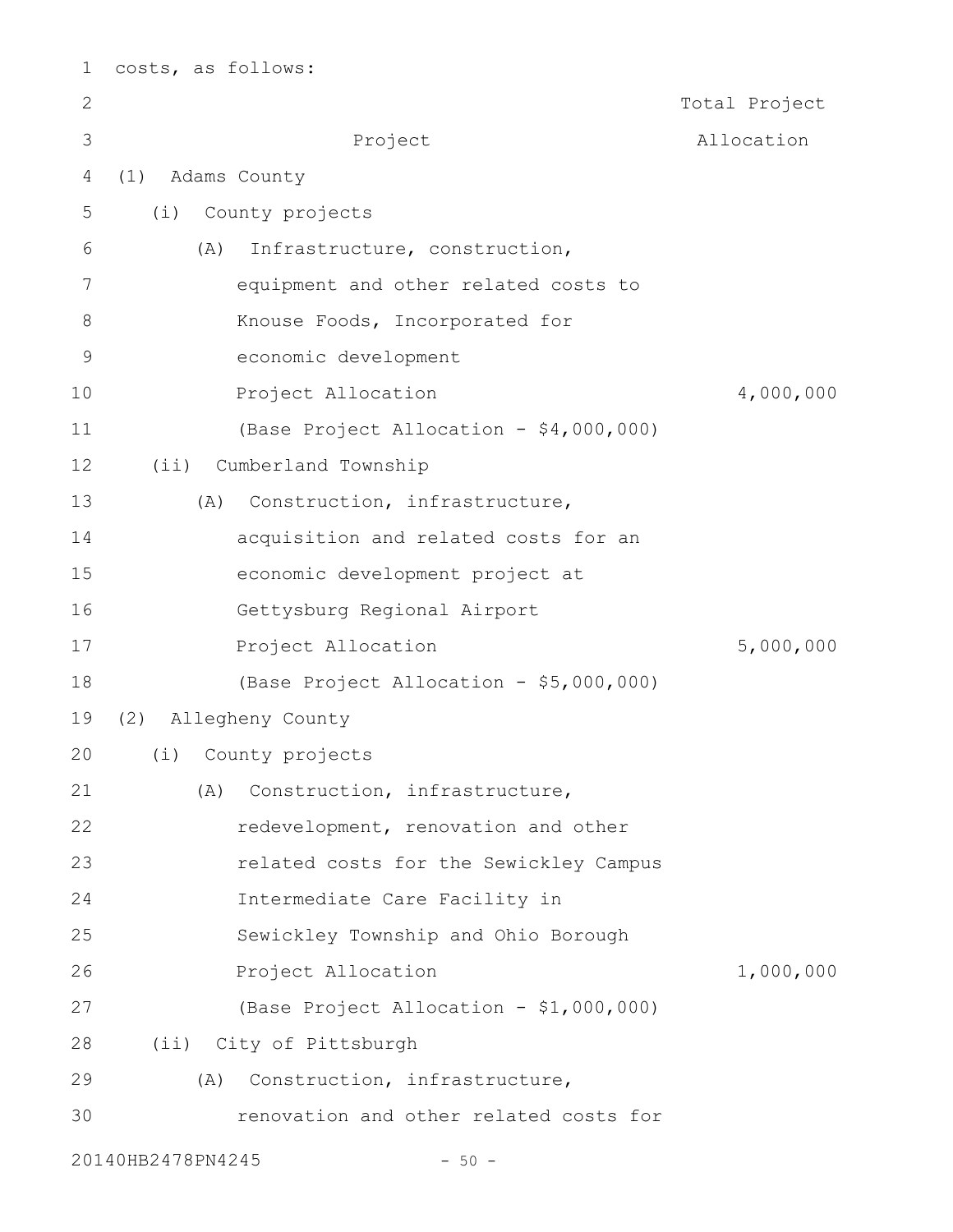costs, as follows:

| Project | Total Project Allocation |
|---|---|
| (1) Adams County | |
| (i) County projects | |
| (A) Infrastructure, construction, equipment and other related costs to Knouse Foods, Incorporated for economic development | |
| Project Allocation | 4,000,000 |
| (Base Project Allocation - $4,000,000) | |
| (ii) Cumberland Township | |
| (A) Construction, infrastructure, acquisition and related costs for an economic development project at Gettysburg Regional Airport | |
| Project Allocation | 5,000,000 |
| (Base Project Allocation - $5,000,000) | |
| (2) Allegheny County | |
| (i) County projects | |
| (A) Construction, infrastructure, redevelopment, renovation and other related costs for the Sewickley Campus Intermediate Care Facility in Sewickley Township and Ohio Borough | |
| Project Allocation | 1,000,000 |
| (Base Project Allocation - $1,000,000) | |
| (ii) City of Pittsburgh | |
| (A) Construction, infrastructure, renovation and other related costs for | |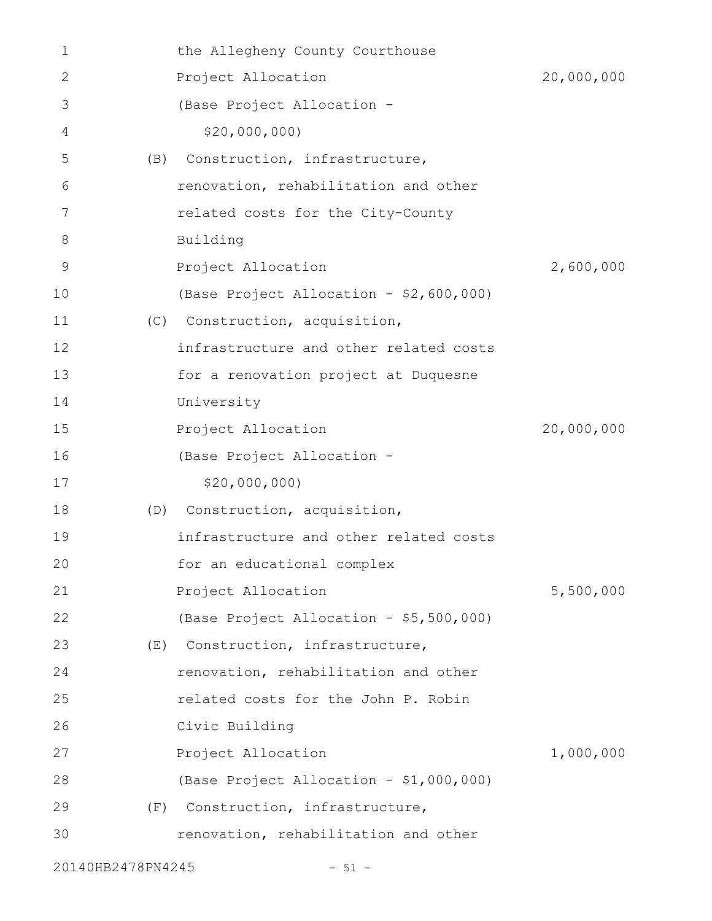the Allegheny County Courthouse
Project Allocation 20,000,000
(Base Project Allocation - $20,000,000)

(B) Construction, infrastructure, renovation, rehabilitation and other related costs for the City-County Building
Project Allocation 2,600,000
(Base Project Allocation - $2,600,000)

(C) Construction, acquisition, infrastructure and other related costs for a renovation project at Duquesne University
Project Allocation 20,000,000
(Base Project Allocation - $20,000,000)

(D) Construction, acquisition, infrastructure and other related costs for an educational complex
Project Allocation 5,500,000
(Base Project Allocation - $5,500,000)

(E) Construction, infrastructure, renovation, rehabilitation and other related costs for the John P. Robin Civic Building
Project Allocation 1,000,000
(Base Project Allocation - $1,000,000)

(F) Construction, infrastructure, renovation, rehabilitation and other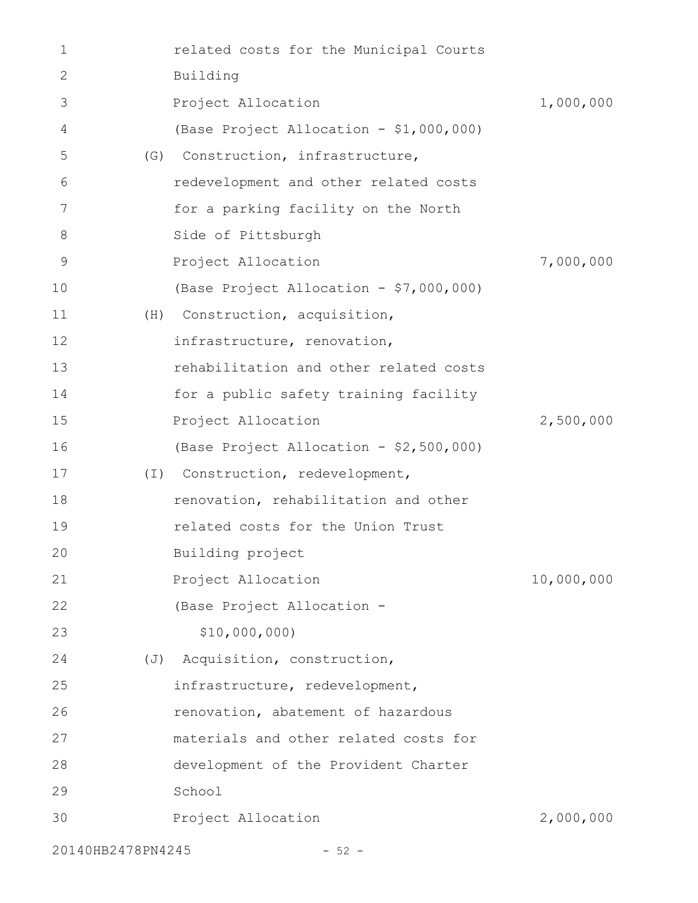related costs for the Municipal Courts Building

Project Allocation 1,000,000

(Base Project Allocation - $1,000,000)

(G) Construction, infrastructure, redevelopment and other related costs for a parking facility on the North Side of Pittsburgh

Project Allocation 7,000,000

(Base Project Allocation - $7,000,000)

(H) Construction, acquisition, infrastructure, renovation, rehabilitation and other related costs for a public safety training facility

Project Allocation 2,500,000

(Base Project Allocation - $2,500,000)

(I) Construction, redevelopment, renovation, rehabilitation and other related costs for the Union Trust Building project

Project Allocation 10,000,000

(Base Project Allocation - $10,000,000)

(J) Acquisition, construction, infrastructure, redevelopment, renovation, abatement of hazardous materials and other related costs for development of the Provident Charter School

Project Allocation 2,000,000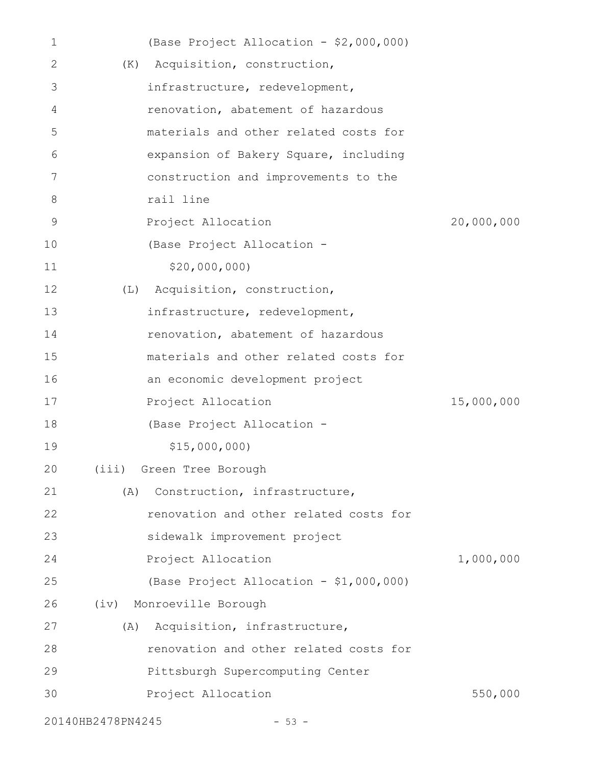(Base Project Allocation - $2,000,000)

(K) Acquisition, construction, infrastructure, redevelopment, renovation, abatement of hazardous materials and other related costs for expansion of Bakery Square, including construction and improvements to the rail line

Project Allocation 20,000,000

(Base Project Allocation - $20,000,000)

(L) Acquisition, construction, infrastructure, redevelopment, renovation, abatement of hazardous materials and other related costs for an economic development project

Project Allocation 15,000,000

(Base Project Allocation - $15,000,000)

(iii) Green Tree Borough

(A) Construction, infrastructure, renovation and other related costs for sidewalk improvement project

Project Allocation 1,000,000

(Base Project Allocation - $1,000,000)

(iv) Monroeville Borough

(A) Acquisition, infrastructure, renovation and other related costs for Pittsburgh Supercomputing Center

Project Allocation 550,000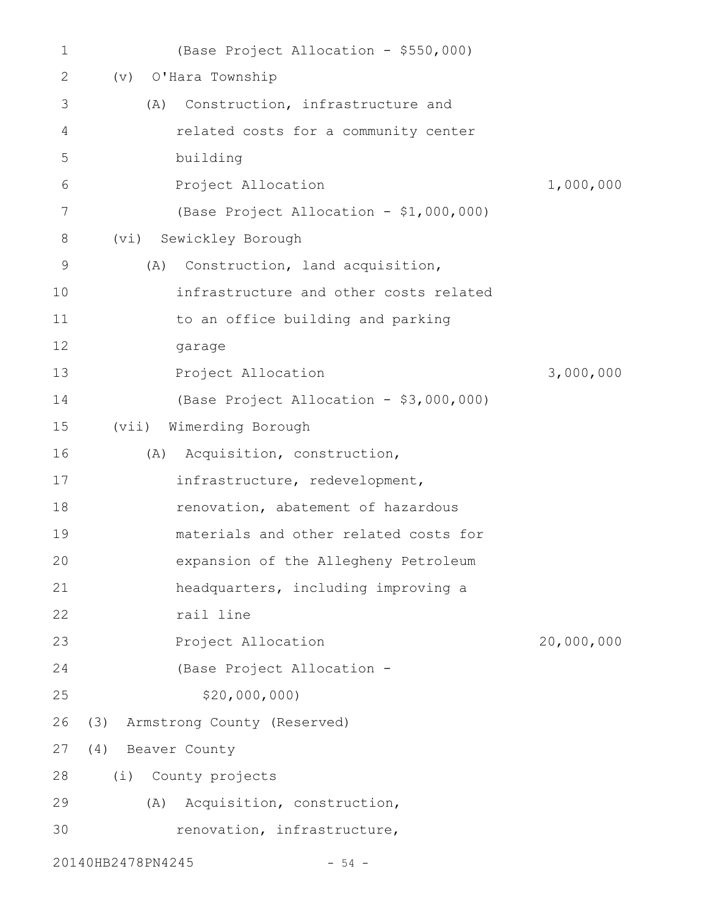(Base Project Allocation - $550,000)

(v) O'Hara Township

(A) Construction, infrastructure and related costs for a community center building

Project Allocation 1,000,000

(Base Project Allocation - $1,000,000)

(vi) Sewickley Borough

(A) Construction, land acquisition, infrastructure and other costs related to an office building and parking garage

Project Allocation 3,000,000

(Base Project Allocation - $3,000,000)

(vii) Wimerding Borough

(A) Acquisition, construction, infrastructure, redevelopment, renovation, abatement of hazardous materials and other related costs for expansion of the Allegheny Petroleum headquarters, including improving a rail line

Project Allocation 20,000,000

(Base Project Allocation - $20,000,000)

(3) Armstrong County (Reserved)

(4) Beaver County

(i) County projects

(A) Acquisition, construction, renovation, infrastructure,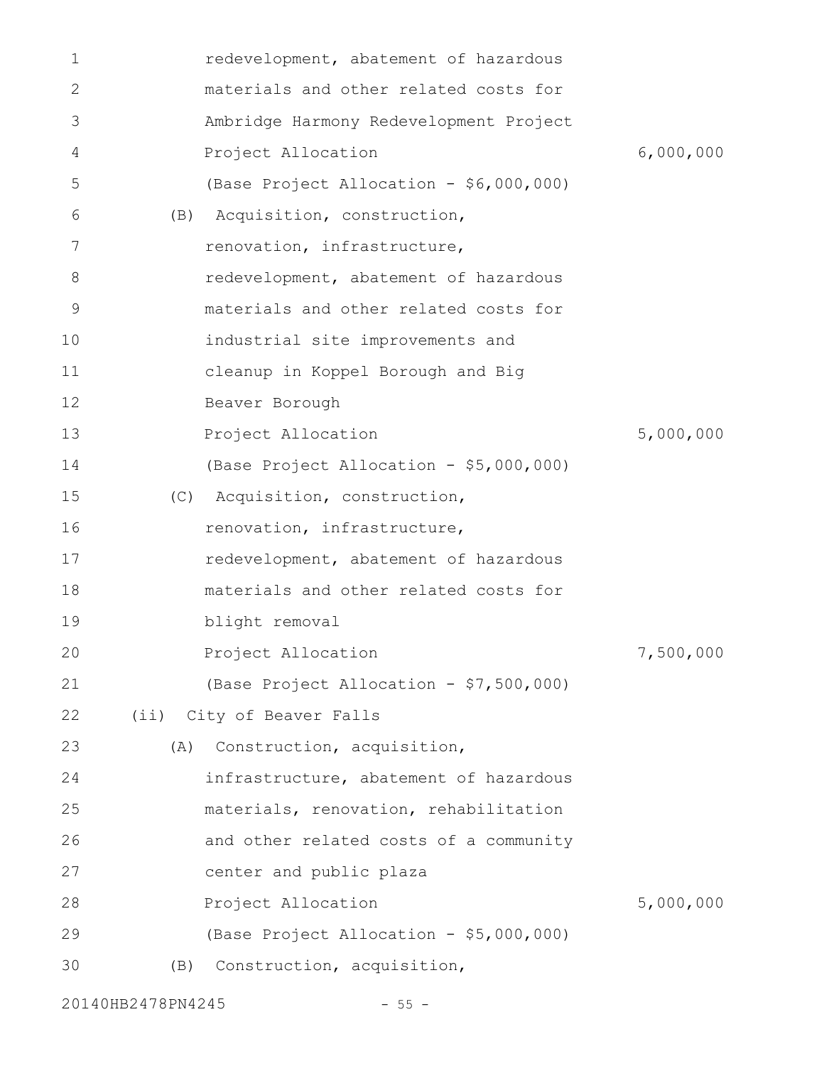redevelopment, abatement of hazardous materials and other related costs for Ambridge Harmony Redevelopment Project

Project Allocation 6,000,000

(Base Project Allocation - $6,000,000)

(B) Acquisition, construction, renovation, infrastructure, redevelopment, abatement of hazardous materials and other related costs for industrial site improvements and cleanup in Koppel Borough and Big Beaver Borough

Project Allocation 5,000,000

(Base Project Allocation - $5,000,000)

(C) Acquisition, construction, renovation, infrastructure, redevelopment, abatement of hazardous materials and other related costs for blight removal

Project Allocation 7,500,000

(Base Project Allocation - $7,500,000)

(ii) City of Beaver Falls

(A) Construction, acquisition, infrastructure, abatement of hazardous materials, renovation, rehabilitation and other related costs of a community center and public plaza

Project Allocation 5,000,000

(Base Project Allocation - $5,000,000)

(B) Construction, acquisition,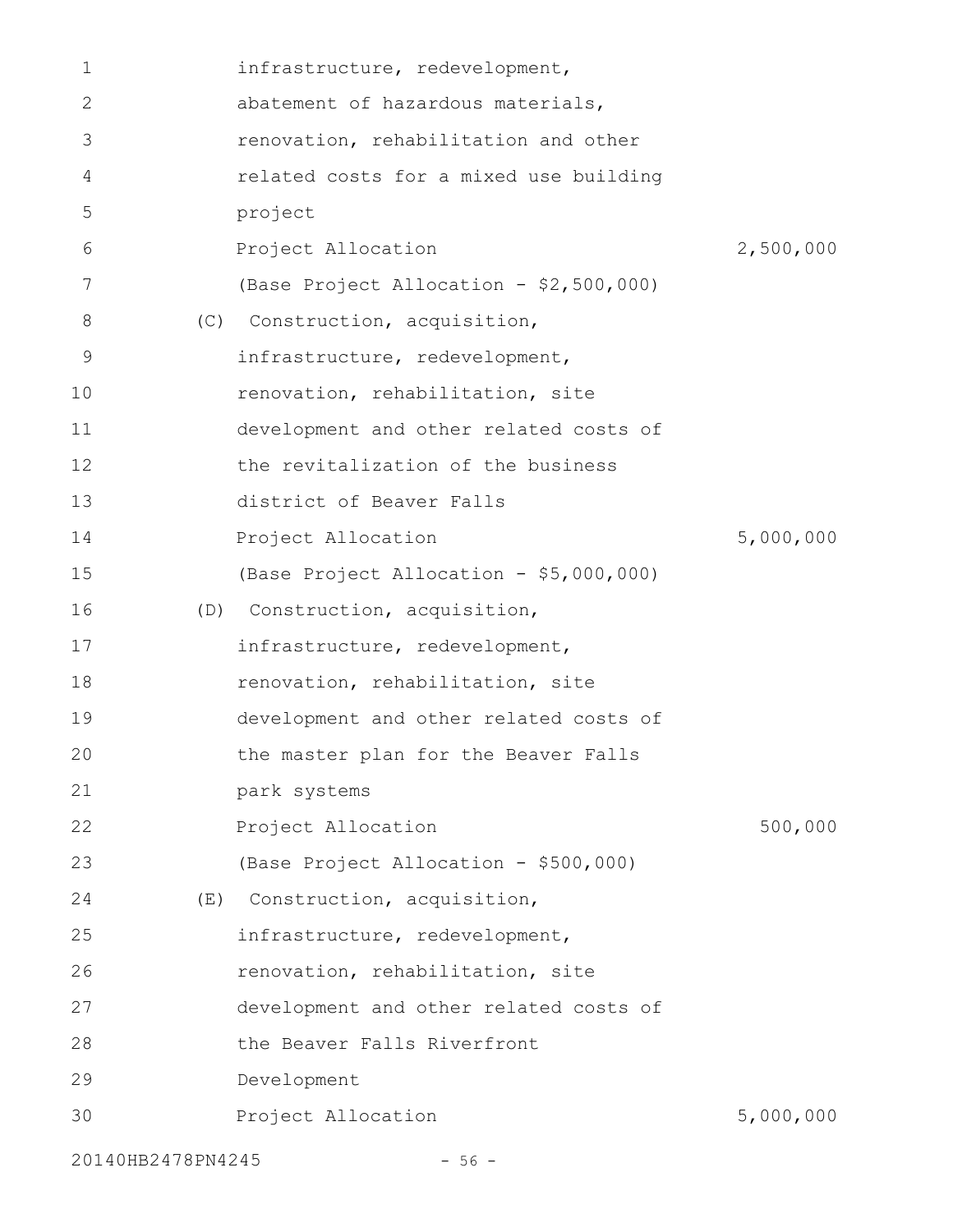infrastructure, redevelopment, abatement of hazardous materials, renovation, rehabilitation and other related costs for a mixed use building project

Project Allocation 2,500,000

(Base Project Allocation - $2,500,000)

(C) Construction, acquisition, infrastructure, redevelopment, renovation, rehabilitation, site development and other related costs of the revitalization of the business district of Beaver Falls

Project Allocation 5,000,000

(Base Project Allocation - $5,000,000)

(D) Construction, acquisition, infrastructure, redevelopment, renovation, rehabilitation, site development and other related costs of the master plan for the Beaver Falls park systems

Project Allocation 500,000

(Base Project Allocation - $500,000)

(E) Construction, acquisition, infrastructure, redevelopment, renovation, rehabilitation, site development and other related costs of the Beaver Falls Riverfront Development

Project Allocation 5,000,000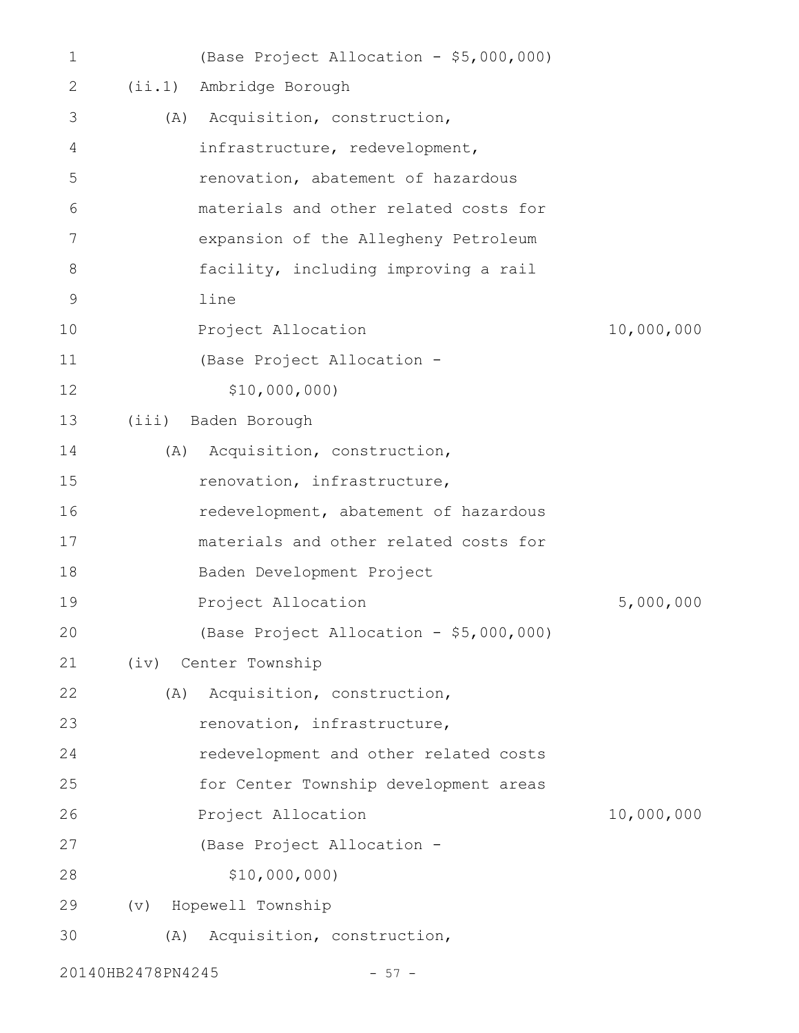(Base Project Allocation - $5,000,000)

(ii.1) Ambridge Borough

(A) Acquisition, construction, infrastructure, redevelopment, renovation, abatement of hazardous materials and other related costs for expansion of the Allegheny Petroleum facility, including improving a rail line

Project Allocation 10,000,000

(Base Project Allocation - $10,000,000)

(iii) Baden Borough

(A) Acquisition, construction, renovation, infrastructure, redevelopment, abatement of hazardous materials and other related costs for Baden Development Project

Project Allocation 5,000,000

(Base Project Allocation - $5,000,000)

(iv) Center Township

(A) Acquisition, construction, renovation, infrastructure, redevelopment and other related costs for Center Township development areas

Project Allocation 10,000,000

(Base Project Allocation - $10,000,000)

(v) Hopewell Township

(A) Acquisition, construction,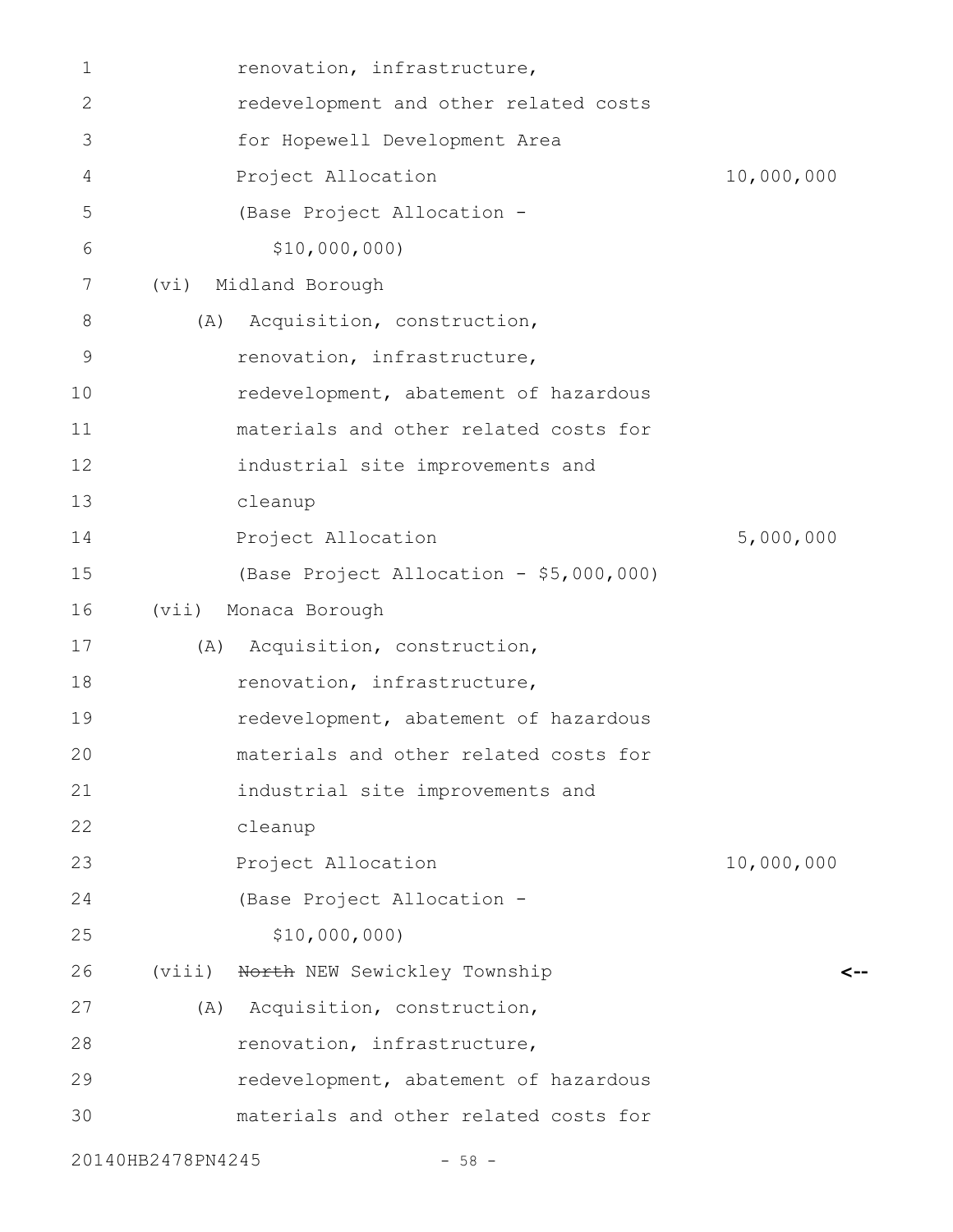renovation, infrastructure, redevelopment and other related costs for Hopewell Development Area

Project Allocation 10,000,000

(Base Project Allocation - $10,000,000)

(vi) Midland Borough

(A) Acquisition, construction, renovation, infrastructure, redevelopment, abatement of hazardous materials and other related costs for industrial site improvements and cleanup

Project Allocation 5,000,000

(Base Project Allocation - $5,000,000)

(vii) Monaca Borough

(A) Acquisition, construction, renovation, infrastructure, redevelopment, abatement of hazardous materials and other related costs for industrial site improvements and cleanup

Project Allocation 10,000,000

(Base Project Allocation - $10,000,000)

(viii) ~~North~~ NEW Sewickley Township <--

(A) Acquisition, construction, renovation, infrastructure, redevelopment, abatement of hazardous materials and other related costs for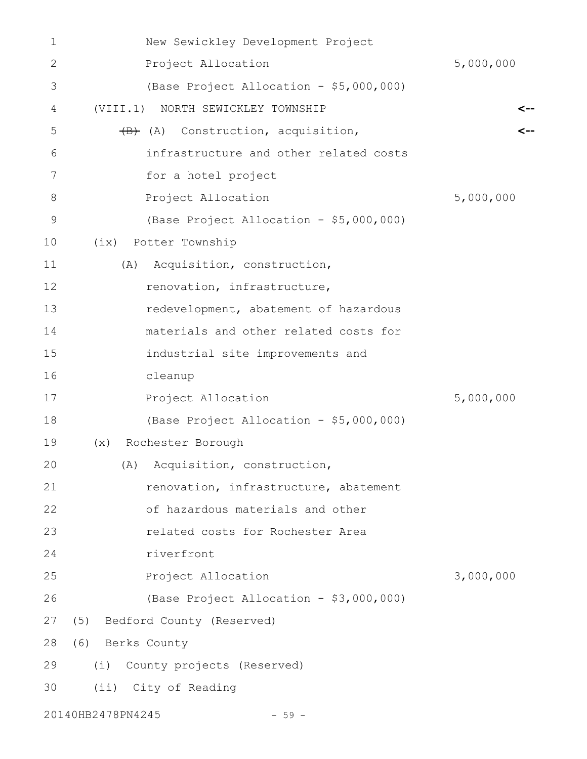New Sewickley Development Project

Project Allocation 5,000,000

(Base Project Allocation - $5,000,000)

(VIII.1) NORTH SEWICKLEY TOWNSHIP <--

~~(B)~~ (A) Construction, acquisition, <--
infrastructure and other related costs
for a hotel project

Project Allocation 5,000,000

(Base Project Allocation - $5,000,000)

(ix) Potter Township

(A) Acquisition, construction,
renovation, infrastructure,
redevelopment, abatement of hazardous
materials and other related costs for
industrial site improvements and
cleanup

Project Allocation 5,000,000

(Base Project Allocation - $5,000,000)

(x) Rochester Borough

(A) Acquisition, construction,
renovation, infrastructure, abatement
of hazardous materials and other
related costs for Rochester Area
riverfront

Project Allocation 3,000,000

(Base Project Allocation - $3,000,000)

(5) Bedford County (Reserved)

(6) Berks County

(i) County projects (Reserved)

(ii) City of Reading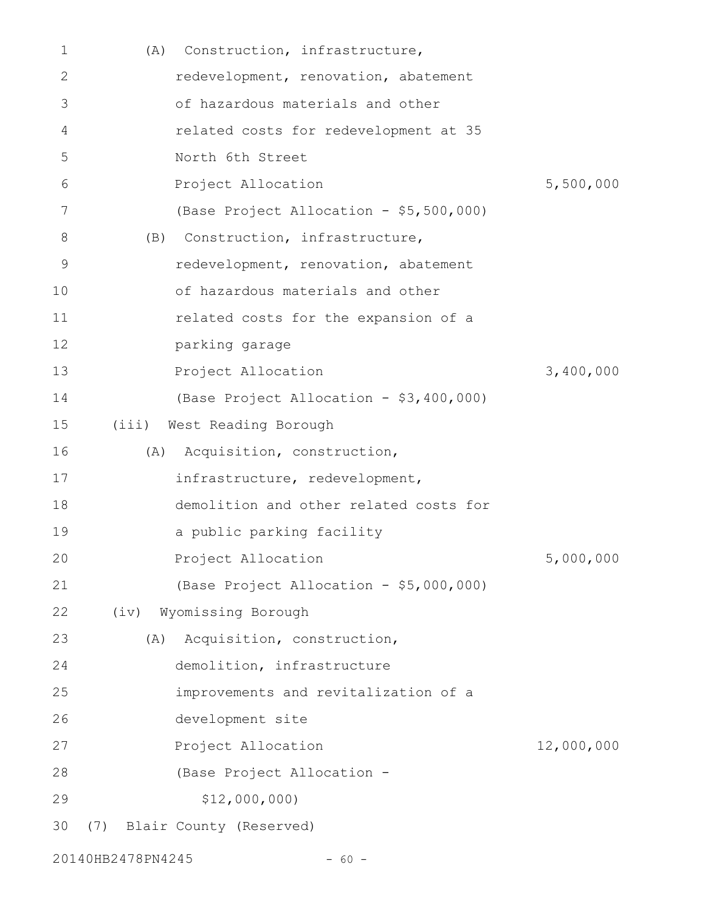(A) Construction, infrastructure, redevelopment, renovation, abatement of hazardous materials and other related costs for redevelopment at 35 North 6th Street

Project Allocation 5,500,000

(Base Project Allocation - $5,500,000)

(B) Construction, infrastructure, redevelopment, renovation, abatement of hazardous materials and other related costs for the expansion of a parking garage

Project Allocation 3,400,000

(Base Project Allocation - $3,400,000)

(iii) West Reading Borough

(A) Acquisition, construction, infrastructure, redevelopment, demolition and other related costs for a public parking facility

Project Allocation 5,000,000

(Base Project Allocation - $5,000,000)

(iv) Wyomissing Borough

(A) Acquisition, construction, demolition, infrastructure improvements and revitalization of a development site

Project Allocation 12,000,000

(Base Project Allocation - $12,000,000)

(7) Blair County (Reserved)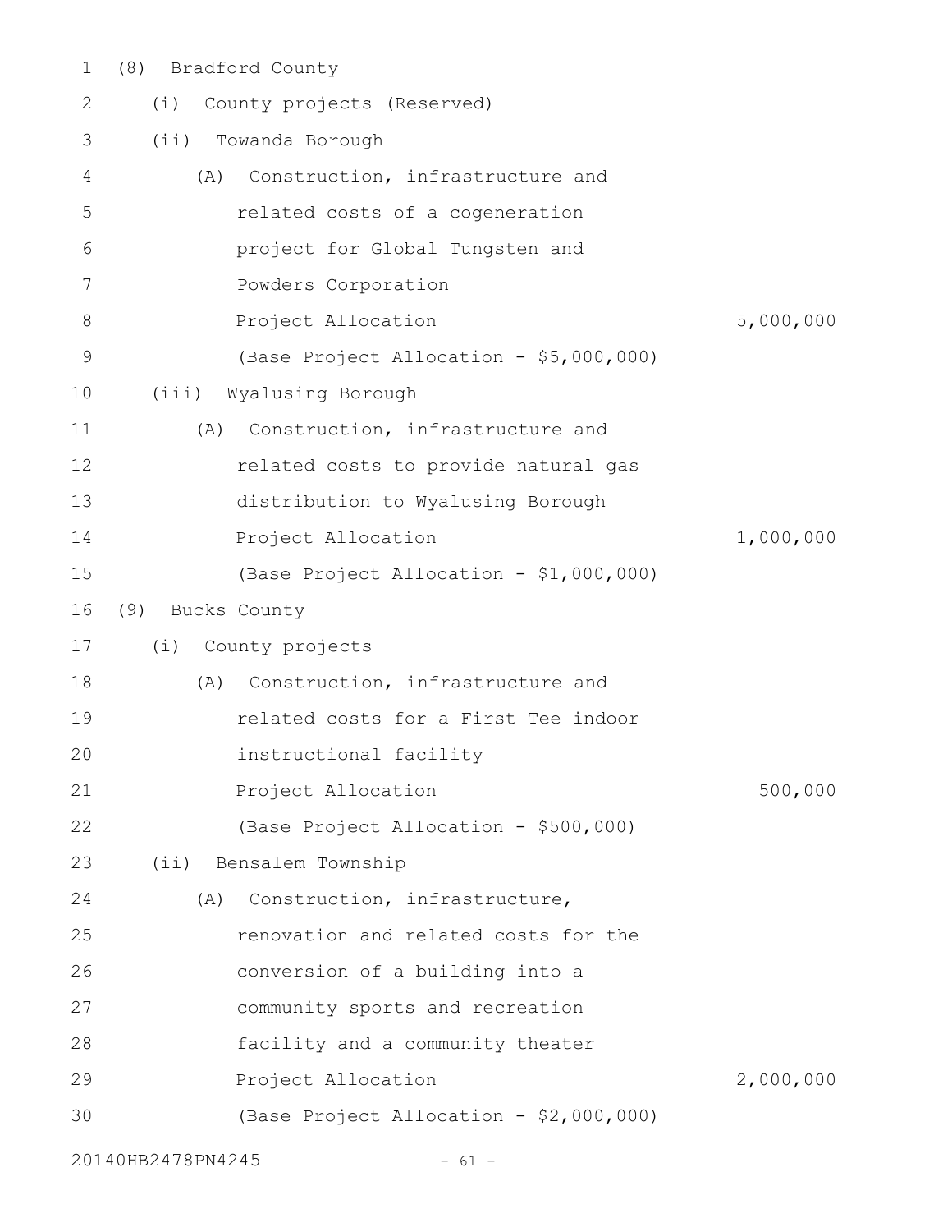(8) Bradford County

(i) County projects (Reserved)

(ii) Towanda Borough

(A) Construction, infrastructure and related costs of a cogeneration project for Global Tungsten and Powders Corporation

Project Allocation 5,000,000

(Base Project Allocation - $5,000,000)

(iii) Wyalusing Borough

(A) Construction, infrastructure and related costs to provide natural gas distribution to Wyalusing Borough

Project Allocation 1,000,000

(Base Project Allocation - $1,000,000)

(9) Bucks County

(i) County projects

(A) Construction, infrastructure and related costs for a First Tee indoor instructional facility

Project Allocation 500,000

(Base Project Allocation - $500,000)

(ii) Bensalem Township

(A) Construction, infrastructure, renovation and related costs for the conversion of a building into a community sports and recreation facility and a community theater

Project Allocation 2,000,000

(Base Project Allocation - $2,000,000)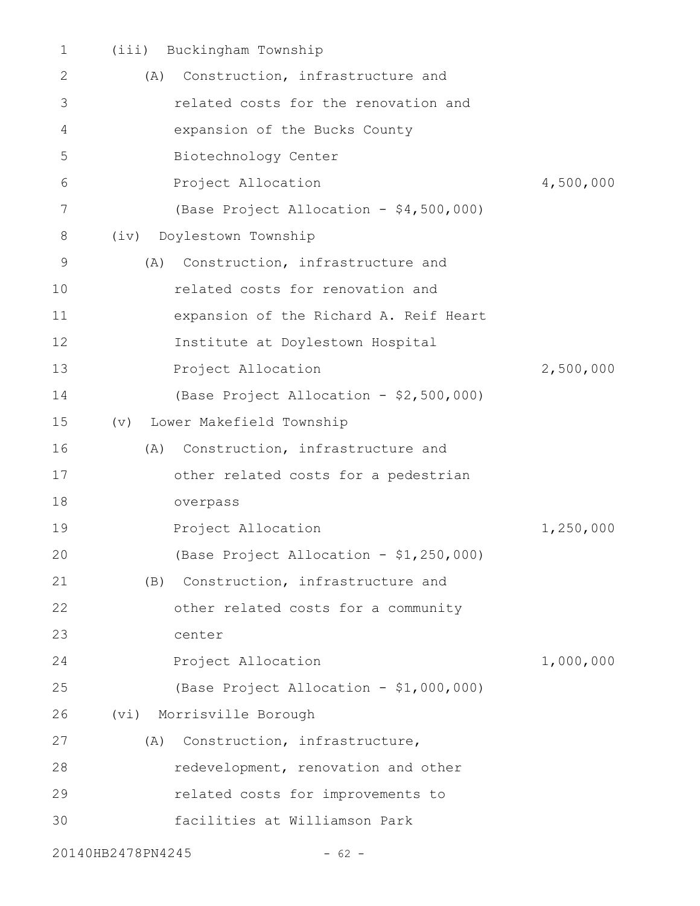(iii) Buckingham Township

(A) Construction, infrastructure and related costs for the renovation and expansion of the Bucks County Biotechnology Center

Project Allocation 4,500,000

(Base Project Allocation - $4,500,000)

(iv) Doylestown Township

(A) Construction, infrastructure and related costs for renovation and expansion of the Richard A. Reif Heart Institute at Doylestown Hospital

Project Allocation 2,500,000

(Base Project Allocation - $2,500,000)

(v) Lower Makefield Township

(A) Construction, infrastructure and other related costs for a pedestrian overpass

Project Allocation 1,250,000

(Base Project Allocation - $1,250,000)

(B) Construction, infrastructure and other related costs for a community center

Project Allocation 1,000,000

(Base Project Allocation - $1,000,000)

(vi) Morrisville Borough

(A) Construction, infrastructure, redevelopment, renovation and other related costs for improvements to facilities at Williamson Park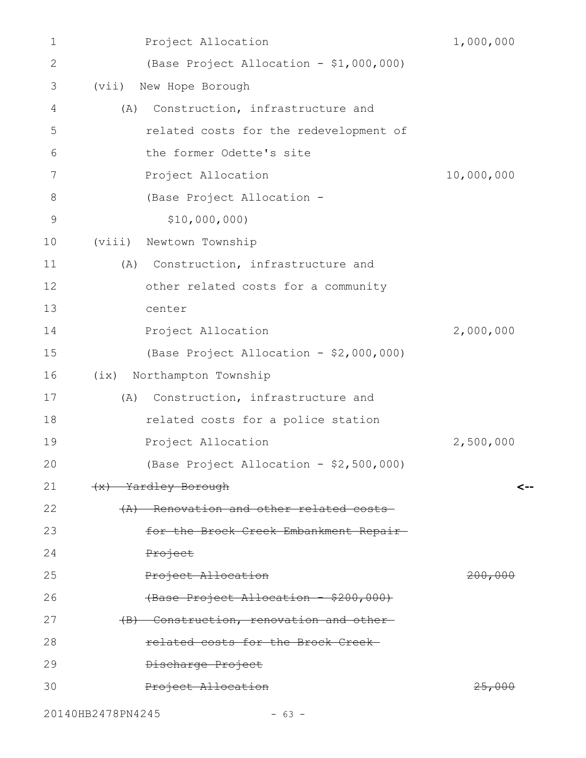Project Allocation 1,000,000

(Base Project Allocation - $1,000,000)

(vii) New Hope Borough

(A) Construction, infrastructure and related costs for the redevelopment of the former Odette's site

Project Allocation 10,000,000

(Base Project Allocation - $10,000,000)

(viii) Newtown Township

(A) Construction, infrastructure and other related costs for a community center

Project Allocation 2,000,000

(Base Project Allocation - $2,000,000)

(ix) Northampton Township

(A) Construction, infrastructure and related costs for a police station

Project Allocation 2,500,000

(Base Project Allocation - $2,500,000)

~~(x) Yardley Borough~~ <--

~~(A) Renovation and other related costs for the Brock Creek Embankment Repair Project~~

~~Project Allocation 200,000~~

~~(Base Project Allocation - $200,000)~~

~~(B) Construction, renovation and other related costs for the Brock Creek Discharge Project~~

~~Project Allocation 25,000~~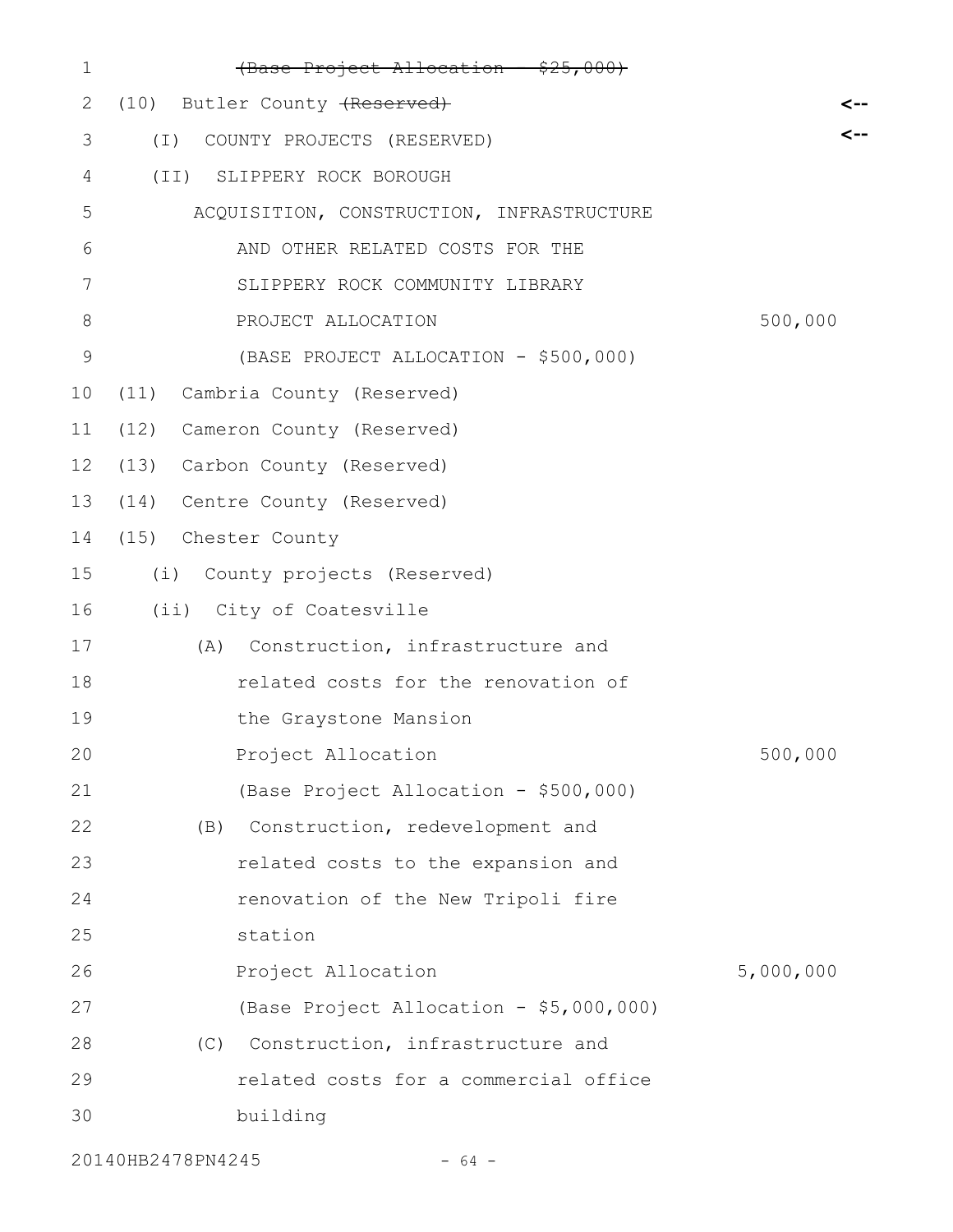~~(Base Project Allocation - $25,000)~~

(10) Butler County ~~(Reserved)~~

(I) COUNTY PROJECTS (RESERVED)

(II) SLIPPERY ROCK BOROUGH

ACQUISITION, CONSTRUCTION, INFRASTRUCTURE AND OTHER RELATED COSTS FOR THE SLIPPERY ROCK COMMUNITY LIBRARY

PROJECT ALLOCATION 500,000

(BASE PROJECT ALLOCATION - $500,000)

(11) Cambria County (Reserved)

(12) Cameron County (Reserved)

(13) Carbon County (Reserved)

(14) Centre County (Reserved)

(15) Chester County

(i) County projects (Reserved)

(ii) City of Coatesville

(A) Construction, infrastructure and related costs for the renovation of the Graystone Mansion

Project Allocation 500,000

(Base Project Allocation - $500,000)

(B) Construction, redevelopment and related costs to the expansion and renovation of the New Tripoli fire station

Project Allocation 5,000,000

(Base Project Allocation - $5,000,000)

(C) Construction, infrastructure and related costs for a commercial office building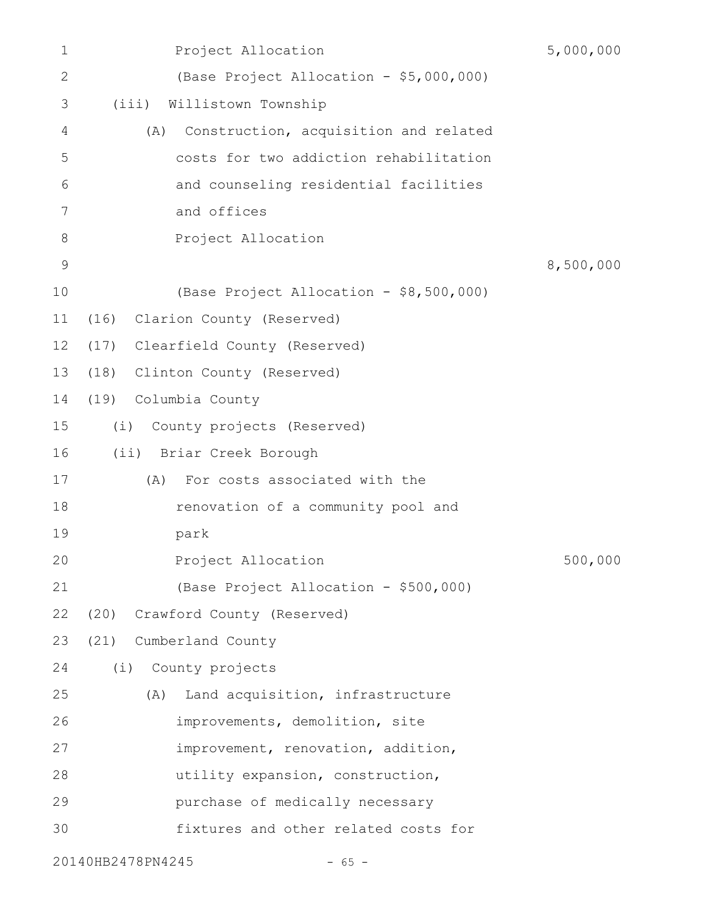Project Allocation 5,000,000

(Base Project Allocation - $5,000,000)

(iii) Willistown Township

(A) Construction, acquisition and related costs for two addiction rehabilitation and counseling residential facilities and offices

Project Allocation 8,500,000

(Base Project Allocation - $8,500,000)

(16) Clarion County (Reserved)

(17) Clearfield County (Reserved)

(18) Clinton County (Reserved)

(19) Columbia County

(i) County projects (Reserved)

(ii) Briar Creek Borough

(A) For costs associated with the renovation of a community pool and park

Project Allocation 500,000

(Base Project Allocation - $500,000)

(20) Crawford County (Reserved)

(21) Cumberland County

(i) County projects

(A) Land acquisition, infrastructure improvements, demolition, site improvement, renovation, addition, utility expansion, construction, purchase of medically necessary fixtures and other related costs for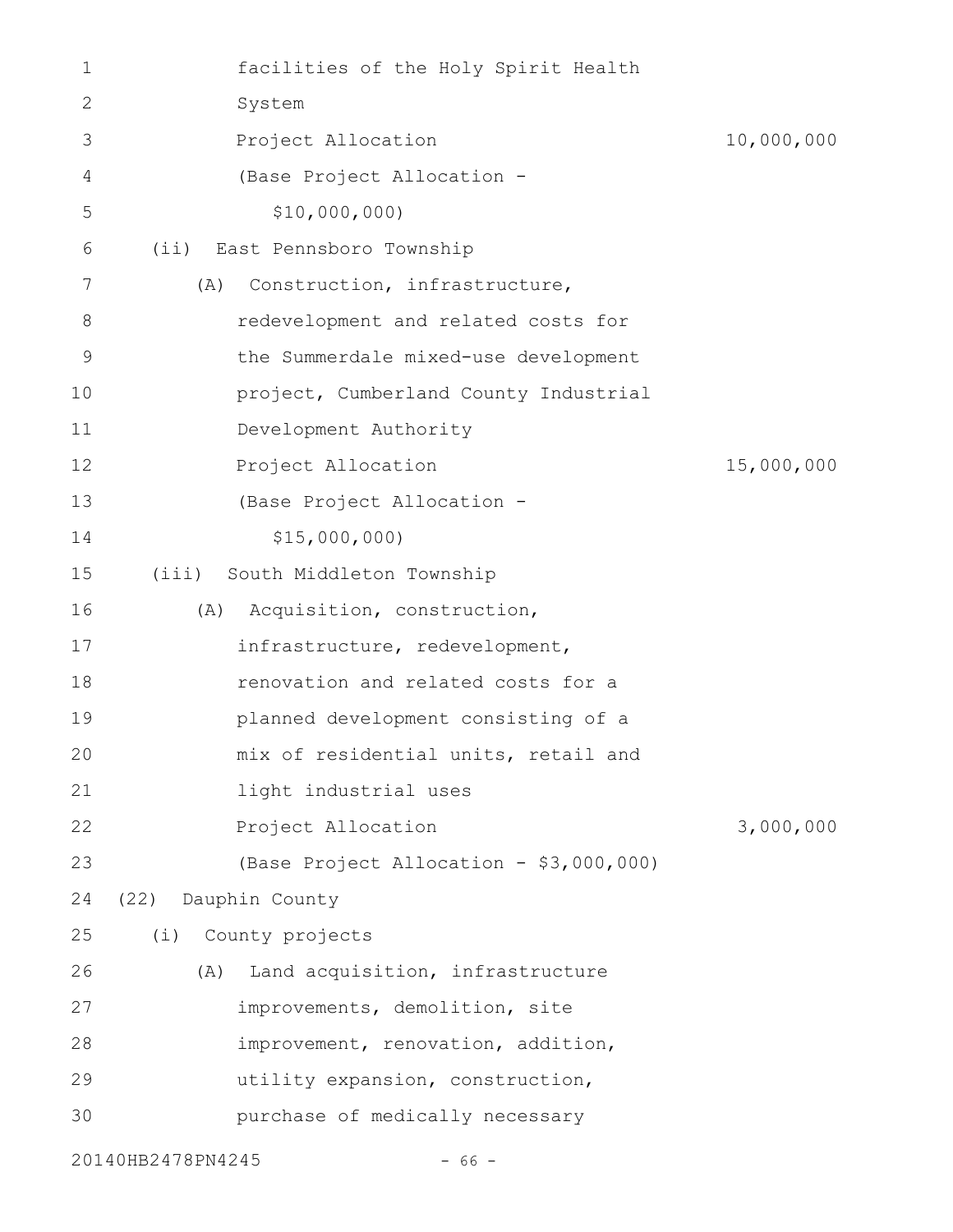facilities of the Holy Spirit Health System

Project Allocation 10,000,000

(Base Project Allocation - $10,000,000)

(ii) East Pennsboro Township

(A) Construction, infrastructure, redevelopment and related costs for the Summerdale mixed-use development project, Cumberland County Industrial Development Authority

Project Allocation 15,000,000

(Base Project Allocation - $15,000,000)

(iii) South Middleton Township

(A) Acquisition, construction, infrastructure, redevelopment, renovation and related costs for a planned development consisting of a mix of residential units, retail and light industrial uses

Project Allocation 3,000,000

(Base Project Allocation - $3,000,000)

(22) Dauphin County

(i) County projects

(A) Land acquisition, infrastructure improvements, demolition, site improvement, renovation, addition, utility expansion, construction, purchase of medically necessary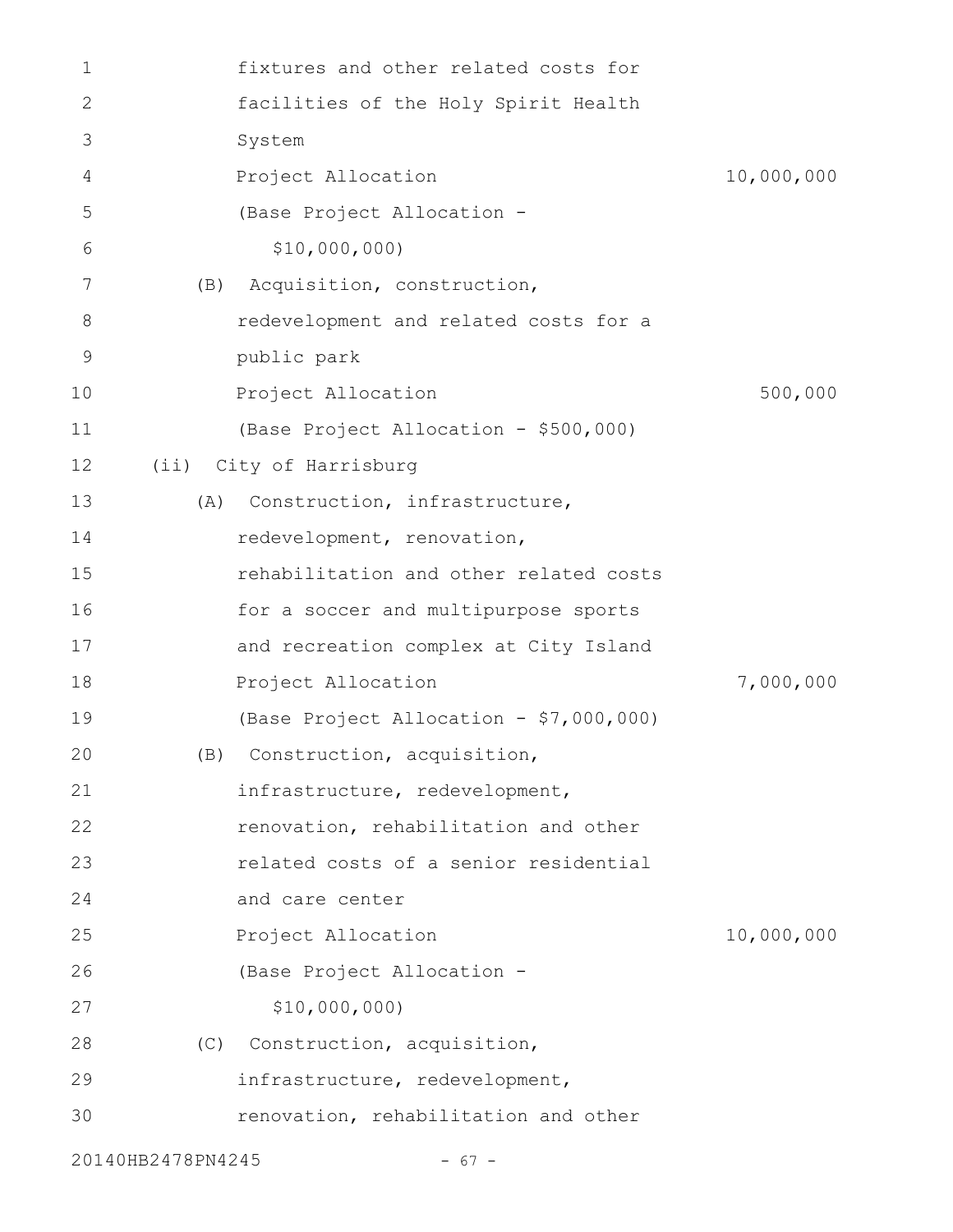fixtures and other related costs for facilities of the Holy Spirit Health System

Project Allocation 10,000,000

(Base Project Allocation - $10,000,000)

(B) Acquisition, construction, redevelopment and related costs for a public park

Project Allocation 500,000

(Base Project Allocation - $500,000)

(ii) City of Harrisburg

(A) Construction, infrastructure, redevelopment, renovation, rehabilitation and other related costs for a soccer and multipurpose sports and recreation complex at City Island

Project Allocation 7,000,000

(Base Project Allocation - $7,000,000)

(B) Construction, acquisition, infrastructure, redevelopment, renovation, rehabilitation and other related costs of a senior residential and care center

Project Allocation 10,000,000

(Base Project Allocation - $10,000,000)

(C) Construction, acquisition, infrastructure, redevelopment, renovation, rehabilitation and other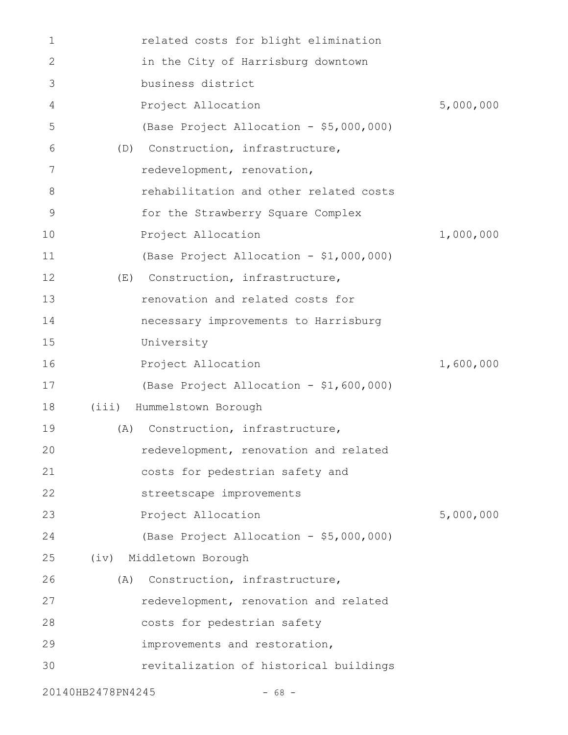related costs for blight elimination in the City of Harrisburg downtown business district

Project Allocation 5,000,000

(Base Project Allocation - $5,000,000)

(D) Construction, infrastructure, redevelopment, renovation, rehabilitation and other related costs for the Strawberry Square Complex

Project Allocation 1,000,000

(Base Project Allocation - $1,000,000)

(E) Construction, infrastructure, renovation and related costs for necessary improvements to Harrisburg University

Project Allocation 1,600,000

(Base Project Allocation - $1,600,000)

(iii) Hummelstown Borough

(A) Construction, infrastructure, redevelopment, renovation and related costs for pedestrian safety and streetscape improvements

Project Allocation 5,000,000

(Base Project Allocation - $5,000,000)

(iv) Middletown Borough

(A) Construction, infrastructure, redevelopment, renovation and related costs for pedestrian safety improvements and restoration, revitalization of historical buildings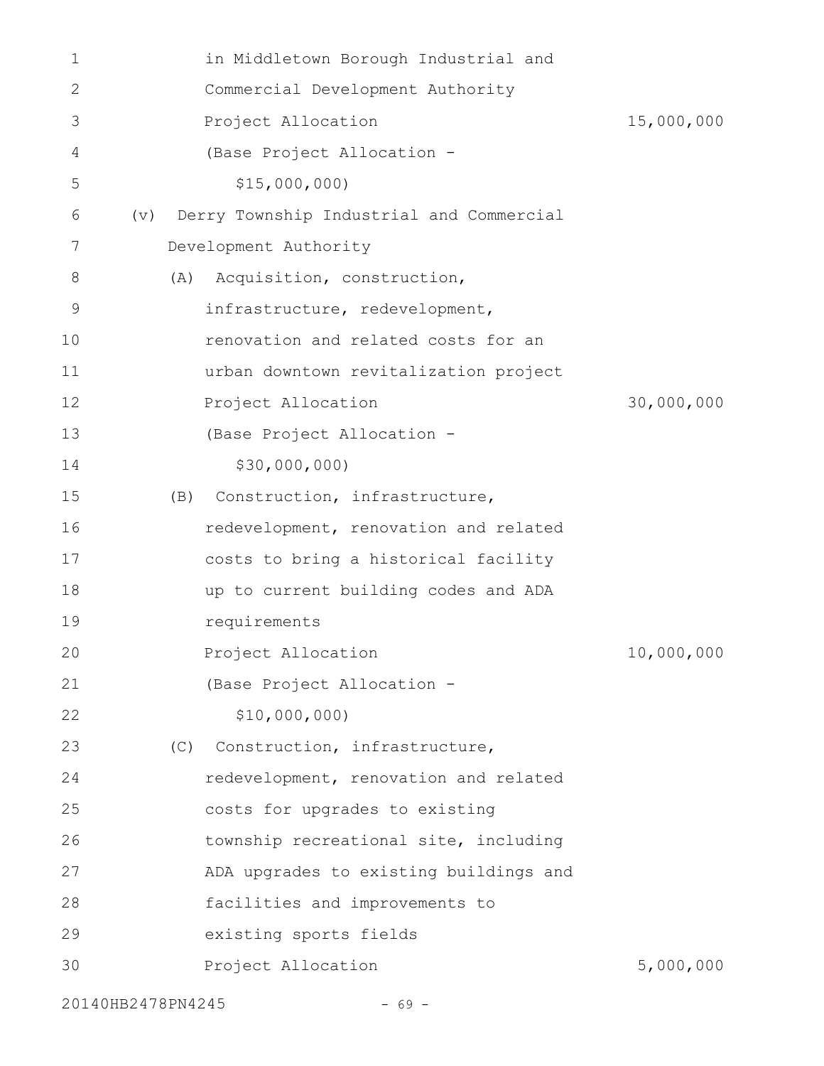in Middletown Borough Industrial and Commercial Development Authority

Project Allocation 15,000,000

(Base Project Allocation - $15,000,000)

(v) Derry Township Industrial and Commercial Development Authority

(A) Acquisition, construction, infrastructure, redevelopment, renovation and related costs for an urban downtown revitalization project

Project Allocation 30,000,000

(Base Project Allocation - $30,000,000)

(B) Construction, infrastructure, redevelopment, renovation and related costs to bring a historical facility up to current building codes and ADA requirements

Project Allocation 10,000,000

(Base Project Allocation - $10,000,000)

(C) Construction, infrastructure, redevelopment, renovation and related costs for upgrades to existing township recreational site, including ADA upgrades to existing buildings and facilities and improvements to existing sports fields

Project Allocation 5,000,000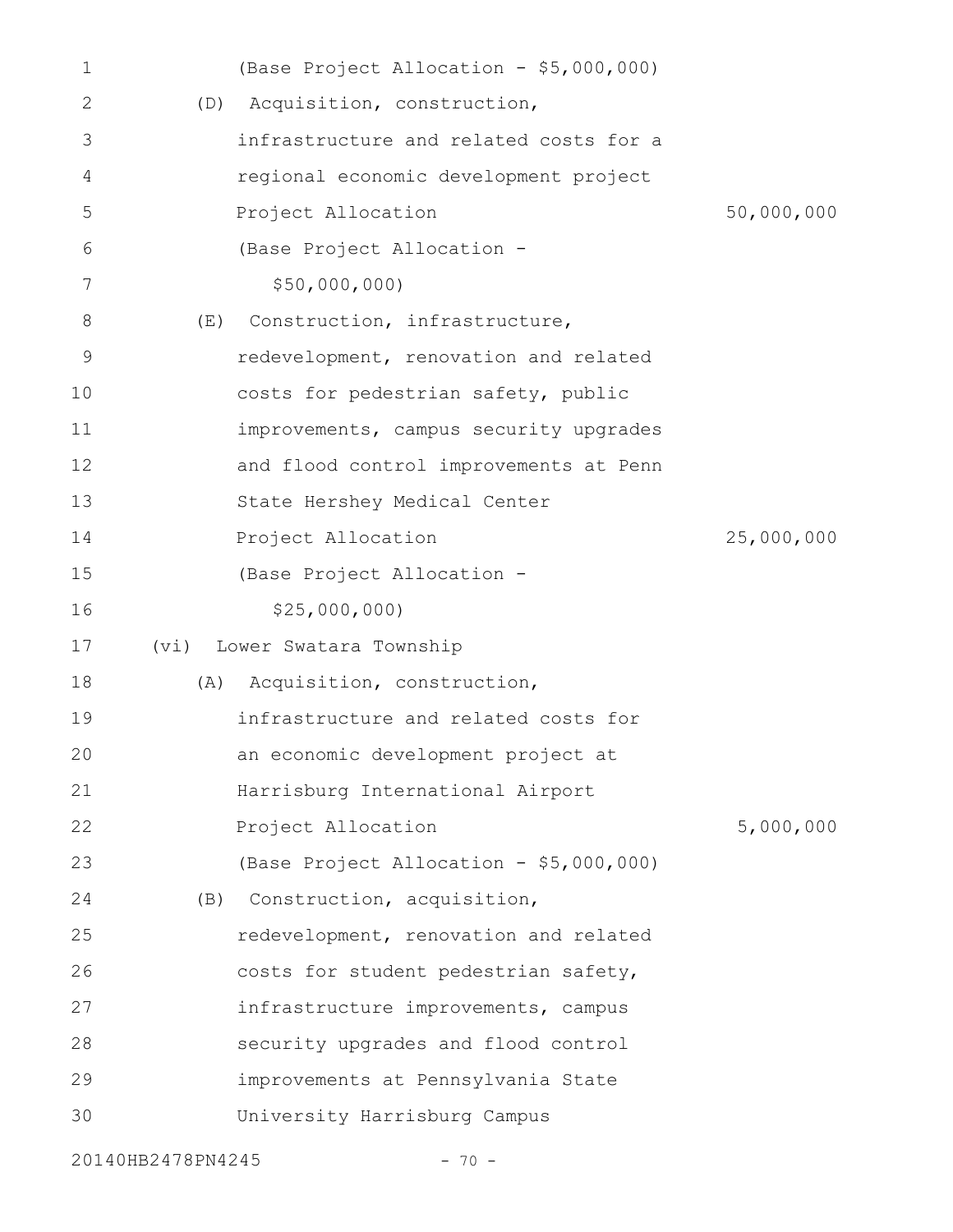(Base Project Allocation - $5,000,000)

(D) Acquisition, construction, infrastructure and related costs for a regional economic development project

Project Allocation 50,000,000

(Base Project Allocation - $50,000,000)

(E) Construction, infrastructure, redevelopment, renovation and related costs for pedestrian safety, public improvements, campus security upgrades and flood control improvements at Penn State Hershey Medical Center

Project Allocation 25,000,000

(Base Project Allocation - $25,000,000)

(vi) Lower Swatara Township

(A) Acquisition, construction, infrastructure and related costs for an economic development project at Harrisburg International Airport

Project Allocation 5,000,000

(Base Project Allocation - $5,000,000)

(B) Construction, acquisition, redevelopment, renovation and related costs for student pedestrian safety, infrastructure improvements, campus security upgrades and flood control improvements at Pennsylvania State University Harrisburg Campus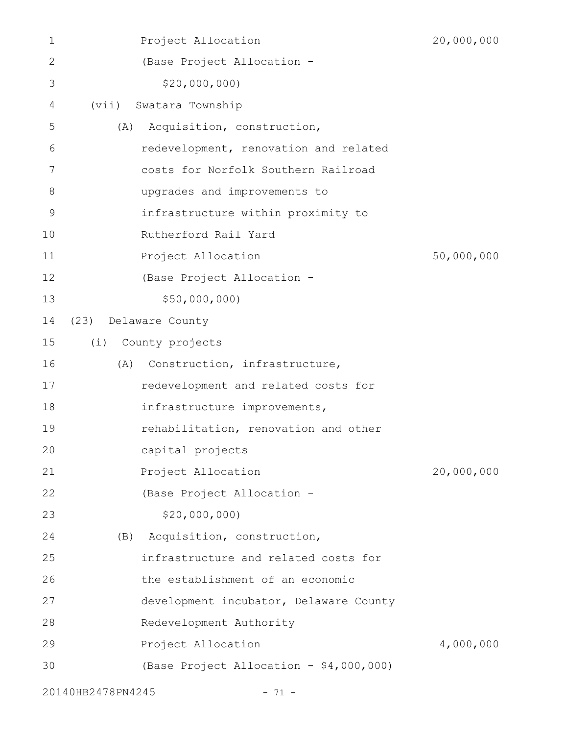Project Allocation 20,000,000

(Base Project Allocation -
$20,000,000)

(vii) Swatara Township

(A) Acquisition, construction, redevelopment, renovation and related costs for Norfolk Southern Railroad upgrades and improvements to infrastructure within proximity to Rutherford Rail Yard

Project Allocation 50,000,000

(Base Project Allocation -
$50,000,000)

(23) Delaware County

(i) County projects

(A) Construction, infrastructure, redevelopment and related costs for infrastructure improvements, rehabilitation, renovation and other capital projects

Project Allocation 20,000,000

(Base Project Allocation -
$20,000,000)

(B) Acquisition, construction, infrastructure and related costs for the establishment of an economic development incubator, Delaware County Redevelopment Authority

Project Allocation 4,000,000

(Base Project Allocation - $4,000,000)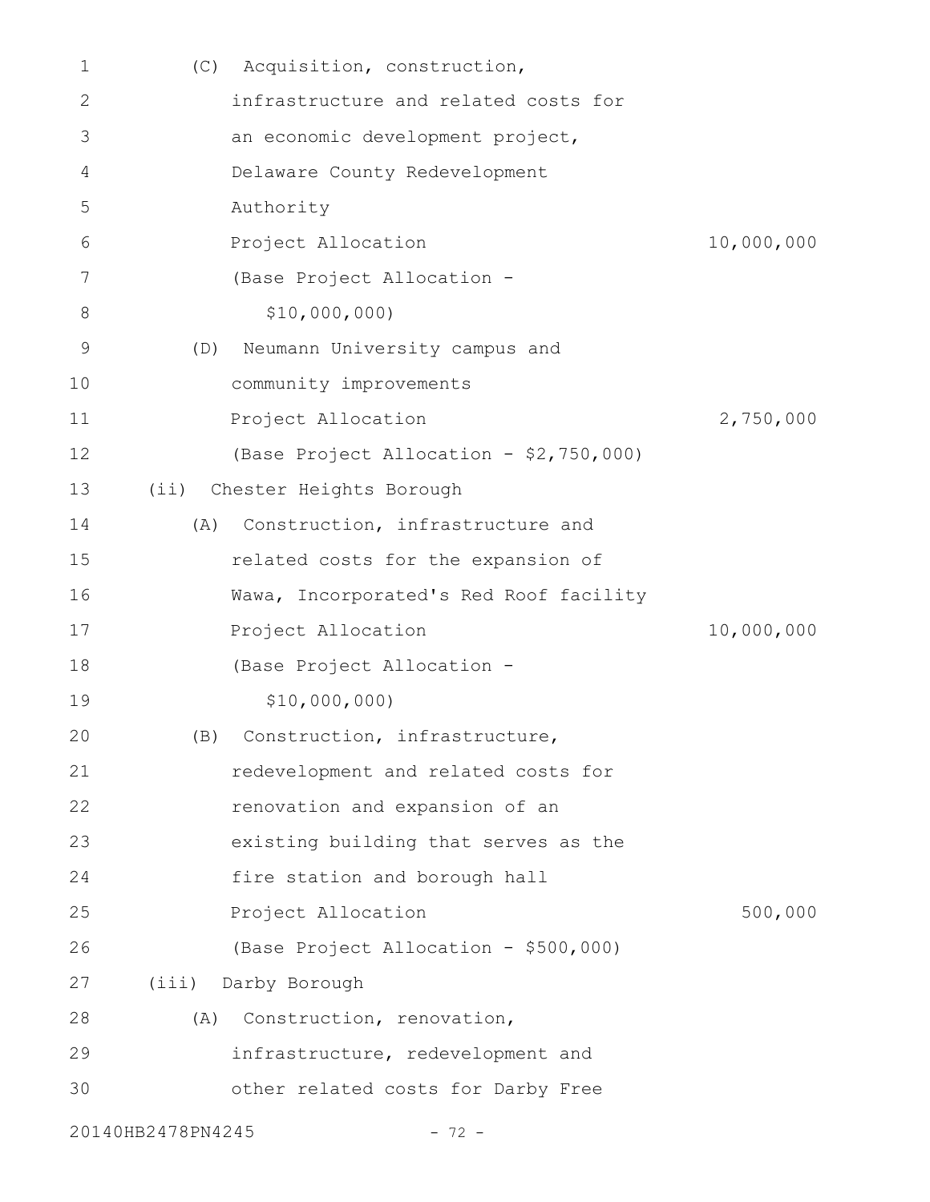(C) Acquisition, construction, infrastructure and related costs for an economic development project, Delaware County Redevelopment Authority

Project Allocation 10,000,000

(Base Project Allocation - $10,000,000)

(D) Neumann University campus and community improvements

Project Allocation 2,750,000

(Base Project Allocation - $2,750,000)

(ii) Chester Heights Borough

(A) Construction, infrastructure and related costs for the expansion of Wawa, Incorporated's Red Roof facility

Project Allocation 10,000,000

(Base Project Allocation - $10,000,000)

(B) Construction, infrastructure, redevelopment and related costs for renovation and expansion of an existing building that serves as the fire station and borough hall

Project Allocation 500,000

(Base Project Allocation - $500,000)

(iii) Darby Borough

(A) Construction, renovation, infrastructure, redevelopment and other related costs for Darby Free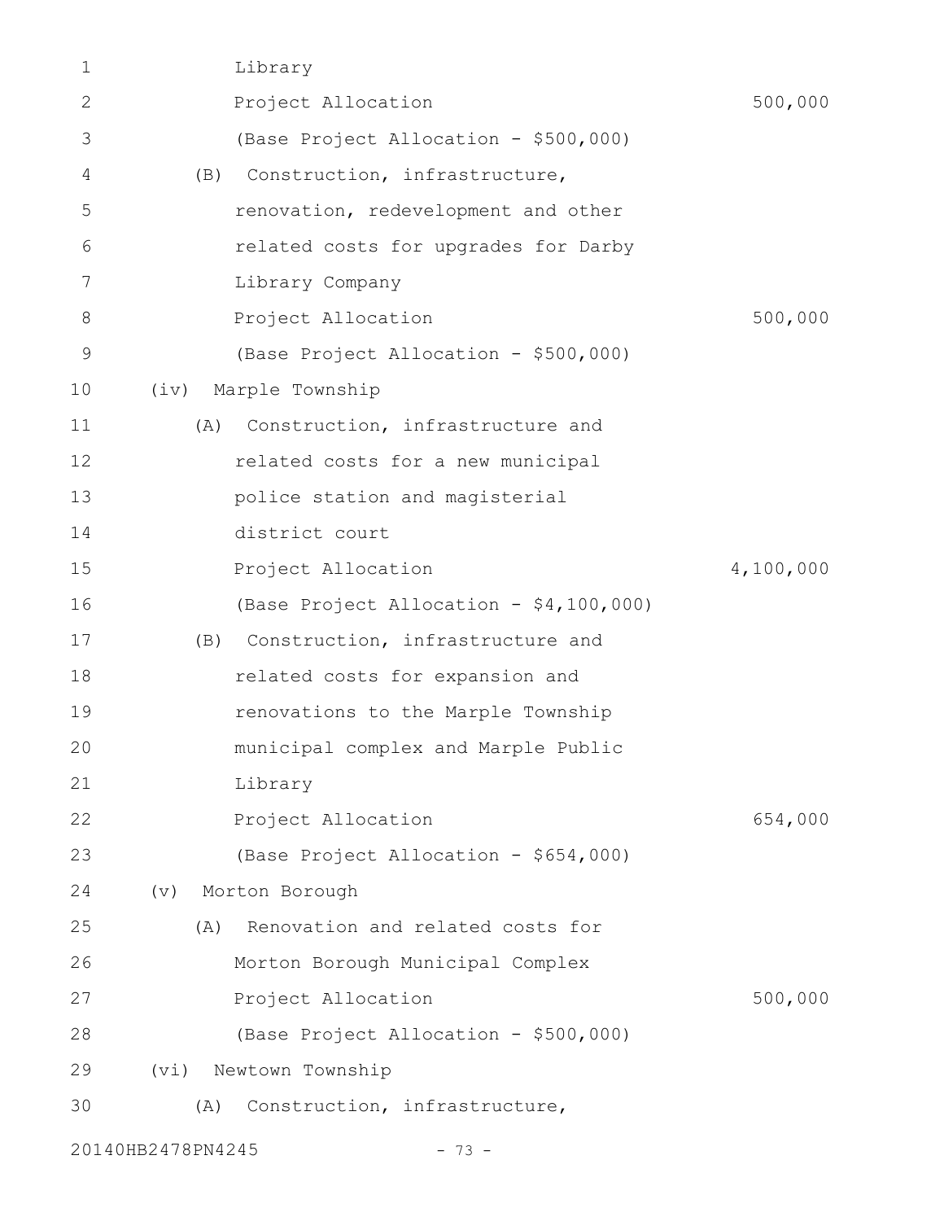Library
Project Allocation 500,000
(Base Project Allocation - $500,000)

(B) Construction, infrastructure, renovation, redevelopment and other related costs for upgrades for Darby Library Company
Project Allocation 500,000
(Base Project Allocation - $500,000)

(iv) Marple Township

(A) Construction, infrastructure and related costs for a new municipal police station and magisterial district court
Project Allocation 4,100,000
(Base Project Allocation - $4,100,000)

(B) Construction, infrastructure and related costs for expansion and renovations to the Marple Township municipal complex and Marple Public Library
Project Allocation 654,000
(Base Project Allocation - $654,000)

(v) Morton Borough

(A) Renovation and related costs for Morton Borough Municipal Complex
Project Allocation 500,000
(Base Project Allocation - $500,000)

(vi) Newtown Township

(A) Construction, infrastructure,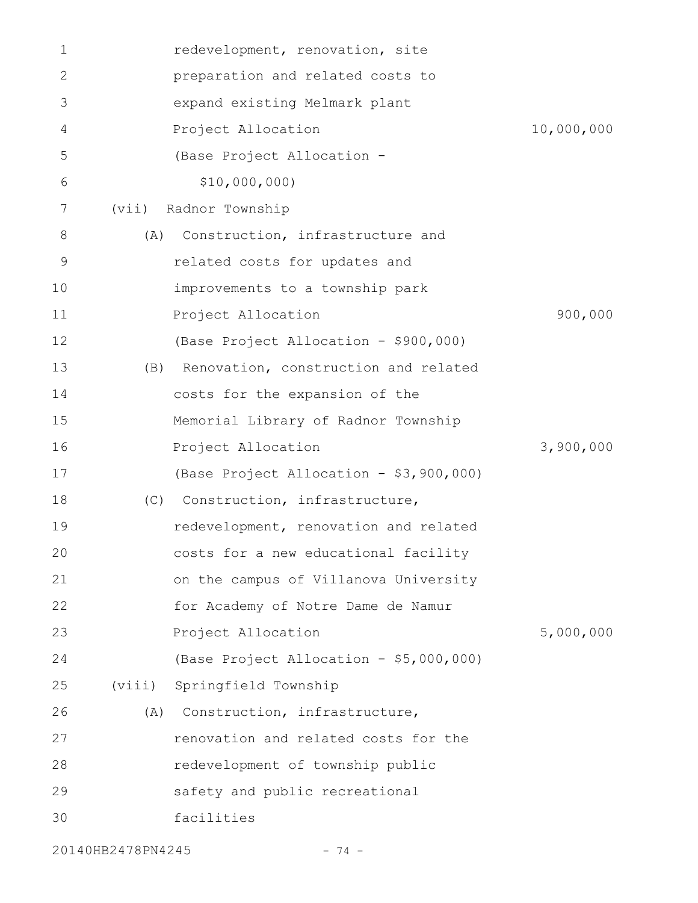redevelopment, renovation, site preparation and related costs to expand existing Melmark plant

Project Allocation 10,000,000

(Base Project Allocation - $10,000,000)

(vii) Radnor Township

(A) Construction, infrastructure and related costs for updates and improvements to a township park

Project Allocation 900,000

(Base Project Allocation - $900,000)

(B) Renovation, construction and related costs for the expansion of the Memorial Library of Radnor Township

Project Allocation 3,900,000

(Base Project Allocation - $3,900,000)

(C) Construction, infrastructure, redevelopment, renovation and related costs for a new educational facility on the campus of Villanova University for Academy of Notre Dame de Namur

Project Allocation 5,000,000

(Base Project Allocation - $5,000,000)

(viii) Springfield Township

(A) Construction, infrastructure, renovation and related costs for the redevelopment of township public safety and public recreational facilities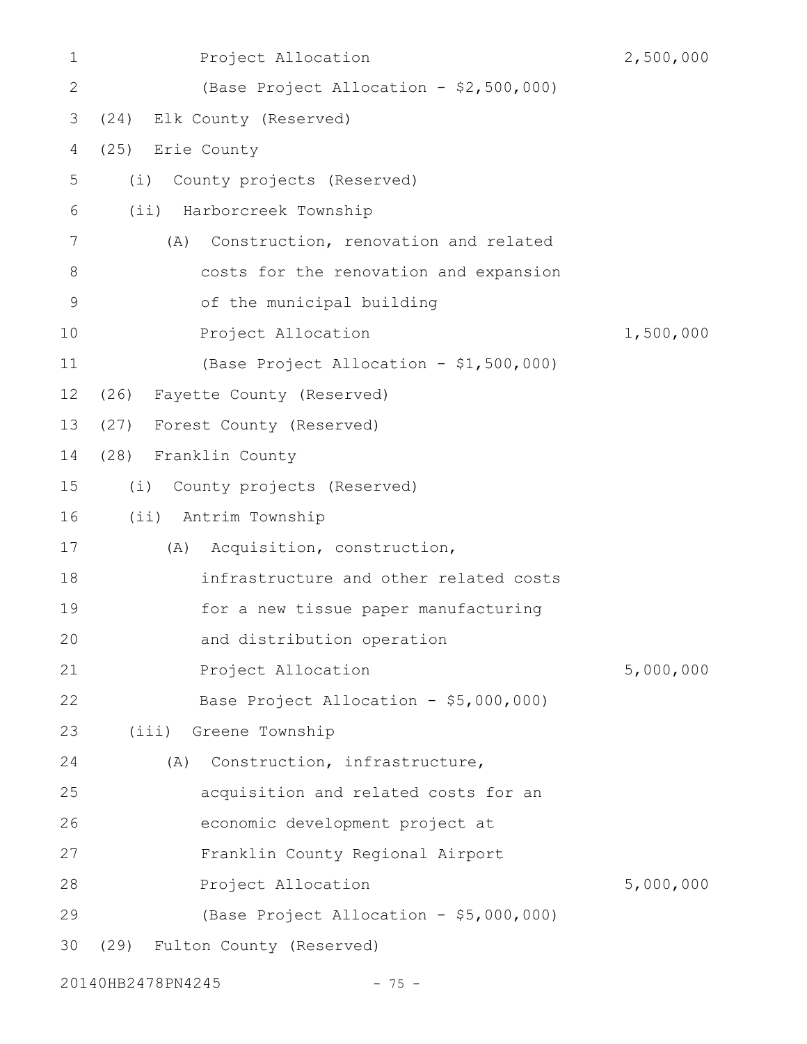Project Allocation 2,500,000

(Base Project Allocation - $2,500,000)

(24) Elk County (Reserved)

(25) Erie County

(i) County projects (Reserved)

(ii) Harborcreek Township

(A) Construction, renovation and related costs for the renovation and expansion of the municipal building

Project Allocation 1,500,000

(Base Project Allocation - $1,500,000)

(26) Fayette County (Reserved)

(27) Forest County (Reserved)

(28) Franklin County

(i) County projects (Reserved)

(ii) Antrim Township

(A) Acquisition, construction, infrastructure and other related costs for a new tissue paper manufacturing and distribution operation

Project Allocation 5,000,000

Base Project Allocation - $5,000,000)

(iii) Greene Township

(A) Construction, infrastructure, acquisition and related costs for an economic development project at Franklin County Regional Airport

Project Allocation 5,000,000

(Base Project Allocation - $5,000,000)

(29) Fulton County (Reserved)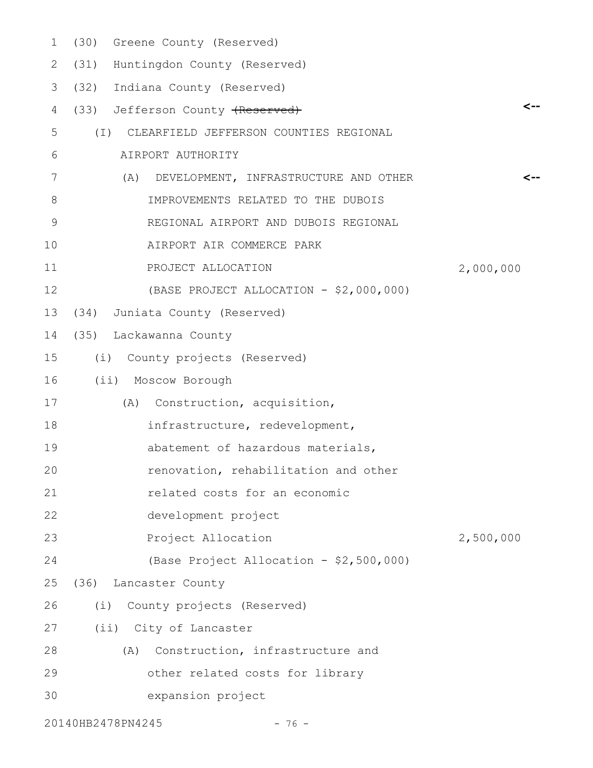(30) Greene County (Reserved)

(31) Huntingdon County (Reserved)

(32) Indiana County (Reserved)

(33) Jefferson County ~~(Reserved)~~ <--

(I) CLEARFIELD JEFFERSON COUNTIES REGIONAL AIRPORT AUTHORITY

(A) DEVELOPMENT, INFRASTRUCTURE AND OTHER IMPROVEMENTS RELATED TO THE DUBOIS REGIONAL AIRPORT AND DUBOIS REGIONAL AIRPORT AIR COMMERCE PARK <--

PROJECT ALLOCATION 2,000,000

(BASE PROJECT ALLOCATION - $2,000,000)

(34) Juniata County (Reserved)

(35) Lackawanna County

(i) County projects (Reserved)

(ii) Moscow Borough

(A) Construction, acquisition, infrastructure, redevelopment, abatement of hazardous materials, renovation, rehabilitation and other related costs for an economic development project

Project Allocation 2,500,000

(Base Project Allocation - $2,500,000)

(36) Lancaster County

(i) County projects (Reserved)

(ii) City of Lancaster

(A) Construction, infrastructure and other related costs for library expansion project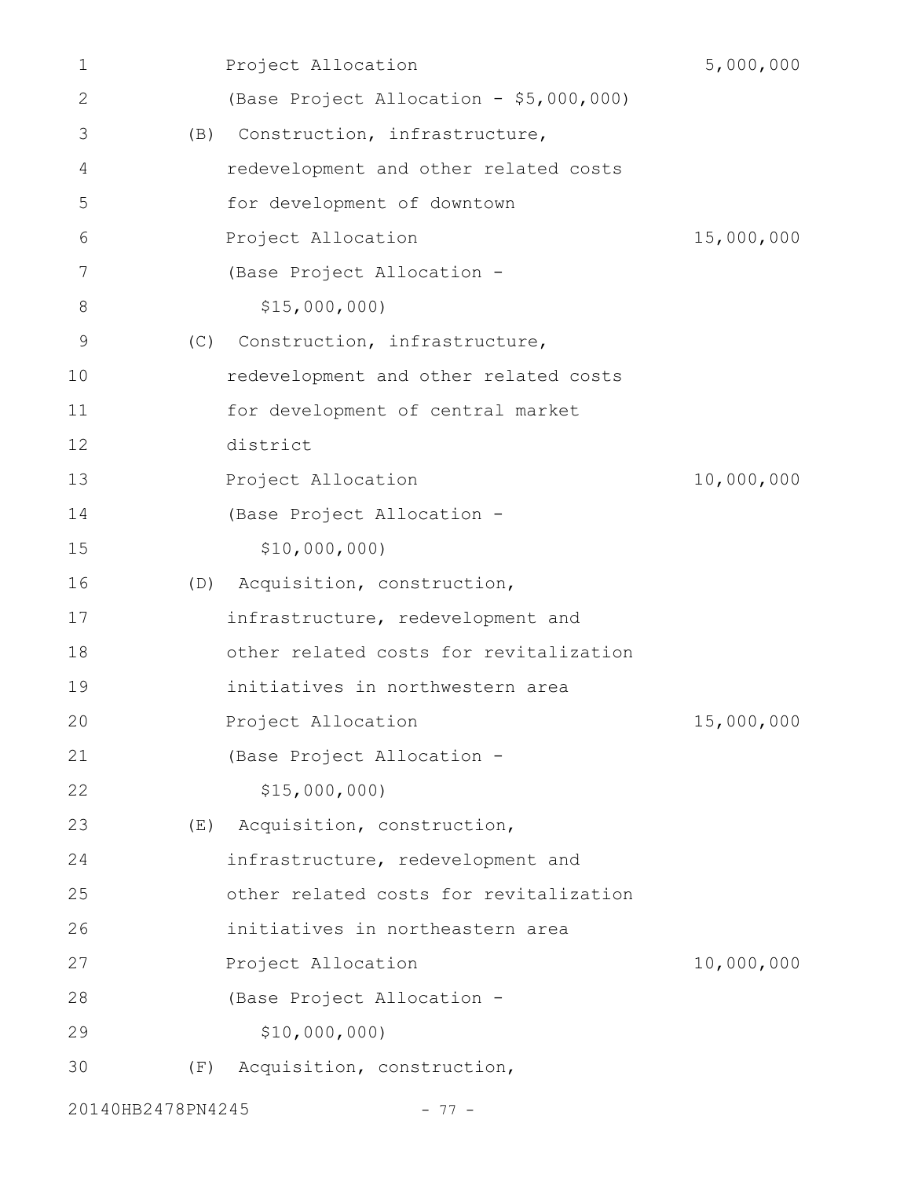Project Allocation 5,000,000

(Base Project Allocation - $5,000,000)

(B) Construction, infrastructure, redevelopment and other related costs for development of downtown

Project Allocation 15,000,000

(Base Project Allocation - $15,000,000)

(C) Construction, infrastructure, redevelopment and other related costs for development of central market district

Project Allocation 10,000,000

(Base Project Allocation - $10,000,000)

(D) Acquisition, construction, infrastructure, redevelopment and other related costs for revitalization initiatives in northwestern area

Project Allocation 15,000,000

(Base Project Allocation - $15,000,000)

(E) Acquisition, construction, infrastructure, redevelopment and other related costs for revitalization initiatives in northeastern area

Project Allocation 10,000,000

(Base Project Allocation - $10,000,000)

(F) Acquisition, construction,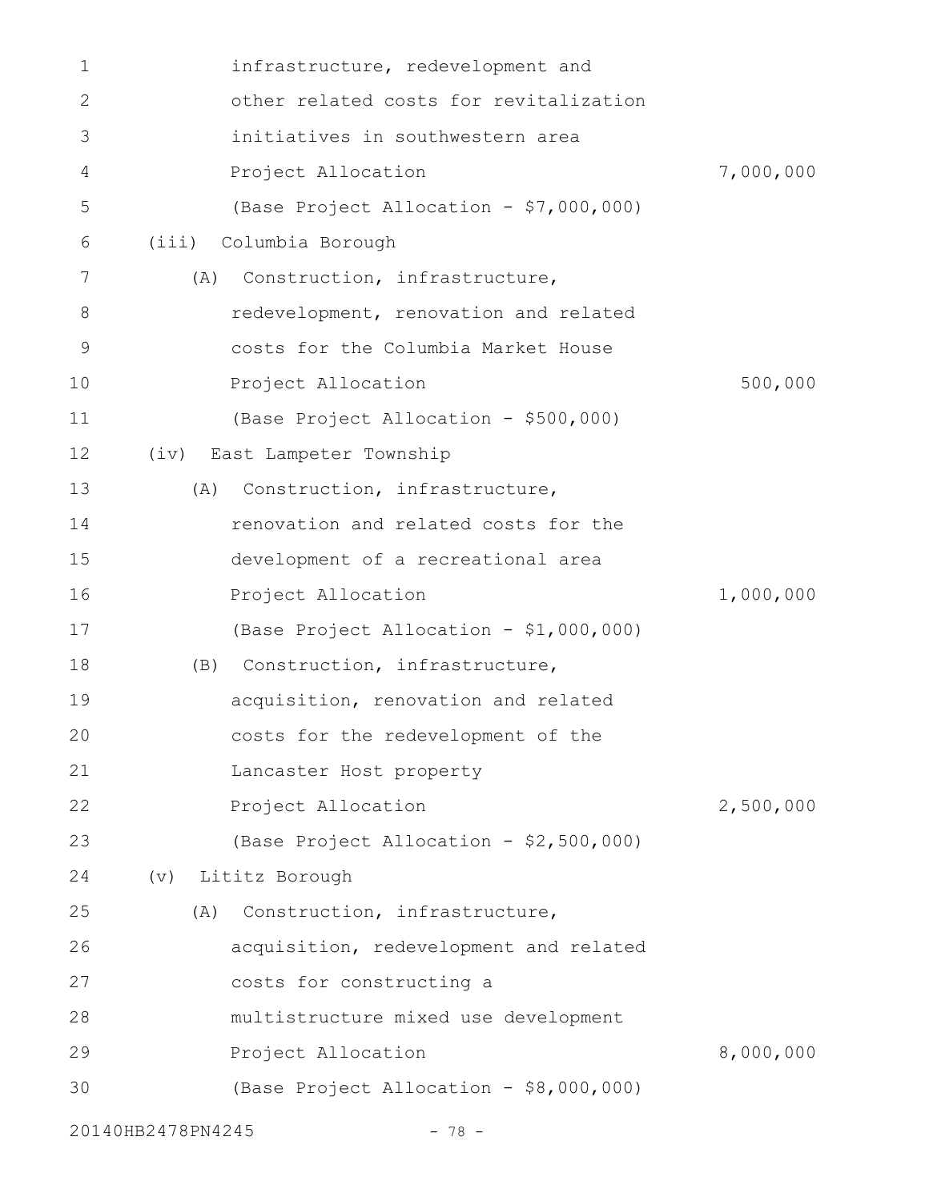infrastructure, redevelopment and other related costs for revitalization initiatives in southwestern area
Project Allocation 7,000,000
(Base Project Allocation - $7,000,000)

(iii) Columbia Borough

(A) Construction, infrastructure, redevelopment, renovation and related costs for the Columbia Market House
Project Allocation 500,000
(Base Project Allocation - $500,000)

(iv) East Lampeter Township

(A) Construction, infrastructure, renovation and related costs for the development of a recreational area
Project Allocation 1,000,000
(Base Project Allocation - $1,000,000)

(B) Construction, infrastructure, acquisition, renovation and related costs for the redevelopment of the Lancaster Host property
Project Allocation 2,500,000
(Base Project Allocation - $2,500,000)

(v) Lititz Borough

(A) Construction, infrastructure, acquisition, redevelopment and related costs for constructing a multistructure mixed use development
Project Allocation 8,000,000
(Base Project Allocation - $8,000,000)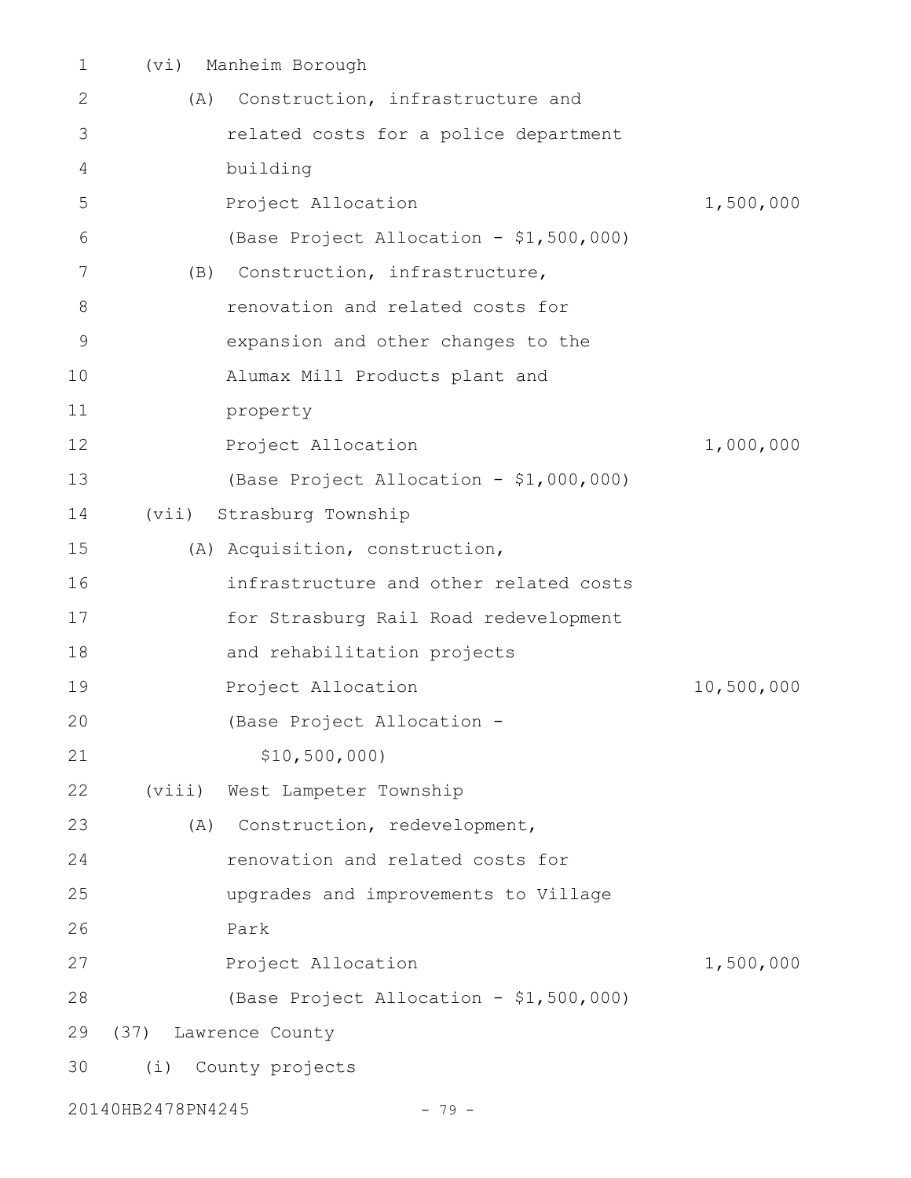(vi) Manheim Borough

(A) Construction, infrastructure and related costs for a police department building

Project Allocation 1,500,000

(Base Project Allocation - $1,500,000)

(B) Construction, infrastructure, renovation and related costs for expansion and other changes to the Alumax Mill Products plant and property

Project Allocation 1,000,000

(Base Project Allocation - $1,000,000)

(vii) Strasburg Township

(A) Acquisition, construction, infrastructure and other related costs for Strasburg Rail Road redevelopment and rehabilitation projects

Project Allocation 10,500,000

(Base Project Allocation - $10,500,000)

(viii) West Lampeter Township

(A) Construction, redevelopment, renovation and related costs for upgrades and improvements to Village Park

Project Allocation 1,500,000

(Base Project Allocation - $1,500,000)

(37) Lawrence County

(i) County projects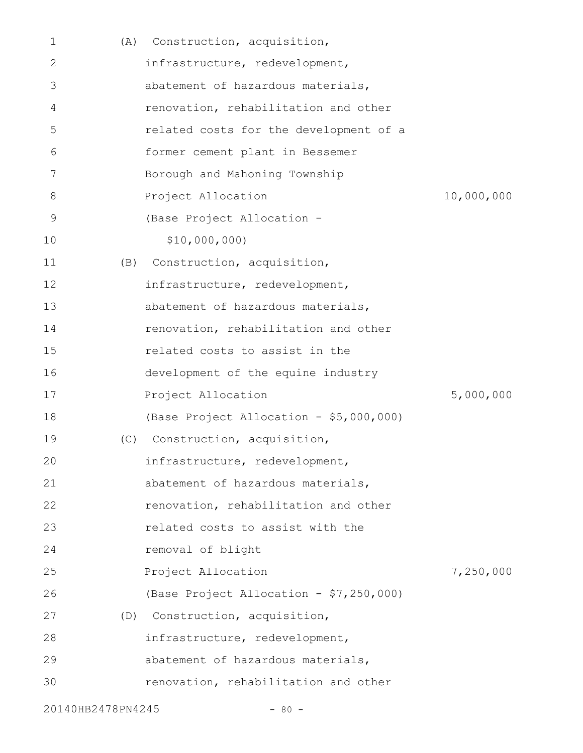(A) Construction, acquisition, infrastructure, redevelopment, abatement of hazardous materials, renovation, rehabilitation and other related costs for the development of a former cement plant in Bessemer Borough and Mahoning Township

Project Allocation 10,000,000

(Base Project Allocation - $10,000,000)

(B) Construction, acquisition, infrastructure, redevelopment, abatement of hazardous materials, renovation, rehabilitation and other related costs to assist in the development of the equine industry

Project Allocation 5,000,000

(Base Project Allocation - $5,000,000)

(C) Construction, acquisition, infrastructure, redevelopment, abatement of hazardous materials, renovation, rehabilitation and other related costs to assist with the removal of blight

Project Allocation 7,250,000

(Base Project Allocation - $7,250,000)

(D) Construction, acquisition, infrastructure, redevelopment, abatement of hazardous materials, renovation, rehabilitation and other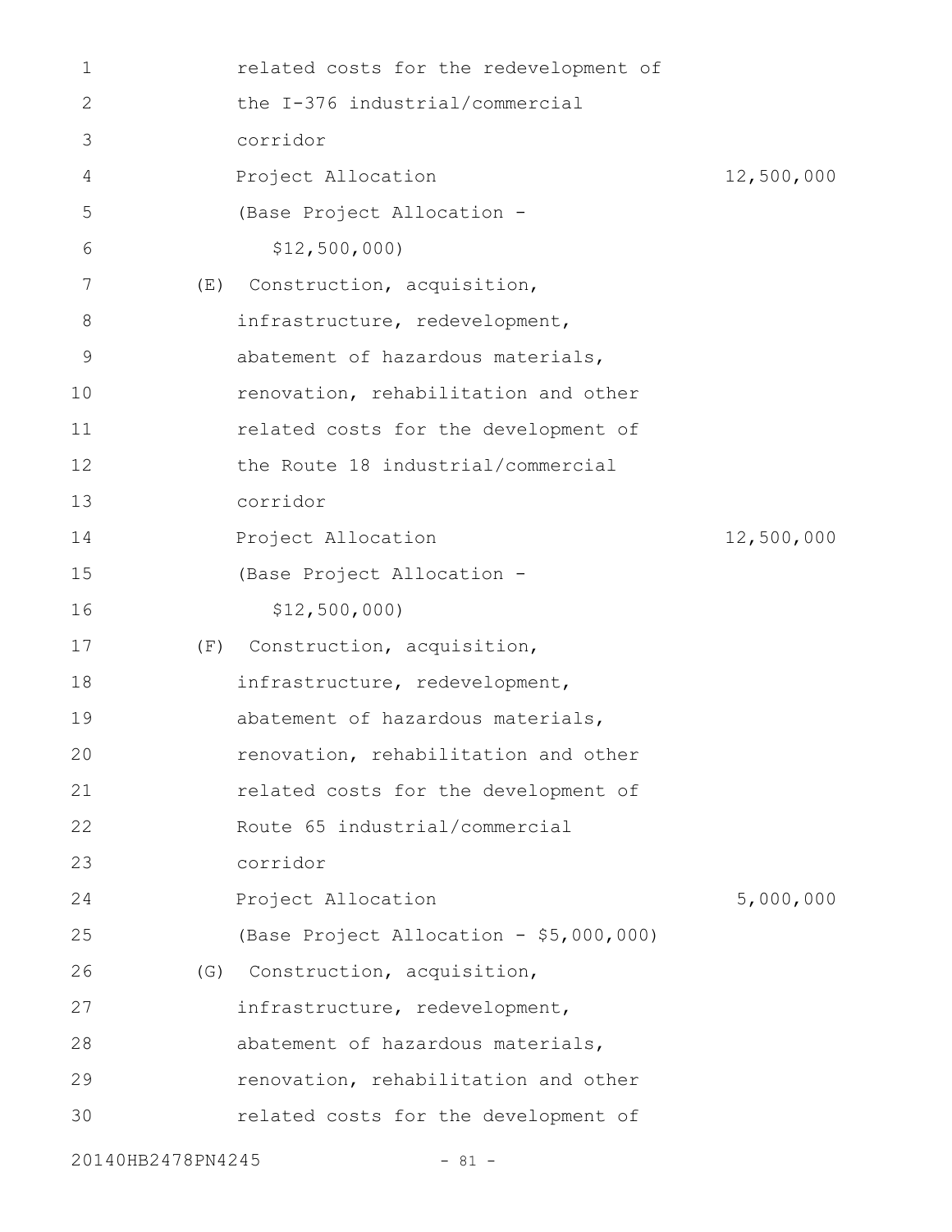related costs for the redevelopment of the I-376 industrial/commercial corridor

Project Allocation 12,500,000

(Base Project Allocation - $12,500,000)

(E) Construction, acquisition, infrastructure, redevelopment, abatement of hazardous materials, renovation, rehabilitation and other related costs for the development of the Route 18 industrial/commercial corridor

Project Allocation 12,500,000

(Base Project Allocation - $12,500,000)

(F) Construction, acquisition, infrastructure, redevelopment, abatement of hazardous materials, renovation, rehabilitation and other related costs for the development of Route 65 industrial/commercial corridor

Project Allocation 5,000,000

(Base Project Allocation - $5,000,000)

(G) Construction, acquisition, infrastructure, redevelopment, abatement of hazardous materials, renovation, rehabilitation and other related costs for the development of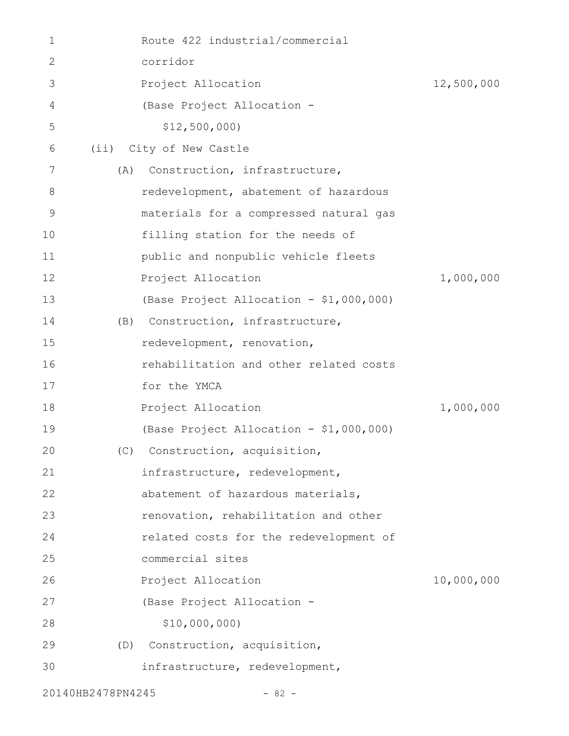Route 422 industrial/commercial corridor

Project Allocation 12,500,000

(Base Project Allocation - $12,500,000)

(ii) City of New Castle

(A) Construction, infrastructure, redevelopment, abatement of hazardous materials for a compressed natural gas filling station for the needs of public and nonpublic vehicle fleets

Project Allocation 1,000,000

(Base Project Allocation - $1,000,000)

(B) Construction, infrastructure, redevelopment, renovation, rehabilitation and other related costs for the YMCA

Project Allocation 1,000,000

(Base Project Allocation - $1,000,000)

(C) Construction, acquisition, infrastructure, redevelopment, abatement of hazardous materials, renovation, rehabilitation and other related costs for the redevelopment of commercial sites

Project Allocation 10,000,000

(Base Project Allocation - $10,000,000)

(D) Construction, acquisition, infrastructure, redevelopment,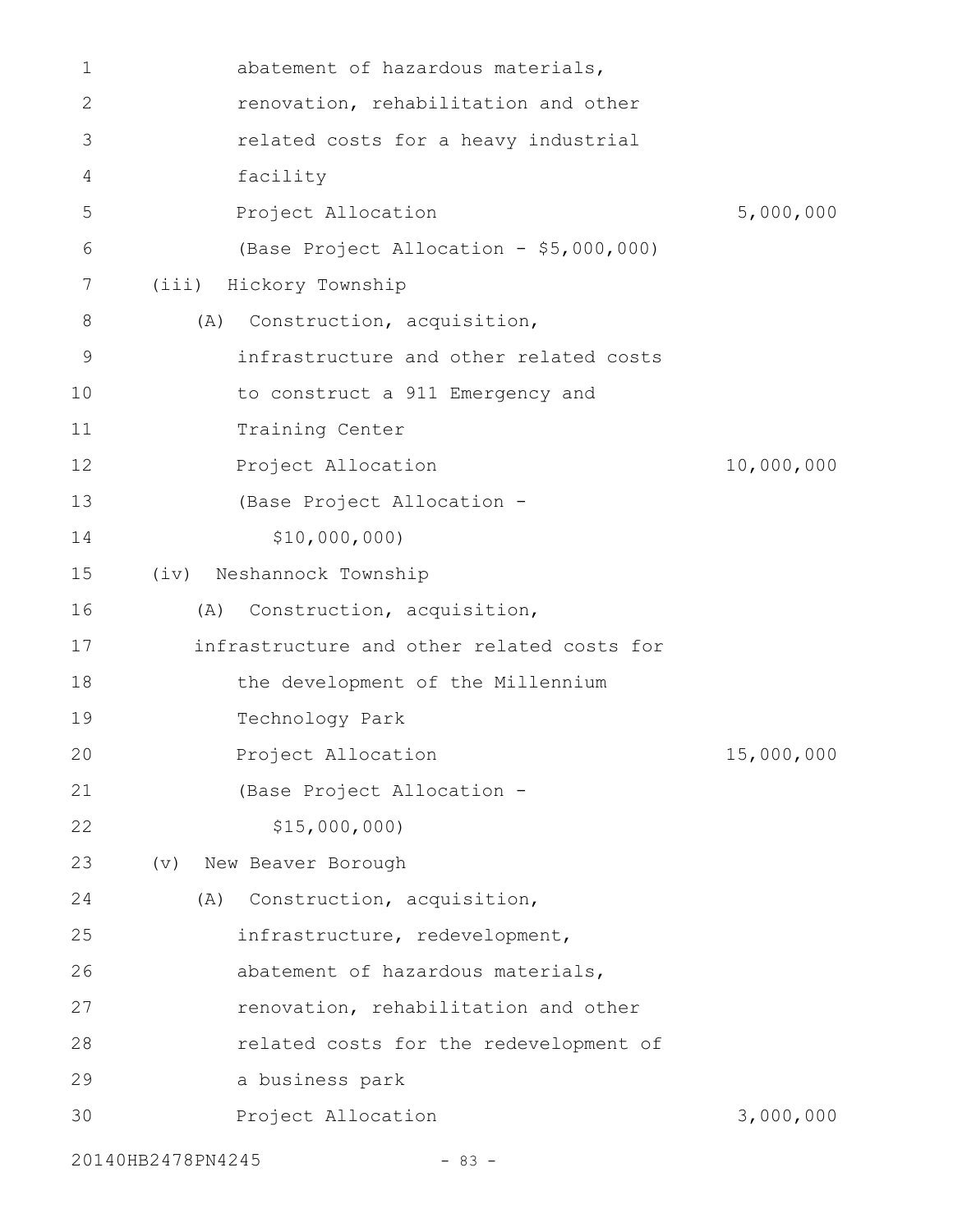abatement of hazardous materials, renovation, rehabilitation and other related costs for a heavy industrial facility

Project Allocation 5,000,000

(Base Project Allocation - $5,000,000)

(iii) Hickory Township

(A) Construction, acquisition, infrastructure and other related costs to construct a 911 Emergency and Training Center

Project Allocation 10,000,000

(Base Project Allocation - $10,000,000)

(iv) Neshannock Township

(A) Construction, acquisition, infrastructure and other related costs for the development of the Millennium Technology Park

Project Allocation 15,000,000

(Base Project Allocation - $15,000,000)

(v) New Beaver Borough

(A) Construction, acquisition, infrastructure, redevelopment, abatement of hazardous materials, renovation, rehabilitation and other related costs for the redevelopment of a business park

Project Allocation 3,000,000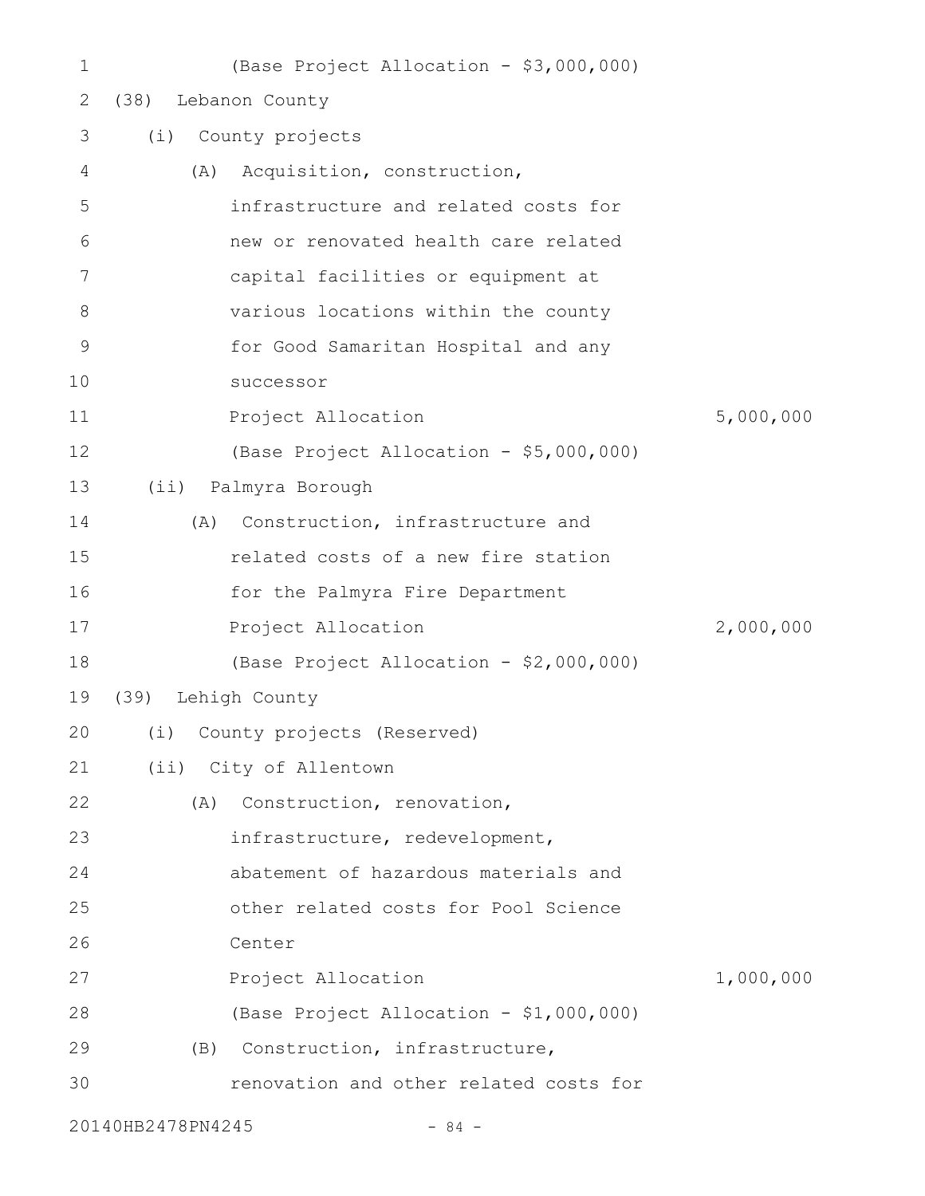(Base Project Allocation - $3,000,000)

(38) Lebanon County

(i) County projects

(A) Acquisition, construction, infrastructure and related costs for new or renovated health care related capital facilities or equipment at various locations within the county for Good Samaritan Hospital and any successor

Project Allocation 5,000,000

(Base Project Allocation - $5,000,000)

(ii) Palmyra Borough

(A) Construction, infrastructure and related costs of a new fire station for the Palmyra Fire Department

Project Allocation 2,000,000

(Base Project Allocation - $2,000,000)

(39) Lehigh County

(i) County projects (Reserved)

(ii) City of Allentown

(A) Construction, renovation, infrastructure, redevelopment, abatement of hazardous materials and other related costs for Pool Science Center

Project Allocation 1,000,000

(Base Project Allocation - $1,000,000)

(B) Construction, infrastructure, renovation and other related costs for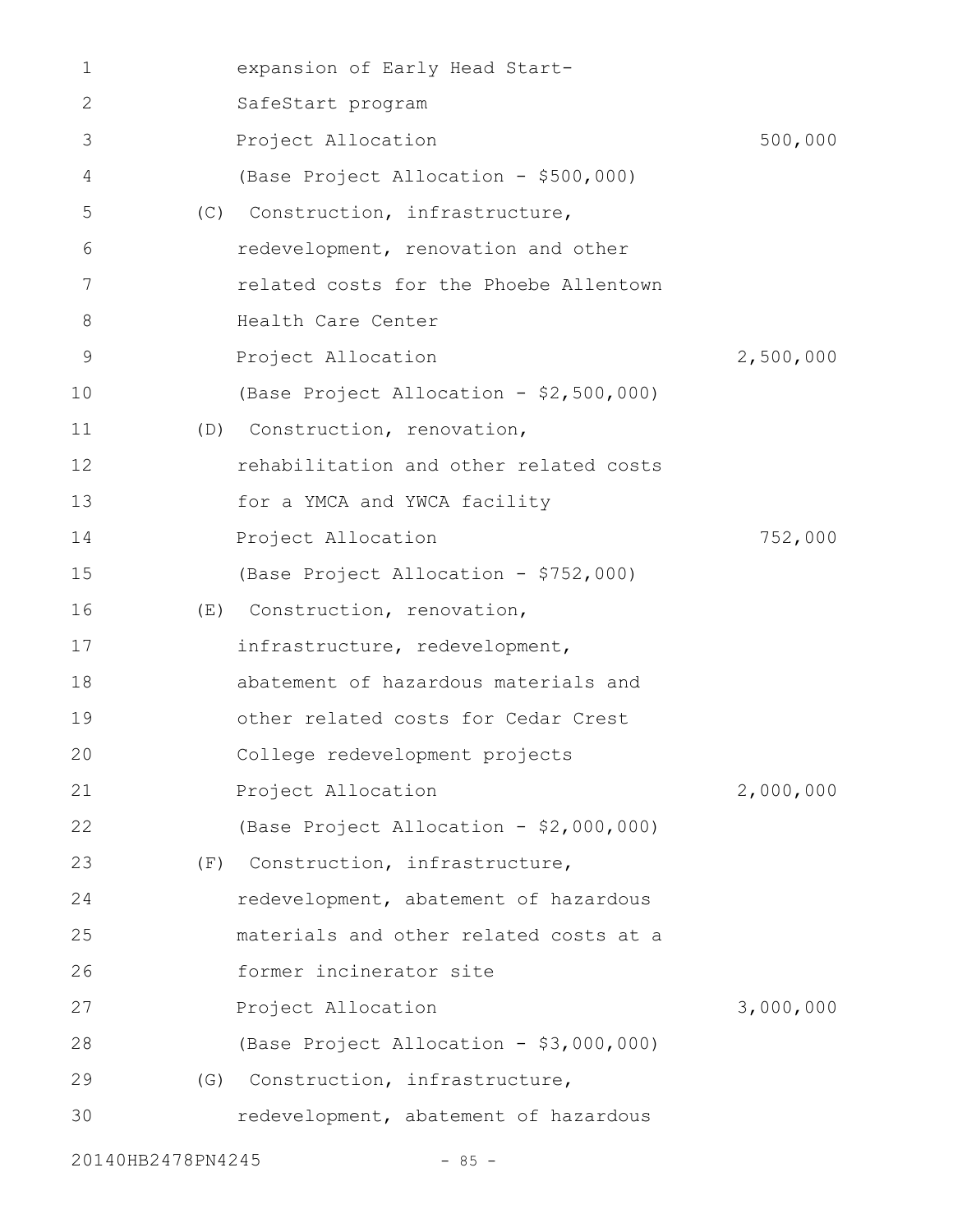expansion of Early Head Start-SafeStart program

Project Allocation 500,000

(Base Project Allocation - $500,000)

(C) Construction, infrastructure, redevelopment, renovation and other related costs for the Phoebe Allentown Health Care Center

Project Allocation 2,500,000

(Base Project Allocation - $2,500,000)

(D) Construction, renovation, rehabilitation and other related costs for a YMCA and YWCA facility

Project Allocation 752,000

(Base Project Allocation - $752,000)

(E) Construction, renovation, infrastructure, redevelopment, abatement of hazardous materials and other related costs for Cedar Crest College redevelopment projects

Project Allocation 2,000,000

(Base Project Allocation - $2,000,000)

(F) Construction, infrastructure, redevelopment, abatement of hazardous materials and other related costs at a former incinerator site

Project Allocation 3,000,000

(Base Project Allocation - $3,000,000)

(G) Construction, infrastructure, redevelopment, abatement of hazardous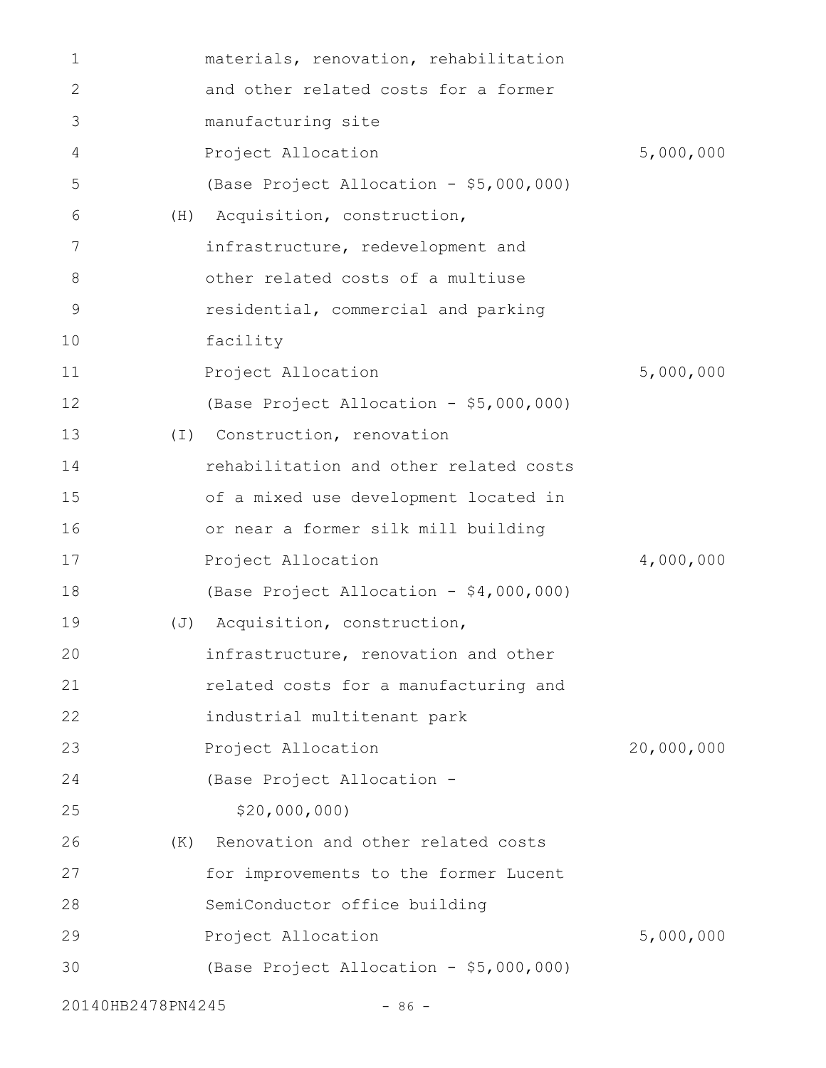materials, renovation, rehabilitation and other related costs for a former manufacturing site

Project Allocation 5,000,000

(Base Project Allocation - $5,000,000)

(H) Acquisition, construction, infrastructure, redevelopment and other related costs of a multiuse residential, commercial and parking facility

Project Allocation 5,000,000

(Base Project Allocation - $5,000,000)

(I) Construction, renovation rehabilitation and other related costs of a mixed use development located in or near a former silk mill building

Project Allocation 4,000,000

(Base Project Allocation - $4,000,000)

(J) Acquisition, construction, infrastructure, renovation and other related costs for a manufacturing and industrial multitenant park

Project Allocation 20,000,000

(Base Project Allocation - $20,000,000)

(K) Renovation and other related costs for improvements to the former Lucent SemiConductor office building

Project Allocation 5,000,000

(Base Project Allocation - $5,000,000)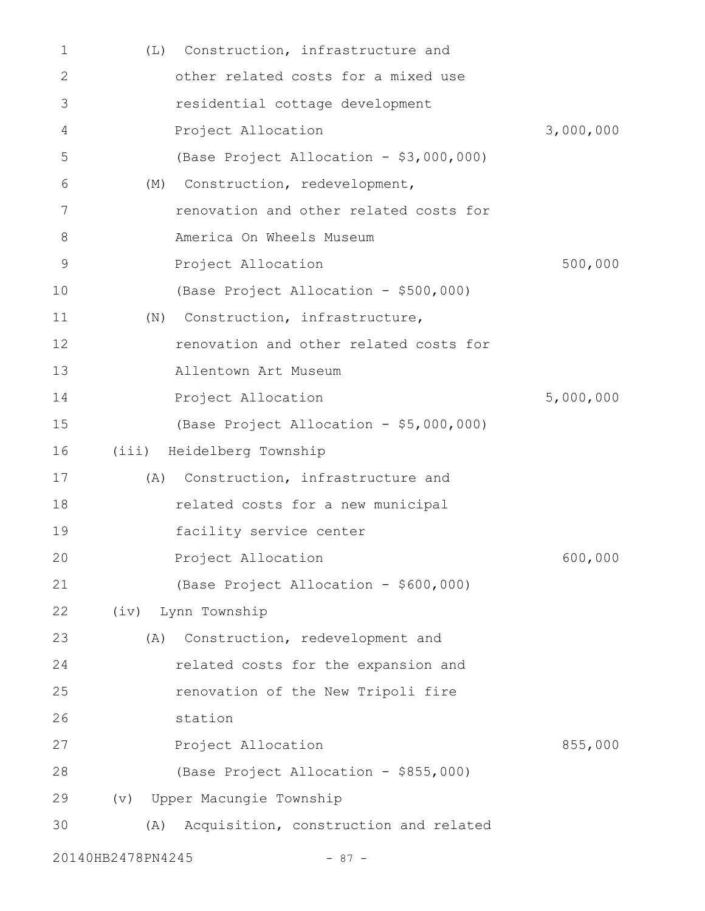(L) Construction, infrastructure and other related costs for a mixed use residential cottage development

Project Allocation 3,000,000

(Base Project Allocation - $3,000,000)

(M) Construction, redevelopment, renovation and other related costs for America On Wheels Museum

Project Allocation 500,000

(Base Project Allocation - $500,000)

(N) Construction, infrastructure, renovation and other related costs for Allentown Art Museum

Project Allocation 5,000,000

(Base Project Allocation - $5,000,000)

(iii) Heidelberg Township

(A) Construction, infrastructure and related costs for a new municipal facility service center

Project Allocation 600,000

(Base Project Allocation - $600,000)

(iv) Lynn Township

(A) Construction, redevelopment and related costs for the expansion and renovation of the New Tripoli fire station

Project Allocation 855,000

(Base Project Allocation - $855,000)

(v) Upper Macungie Township

(A) Acquisition, construction and related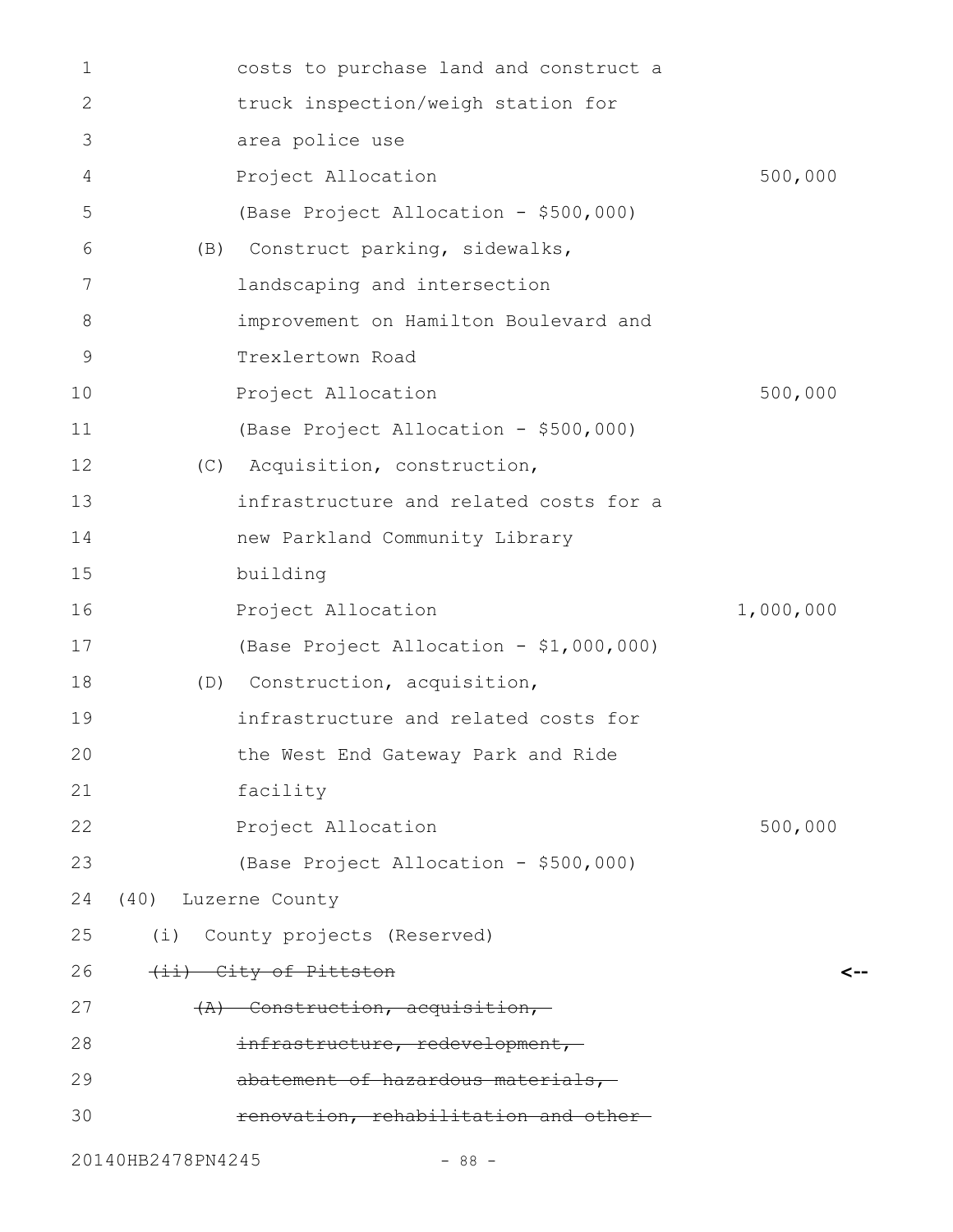costs to purchase land and construct a truck inspection/weigh station for area police use

Project Allocation 500,000

(Base Project Allocation - $500,000)

(B) Construct parking, sidewalks, landscaping and intersection improvement on Hamilton Boulevard and Trexlertown Road

Project Allocation 500,000

(Base Project Allocation - $500,000)

(C) Acquisition, construction, infrastructure and related costs for a new Parkland Community Library building

Project Allocation 1,000,000

(Base Project Allocation - $1,000,000)

(D) Construction, acquisition, infrastructure and related costs for the West End Gateway Park and Ride facility

Project Allocation 500,000

(Base Project Allocation - $500,000)

(40) Luzerne County

(i) County projects (Reserved)

~~(ii) City of Pittston~~ <--

~~(A) Construction, acquisition, infrastructure, redevelopment, abatement of hazardous materials, renovation, rehabilitation and other~~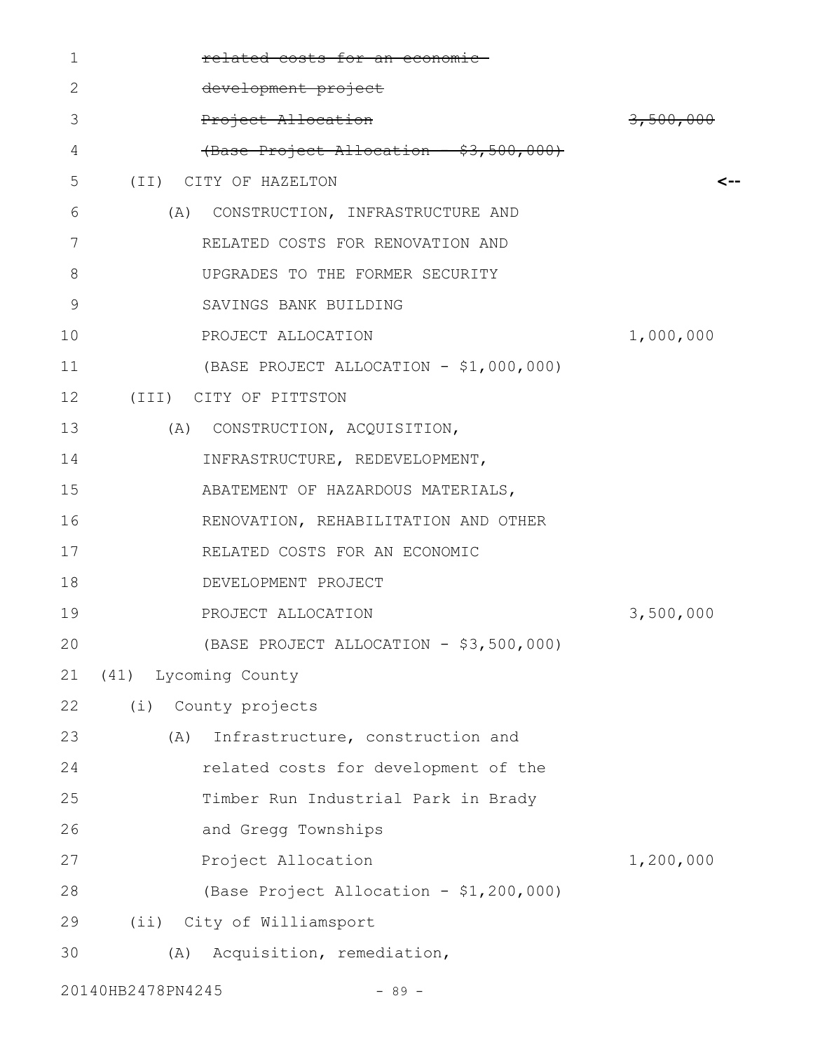~~related costs for an economic development project~~

~~Project Allocation 3,500,000~~

~~(Base Project Allocation - $3,500,000)~~

(II) CITY OF HAZELTON

(A) CONSTRUCTION, INFRASTRUCTURE AND RELATED COSTS FOR RENOVATION AND UPGRADES TO THE FORMER SECURITY SAVINGS BANK BUILDING

PROJECT ALLOCATION 1,000,000

(BASE PROJECT ALLOCATION - $1,000,000)

(III) CITY OF PITTSTON

(A) CONSTRUCTION, ACQUISITION, INFRASTRUCTURE, REDEVELOPMENT, ABATEMENT OF HAZARDOUS MATERIALS, RENOVATION, REHABILITATION AND OTHER RELATED COSTS FOR AN ECONOMIC DEVELOPMENT PROJECT

PROJECT ALLOCATION 3,500,000

(BASE PROJECT ALLOCATION - $3,500,000)

(41) Lycoming County

(i) County projects

(A) Infrastructure, construction and related costs for development of the Timber Run Industrial Park in Brady and Gregg Townships

Project Allocation 1,200,000

(Base Project Allocation - $1,200,000)

(ii) City of Williamsport

(A) Acquisition, remediation,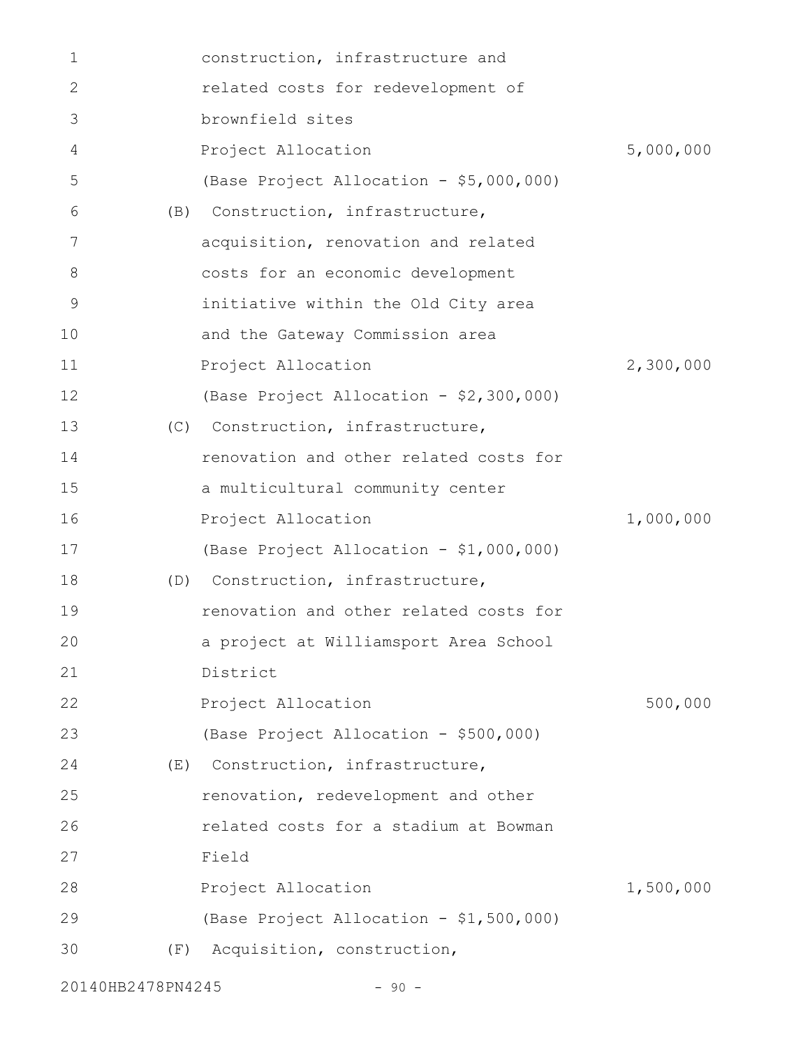construction, infrastructure and related costs for redevelopment of brownfield sites

Project Allocation 5,000,000

(Base Project Allocation - $5,000,000)

(B) Construction, infrastructure, acquisition, renovation and related costs for an economic development initiative within the Old City area and the Gateway Commission area

Project Allocation 2,300,000

(Base Project Allocation - $2,300,000)

(C) Construction, infrastructure, renovation and other related costs for a multicultural community center

Project Allocation 1,000,000

(Base Project Allocation - $1,000,000)

(D) Construction, infrastructure, renovation and other related costs for a project at Williamsport Area School District

Project Allocation 500,000

(Base Project Allocation - $500,000)

(E) Construction, infrastructure, renovation, redevelopment and other related costs for a stadium at Bowman Field

Project Allocation 1,500,000

(Base Project Allocation - $1,500,000)

(F) Acquisition, construction,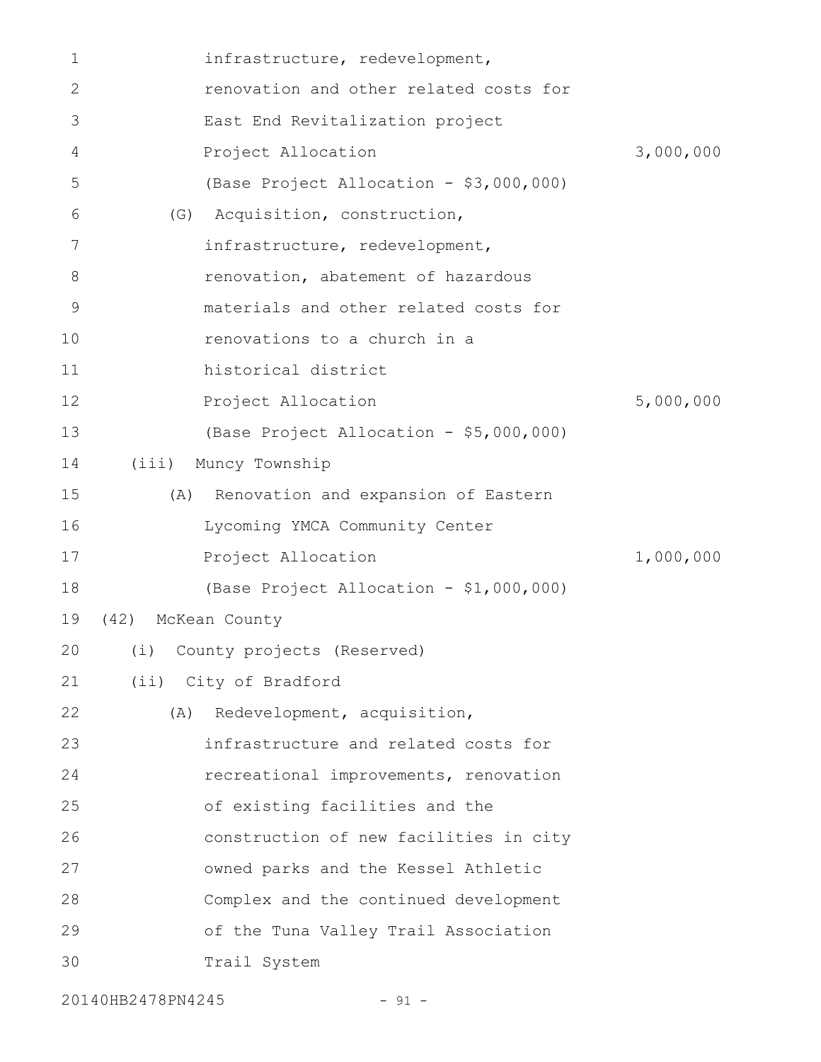infrastructure, redevelopment, renovation and other related costs for East End Revitalization project

Project Allocation 3,000,000

(Base Project Allocation - $3,000,000)

(G) Acquisition, construction, infrastructure, redevelopment, renovation, abatement of hazardous materials and other related costs for renovations to a church in a historical district

Project Allocation 5,000,000

(Base Project Allocation - $5,000,000)

(iii) Muncy Township

(A) Renovation and expansion of Eastern Lycoming YMCA Community Center

Project Allocation 1,000,000

(Base Project Allocation - $1,000,000)

(42) McKean County

(i) County projects (Reserved)

(ii) City of Bradford

(A) Redevelopment, acquisition, infrastructure and related costs for recreational improvements, renovation of existing facilities and the construction of new facilities in city owned parks and the Kessel Athletic Complex and the continued development of the Tuna Valley Trail Association Trail System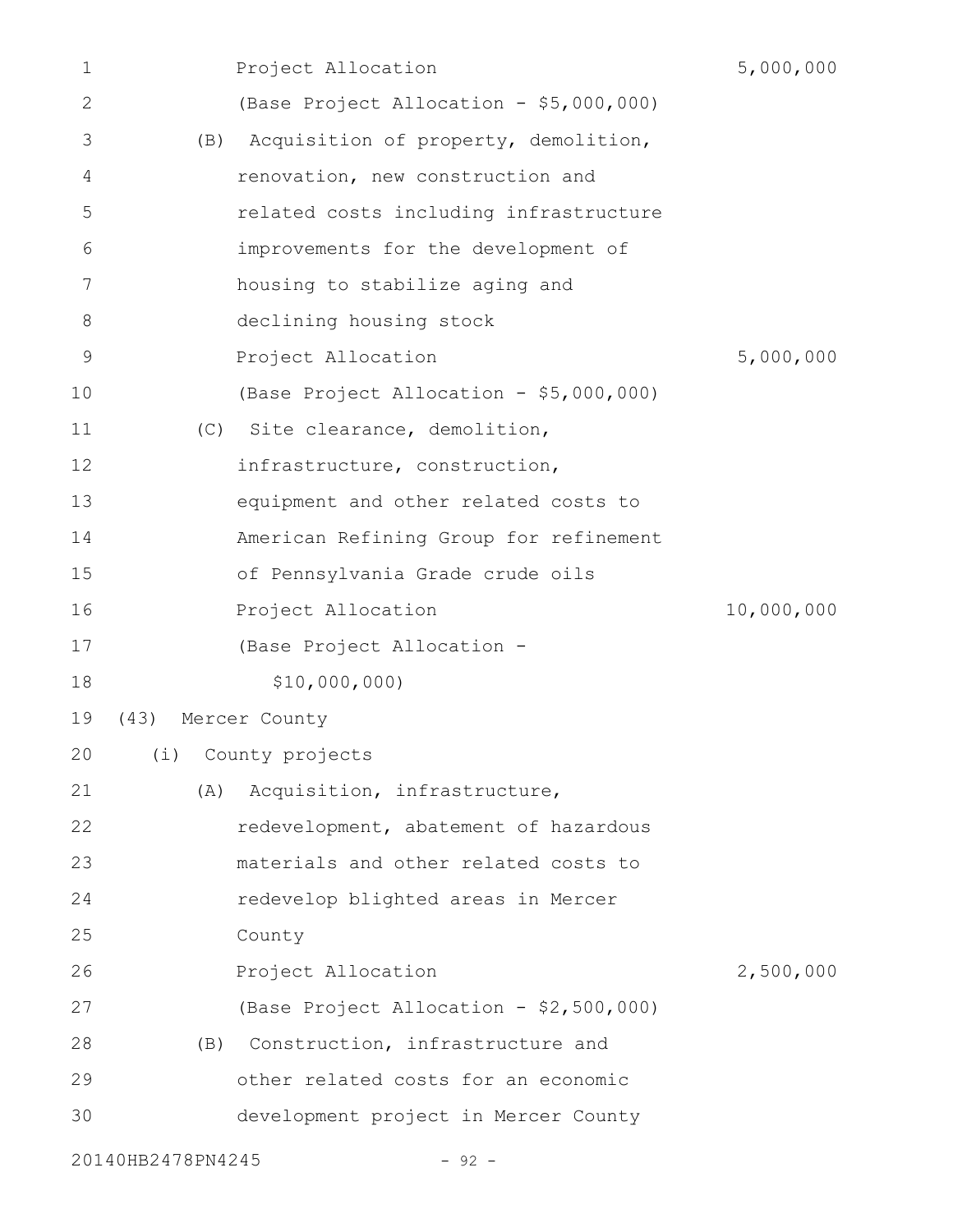Project Allocation 5,000,000

(Base Project Allocation - $5,000,000)

(B) Acquisition of property, demolition, renovation, new construction and related costs including infrastructure improvements for the development of housing to stabilize aging and declining housing stock

Project Allocation 5,000,000

(Base Project Allocation - $5,000,000)

(C) Site clearance, demolition, infrastructure, construction, equipment and other related costs to American Refining Group for refinement of Pennsylvania Grade crude oils

Project Allocation 10,000,000

(Base Project Allocation - $10,000,000)

(43) Mercer County

(i) County projects

(A) Acquisition, infrastructure, redevelopment, abatement of hazardous materials and other related costs to redevelop blighted areas in Mercer County

Project Allocation 2,500,000

(Base Project Allocation - $2,500,000)

(B) Construction, infrastructure and other related costs for an economic development project in Mercer County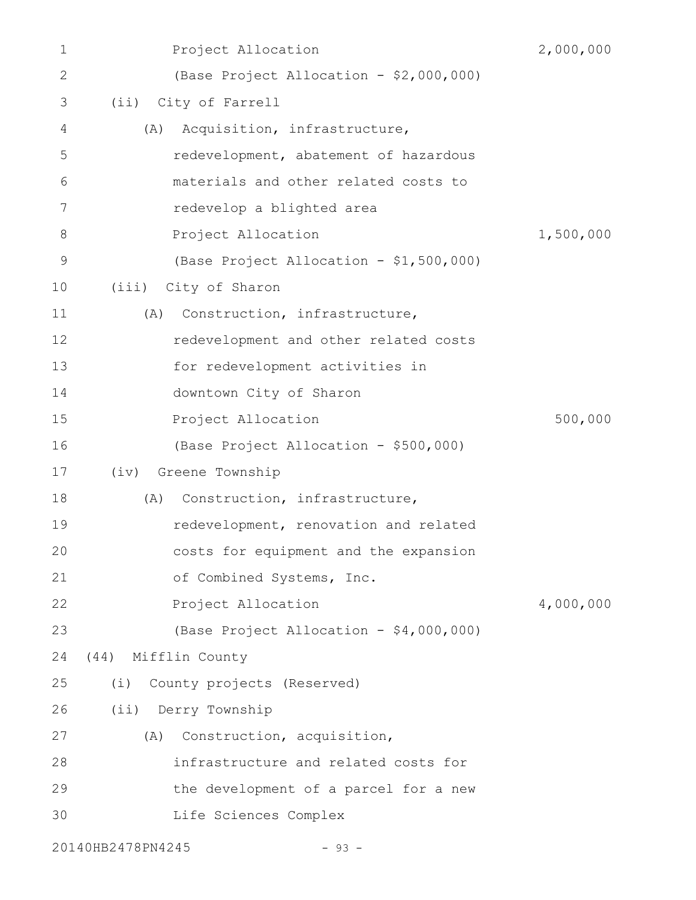Project Allocation 2,000,000

(Base Project Allocation - $2,000,000)

(ii) City of Farrell

(A) Acquisition, infrastructure, redevelopment, abatement of hazardous materials and other related costs to redevelop a blighted area

Project Allocation 1,500,000

(Base Project Allocation - $1,500,000)

(iii) City of Sharon

(A) Construction, infrastructure, redevelopment and other related costs for redevelopment activities in downtown City of Sharon

Project Allocation 500,000

(Base Project Allocation - $500,000)

(iv) Greene Township

(A) Construction, infrastructure, redevelopment, renovation and related costs for equipment and the expansion of Combined Systems, Inc.

Project Allocation 4,000,000

(Base Project Allocation - $4,000,000)

(44) Mifflin County

(i) County projects (Reserved)

(ii) Derry Township

(A) Construction, acquisition, infrastructure and related costs for the development of a parcel for a new Life Sciences Complex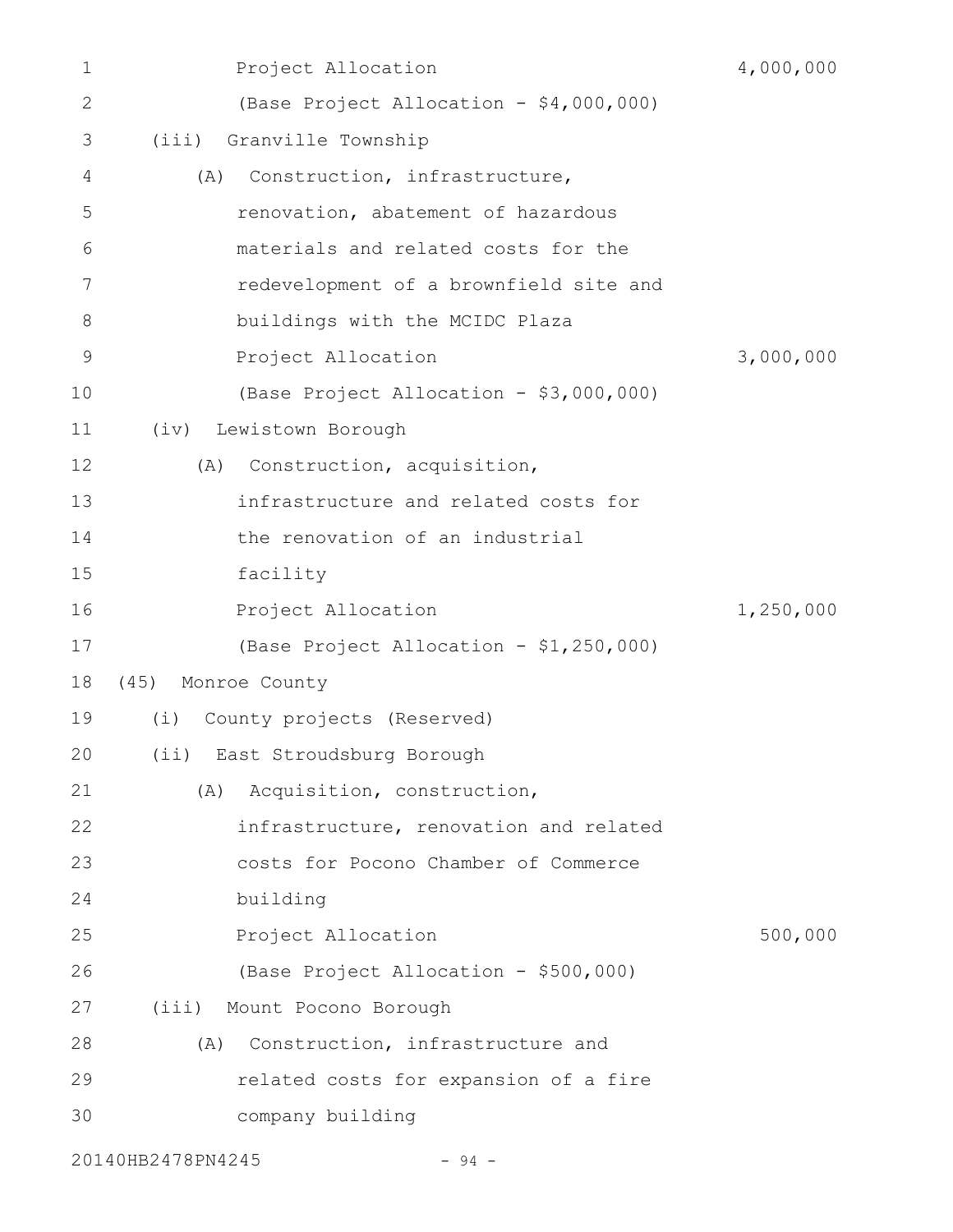Project Allocation 4,000,000
(Base Project Allocation - $4,000,000)

(iii) Granville Township

(A) Construction, infrastructure, renovation, abatement of hazardous materials and related costs for the redevelopment of a brownfield site and buildings with the MCIDC Plaza

Project Allocation 3,000,000
(Base Project Allocation - $3,000,000)

(iv) Lewistown Borough

(A) Construction, acquisition, infrastructure and related costs for the renovation of an industrial facility

Project Allocation 1,250,000
(Base Project Allocation - $1,250,000)

(45) Monroe County

(i) County projects (Reserved)

(ii) East Stroudsburg Borough

(A) Acquisition, construction, infrastructure, renovation and related costs for Pocono Chamber of Commerce building

Project Allocation 500,000
(Base Project Allocation - $500,000)

(iii) Mount Pocono Borough

(A) Construction, infrastructure and related costs for expansion of a fire company building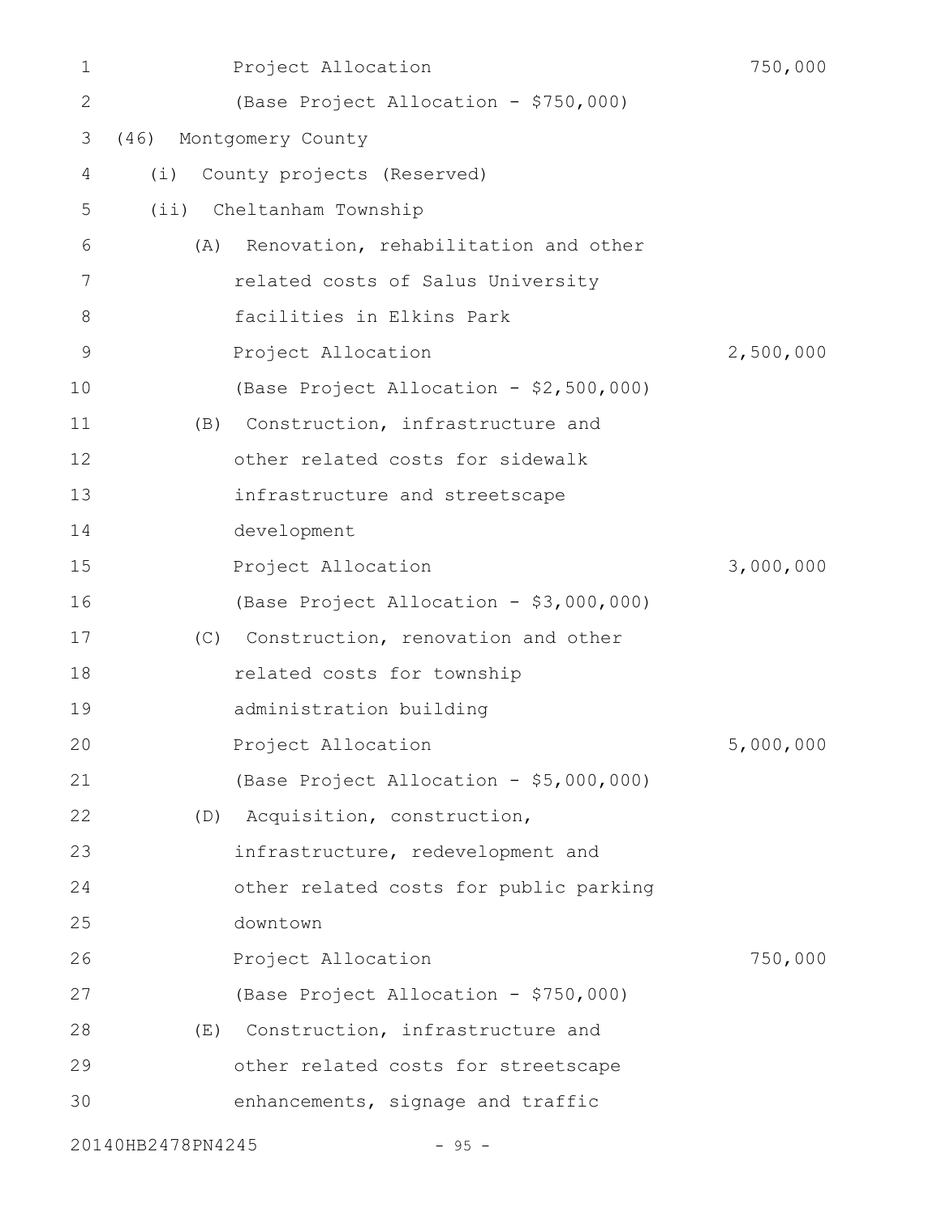Project Allocation 750,000

(Base Project Allocation - $750,000)

(46) Montgomery County

(i) County projects (Reserved)

(ii) Cheltanham Township

(A) Renovation, rehabilitation and other related costs of Salus University facilities in Elkins Park

Project Allocation 2,500,000

(Base Project Allocation - $2,500,000)

(B) Construction, infrastructure and other related costs for sidewalk infrastructure and streetscape development

Project Allocation 3,000,000

(Base Project Allocation - $3,000,000)

(C) Construction, renovation and other related costs for township administration building

Project Allocation 5,000,000

(Base Project Allocation - $5,000,000)

(D) Acquisition, construction, infrastructure, redevelopment and other related costs for public parking downtown

Project Allocation 750,000

(Base Project Allocation - $750,000)

(E) Construction, infrastructure and other related costs for streetscape enhancements, signage and traffic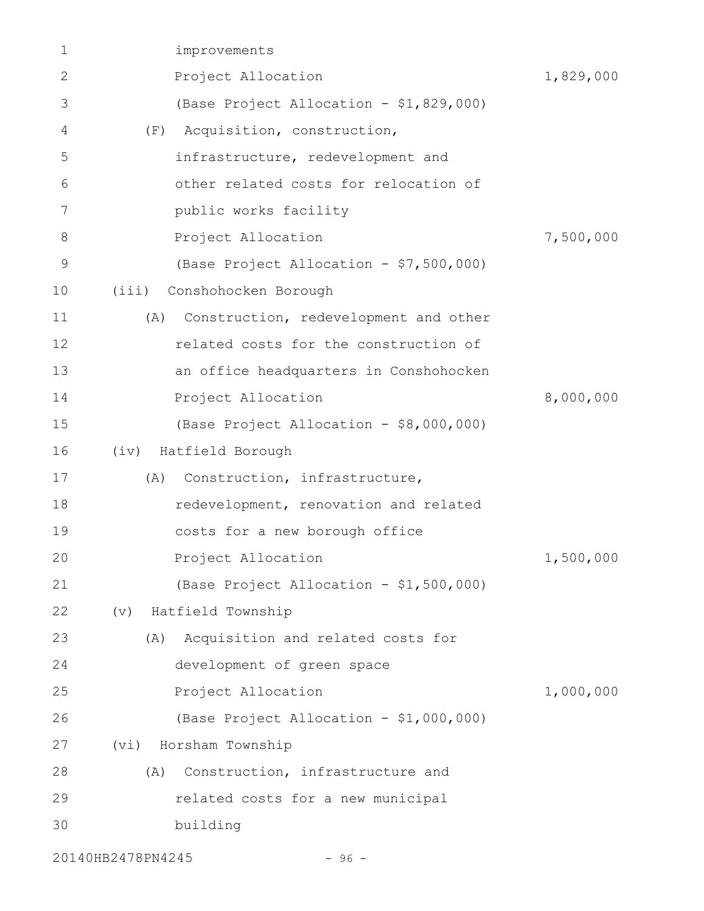improvements

Project Allocation 1,829,000

(Base Project Allocation - $1,829,000)

(F) Acquisition, construction, infrastructure, redevelopment and other related costs for relocation of public works facility

Project Allocation 7,500,000

(Base Project Allocation - $7,500,000)

(iii) Conshohocken Borough

(A) Construction, redevelopment and other related costs for the construction of an office headquarters in Conshohocken

Project Allocation 8,000,000

(Base Project Allocation - $8,000,000)

(iv) Hatfield Borough

(A) Construction, infrastructure, redevelopment, renovation and related costs for a new borough office

Project Allocation 1,500,000

(Base Project Allocation - $1,500,000)

(v) Hatfield Township

(A) Acquisition and related costs for development of green space

Project Allocation 1,000,000

(Base Project Allocation - $1,000,000)

(vi) Horsham Township

(A) Construction, infrastructure and related costs for a new municipal building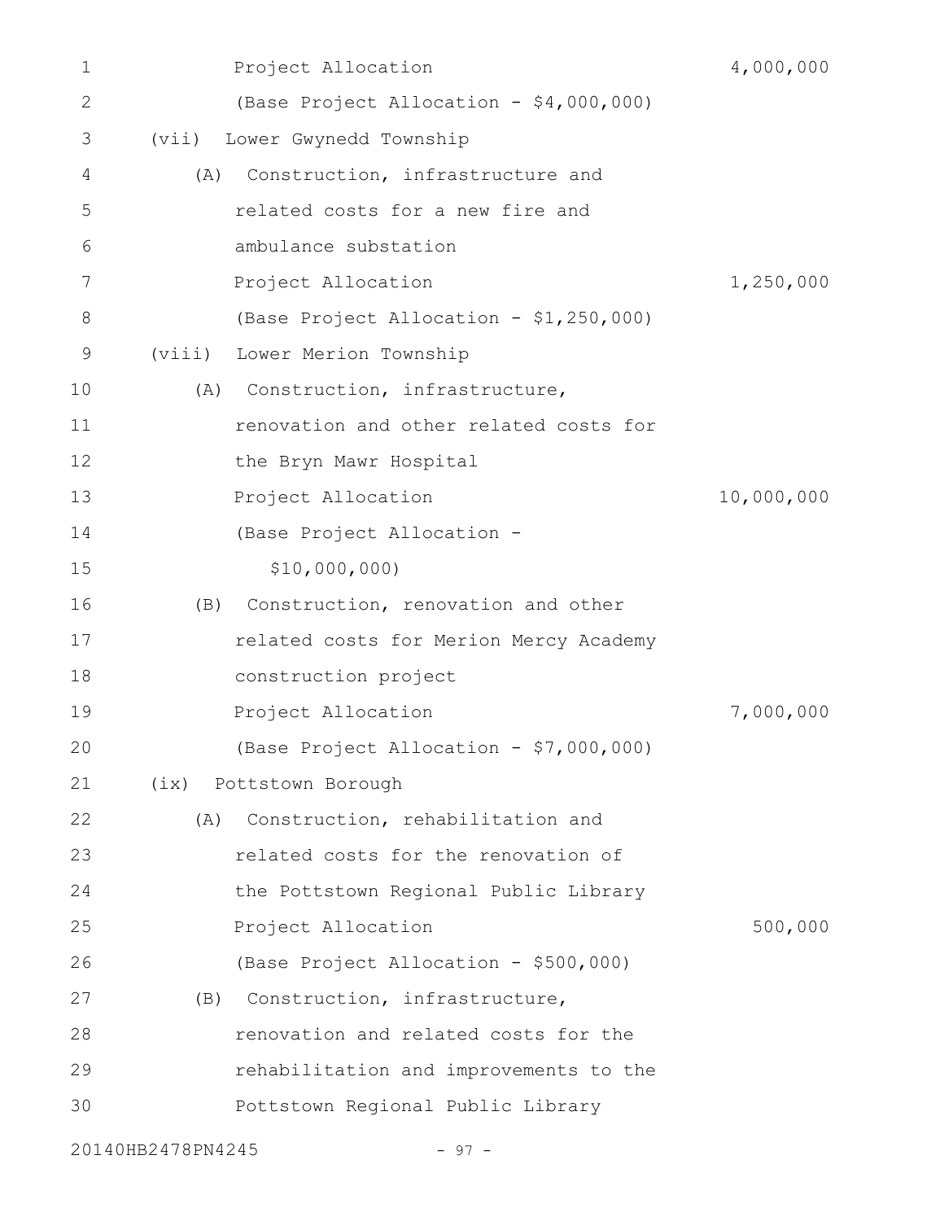Project Allocation 4,000,000

(Base Project Allocation - $4,000,000)

(vii) Lower Gwynedd Township

(A) Construction, infrastructure and related costs for a new fire and ambulance substation

Project Allocation 1,250,000

(Base Project Allocation - $1,250,000)

(viii) Lower Merion Township

(A) Construction, infrastructure, renovation and other related costs for the Bryn Mawr Hospital

Project Allocation 10,000,000

(Base Project Allocation - $10,000,000)

(B) Construction, renovation and other related costs for Merion Mercy Academy construction project

Project Allocation 7,000,000

(Base Project Allocation - $7,000,000)

(ix) Pottstown Borough

(A) Construction, rehabilitation and related costs for the renovation of the Pottstown Regional Public Library

Project Allocation 500,000

(Base Project Allocation - $500,000)

(B) Construction, infrastructure, renovation and related costs for the rehabilitation and improvements to the Pottstown Regional Public Library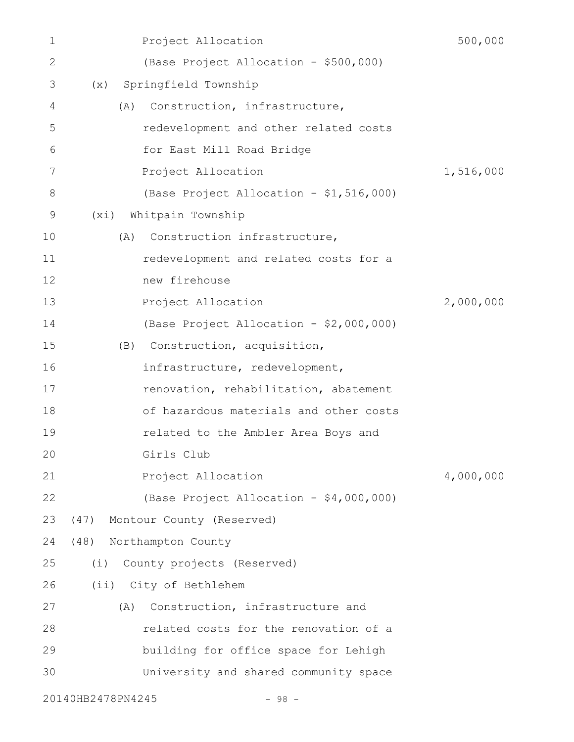Project Allocation 500,000

(Base Project Allocation - $500,000)

(x) Springfield Township

(A) Construction, infrastructure, redevelopment and other related costs for East Mill Road Bridge

Project Allocation 1,516,000

(Base Project Allocation - $1,516,000)

(xi) Whitpain Township

(A) Construction infrastructure, redevelopment and related costs for a new firehouse

Project Allocation 2,000,000

(Base Project Allocation - $2,000,000)

(B) Construction, acquisition, infrastructure, redevelopment, renovation, rehabilitation, abatement of hazardous materials and other costs related to the Ambler Area Boys and Girls Club

Project Allocation 4,000,000

(Base Project Allocation - $4,000,000)

(47) Montour County (Reserved)

(48) Northampton County

(i) County projects (Reserved)

(ii) City of Bethlehem

(A) Construction, infrastructure and related costs for the renovation of a building for office space for Lehigh University and shared community space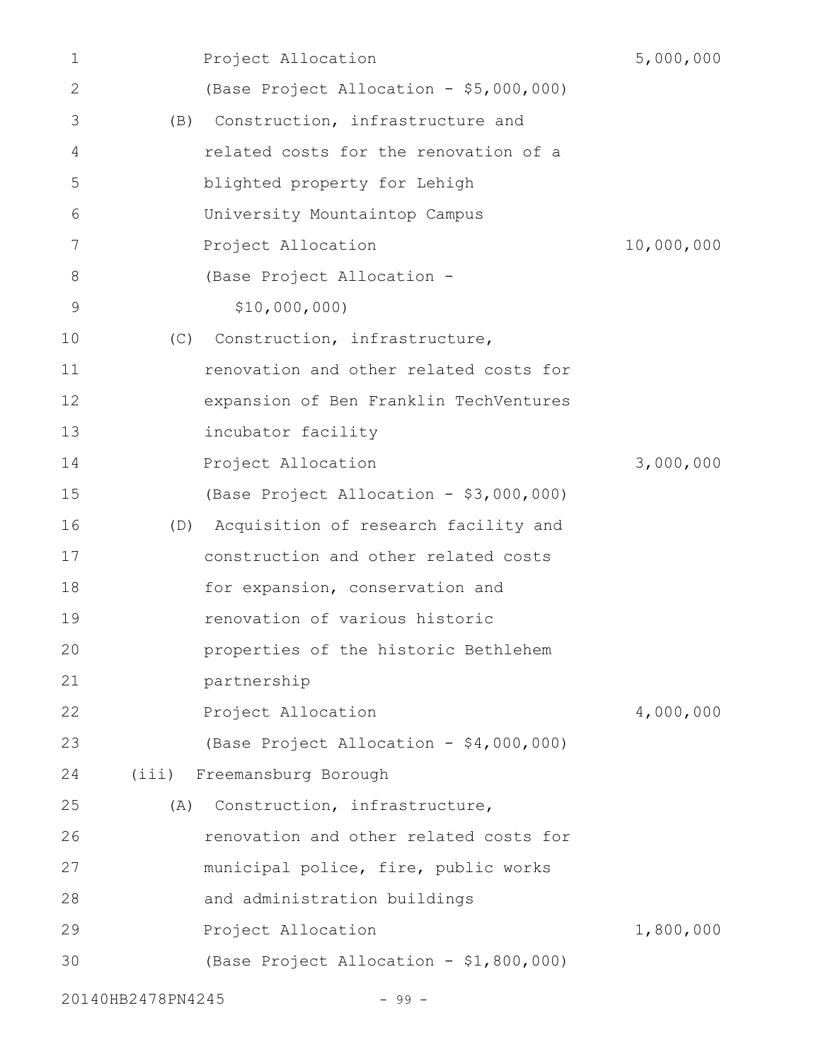Project Allocation 5,000,000

(Base Project Allocation - $5,000,000)

(B) Construction, infrastructure and related costs for the renovation of a blighted property for Lehigh University Mountaintop Campus

Project Allocation 10,000,000

(Base Project Allocation - $10,000,000)

(C) Construction, infrastructure, renovation and other related costs for expansion of Ben Franklin TechVentures incubator facility

Project Allocation 3,000,000

(Base Project Allocation - $3,000,000)

(D) Acquisition of research facility and construction and other related costs for expansion, conservation and renovation of various historic properties of the historic Bethlehem partnership

Project Allocation 4,000,000

(Base Project Allocation - $4,000,000)

(iii) Freemansburg Borough

(A) Construction, infrastructure, renovation and other related costs for municipal police, fire, public works and administration buildings

Project Allocation 1,800,000

(Base Project Allocation - $1,800,000)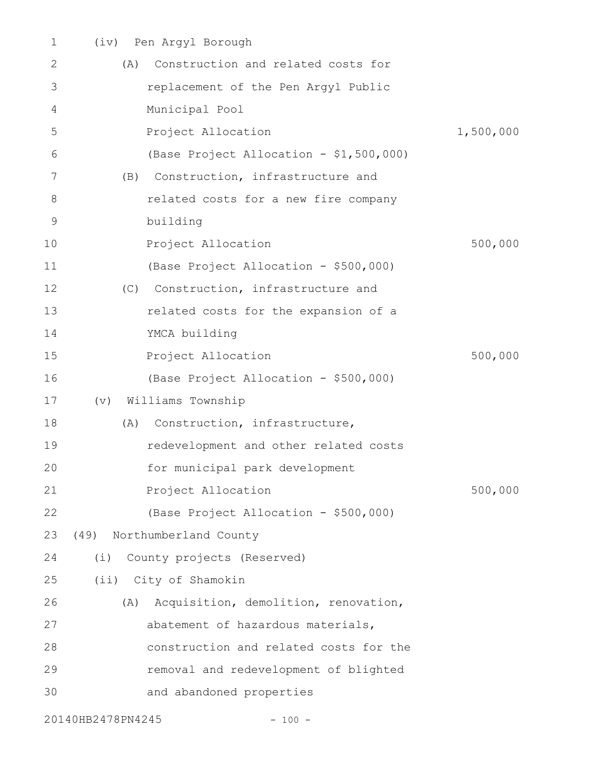(iv) Pen Argyl Borough

(A) Construction and related costs for replacement of the Pen Argyl Public Municipal Pool

Project Allocation 1,500,000

(Base Project Allocation - $1,500,000)

(B) Construction, infrastructure and related costs for a new fire company building

Project Allocation 500,000

(Base Project Allocation - $500,000)

(C) Construction, infrastructure and related costs for the expansion of a YMCA building

Project Allocation 500,000

(Base Project Allocation - $500,000)

(v) Williams Township

(A) Construction, infrastructure, redevelopment and other related costs for municipal park development

Project Allocation 500,000

(Base Project Allocation - $500,000)

(49) Northumberland County

(i) County projects (Reserved)

(ii) City of Shamokin

(A) Acquisition, demolition, renovation, abatement of hazardous materials, construction and related costs for the removal and redevelopment of blighted and abandoned properties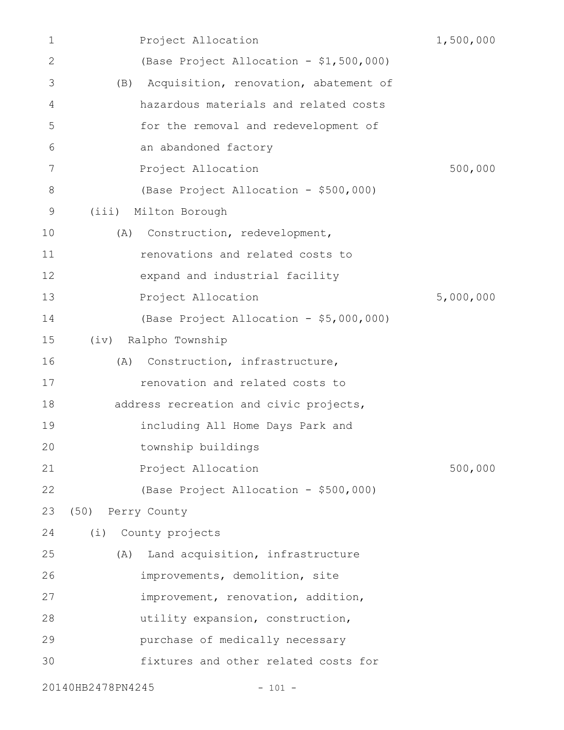Project Allocation 1,500,000

(Base Project Allocation - $1,500,000)

(B) Acquisition, renovation, abatement of hazardous materials and related costs for the removal and redevelopment of an abandoned factory

Project Allocation 500,000

(Base Project Allocation - $500,000)

(iii) Milton Borough

(A) Construction, redevelopment, renovations and related costs to expand and industrial facility

Project Allocation 5,000,000

(Base Project Allocation - $5,000,000)

(iv) Ralpho Township

(A) Construction, infrastructure, renovation and related costs to address recreation and civic projects, including All Home Days Park and township buildings

Project Allocation 500,000

(Base Project Allocation - $500,000)

(50) Perry County

(i) County projects

(A) Land acquisition, infrastructure improvements, demolition, site improvement, renovation, addition, utility expansion, construction, purchase of medically necessary fixtures and other related costs for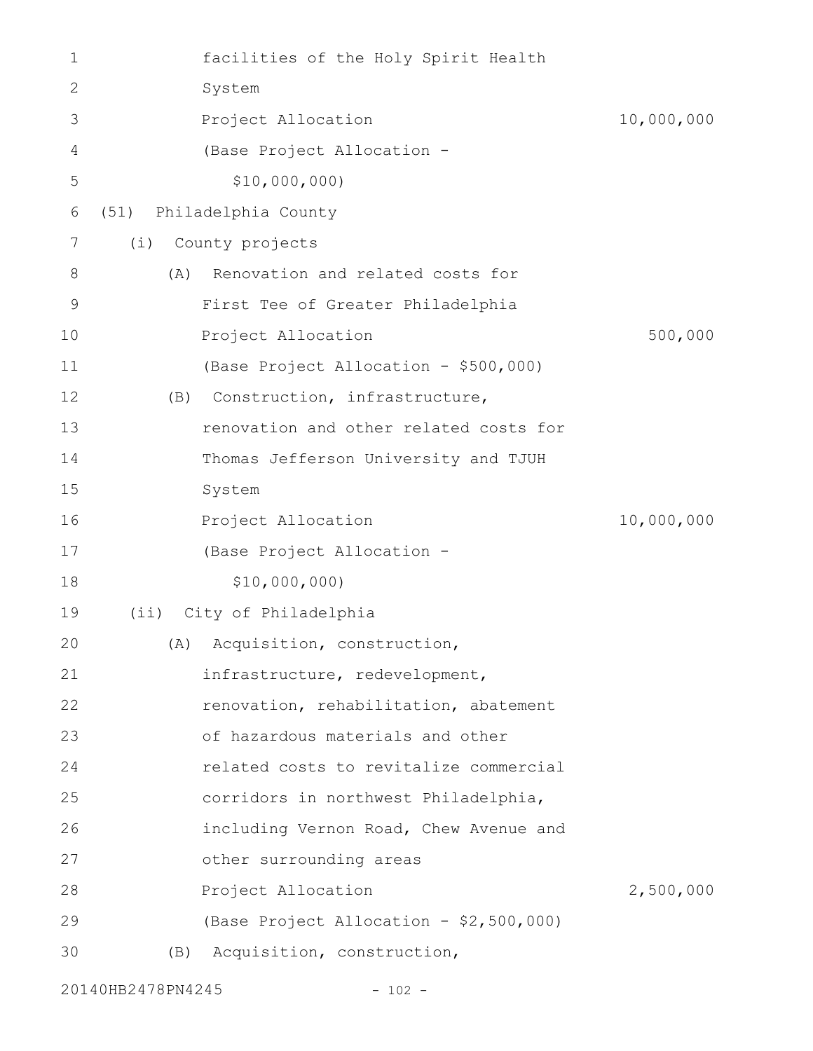facilities of the Holy Spirit Health System

Project Allocation 10,000,000

(Base Project Allocation - $10,000,000)

(51) Philadelphia County

(i) County projects

(A) Renovation and related costs for First Tee of Greater Philadelphia

Project Allocation 500,000

(Base Project Allocation - $500,000)

(B) Construction, infrastructure, renovation and other related costs for Thomas Jefferson University and TJUH System

Project Allocation 10,000,000

(Base Project Allocation - $10,000,000)

(ii) City of Philadelphia

(A) Acquisition, construction, infrastructure, redevelopment, renovation, rehabilitation, abatement of hazardous materials and other related costs to revitalize commercial corridors in northwest Philadelphia, including Vernon Road, Chew Avenue and other surrounding areas

Project Allocation 2,500,000

(Base Project Allocation - $2,500,000)

(B) Acquisition, construction,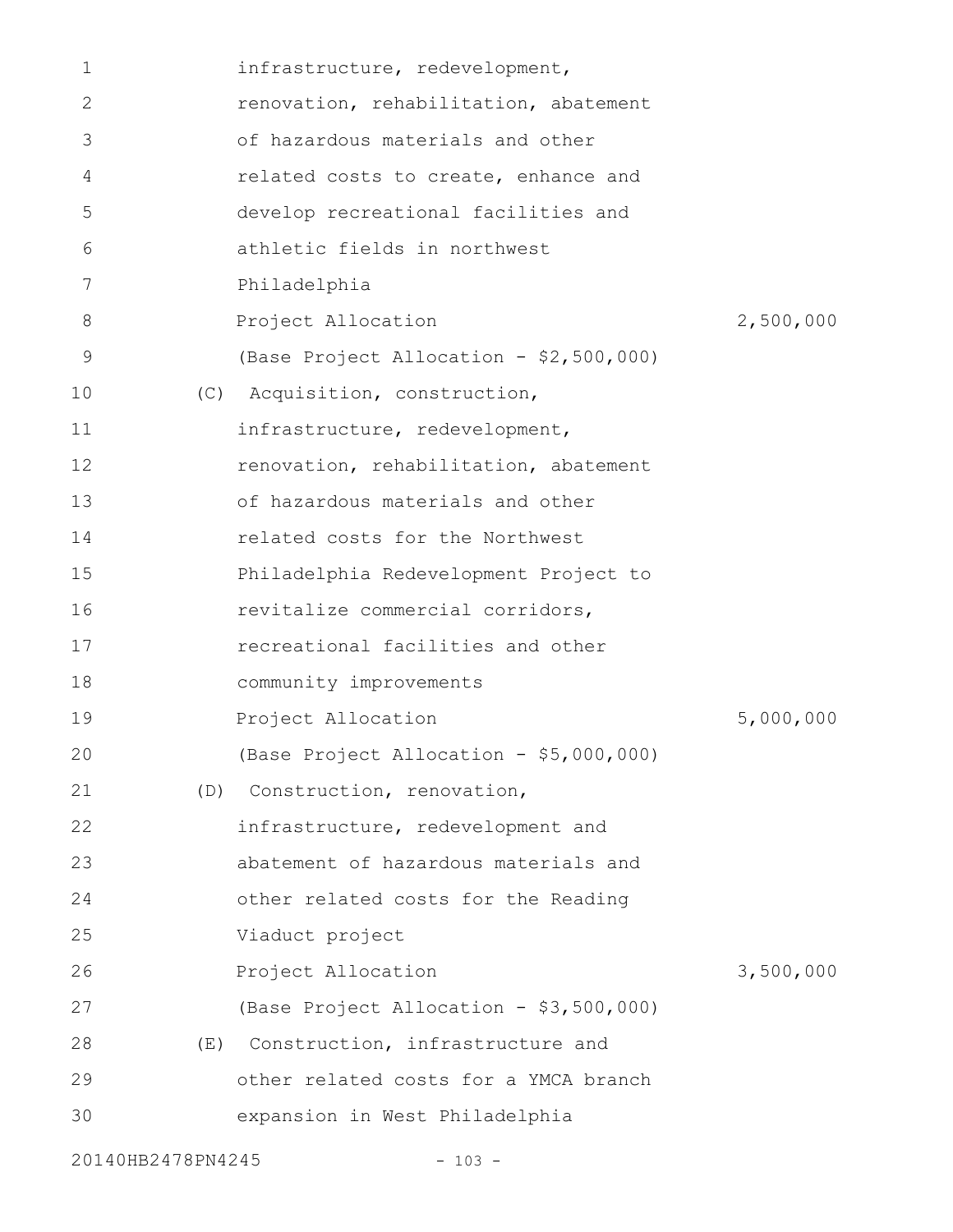infrastructure, redevelopment, renovation, rehabilitation, abatement of hazardous materials and other related costs to create, enhance and develop recreational facilities and athletic fields in northwest Philadelphia

Project Allocation 2,500,000

(Base Project Allocation - $2,500,000)

(C) Acquisition, construction, infrastructure, redevelopment, renovation, rehabilitation, abatement of hazardous materials and other related costs for the Northwest Philadelphia Redevelopment Project to revitalize commercial corridors, recreational facilities and other community improvements

Project Allocation 5,000,000

(Base Project Allocation - $5,000,000)

(D) Construction, renovation, infrastructure, redevelopment and abatement of hazardous materials and other related costs for the Reading Viaduct project

Project Allocation 3,500,000

(Base Project Allocation - $3,500,000)

(E) Construction, infrastructure and other related costs for a YMCA branch expansion in West Philadelphia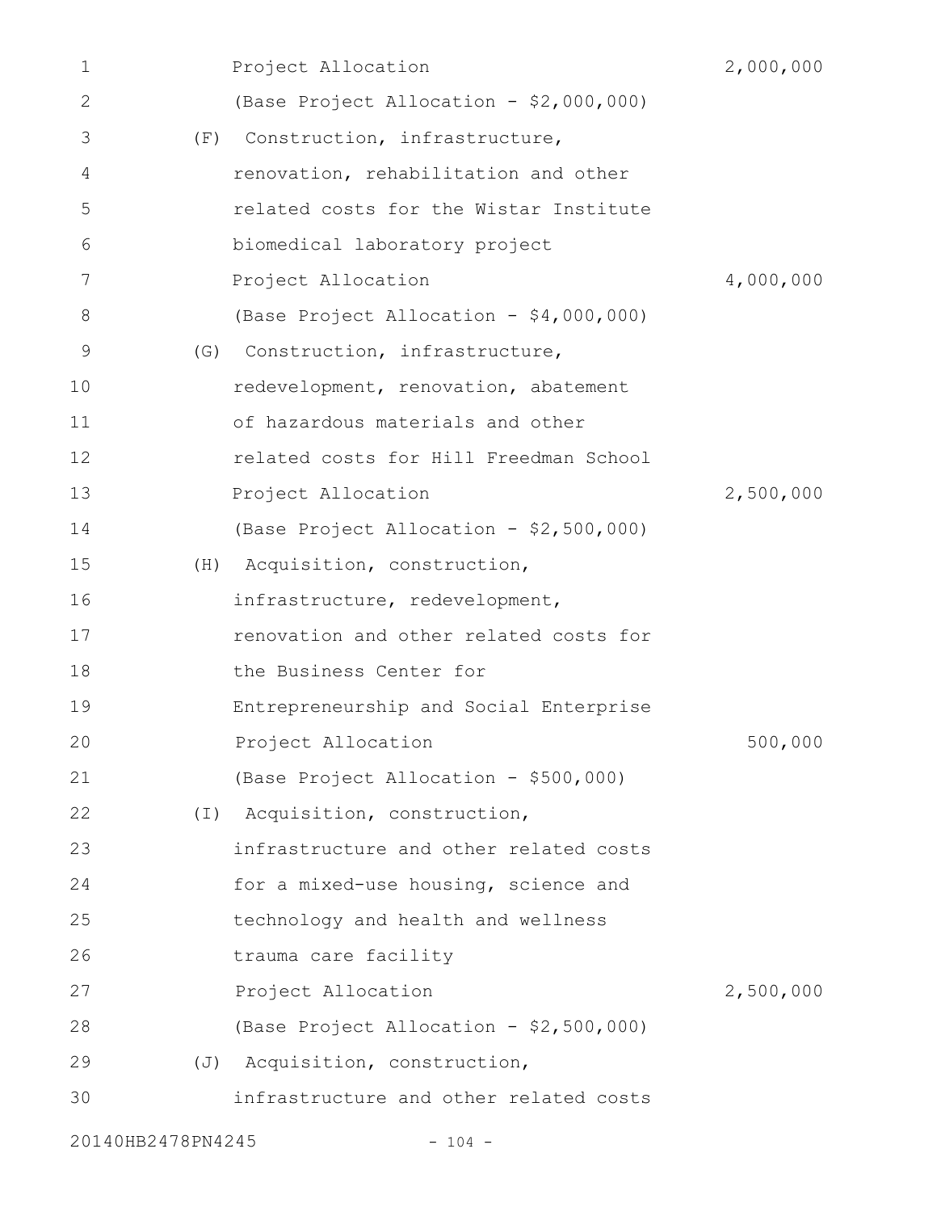Project Allocation 2,000,000

(Base Project Allocation - $2,000,000)

(F) Construction, infrastructure, renovation, rehabilitation and other related costs for the Wistar Institute biomedical laboratory project

Project Allocation 4,000,000

(Base Project Allocation - $4,000,000)

(G) Construction, infrastructure, redevelopment, renovation, abatement of hazardous materials and other related costs for Hill Freedman School

Project Allocation 2,500,000

(Base Project Allocation - $2,500,000)

(H) Acquisition, construction, infrastructure, redevelopment, renovation and other related costs for the Business Center for Entrepreneurship and Social Enterprise

Project Allocation 500,000

(Base Project Allocation - $500,000)

(I) Acquisition, construction, infrastructure and other related costs for a mixed-use housing, science and technology and health and wellness trauma care facility

Project Allocation 2,500,000

(Base Project Allocation - $2,500,000)

(J) Acquisition, construction, infrastructure and other related costs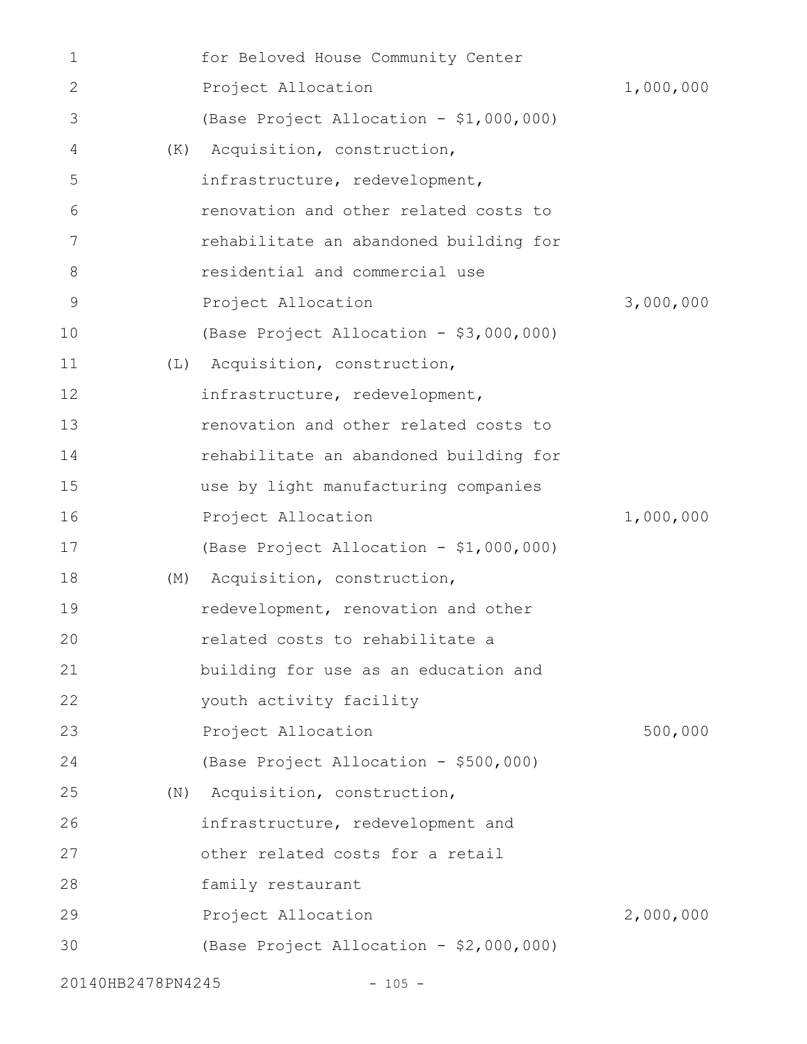for Beloved House Community Center

Project Allocation 1,000,000

(Base Project Allocation - $1,000,000)

(K) Acquisition, construction, infrastructure, redevelopment, renovation and other related costs to rehabilitate an abandoned building for residential and commercial use

Project Allocation 3,000,000

(Base Project Allocation - $3,000,000)

(L) Acquisition, construction, infrastructure, redevelopment, renovation and other related costs to rehabilitate an abandoned building for use by light manufacturing companies

Project Allocation 1,000,000

(Base Project Allocation - $1,000,000)

(M) Acquisition, construction, redevelopment, renovation and other related costs to rehabilitate a building for use as an education and youth activity facility

Project Allocation 500,000

(Base Project Allocation - $500,000)

(N) Acquisition, construction, infrastructure, redevelopment and other related costs for a retail family restaurant

Project Allocation 2,000,000

(Base Project Allocation - $2,000,000)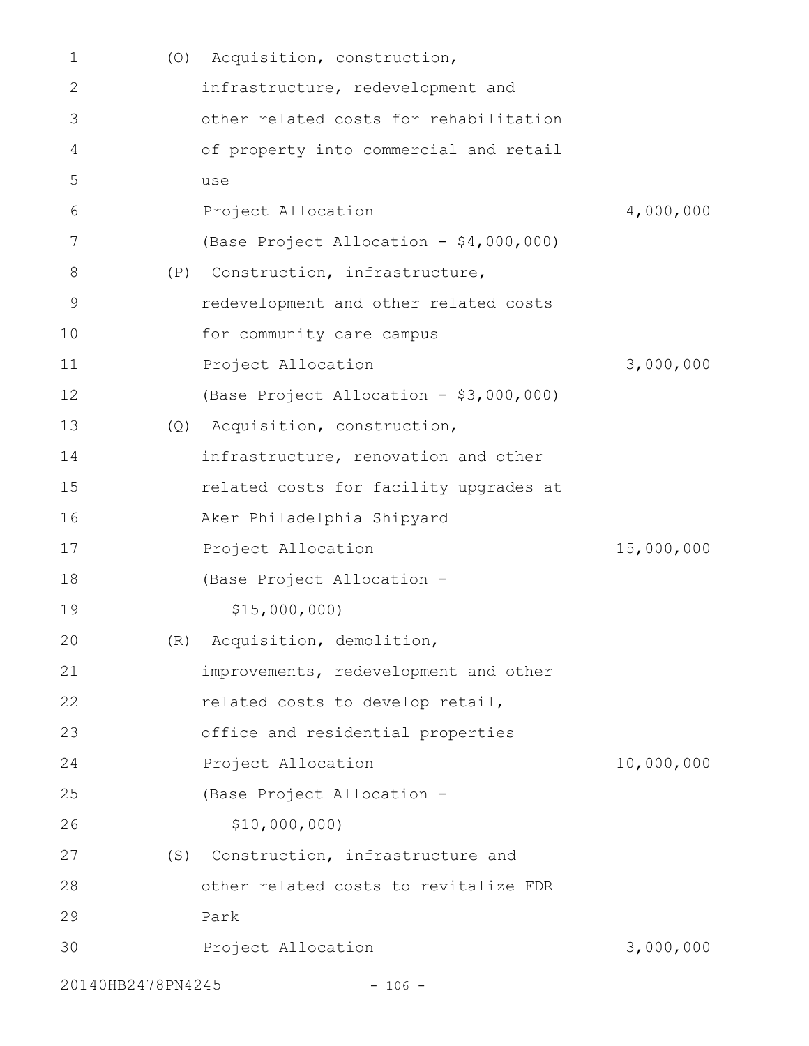(O) Acquisition, construction, infrastructure, redevelopment and other related costs for rehabilitation of property into commercial and retail use

Project Allocation 4,000,000

(Base Project Allocation - $4,000,000)

(P) Construction, infrastructure, redevelopment and other related costs for community care campus

Project Allocation 3,000,000

(Base Project Allocation - $3,000,000)

(Q) Acquisition, construction, infrastructure, renovation and other related costs for facility upgrades at Aker Philadelphia Shipyard

Project Allocation 15,000,000

(Base Project Allocation - $15,000,000)

(R) Acquisition, demolition, improvements, redevelopment and other related costs to develop retail, office and residential properties

Project Allocation 10,000,000

(Base Project Allocation - $10,000,000)

(S) Construction, infrastructure and other related costs to revitalize FDR Park

Project Allocation 3,000,000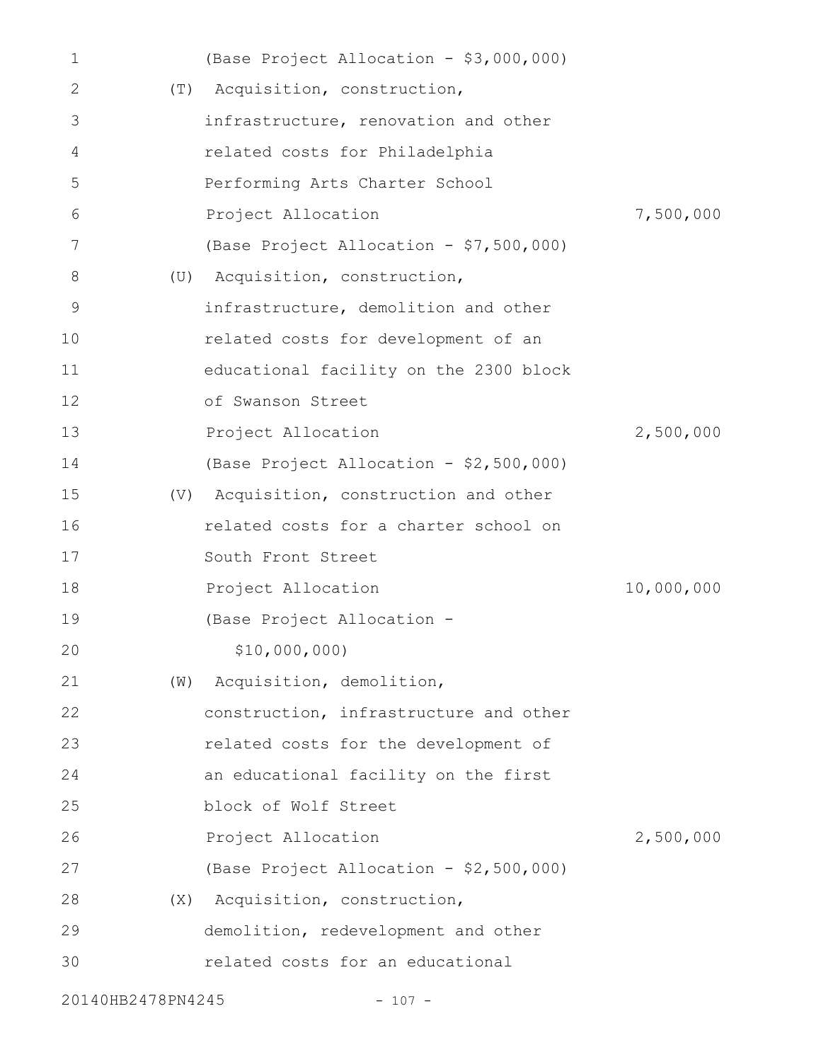(Base Project Allocation - $3,000,000)

(T) Acquisition, construction, infrastructure, renovation and other related costs for Philadelphia Performing Arts Charter School

Project Allocation 7,500,000

(Base Project Allocation - $7,500,000)

(U) Acquisition, construction, infrastructure, demolition and other related costs for development of an educational facility on the 2300 block of Swanson Street

Project Allocation 2,500,000

(Base Project Allocation - $2,500,000)

(V) Acquisition, construction and other related costs for a charter school on South Front Street

Project Allocation 10,000,000

(Base Project Allocation - $10,000,000)

(W) Acquisition, demolition, construction, infrastructure and other related costs for the development of an educational facility on the first block of Wolf Street

Project Allocation 2,500,000

(Base Project Allocation - $2,500,000)

(X) Acquisition, construction, demolition, redevelopment and other related costs for an educational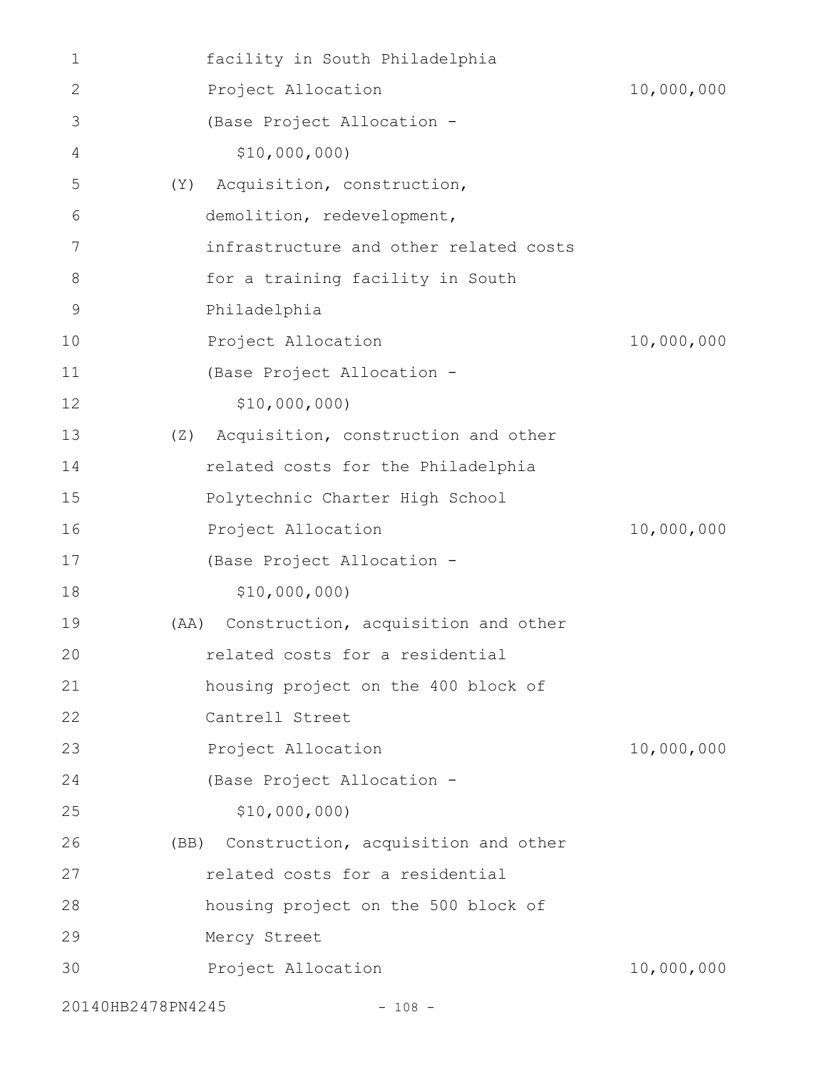facility in South Philadelphia

Project Allocation 10,000,000

(Base Project Allocation -

$10,000,000)

(Y) Acquisition, construction, demolition, redevelopment, infrastructure and other related costs for a training facility in South Philadelphia

Project Allocation 10,000,000

(Base Project Allocation -

$10,000,000)

(Z) Acquisition, construction and other related costs for the Philadelphia Polytechnic Charter High School

Project Allocation 10,000,000

(Base Project Allocation -

$10,000,000)

(AA) Construction, acquisition and other related costs for a residential housing project on the 400 block of Cantrell Street

Project Allocation 10,000,000

(Base Project Allocation -

$10,000,000)

(BB) Construction, acquisition and other related costs for a residential housing project on the 500 block of Mercy Street

Project Allocation 10,000,000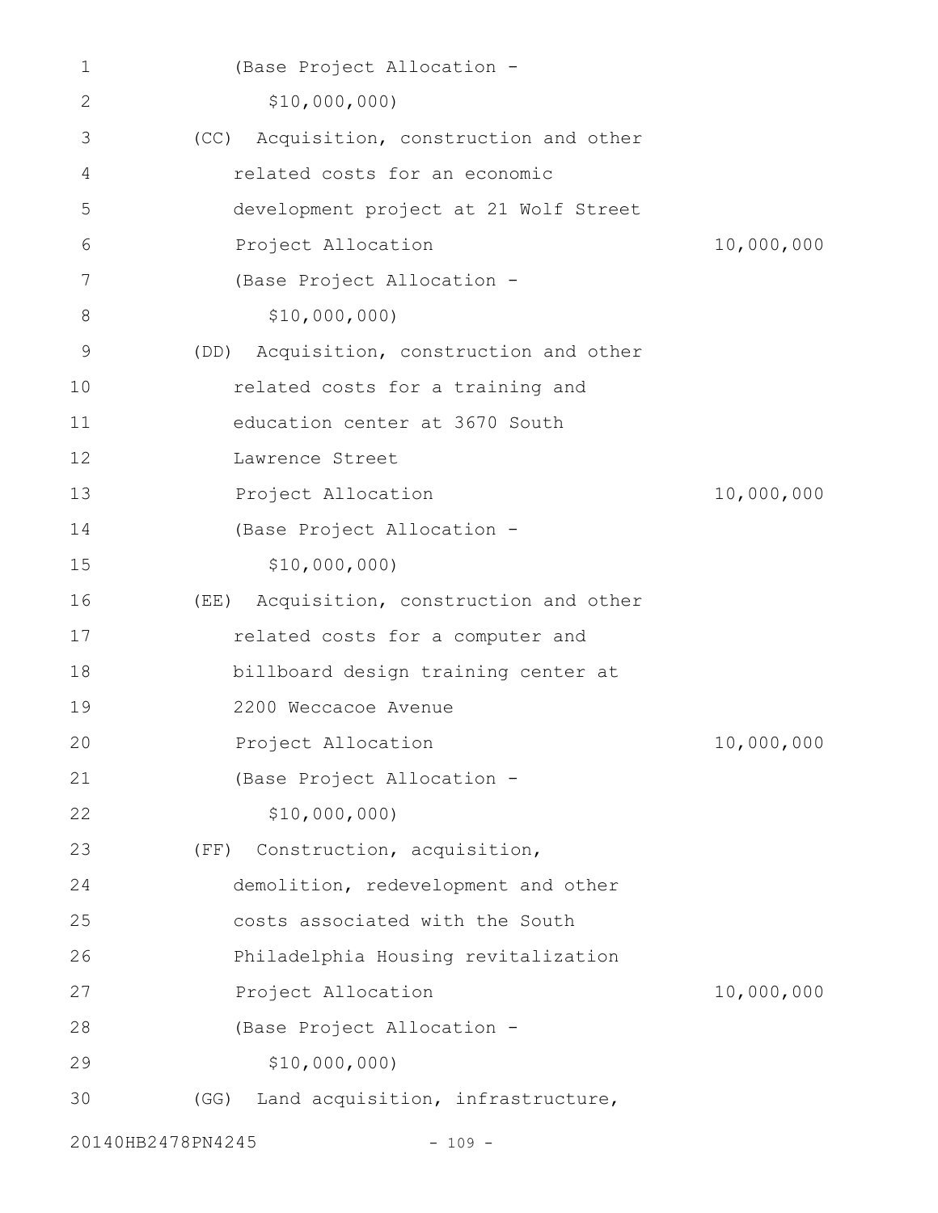(Base Project Allocation -
$10,000,000)

(CC) Acquisition, construction and other related costs for an economic development project at 21 Wolf Street

Project Allocation 10,000,000

(Base Project Allocation -
$10,000,000)

(DD) Acquisition, construction and other related costs for a training and education center at 3670 South Lawrence Street

Project Allocation 10,000,000

(Base Project Allocation -
$10,000,000)

(EE) Acquisition, construction and other related costs for a computer and billboard design training center at 2200 Weccacoe Avenue

Project Allocation 10,000,000

(Base Project Allocation -
$10,000,000)

(FF) Construction, acquisition, demolition, redevelopment and other costs associated with the South Philadelphia Housing revitalization

Project Allocation 10,000,000

(Base Project Allocation -
$10,000,000)

(GG) Land acquisition, infrastructure,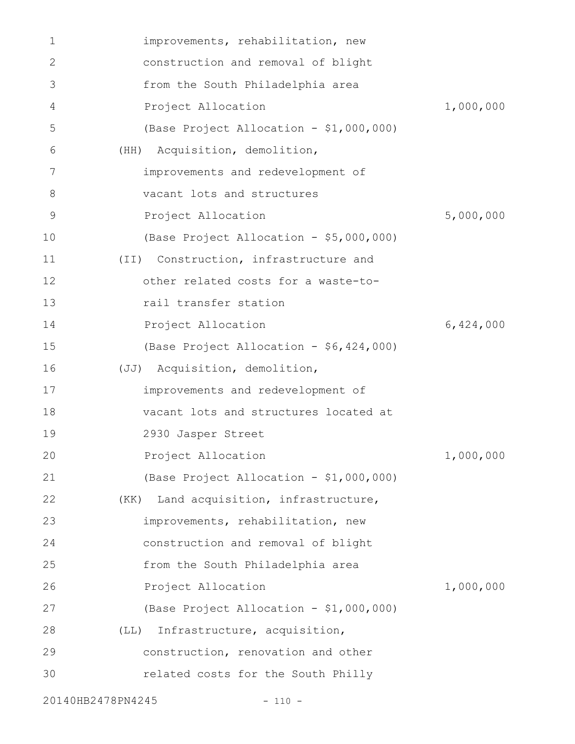improvements, rehabilitation, new construction and removal of blight from the South Philadelphia area

Project Allocation 1,000,000

(Base Project Allocation - $1,000,000)

(HH) Acquisition, demolition, improvements and redevelopment of vacant lots and structures

Project Allocation 5,000,000

(Base Project Allocation - $5,000,000)

(II) Construction, infrastructure and other related costs for a waste-to-rail transfer station

Project Allocation 6,424,000

(Base Project Allocation - $6,424,000)

(JJ) Acquisition, demolition, improvements and redevelopment of vacant lots and structures located at 2930 Jasper Street

Project Allocation 1,000,000

(Base Project Allocation - $1,000,000)

(KK) Land acquisition, infrastructure, improvements, rehabilitation, new construction and removal of blight from the South Philadelphia area

Project Allocation 1,000,000

(Base Project Allocation - $1,000,000)

(LL) Infrastructure, acquisition, construction, renovation and other related costs for the South Philly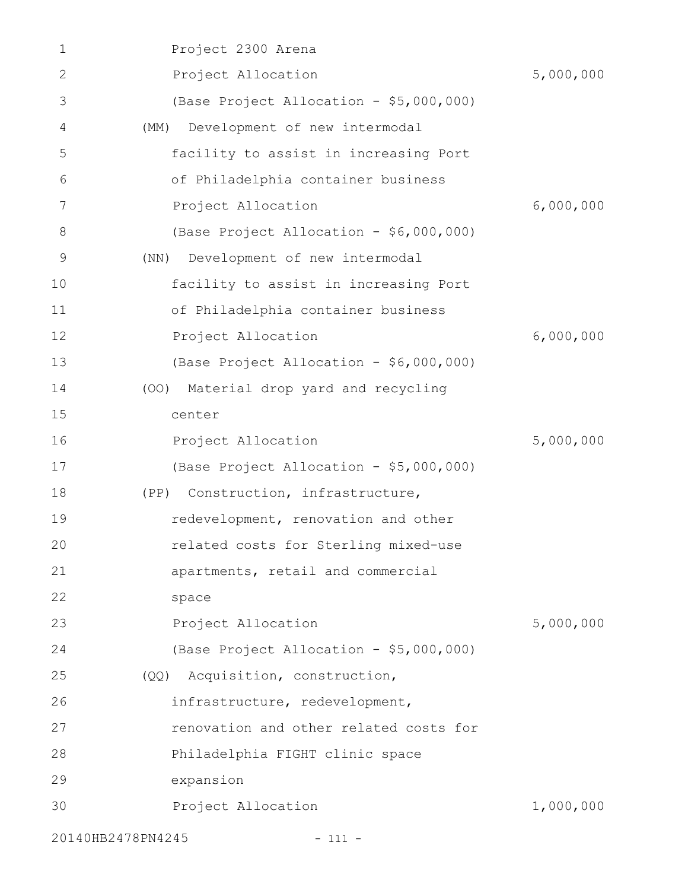Project 2300 Arena

Project Allocation 5,000,000

(Base Project Allocation - $5,000,000)

(MM) Development of new intermodal facility to assist in increasing Port of Philadelphia container business

Project Allocation 6,000,000

(Base Project Allocation - $6,000,000)

(NN) Development of new intermodal facility to assist in increasing Port of Philadelphia container business

Project Allocation 6,000,000

(Base Project Allocation - $6,000,000)

(OO) Material drop yard and recycling center

Project Allocation 5,000,000

(Base Project Allocation - $5,000,000)

(PP) Construction, infrastructure, redevelopment, renovation and other related costs for Sterling mixed-use apartments, retail and commercial space

Project Allocation 5,000,000

(Base Project Allocation - $5,000,000)

(QQ) Acquisition, construction, infrastructure, redevelopment, renovation and other related costs for Philadelphia FIGHT clinic space expansion

Project Allocation 1,000,000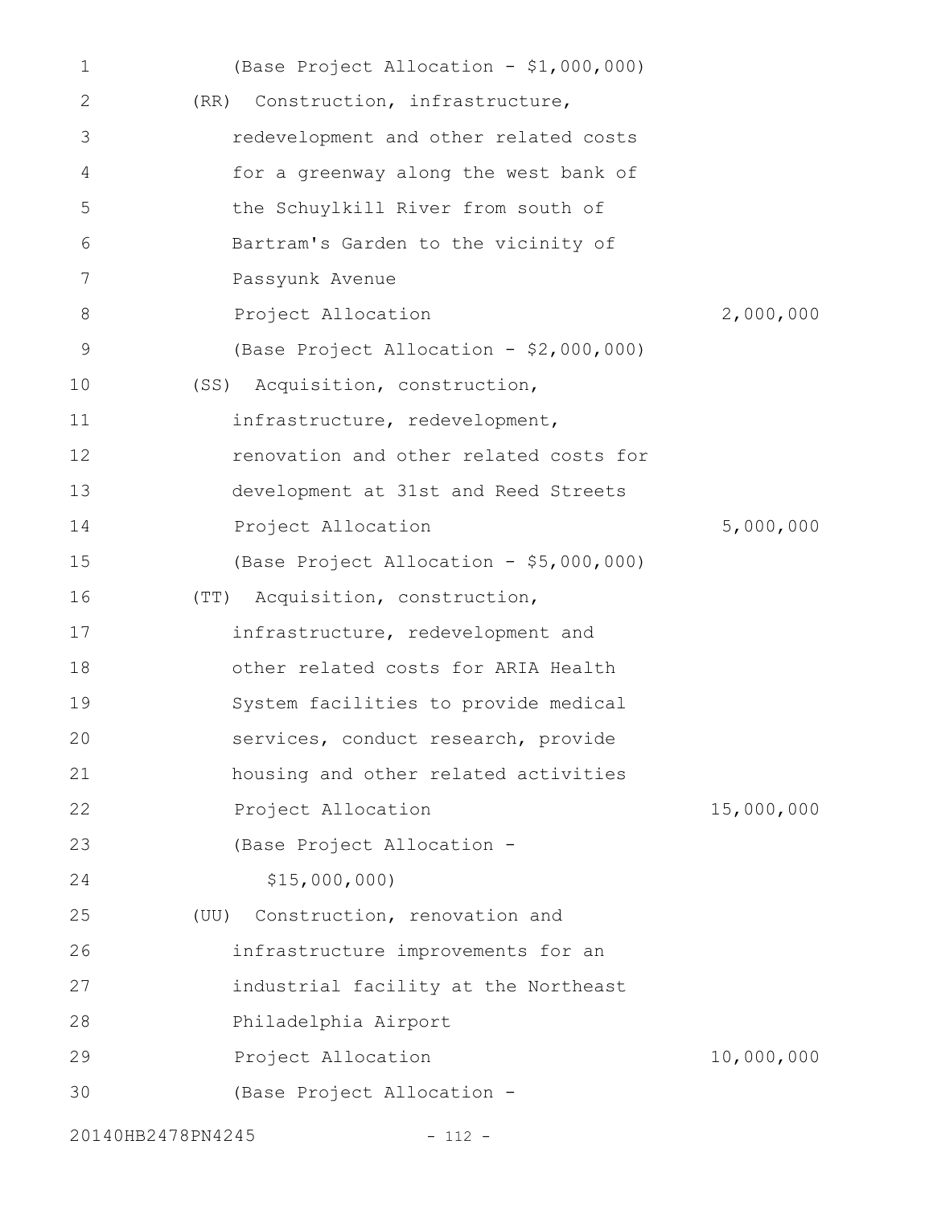(Base Project Allocation - $1,000,000)

(RR) Construction, infrastructure, redevelopment and other related costs for a greenway along the west bank of the Schuylkill River from south of Bartram's Garden to the vicinity of Passyunk Avenue

Project Allocation 2,000,000

(Base Project Allocation - $2,000,000)

(SS) Acquisition, construction, infrastructure, redevelopment, renovation and other related costs for development at 31st and Reed Streets

Project Allocation 5,000,000

(Base Project Allocation - $5,000,000)

(TT) Acquisition, construction, infrastructure, redevelopment and other related costs for ARIA Health System facilities to provide medical services, conduct research, provide housing and other related activities

Project Allocation 15,000,000

(Base Project Allocation - $15,000,000)

(UU) Construction, renovation and infrastructure improvements for an industrial facility at the Northeast Philadelphia Airport

Project Allocation 10,000,000

(Base Project Allocation -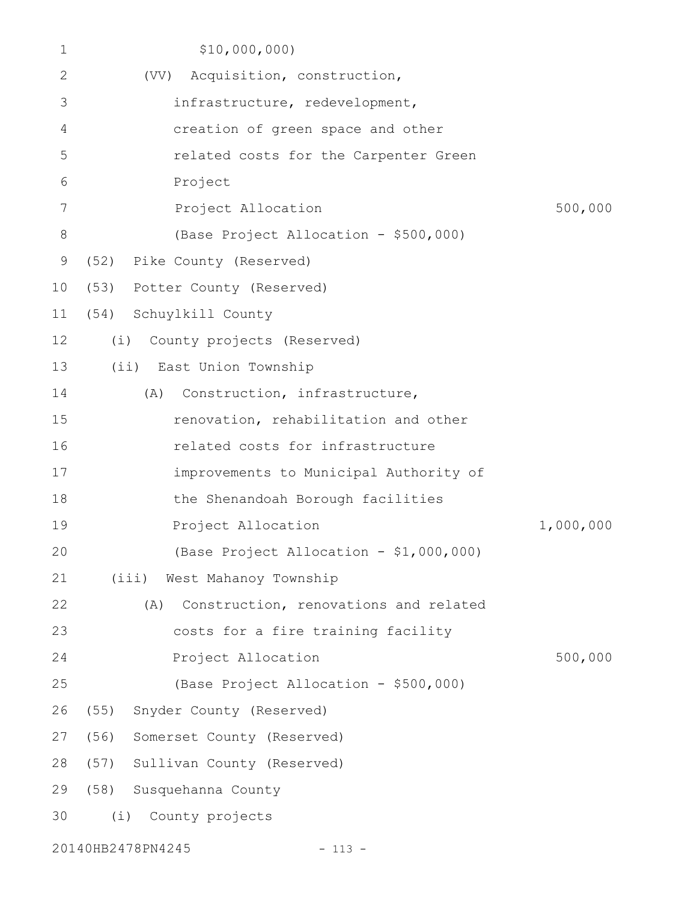$10,000,000)

(VV) Acquisition, construction, infrastructure, redevelopment, creation of green space and other related costs for the Carpenter Green Project

Project Allocation 500,000

(Base Project Allocation - $500,000)

(52) Pike County (Reserved)

(53) Potter County (Reserved)

(54) Schuylkill County

(i) County projects (Reserved)

(ii) East Union Township

(A) Construction, infrastructure, renovation, rehabilitation and other related costs for infrastructure improvements to Municipal Authority of the Shenandoah Borough facilities

Project Allocation 1,000,000

(Base Project Allocation - $1,000,000)

(iii) West Mahanoy Township

(A) Construction, renovations and related costs for a fire training facility

Project Allocation 500,000

(Base Project Allocation - $500,000)

(55) Snyder County (Reserved)

(56) Somerset County (Reserved)

(57) Sullivan County (Reserved)

(58) Susquehanna County

(i) County projects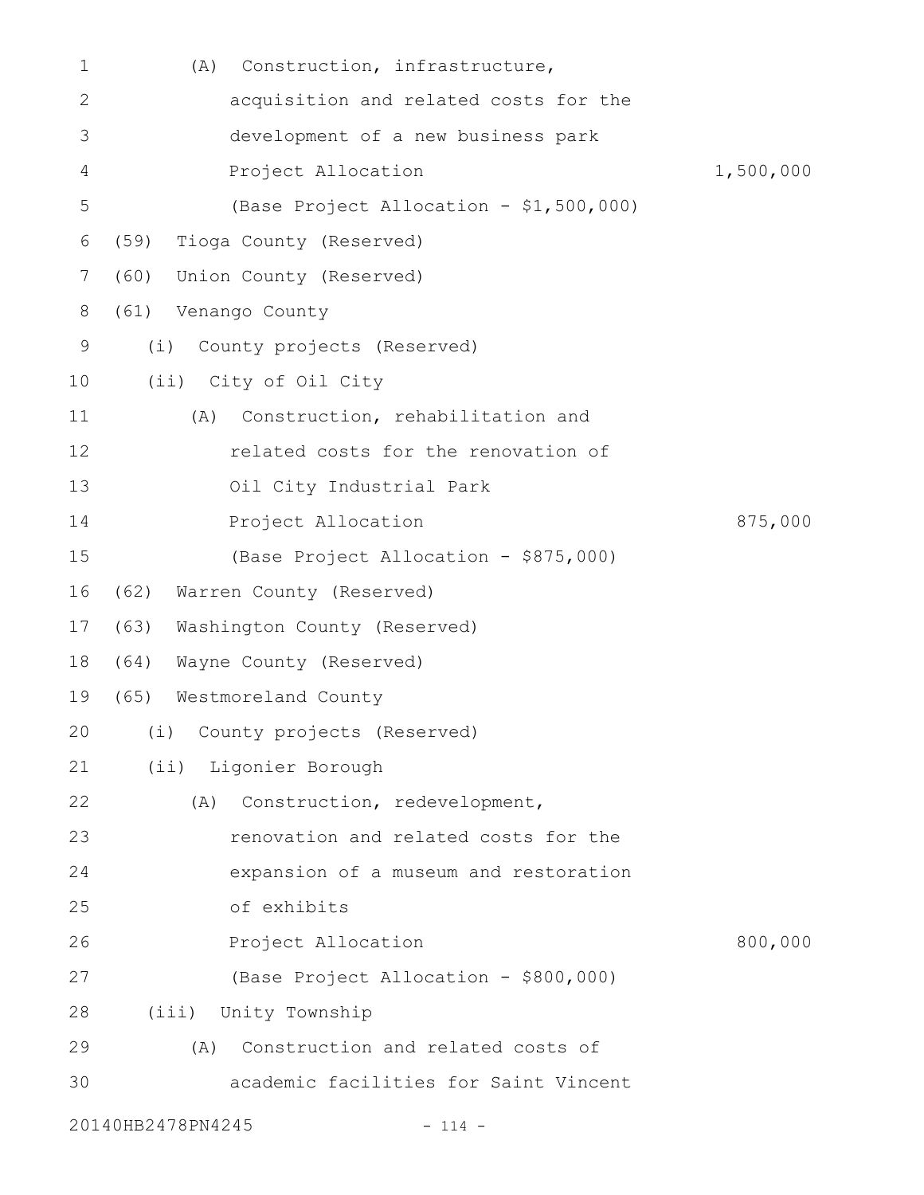(A) Construction, infrastructure, acquisition and related costs for the development of a new business park

Project Allocation 1,500,000

(Base Project Allocation - $1,500,000)

(59) Tioga County (Reserved)

(60) Union County (Reserved)

(61) Venango County

(i) County projects (Reserved)

(ii) City of Oil City

(A) Construction, rehabilitation and related costs for the renovation of Oil City Industrial Park

Project Allocation 875,000

(Base Project Allocation - $875,000)

(62) Warren County (Reserved)

(63) Washington County (Reserved)

(64) Wayne County (Reserved)

(65) Westmoreland County

(i) County projects (Reserved)

(ii) Ligonier Borough

(A) Construction, redevelopment, renovation and related costs for the expansion of a museum and restoration of exhibits

Project Allocation 800,000

(Base Project Allocation - $800,000)

(iii) Unity Township

(A) Construction and related costs of academic facilities for Saint Vincent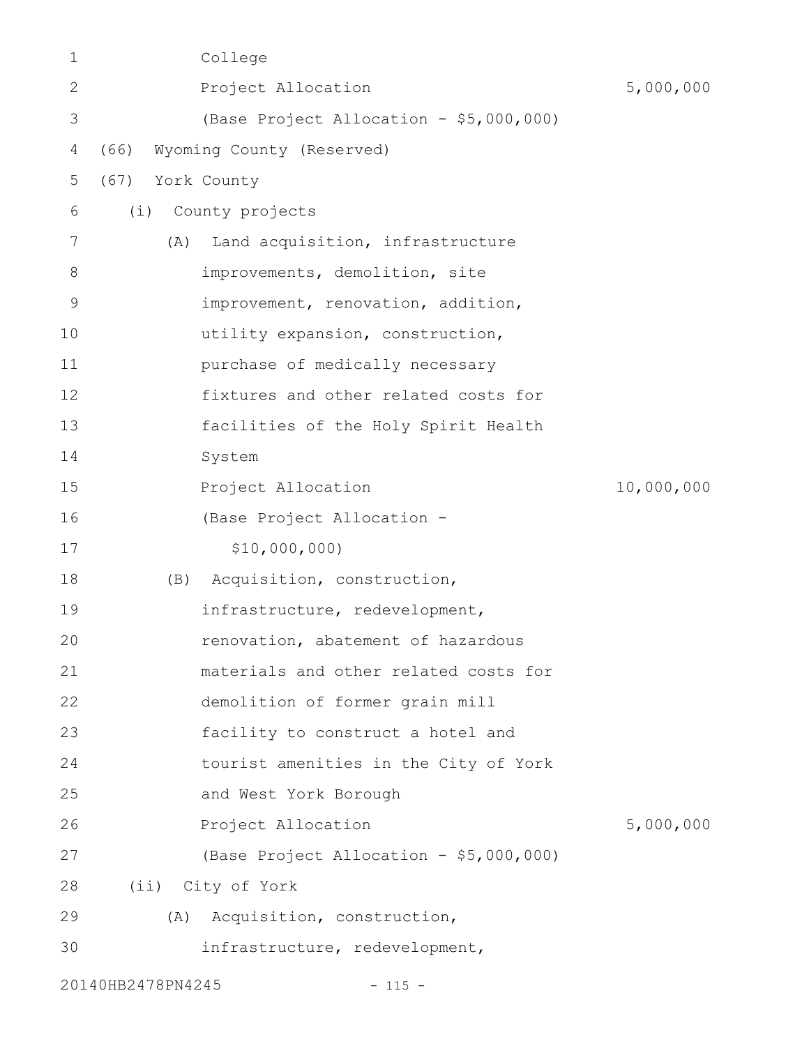College
Project Allocation 5,000,000
(Base Project Allocation - $5,000,000)

(66) Wyoming County (Reserved)

(67) York County

(i) County projects

(A) Land acquisition, infrastructure improvements, demolition, site improvement, renovation, addition, utility expansion, construction, purchase of medically necessary fixtures and other related costs for facilities of the Holy Spirit Health System
Project Allocation 10,000,000
(Base Project Allocation - $10,000,000)

(B) Acquisition, construction, infrastructure, redevelopment, renovation, abatement of hazardous materials and other related costs for demolition of former grain mill facility to construct a hotel and tourist amenities in the City of York and West York Borough
Project Allocation 5,000,000
(Base Project Allocation - $5,000,000)

(ii) City of York

(A) Acquisition, construction, infrastructure, redevelopment,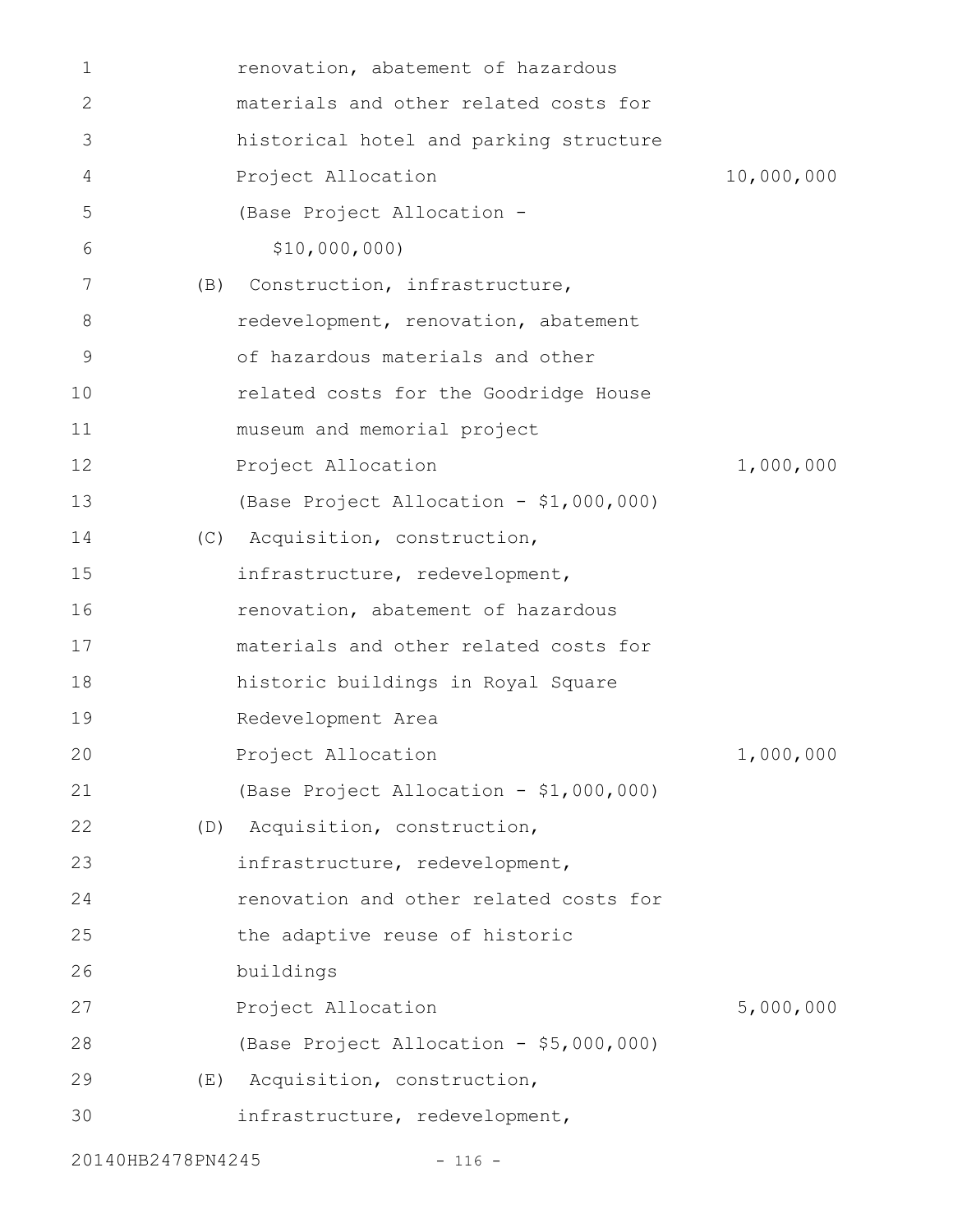renovation, abatement of hazardous materials and other related costs for historical hotel and parking structure

Project Allocation 10,000,000

(Base Project Allocation - $10,000,000)

(B) Construction, infrastructure, redevelopment, renovation, abatement of hazardous materials and other related costs for the Goodridge House museum and memorial project

Project Allocation 1,000,000

(Base Project Allocation - $1,000,000)

(C) Acquisition, construction, infrastructure, redevelopment, renovation, abatement of hazardous materials and other related costs for historic buildings in Royal Square Redevelopment Area

Project Allocation 1,000,000

(Base Project Allocation - $1,000,000)

(D) Acquisition, construction, infrastructure, redevelopment, renovation and other related costs for the adaptive reuse of historic buildings

Project Allocation 5,000,000

(Base Project Allocation - $5,000,000)

(E) Acquisition, construction, infrastructure, redevelopment,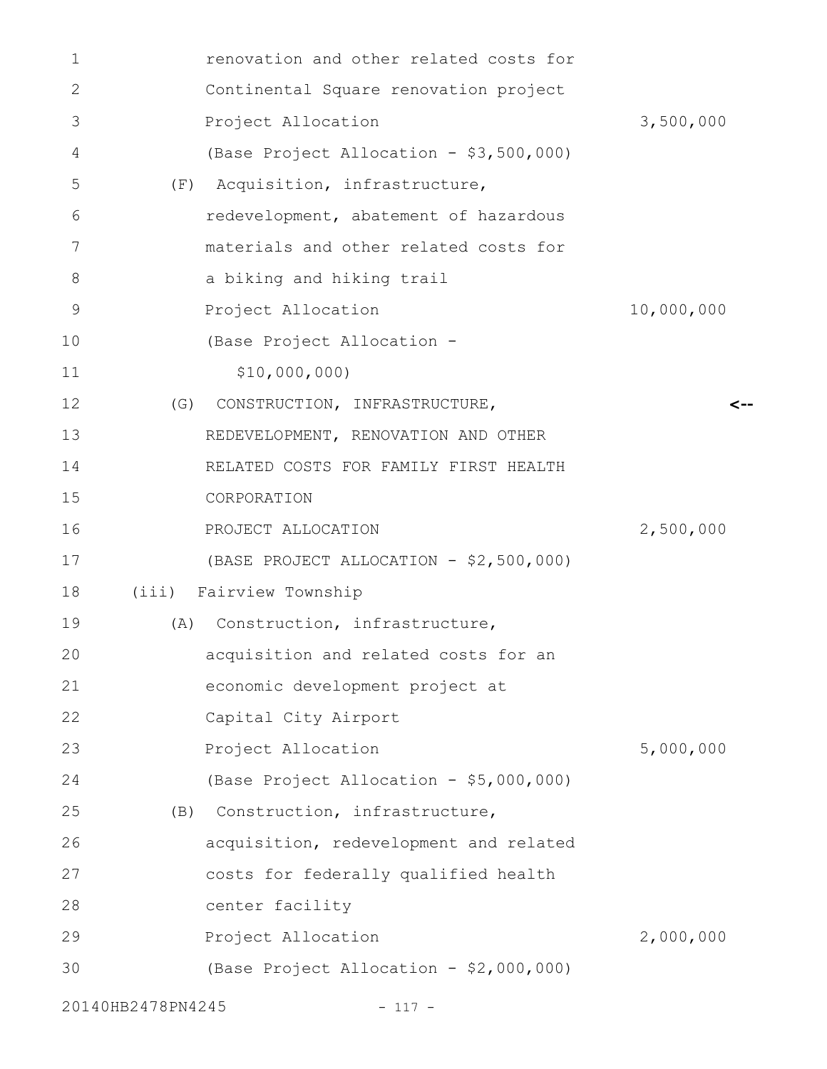renovation and other related costs for Continental Square renovation project

Project Allocation 3,500,000

(Base Project Allocation - $3,500,000)

(F) Acquisition, infrastructure, redevelopment, abatement of hazardous materials and other related costs for a biking and hiking trail

Project Allocation 10,000,000

(Base Project Allocation - $10,000,000)

(G) CONSTRUCTION, INFRASTRUCTURE, REDEVELOPMENT, RENOVATION AND OTHER RELATED COSTS FOR FAMILY FIRST HEALTH CORPORATION <--

PROJECT ALLOCATION 2,500,000

(BASE PROJECT ALLOCATION - $2,500,000)

(iii) Fairview Township

(A) Construction, infrastructure, acquisition and related costs for an economic development project at Capital City Airport

Project Allocation 5,000,000

(Base Project Allocation - $5,000,000)

(B) Construction, infrastructure, acquisition, redevelopment and related costs for federally qualified health center facility

Project Allocation 2,000,000

(Base Project Allocation - $2,000,000)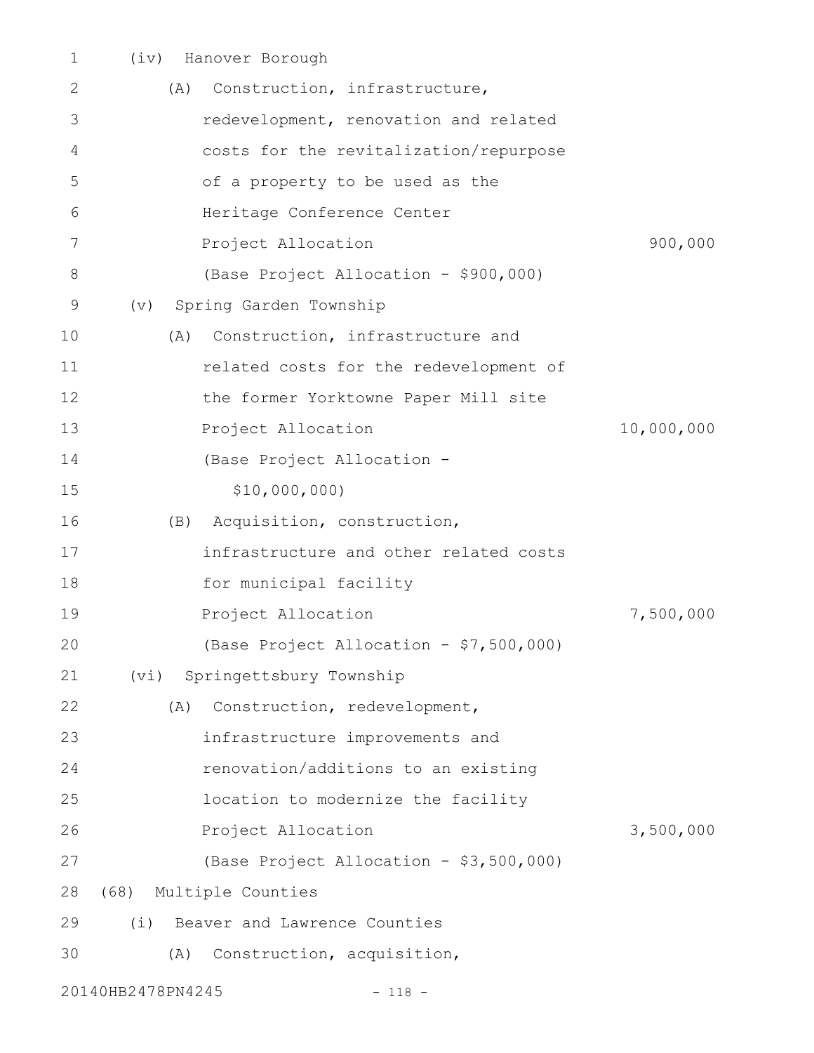(iv) Hanover Borough

(A) Construction, infrastructure, redevelopment, renovation and related costs for the revitalization/repurpose of a property to be used as the Heritage Conference Center

Project Allocation 900,000

(Base Project Allocation - $900,000)

(v) Spring Garden Township

(A) Construction, infrastructure and related costs for the redevelopment of the former Yorktowne Paper Mill site

Project Allocation 10,000,000

(Base Project Allocation - $10,000,000)

(B) Acquisition, construction, infrastructure and other related costs for municipal facility

Project Allocation 7,500,000

(Base Project Allocation - $7,500,000)

(vi) Springettsbury Township

(A) Construction, redevelopment, infrastructure improvements and renovation/additions to an existing location to modernize the facility

Project Allocation 3,500,000

(Base Project Allocation - $3,500,000)

(68) Multiple Counties

(i) Beaver and Lawrence Counties

(A) Construction, acquisition,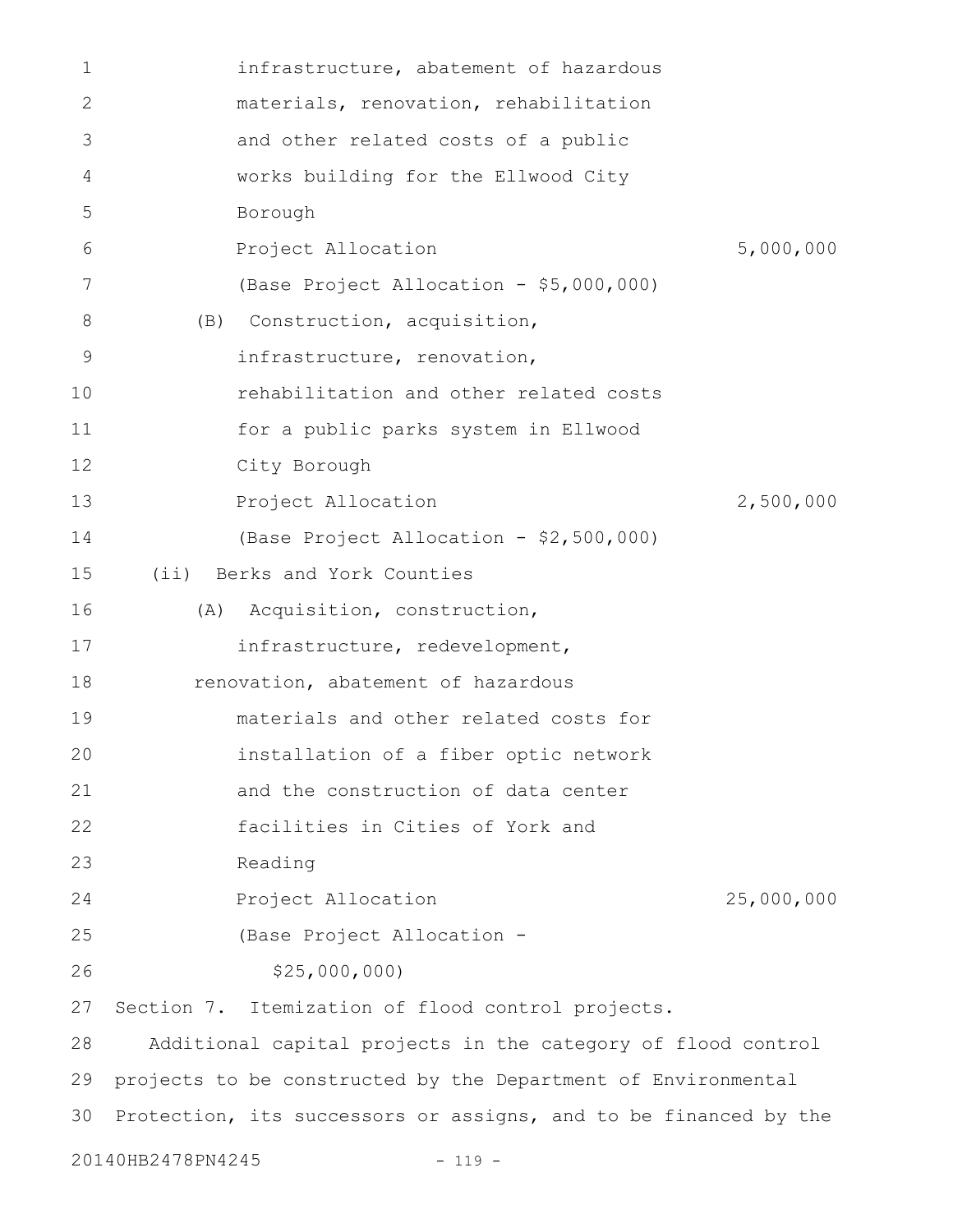infrastructure, abatement of hazardous materials, renovation, rehabilitation and other related costs of a public works building for the Ellwood City Borough

Project Allocation 5,000,000

(Base Project Allocation - $5,000,000)

(B) Construction, acquisition, infrastructure, renovation, rehabilitation and other related costs for a public parks system in Ellwood City Borough

Project Allocation 2,500,000

(Base Project Allocation - $2,500,000)

(ii) Berks and York Counties

(A) Acquisition, construction, infrastructure, redevelopment, renovation, abatement of hazardous materials and other related costs for installation of a fiber optic network and the construction of data center facilities in Cities of York and Reading

Project Allocation 25,000,000

(Base Project Allocation - $25,000,000)

Section 7. Itemization of flood control projects.

Additional capital projects in the category of flood control projects to be constructed by the Department of Environmental Protection, its successors or assigns, and to be financed by the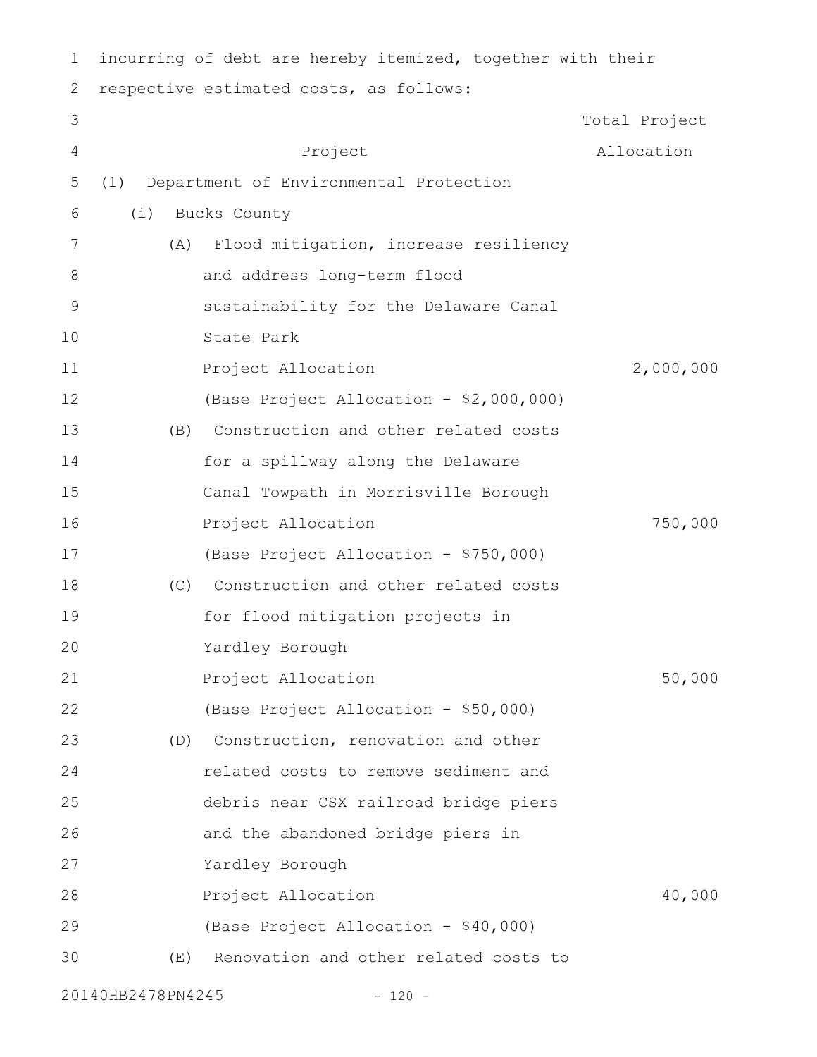incurring of debt are hereby itemized, together with their respective estimated costs, as follows:

| Project | Total Project Allocation |
|---|---|
| (1) Department of Environmental Protection | |
| (i) Bucks County | |
| (A) Flood mitigation, increase resiliency and address long-term flood sustainability for the Delaware Canal State Park | |
| Project Allocation | 2,000,000 |
| (Base Project Allocation - $2,000,000) | |
| (B) Construction and other related costs for a spillway along the Delaware Canal Towpath in Morrisville Borough | |
| Project Allocation | 750,000 |
| (Base Project Allocation - $750,000) | |
| (C) Construction and other related costs for flood mitigation projects in Yardley Borough | |
| Project Allocation | 50,000 |
| (Base Project Allocation - $50,000) | |
| (D) Construction, renovation and other related costs to remove sediment and debris near CSX railroad bridge piers and the abandoned bridge piers in Yardley Borough | |
| Project Allocation | 40,000 |
| (Base Project Allocation - $40,000) | |
| (E) Renovation and other related costs to | |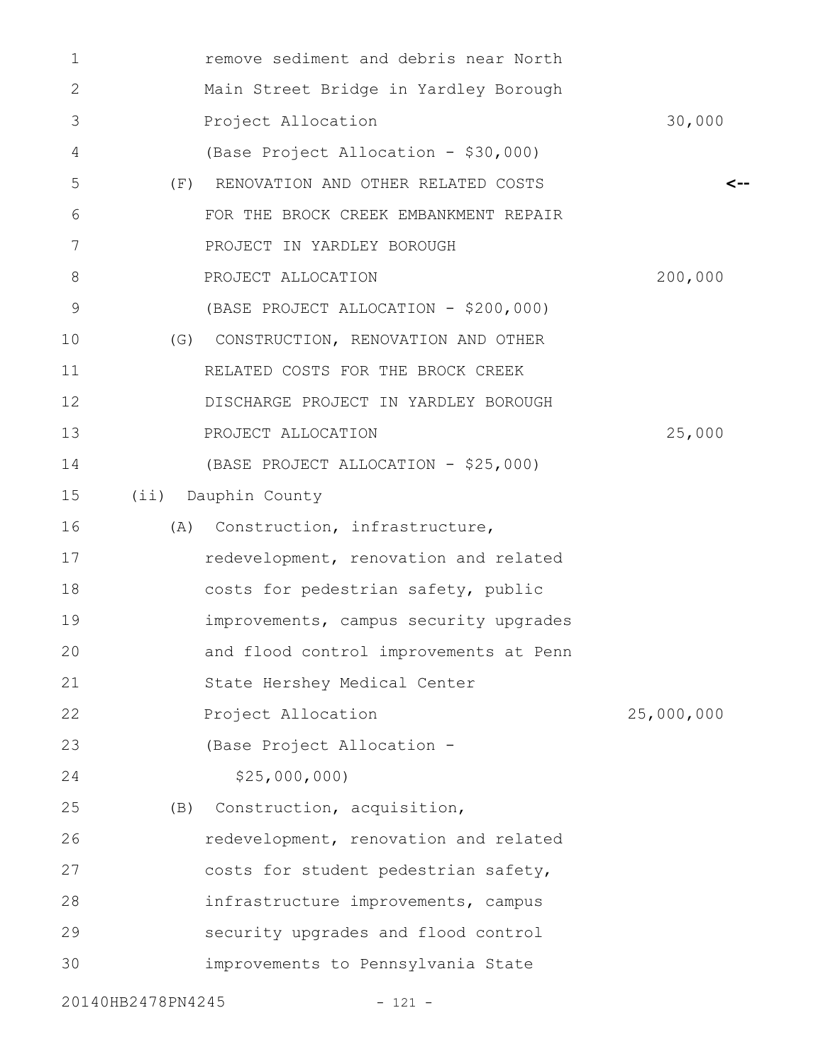remove sediment and debris near North Main Street Bridge in Yardley Borough
Project Allocation 30,000
(Base Project Allocation - $30,000)

(F) RENOVATION AND OTHER RELATED COSTS FOR THE BROCK CREEK EMBANKMENT REPAIR PROJECT IN YARDLEY BOROUGH <--
PROJECT ALLOCATION 200,000
(BASE PROJECT ALLOCATION - $200,000)

(G) CONSTRUCTION, RENOVATION AND OTHER RELATED COSTS FOR THE BROCK CREEK DISCHARGE PROJECT IN YARDLEY BOROUGH
PROJECT ALLOCATION 25,000
(BASE PROJECT ALLOCATION - $25,000)

(ii) Dauphin County

(A) Construction, infrastructure, redevelopment, renovation and related costs for pedestrian safety, public improvements, campus security upgrades and flood control improvements at Penn State Hershey Medical Center
Project Allocation 25,000,000
(Base Project Allocation - $25,000,000)

(B) Construction, acquisition, redevelopment, renovation and related costs for student pedestrian safety, infrastructure improvements, campus security upgrades and flood control improvements to Pennsylvania State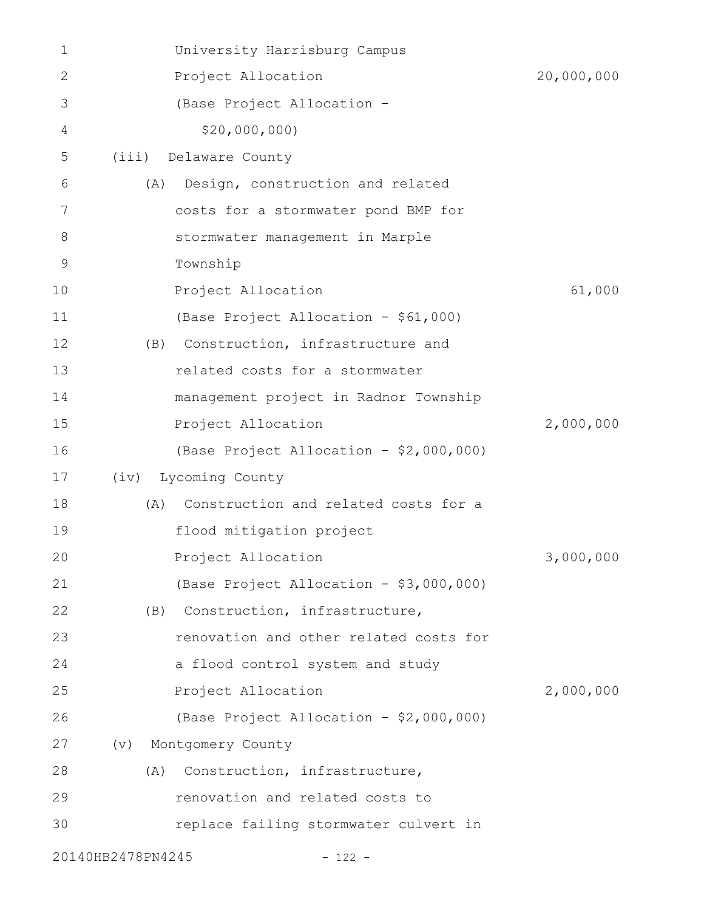University Harrisburg Campus

Project Allocation 20,000,000

(Base Project Allocation - $20,000,000)

(iii) Delaware County

(A) Design, construction and related costs for a stormwater pond BMP for stormwater management in Marple Township

Project Allocation 61,000

(Base Project Allocation - $61,000)

(B) Construction, infrastructure and related costs for a stormwater management project in Radnor Township

Project Allocation 2,000,000

(Base Project Allocation - $2,000,000)

(iv) Lycoming County

(A) Construction and related costs for a flood mitigation project

Project Allocation 3,000,000

(Base Project Allocation - $3,000,000)

(B) Construction, infrastructure, renovation and other related costs for a flood control system and study

Project Allocation 2,000,000

(Base Project Allocation - $2,000,000)

(v) Montgomery County

(A) Construction, infrastructure, renovation and related costs to replace failing stormwater culvert in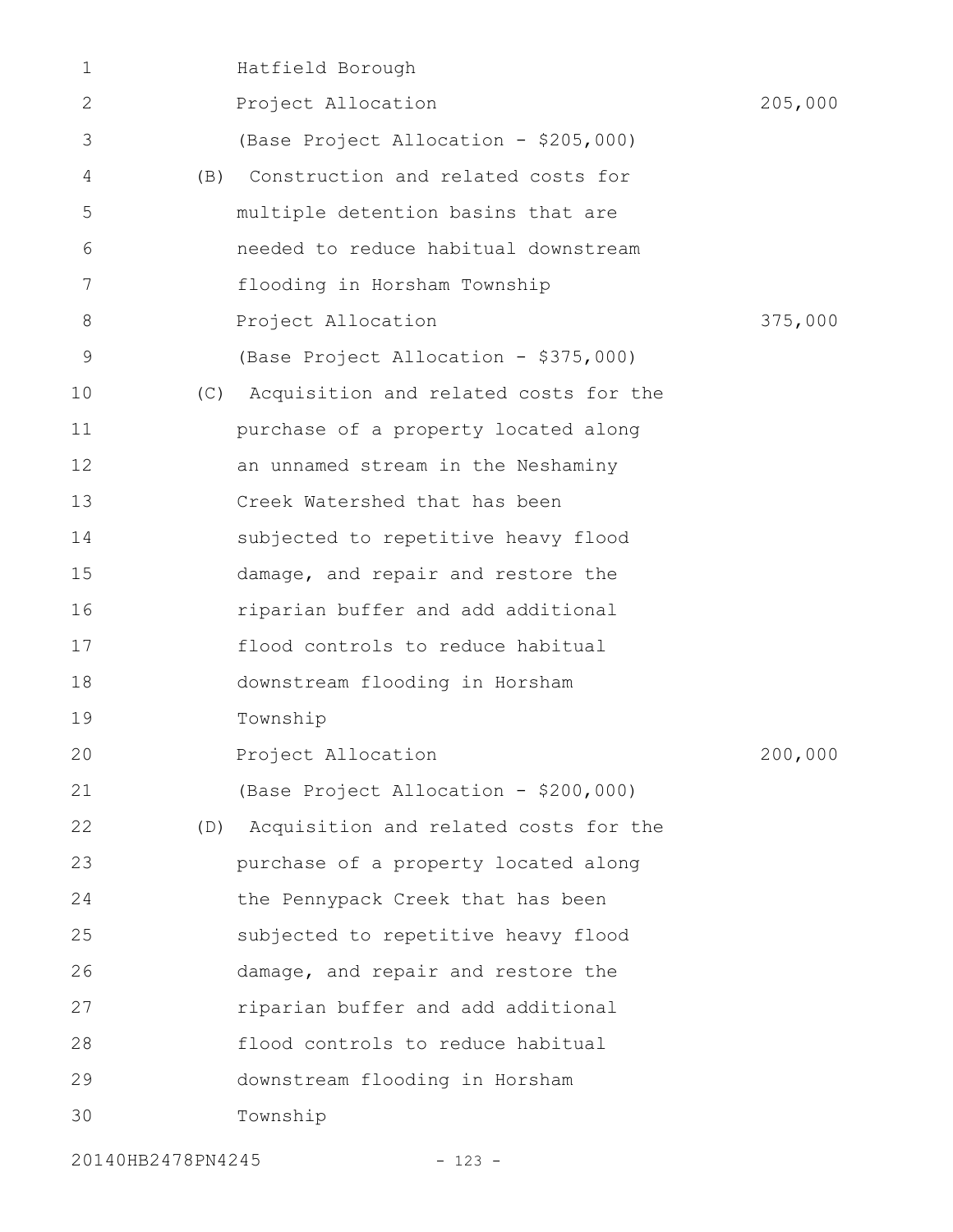Hatfield Borough

Project Allocation 205,000

(Base Project Allocation - $205,000)

(B) Construction and related costs for multiple detention basins that are needed to reduce habitual downstream flooding in Horsham Township

Project Allocation 375,000

(Base Project Allocation - $375,000)

(C) Acquisition and related costs for the purchase of a property located along an unnamed stream in the Neshaminy Creek Watershed that has been subjected to repetitive heavy flood damage, and repair and restore the riparian buffer and add additional flood controls to reduce habitual downstream flooding in Horsham Township

Project Allocation 200,000

(Base Project Allocation - $200,000)

(D) Acquisition and related costs for the purchase of a property located along the Pennypack Creek that has been subjected to repetitive heavy flood damage, and repair and restore the riparian buffer and add additional flood controls to reduce habitual downstream flooding in Horsham Township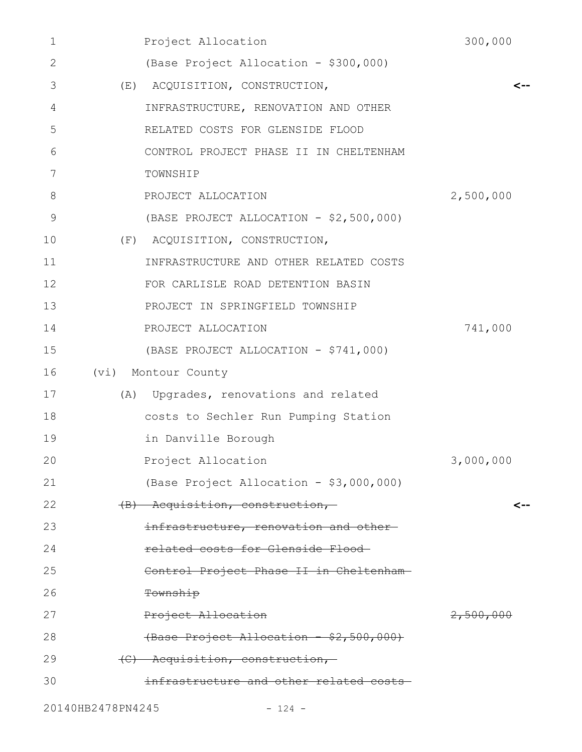Project Allocation 300,000

(Base Project Allocation - $300,000)

(E) ACQUISITION, CONSTRUCTION, INFRASTRUCTURE, RENOVATION AND OTHER RELATED COSTS FOR GLENSIDE FLOOD CONTROL PROJECT PHASE II IN CHELTENHAM TOWNSHIP <--

PROJECT ALLOCATION 2,500,000

(BASE PROJECT ALLOCATION - $2,500,000)

(F) ACQUISITION, CONSTRUCTION, INFRASTRUCTURE AND OTHER RELATED COSTS FOR CARLISLE ROAD DETENTION BASIN PROJECT IN SPRINGFIELD TOWNSHIP

PROJECT ALLOCATION 741,000

(BASE PROJECT ALLOCATION - $741,000)

(vi) Montour County

(A) Upgrades, renovations and related costs to Sechler Run Pumping Station in Danville Borough

Project Allocation 3,000,000

(Base Project Allocation - $3,000,000)

~~(B) Acquisition, construction, infrastructure, renovation and other related costs for Glenside Flood Control Project Phase II in Cheltenham Township~~ <--

~~Project Allocation 2,500,000~~

~~(Base Project Allocation - $2,500,000)~~

~~(C) Acquisition, construction, infrastructure and other related costs~~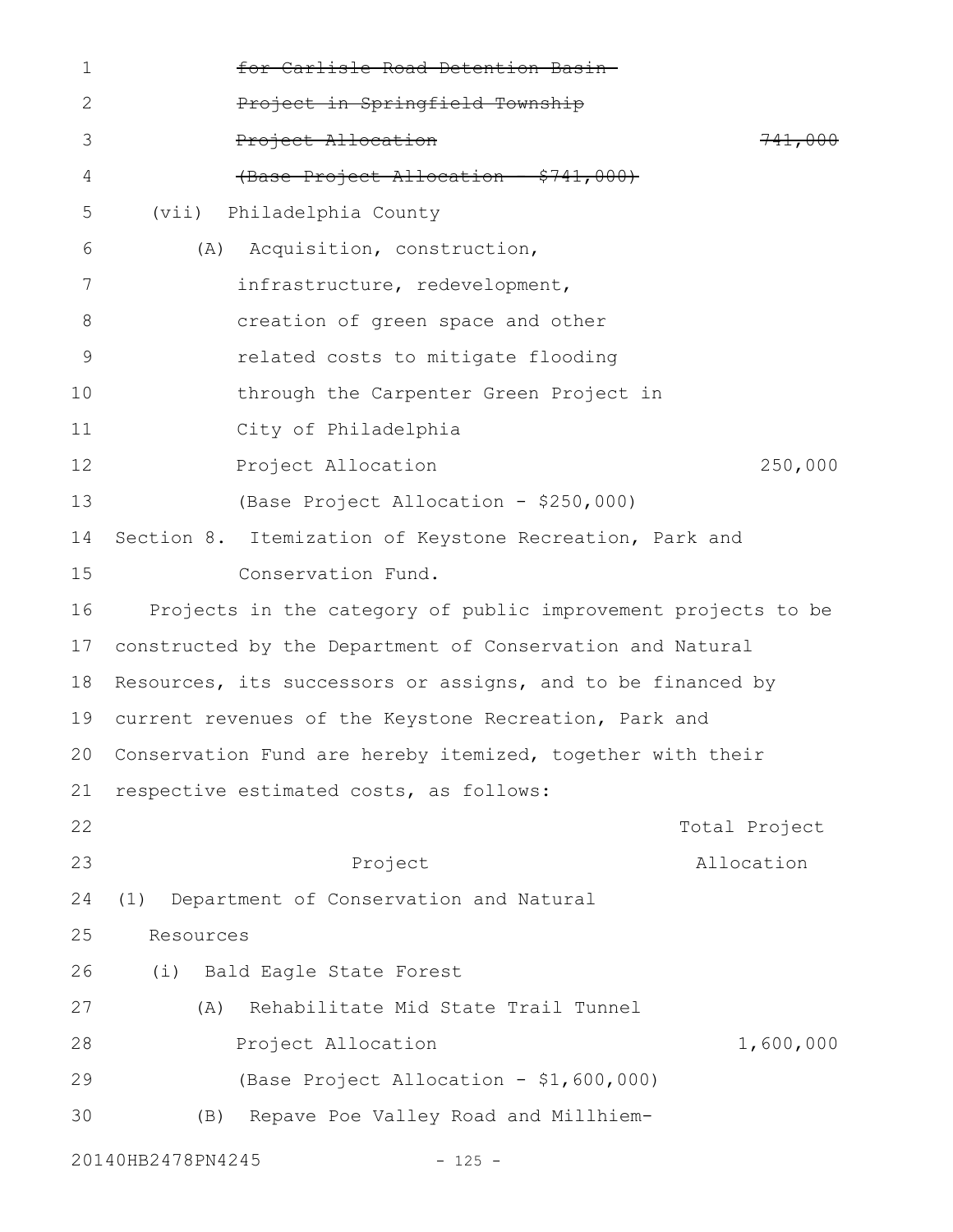~~for Carlisle Road Detention Basin~~
~~Project in Springfield Township~~
~~Project Allocation~~ ~~741,000~~
~~(Base Project Allocation - $741,000)~~

(vii) Philadelphia County

(A) Acquisition, construction, infrastructure, redevelopment, creation of green space and other related costs to mitigate flooding through the Carpenter Green Project in City of Philadelphia
Project Allocation 250,000
(Base Project Allocation - $250,000)

Section 8. Itemization of Keystone Recreation, Park and Conservation Fund.

Projects in the category of public improvement projects to be constructed by the Department of Conservation and Natural Resources, its successors or assigns, and to be financed by current revenues of the Keystone Recreation, Park and Conservation Fund are hereby itemized, together with their respective estimated costs, as follows:

| Project | Total Project Allocation |
|---|---|
| (1) Department of Conservation and Natural Resources | |
| (i) Bald Eagle State Forest | |
| (A) Rehabilitate Mid State Trail Tunnel | |
| Project Allocation | 1,600,000 |
| (Base Project Allocation - $1,600,000) | |
| (B) Repave Poe Valley Road and Millhiem- | |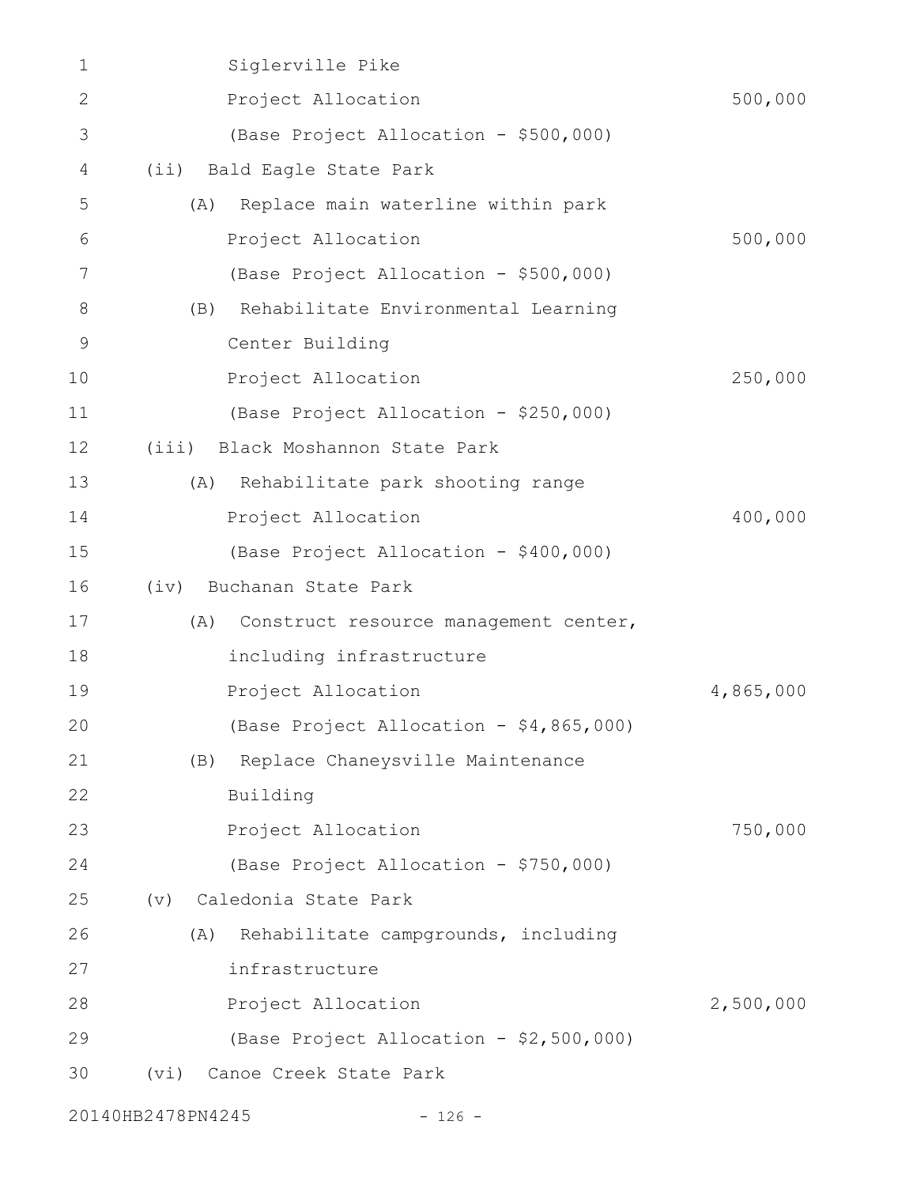Siglerville Pike
Project Allocation 500,000
(Base Project Allocation - $500,000)

(ii) Bald Eagle State Park

(A) Replace main waterline within park
Project Allocation 500,000
(Base Project Allocation - $500,000)

(B) Rehabilitate Environmental Learning Center Building
Project Allocation 250,000
(Base Project Allocation - $250,000)

(iii) Black Moshannon State Park

(A) Rehabilitate park shooting range
Project Allocation 400,000
(Base Project Allocation - $400,000)

(iv) Buchanan State Park

(A) Construct resource management center, including infrastructure
Project Allocation 4,865,000
(Base Project Allocation - $4,865,000)

(B) Replace Chaneysville Maintenance Building
Project Allocation 750,000
(Base Project Allocation - $750,000)

(v) Caledonia State Park

(A) Rehabilitate campgrounds, including infrastructure
Project Allocation 2,500,000
(Base Project Allocation - $2,500,000)

(vi) Canoe Creek State Park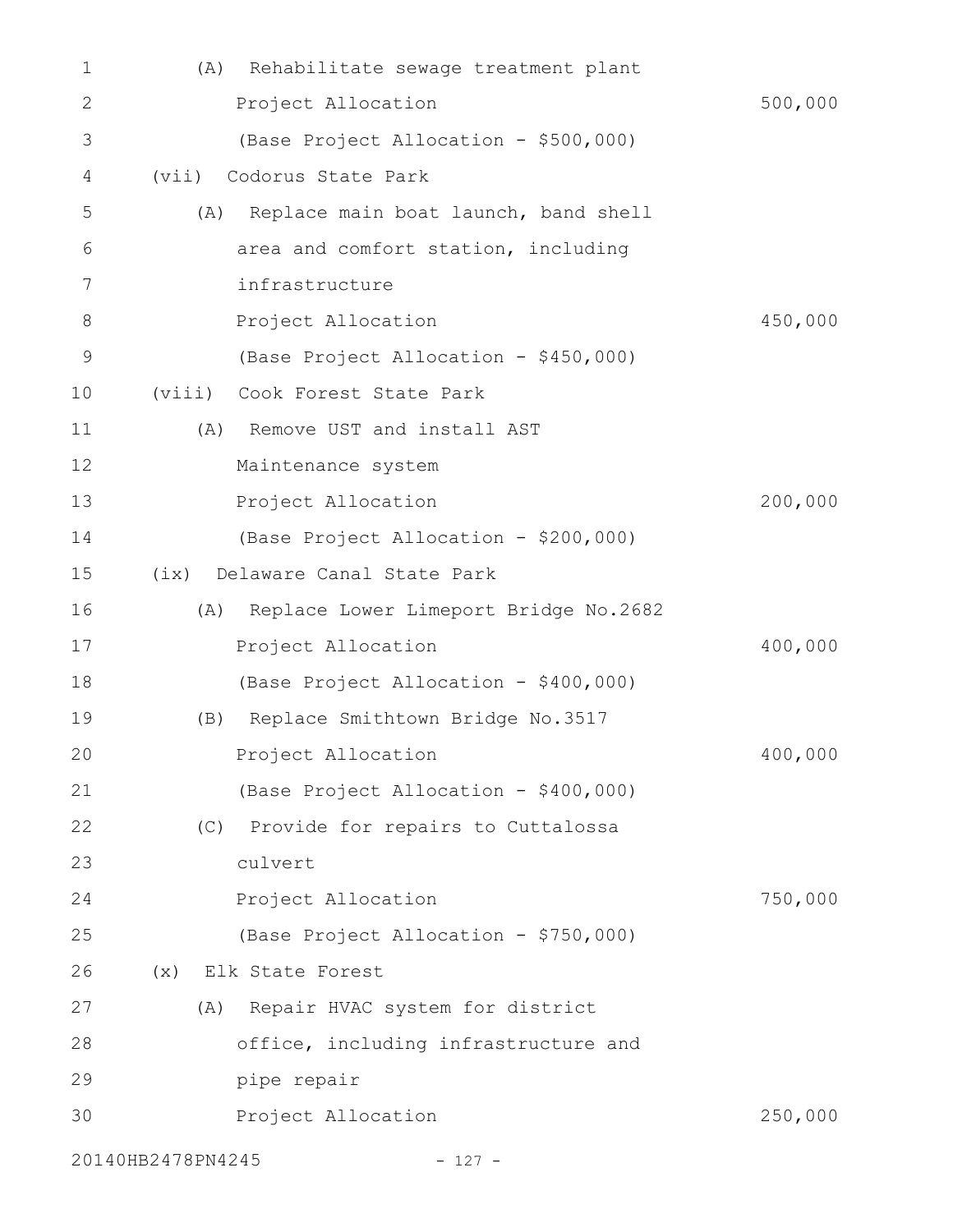(A) Rehabilitate sewage treatment plant

Project Allocation 500,000

(Base Project Allocation - $500,000)

(vii) Codorus State Park

(A) Replace main boat launch, band shell area and comfort station, including infrastructure

Project Allocation 450,000

(Base Project Allocation - $450,000)

(viii) Cook Forest State Park

(A) Remove UST and install AST Maintenance system

Project Allocation 200,000

(Base Project Allocation - $200,000)

(ix) Delaware Canal State Park

(A) Replace Lower Limeport Bridge No.2682

Project Allocation 400,000

(Base Project Allocation - $400,000)

(B) Replace Smithtown Bridge No.3517

Project Allocation 400,000

(Base Project Allocation - $400,000)

(C) Provide for repairs to Cuttalossa culvert

Project Allocation 750,000

(Base Project Allocation - $750,000)

(x) Elk State Forest

(A) Repair HVAC system for district office, including infrastructure and pipe repair

Project Allocation 250,000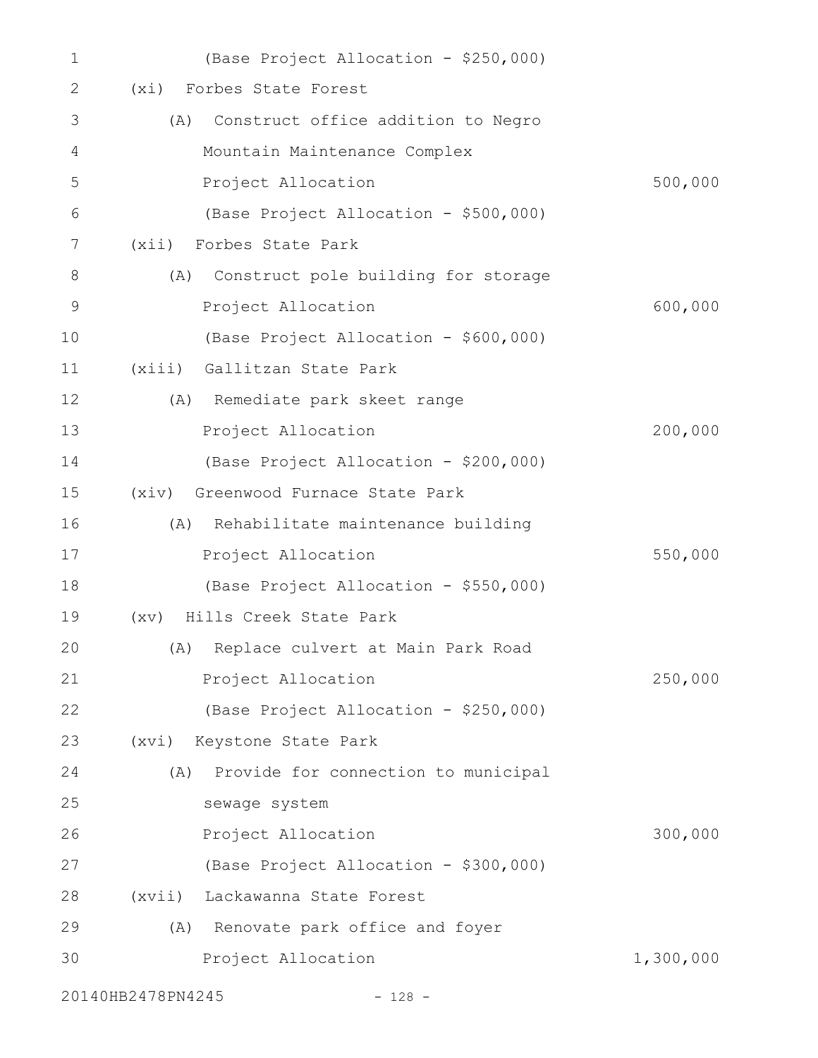(Base Project Allocation - $250,000)

(xi) Forbes State Forest

(A) Construct office addition to Negro Mountain Maintenance Complex

Project Allocation 500,000

(Base Project Allocation - $500,000)

(xii) Forbes State Park

(A) Construct pole building for storage

Project Allocation 600,000

(Base Project Allocation - $600,000)

(xiii) Gallitzan State Park

(A) Remediate park skeet range

Project Allocation 200,000

(Base Project Allocation - $200,000)

(xiv) Greenwood Furnace State Park

(A) Rehabilitate maintenance building

Project Allocation 550,000

(Base Project Allocation - $550,000)

(xv) Hills Creek State Park

(A) Replace culvert at Main Park Road

Project Allocation 250,000

(Base Project Allocation - $250,000)

(xvi) Keystone State Park

(A) Provide for connection to municipal sewage system

Project Allocation 300,000

(Base Project Allocation - $300,000)

(xvii) Lackawanna State Forest

(A) Renovate park office and foyer

Project Allocation 1,300,000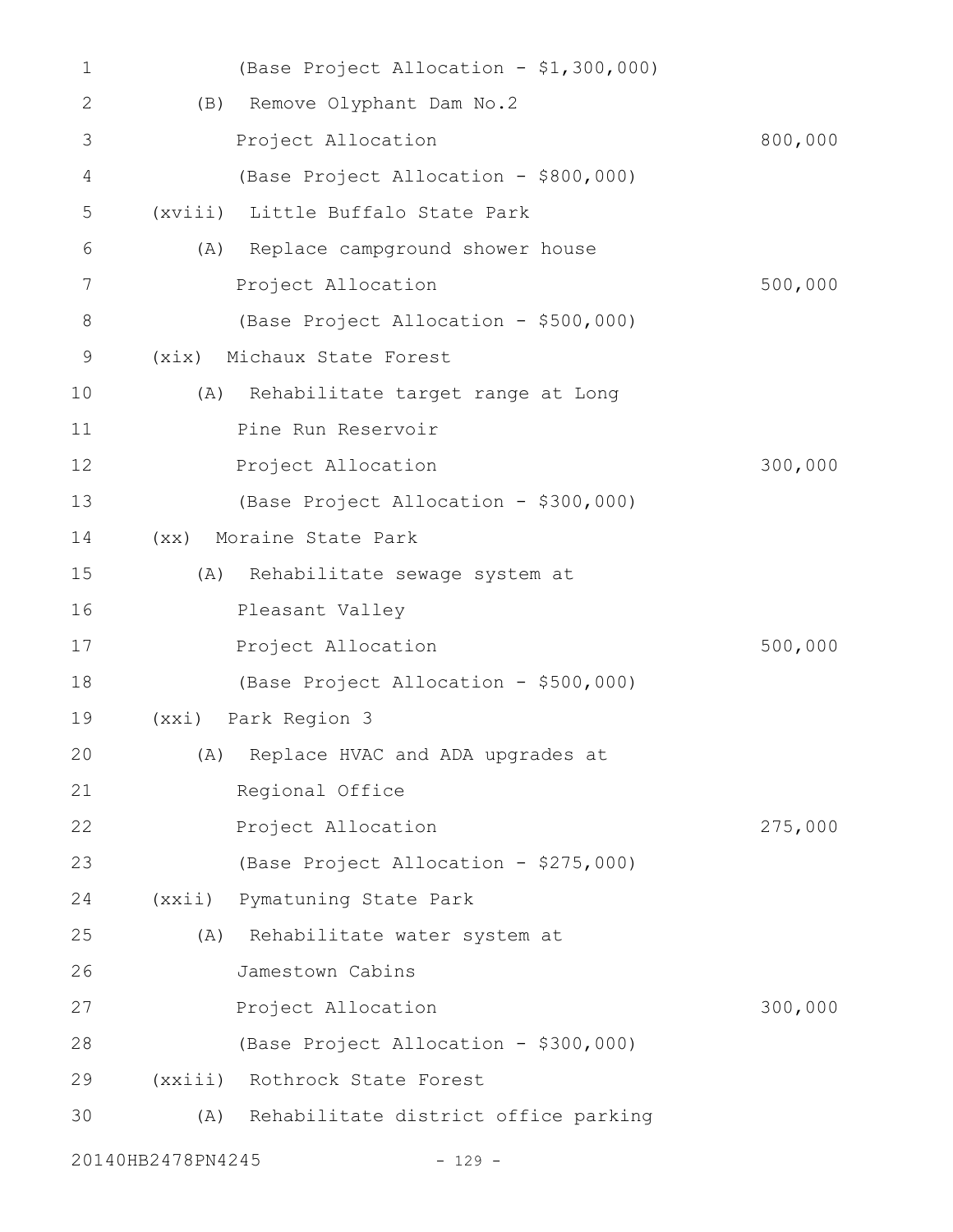(Base Project Allocation - $1,300,000)

(B) Remove Olyphant Dam No.2

Project Allocation 800,000

(Base Project Allocation - $800,000)

(xviii) Little Buffalo State Park

(A) Replace campground shower house

Project Allocation 500,000

(Base Project Allocation - $500,000)

(xix) Michaux State Forest

(A) Rehabilitate target range at Long Pine Run Reservoir

Project Allocation 300,000

(Base Project Allocation - $300,000)

(xx) Moraine State Park

(A) Rehabilitate sewage system at Pleasant Valley

Project Allocation 500,000

(Base Project Allocation - $500,000)

(xxi) Park Region 3

(A) Replace HVAC and ADA upgrades at Regional Office

Project Allocation 275,000

(Base Project Allocation - $275,000)

(xxii) Pymatuning State Park

(A) Rehabilitate water system at Jamestown Cabins

Project Allocation 300,000

(Base Project Allocation - $300,000)

(xxiii) Rothrock State Forest

(A) Rehabilitate district office parking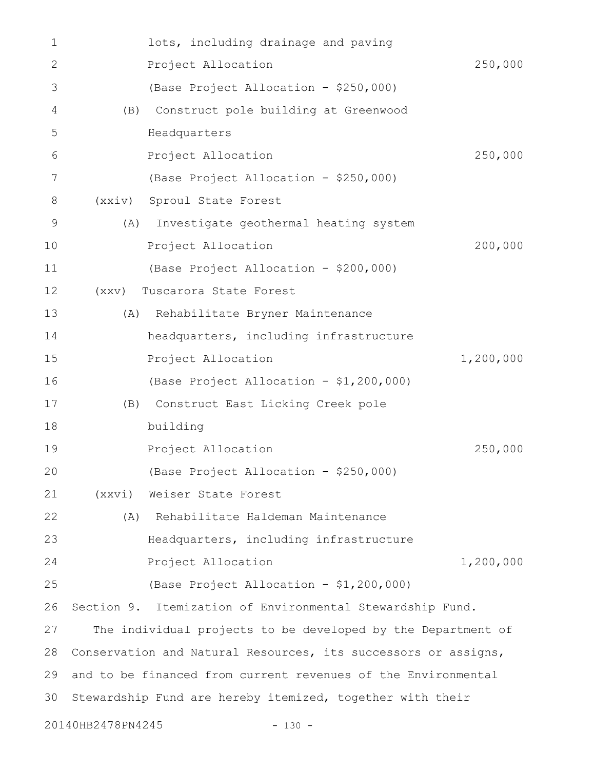lots, including drainage and paving

Project Allocation 250,000

(Base Project Allocation - $250,000)

(B) Construct pole building at Greenwood Headquarters

Project Allocation 250,000

(Base Project Allocation - $250,000)

(xxiv) Sproul State Forest

(A) Investigate geothermal heating system

Project Allocation 200,000

(Base Project Allocation - $200,000)

(xxv) Tuscarora State Forest

(A) Rehabilitate Bryner Maintenance headquarters, including infrastructure

Project Allocation 1,200,000

(Base Project Allocation - $1,200,000)

(B) Construct East Licking Creek pole building

Project Allocation 250,000

(Base Project Allocation - $250,000)

(xxvi) Weiser State Forest

(A) Rehabilitate Haldeman Maintenance Headquarters, including infrastructure

Project Allocation 1,200,000

(Base Project Allocation - $1,200,000)

Section 9. Itemization of Environmental Stewardship Fund.

The individual projects to be developed by the Department of Conservation and Natural Resources, its successors or assigns, and to be financed from current revenues of the Environmental Stewardship Fund are hereby itemized, together with their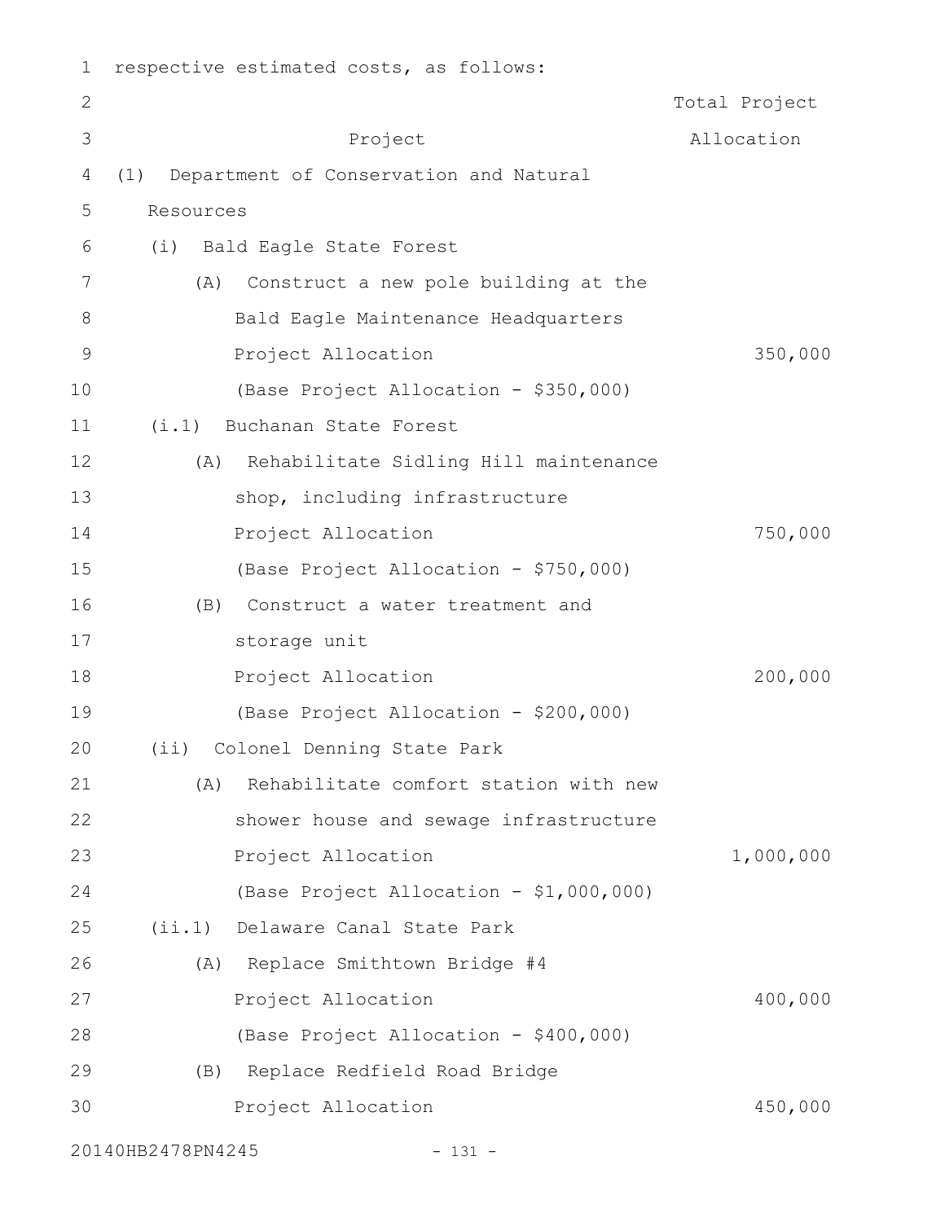respective estimated costs, as follows:

| Project | Total Project Allocation |
|---|---|
| (1) Department of Conservation and Natural Resources | |
| (i) Bald Eagle State Forest | |
| (A) Construct a new pole building at the Bald Eagle Maintenance Headquarters | |
| Project Allocation | 350,000 |
| (Base Project Allocation - $350,000) | |
| (i.1) Buchanan State Forest | |
| (A) Rehabilitate Sidling Hill maintenance shop, including infrastructure | |
| Project Allocation | 750,000 |
| (Base Project Allocation - $750,000) | |
| (B) Construct a water treatment and storage unit | |
| Project Allocation | 200,000 |
| (Base Project Allocation - $200,000) | |
| (ii) Colonel Denning State Park | |
| (A) Rehabilitate comfort station with new shower house and sewage infrastructure | |
| Project Allocation | 1,000,000 |
| (Base Project Allocation - $1,000,000) | |
| (ii.1) Delaware Canal State Park | |
| (A) Replace Smithtown Bridge #4 | |
| Project Allocation | 400,000 |
| (Base Project Allocation - $400,000) | |
| (B) Replace Redfield Road Bridge | |
| Project Allocation | 450,000 |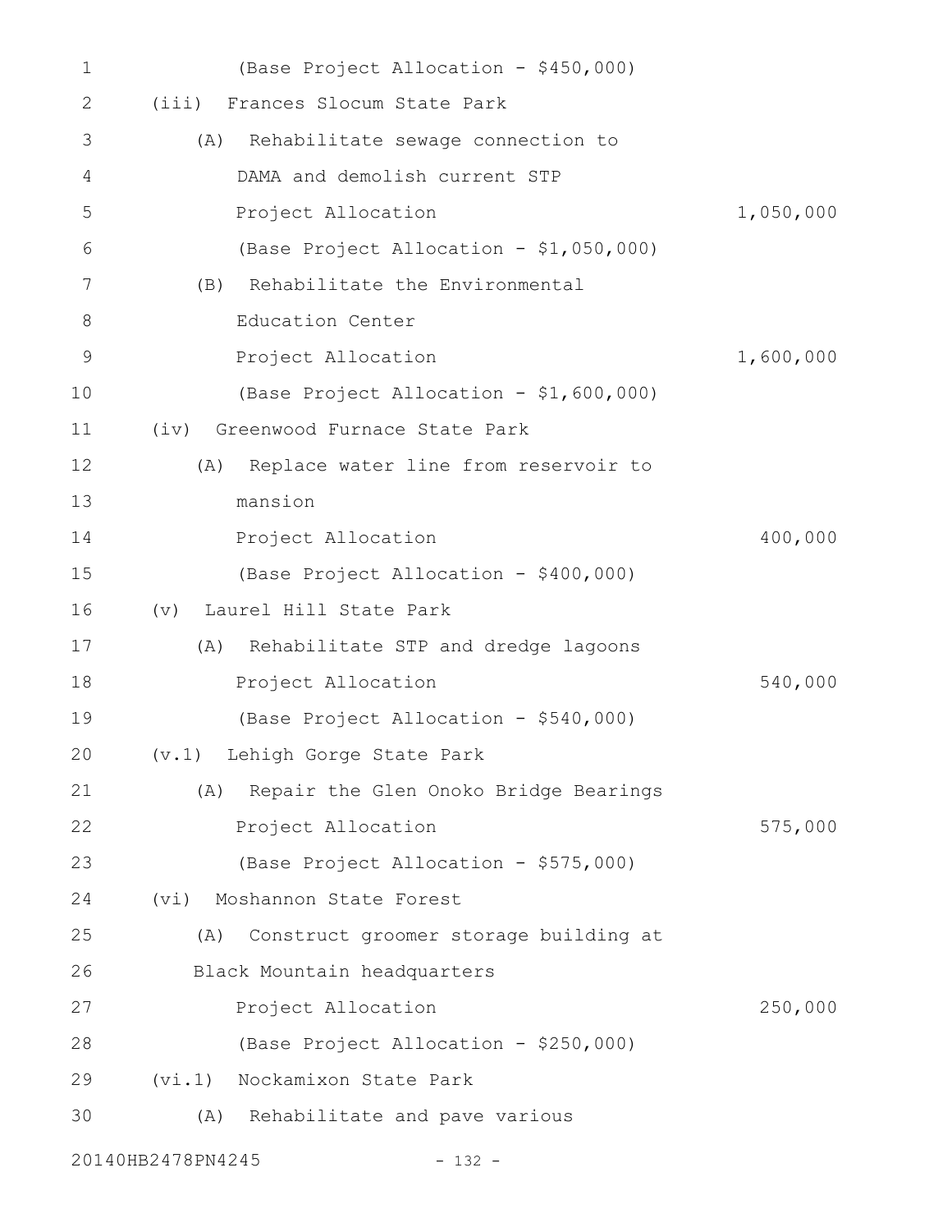(Base Project Allocation - $450,000)

(iii) Frances Slocum State Park

(A) Rehabilitate sewage connection to DAMA and demolish current STP

Project Allocation 1,050,000

(Base Project Allocation - $1,050,000)

(B) Rehabilitate the Environmental Education Center

Project Allocation 1,600,000

(Base Project Allocation - $1,600,000)

(iv) Greenwood Furnace State Park

(A) Replace water line from reservoir to mansion

Project Allocation 400,000

(Base Project Allocation - $400,000)

(v) Laurel Hill State Park

(A) Rehabilitate STP and dredge lagoons

Project Allocation 540,000

(Base Project Allocation - $540,000)

(v.1) Lehigh Gorge State Park

(A) Repair the Glen Onoko Bridge Bearings

Project Allocation 575,000

(Base Project Allocation - $575,000)

(vi) Moshannon State Forest

(A) Construct groomer storage building at Black Mountain headquarters

Project Allocation 250,000

(Base Project Allocation - $250,000)

(vi.1) Nockamixon State Park

(A) Rehabilitate and pave various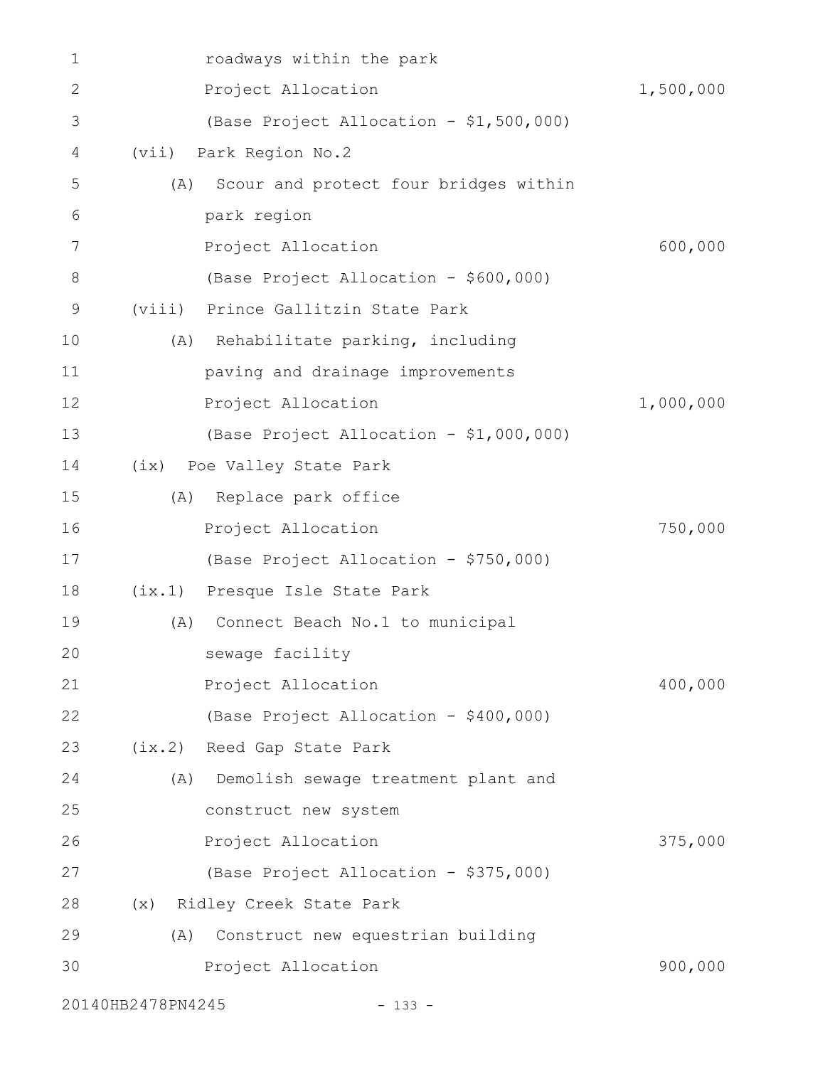roadways within the park

Project Allocation 1,500,000

(Base Project Allocation - $1,500,000)

(vii) Park Region No.2

(A) Scour and protect four bridges within park region

Project Allocation 600,000

(Base Project Allocation - $600,000)

(viii) Prince Gallitzin State Park

(A) Rehabilitate parking, including paving and drainage improvements

Project Allocation 1,000,000

(Base Project Allocation - $1,000,000)

(ix) Poe Valley State Park

(A) Replace park office

Project Allocation 750,000

(Base Project Allocation - $750,000)

(ix.1) Presque Isle State Park

(A) Connect Beach No.1 to municipal sewage facility

Project Allocation 400,000

(Base Project Allocation - $400,000)

(ix.2) Reed Gap State Park

(A) Demolish sewage treatment plant and construct new system

Project Allocation 375,000

(Base Project Allocation - $375,000)

(x) Ridley Creek State Park

(A) Construct new equestrian building

Project Allocation 900,000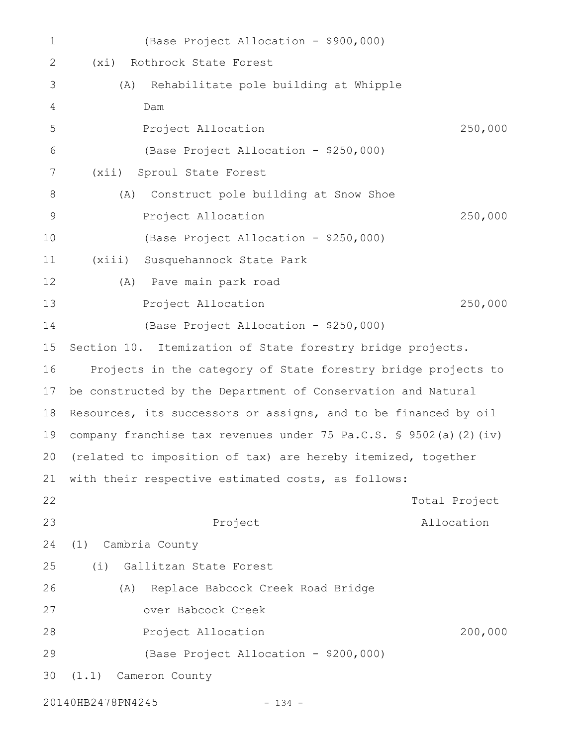(Base Project Allocation - $900,000)

(xi) Rothrock State Forest

(A) Rehabilitate pole building at Whipple Dam

Project Allocation 250,000

(Base Project Allocation - $250,000)

(xii) Sproul State Forest

(A) Construct pole building at Snow Shoe

Project Allocation 250,000

(Base Project Allocation - $250,000)

(xiii) Susquehannock State Park

(A) Pave main park road

Project Allocation 250,000

(Base Project Allocation - $250,000)

Section 10. Itemization of State forestry bridge projects.

Projects in the category of State forestry bridge projects to be constructed by the Department of Conservation and Natural Resources, its successors or assigns, and to be financed by oil company franchise tax revenues under 75 Pa.C.S. § 9502(a)(2)(iv) (related to imposition of tax) are hereby itemized, together with their respective estimated costs, as follows:

| Project | Total Project Allocation |
|---|---|
| (1) Cambria County | |
| (i) Gallitzan State Forest | |
| (A) Replace Babcock Creek Road Bridge over Babcock Creek | |
| Project Allocation | 200,000 |
| (Base Project Allocation - $200,000) | |
| (1.1) Cameron County | |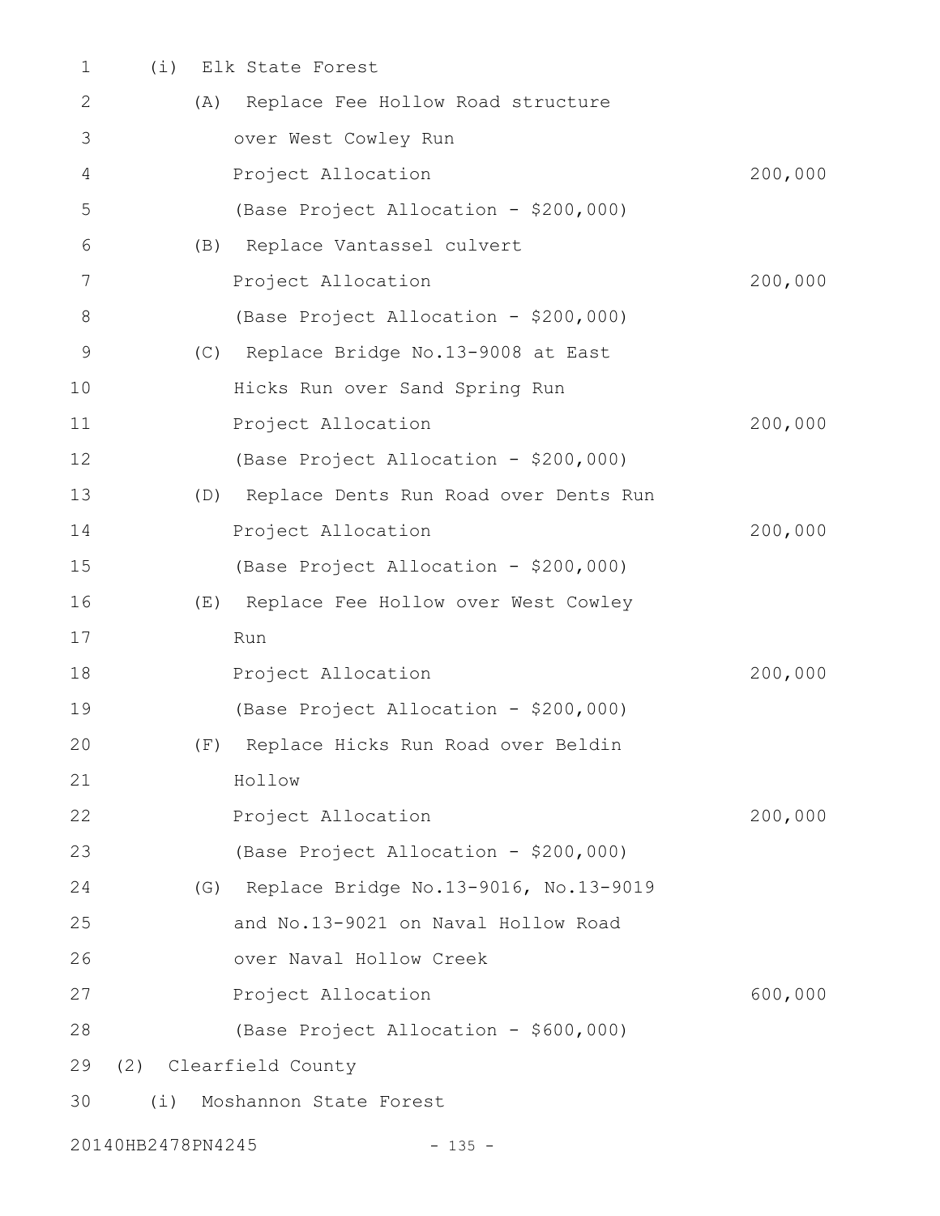(i) Elk State Forest

(A) Replace Fee Hollow Road structure over West Cowley Run

Project Allocation 200,000

(Base Project Allocation - $200,000)

(B) Replace Vantassel culvert

Project Allocation 200,000

(Base Project Allocation - $200,000)

(C) Replace Bridge No.13-9008 at East Hicks Run over Sand Spring Run

Project Allocation 200,000

(Base Project Allocation - $200,000)

(D) Replace Dents Run Road over Dents Run

Project Allocation 200,000

(Base Project Allocation - $200,000)

(E) Replace Fee Hollow over West Cowley Run

Project Allocation 200,000

(Base Project Allocation - $200,000)

(F) Replace Hicks Run Road over Beldin Hollow

Project Allocation 200,000

(Base Project Allocation - $200,000)

(G) Replace Bridge No.13-9016, No.13-9019 and No.13-9021 on Naval Hollow Road over Naval Hollow Creek

Project Allocation 600,000

(Base Project Allocation - $600,000)

(2) Clearfield County

(i) Moshannon State Forest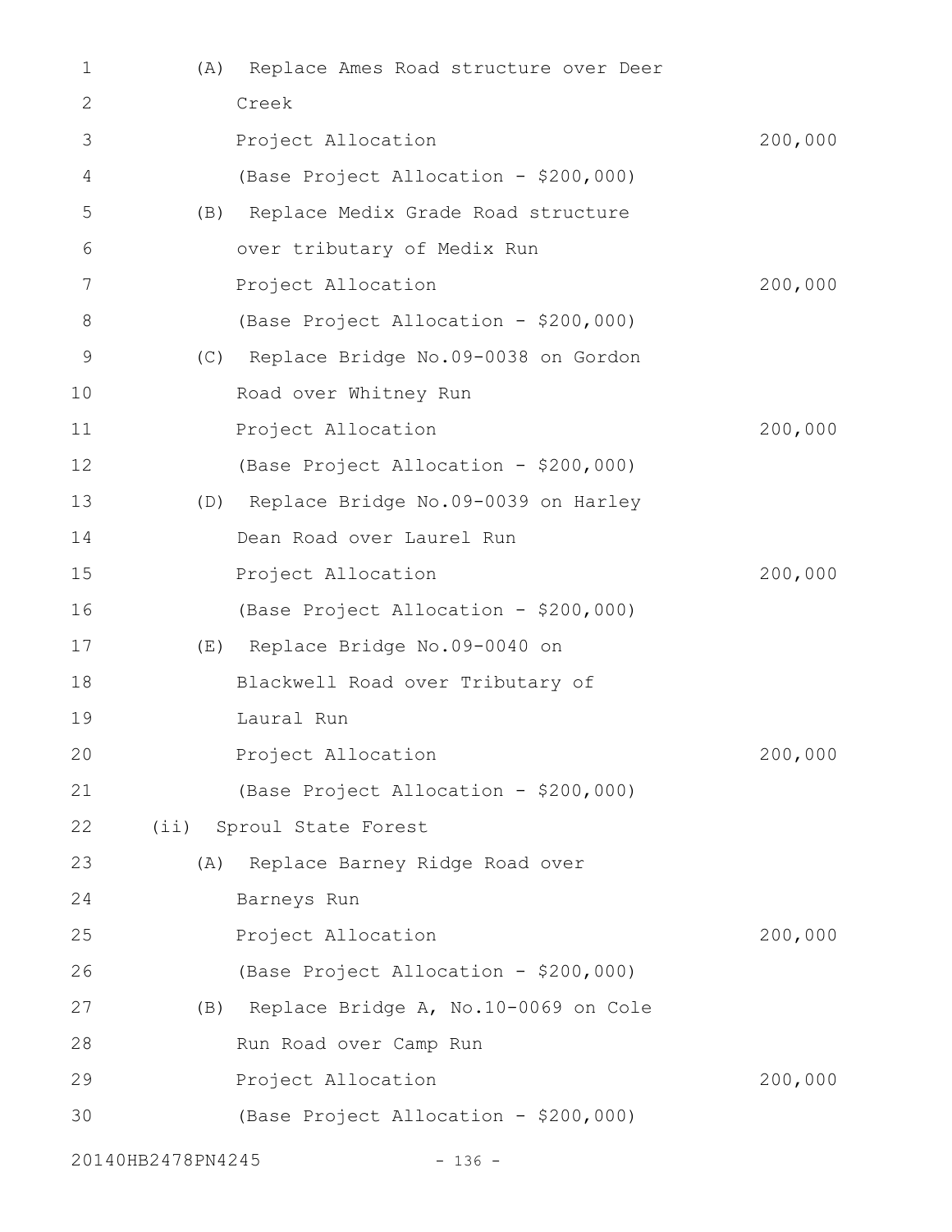(A) Replace Ames Road structure over Deer Creek

Project Allocation 200,000

(Base Project Allocation - $200,000)

(B) Replace Medix Grade Road structure over tributary of Medix Run

Project Allocation 200,000

(Base Project Allocation - $200,000)

(C) Replace Bridge No.09-0038 on Gordon Road over Whitney Run

Project Allocation 200,000

(Base Project Allocation - $200,000)

(D) Replace Bridge No.09-0039 on Harley Dean Road over Laurel Run

Project Allocation 200,000

(Base Project Allocation - $200,000)

(E) Replace Bridge No.09-0040 on Blackwell Road over Tributary of Laural Run

Project Allocation 200,000

(Base Project Allocation - $200,000)

(ii) Sproul State Forest

(A) Replace Barney Ridge Road over Barneys Run

Project Allocation 200,000

(Base Project Allocation - $200,000)

(B) Replace Bridge A, No.10-0069 on Cole Run Road over Camp Run

Project Allocation 200,000

(Base Project Allocation - $200,000)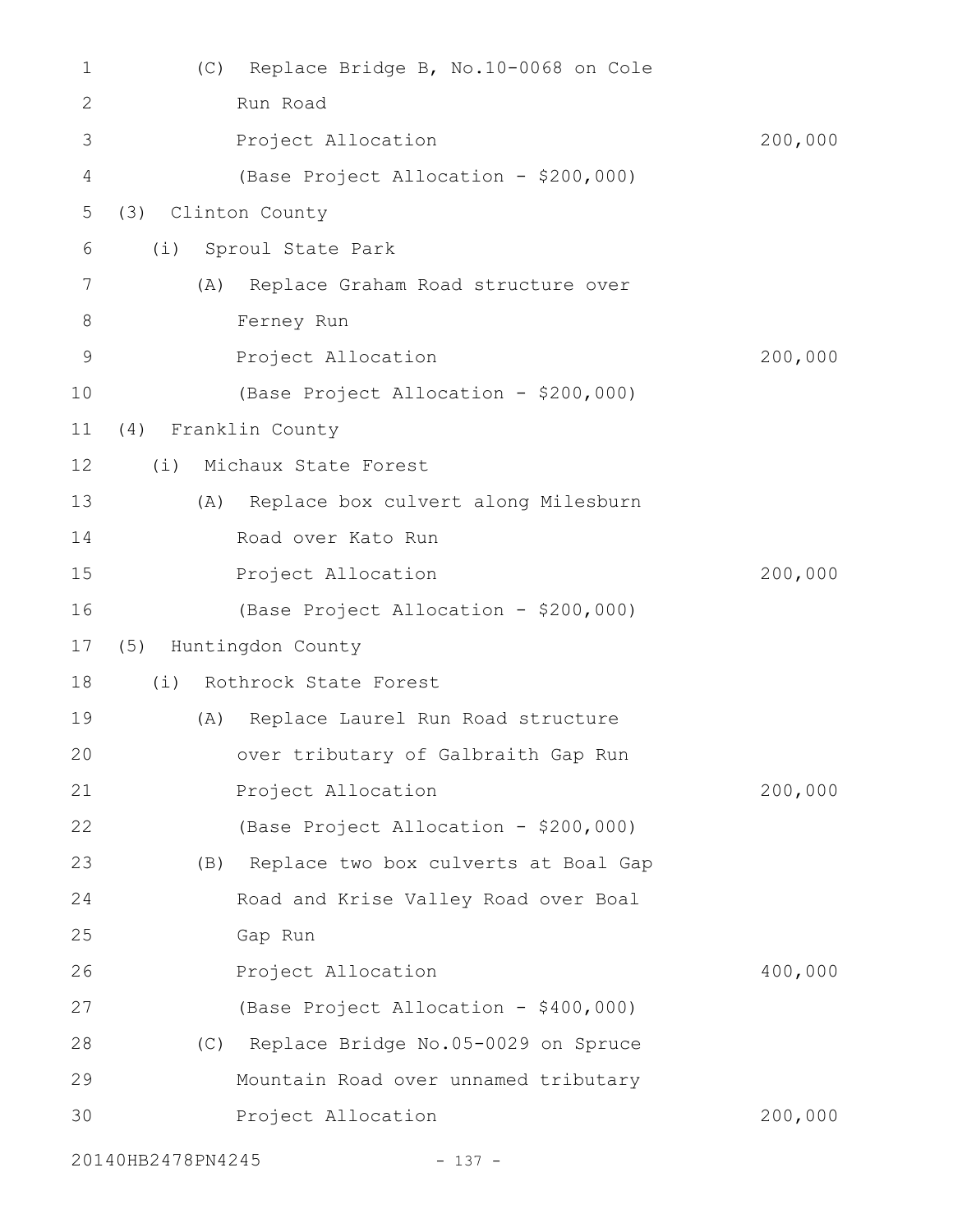(C) Replace Bridge B, No.10-0068 on Cole Run Road

Project Allocation 200,000

(Base Project Allocation - $200,000)

(3) Clinton County

(i) Sproul State Park

(A) Replace Graham Road structure over Ferney Run

Project Allocation 200,000

(Base Project Allocation - $200,000)

(4) Franklin County

(i) Michaux State Forest

(A) Replace box culvert along Milesburn Road over Kato Run

Project Allocation 200,000

(Base Project Allocation - $200,000)

(5) Huntingdon County

(i) Rothrock State Forest

(A) Replace Laurel Run Road structure over tributary of Galbraith Gap Run

Project Allocation 200,000

(Base Project Allocation - $200,000)

(B) Replace two box culverts at Boal Gap Road and Krise Valley Road over Boal Gap Run

Project Allocation 400,000

(Base Project Allocation - $400,000)

(C) Replace Bridge No.05-0029 on Spruce Mountain Road over unnamed tributary

Project Allocation 200,000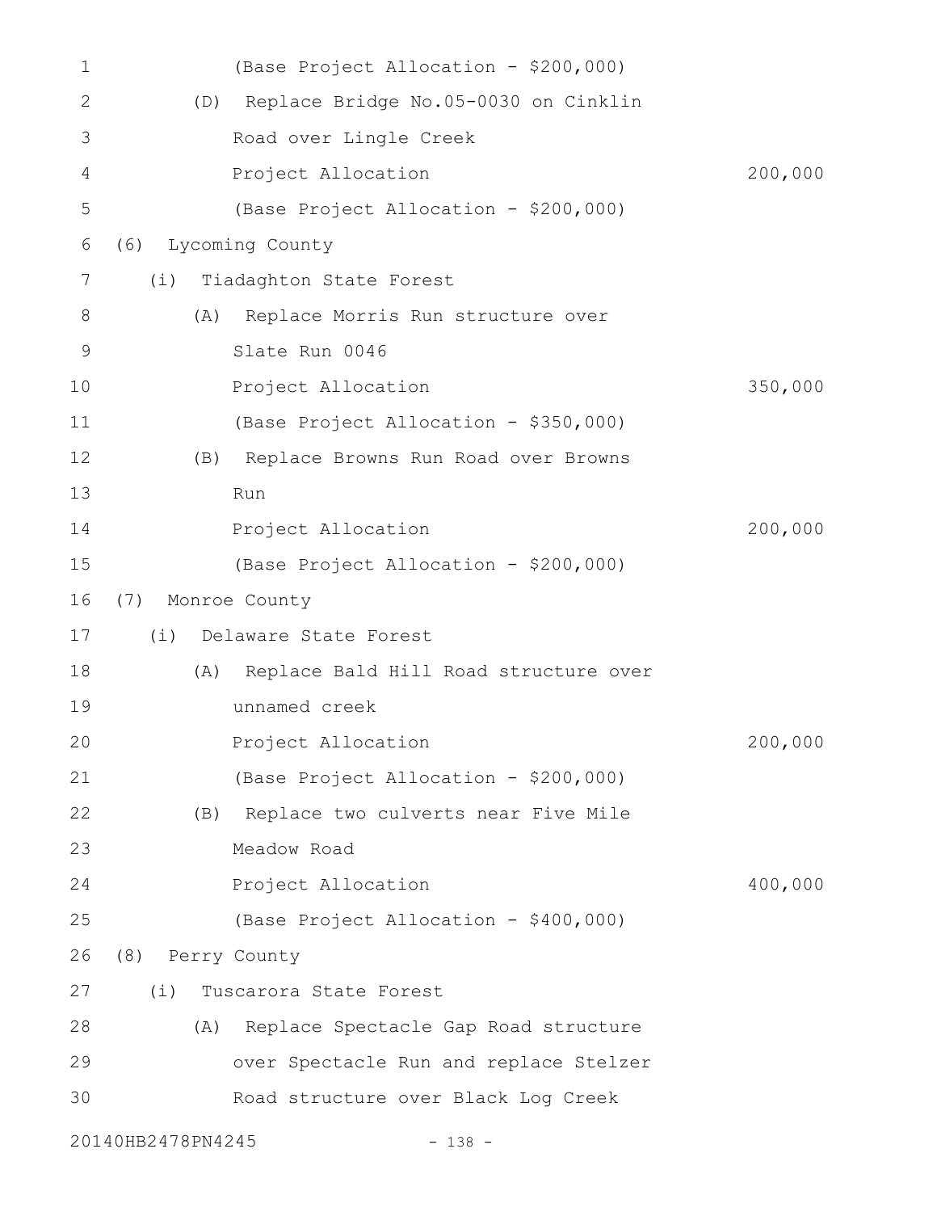(Base Project Allocation - $200,000)

(D) Replace Bridge No.05-0030 on Cinklin Road over Lingle Creek

Project Allocation 200,000

(Base Project Allocation - $200,000)

(6) Lycoming County

(i) Tiadaghton State Forest

(A) Replace Morris Run structure over Slate Run 0046

Project Allocation 350,000

(Base Project Allocation - $350,000)

(B) Replace Browns Run Road over Browns Run

Project Allocation 200,000

(Base Project Allocation - $200,000)

(7) Monroe County

(i) Delaware State Forest

(A) Replace Bald Hill Road structure over unnamed creek

Project Allocation 200,000

(Base Project Allocation - $200,000)

(B) Replace two culverts near Five Mile Meadow Road

Project Allocation 400,000

(Base Project Allocation - $400,000)

(8) Perry County

(i) Tuscarora State Forest

(A) Replace Spectacle Gap Road structure over Spectacle Run and replace Stelzer Road structure over Black Log Creek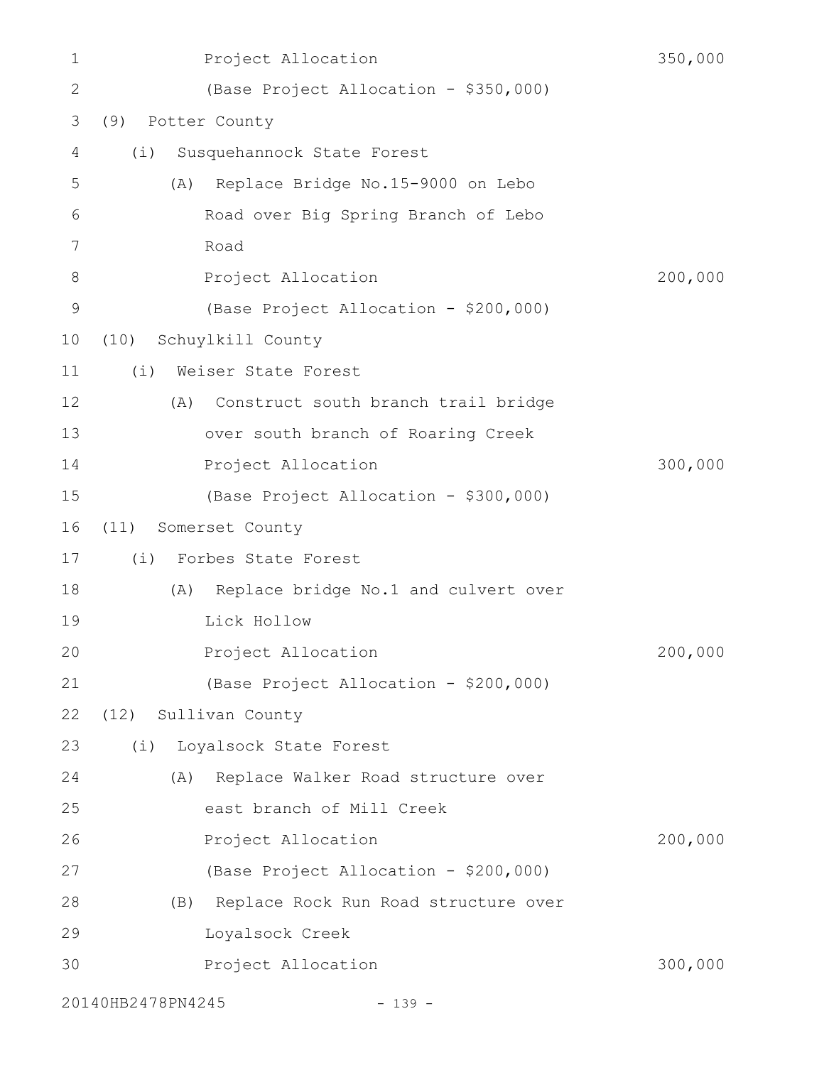Project Allocation 350,000

(Base Project Allocation - $350,000)

(9) Potter County

(i) Susquehannock State Forest

(A) Replace Bridge No.15-9000 on Lebo Road over Big Spring Branch of Lebo Road

Project Allocation 200,000

(Base Project Allocation - $200,000)

(10) Schuylkill County

(i) Weiser State Forest

(A) Construct south branch trail bridge over south branch of Roaring Creek

Project Allocation 300,000

(Base Project Allocation - $300,000)

(11) Somerset County

(i) Forbes State Forest

(A) Replace bridge No.1 and culvert over Lick Hollow

Project Allocation 200,000

(Base Project Allocation - $200,000)

(12) Sullivan County

(i) Loyalsock State Forest

(A) Replace Walker Road structure over east branch of Mill Creek

Project Allocation 200,000

(Base Project Allocation - $200,000)

(B) Replace Rock Run Road structure over Loyalsock Creek

Project Allocation 300,000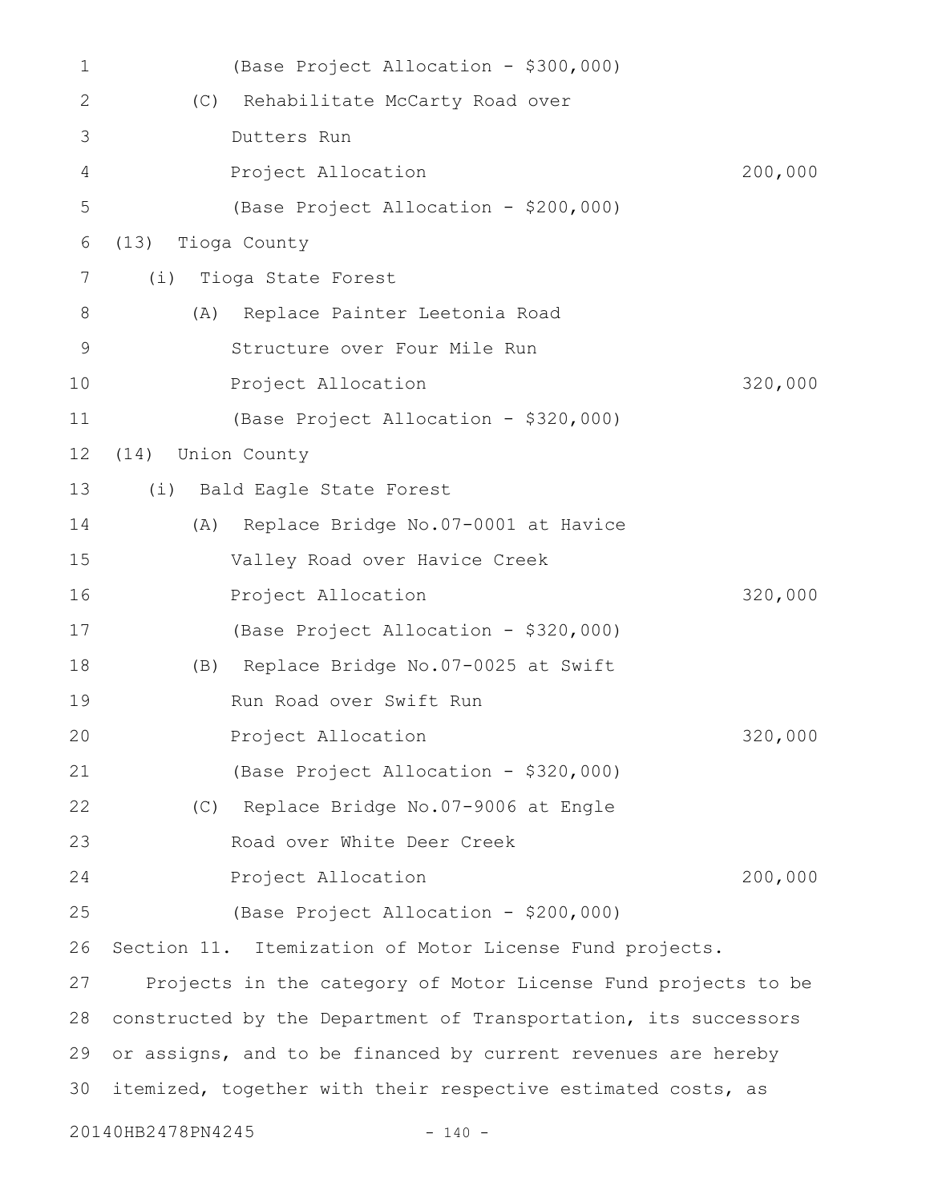(Base Project Allocation - $300,000)

(C) Rehabilitate McCarty Road over Dutters Run

Project Allocation 200,000

(Base Project Allocation - $200,000)

(13) Tioga County

(i) Tioga State Forest

(A) Replace Painter Leetonia Road Structure over Four Mile Run

Project Allocation 320,000

(Base Project Allocation - $320,000)

(14) Union County

(i) Bald Eagle State Forest

(A) Replace Bridge No.07-0001 at Havice Valley Road over Havice Creek

Project Allocation 320,000

(Base Project Allocation - $320,000)

(B) Replace Bridge No.07-0025 at Swift Run Road over Swift Run

Project Allocation 320,000

(Base Project Allocation - $320,000)

(C) Replace Bridge No.07-9006 at Engle Road over White Deer Creek

Project Allocation 200,000

(Base Project Allocation - $200,000)

Section 11. Itemization of Motor License Fund projects.

Projects in the category of Motor License Fund projects to be constructed by the Department of Transportation, its successors or assigns, and to be financed by current revenues are hereby itemized, together with their respective estimated costs, as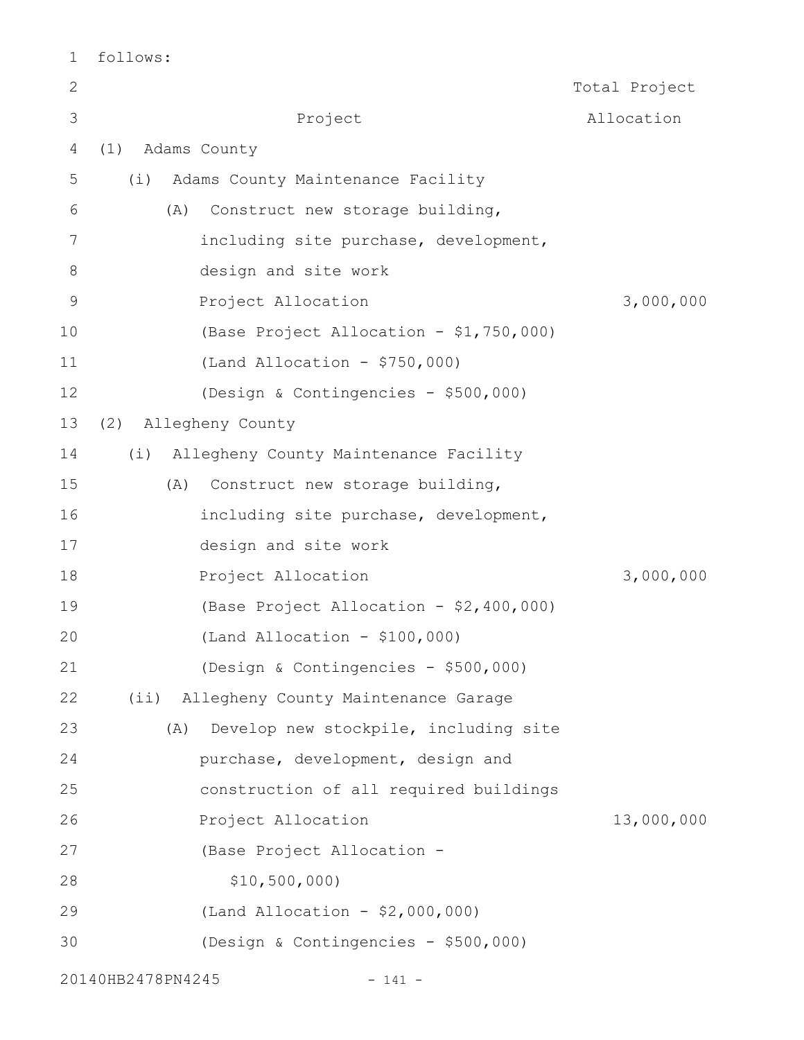follows:

| Project | Total Project Allocation |
|---|---|
| (1) Adams County | |
| (i) Adams County Maintenance Facility | |
| (A) Construct new storage building, including site purchase, development, design and site work | |
| Project Allocation | 3,000,000 |
| (Base Project Allocation - $1,750,000) | |
| (Land Allocation - $750,000) | |
| (Design & Contingencies - $500,000) | |
| (2) Allegheny County | |
| (i) Allegheny County Maintenance Facility | |
| (A) Construct new storage building, including site purchase, development, design and site work | |
| Project Allocation | 3,000,000 |
| (Base Project Allocation - $2,400,000) | |
| (Land Allocation - $100,000) | |
| (Design & Contingencies - $500,000) | |
| (ii) Allegheny County Maintenance Garage | |
| (A) Develop new stockpile, including site purchase, development, design and construction of all required buildings | |
| Project Allocation | 13,000,000 |
| (Base Project Allocation - $10,500,000) | |
| (Land Allocation - $2,000,000) | |
| (Design & Contingencies - $500,000) | |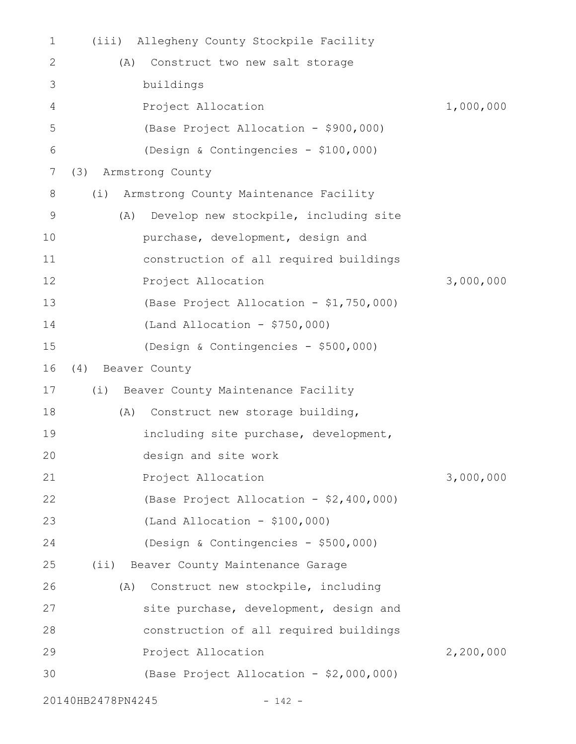(iii) Allegheny County Stockpile Facility

(A) Construct two new salt storage buildings

Project Allocation 1,000,000

(Base Project Allocation - $900,000)

(Design & Contingencies - $100,000)

(3) Armstrong County

(i) Armstrong County Maintenance Facility

(A) Develop new stockpile, including site purchase, development, design and construction of all required buildings

Project Allocation 3,000,000

(Base Project Allocation - $1,750,000)

(Land Allocation - $750,000)

(Design & Contingencies - $500,000)

(4) Beaver County

(i) Beaver County Maintenance Facility

(A) Construct new storage building, including site purchase, development, design and site work

Project Allocation 3,000,000

(Base Project Allocation - $2,400,000)

(Land Allocation - $100,000)

(Design & Contingencies - $500,000)

(ii) Beaver County Maintenance Garage

(A) Construct new stockpile, including site purchase, development, design and construction of all required buildings

Project Allocation 2,200,000

(Base Project Allocation - $2,000,000)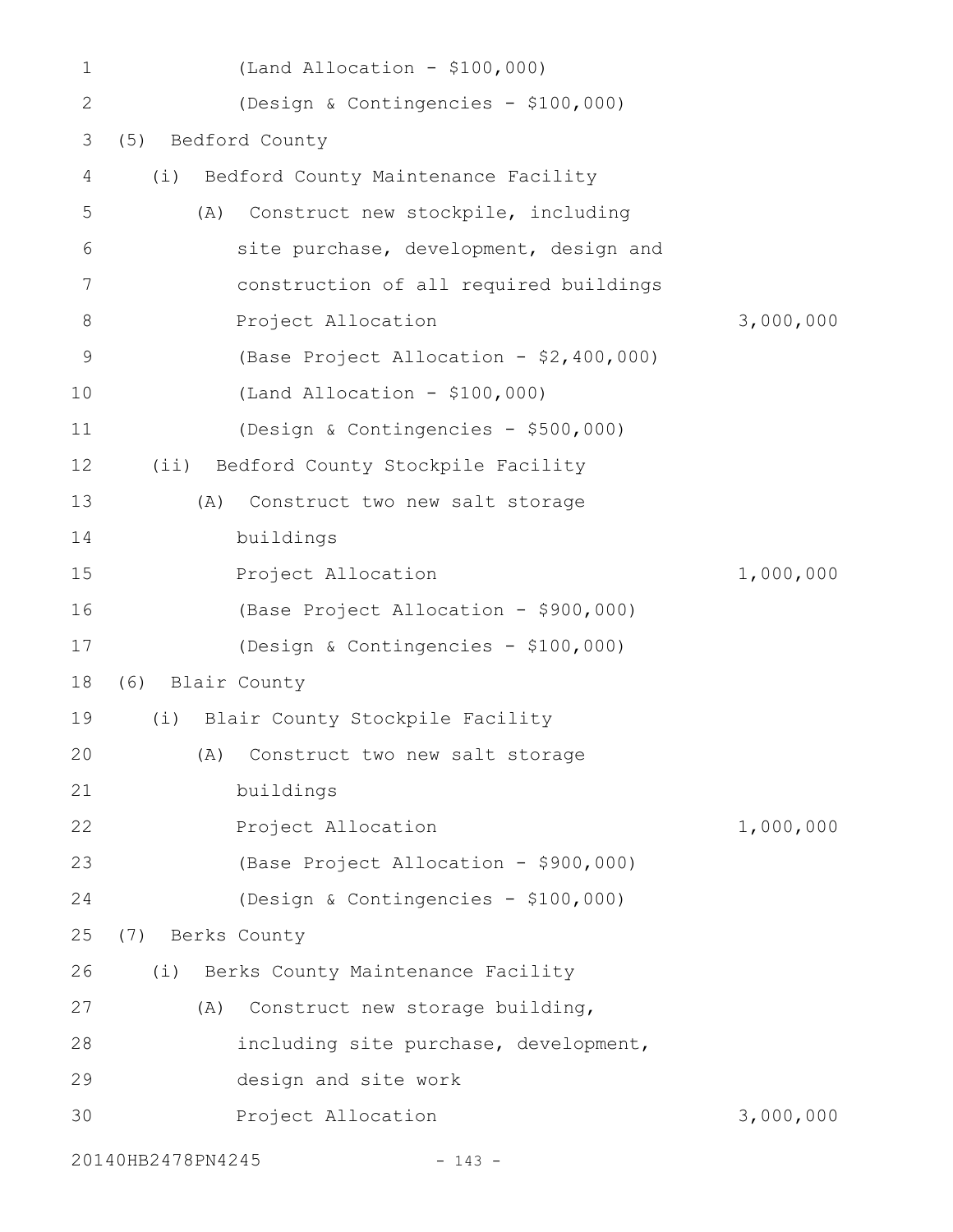(Land Allocation - $100,000)

(Design & Contingencies - $100,000)

(5) Bedford County

(i) Bedford County Maintenance Facility

(A) Construct new stockpile, including site purchase, development, design and construction of all required buildings

Project Allocation 3,000,000

(Base Project Allocation - $2,400,000)

(Land Allocation - $100,000)

(Design & Contingencies - $500,000)

(ii) Bedford County Stockpile Facility

(A) Construct two new salt storage buildings

Project Allocation 1,000,000

(Base Project Allocation - $900,000)

(Design & Contingencies - $100,000)

(6) Blair County

(i) Blair County Stockpile Facility

(A) Construct two new salt storage buildings

Project Allocation 1,000,000

(Base Project Allocation - $900,000)

(Design & Contingencies - $100,000)

(7) Berks County

(i) Berks County Maintenance Facility

(A) Construct new storage building, including site purchase, development, design and site work

Project Allocation 3,000,000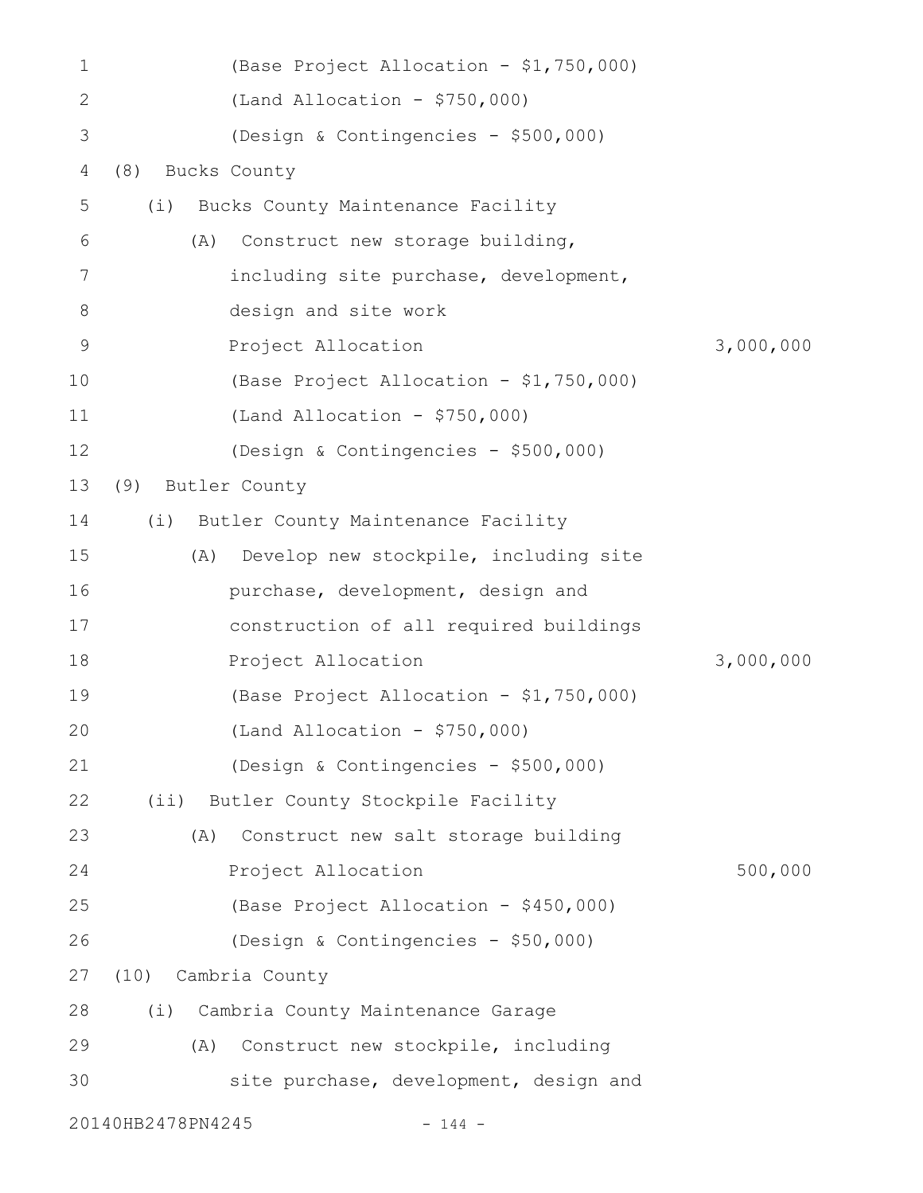(Base Project Allocation - $1,750,000)
(Land Allocation - $750,000)
(Design & Contingencies - $500,000)

(8) Bucks County

(i) Bucks County Maintenance Facility

(A) Construct new storage building, including site purchase, development, design and site work

Project Allocation 3,000,000

(Base Project Allocation - $1,750,000)
(Land Allocation - $750,000)
(Design & Contingencies - $500,000)

(9) Butler County

(i) Butler County Maintenance Facility

(A) Develop new stockpile, including site purchase, development, design and construction of all required buildings

Project Allocation 3,000,000

(Base Project Allocation - $1,750,000)
(Land Allocation - $750,000)
(Design & Contingencies - $500,000)

(ii) Butler County Stockpile Facility

(A) Construct new salt storage building

Project Allocation 500,000

(Base Project Allocation - $450,000)
(Design & Contingencies - $50,000)

(10) Cambria County

(i) Cambria County Maintenance Garage

(A) Construct new stockpile, including site purchase, development, design and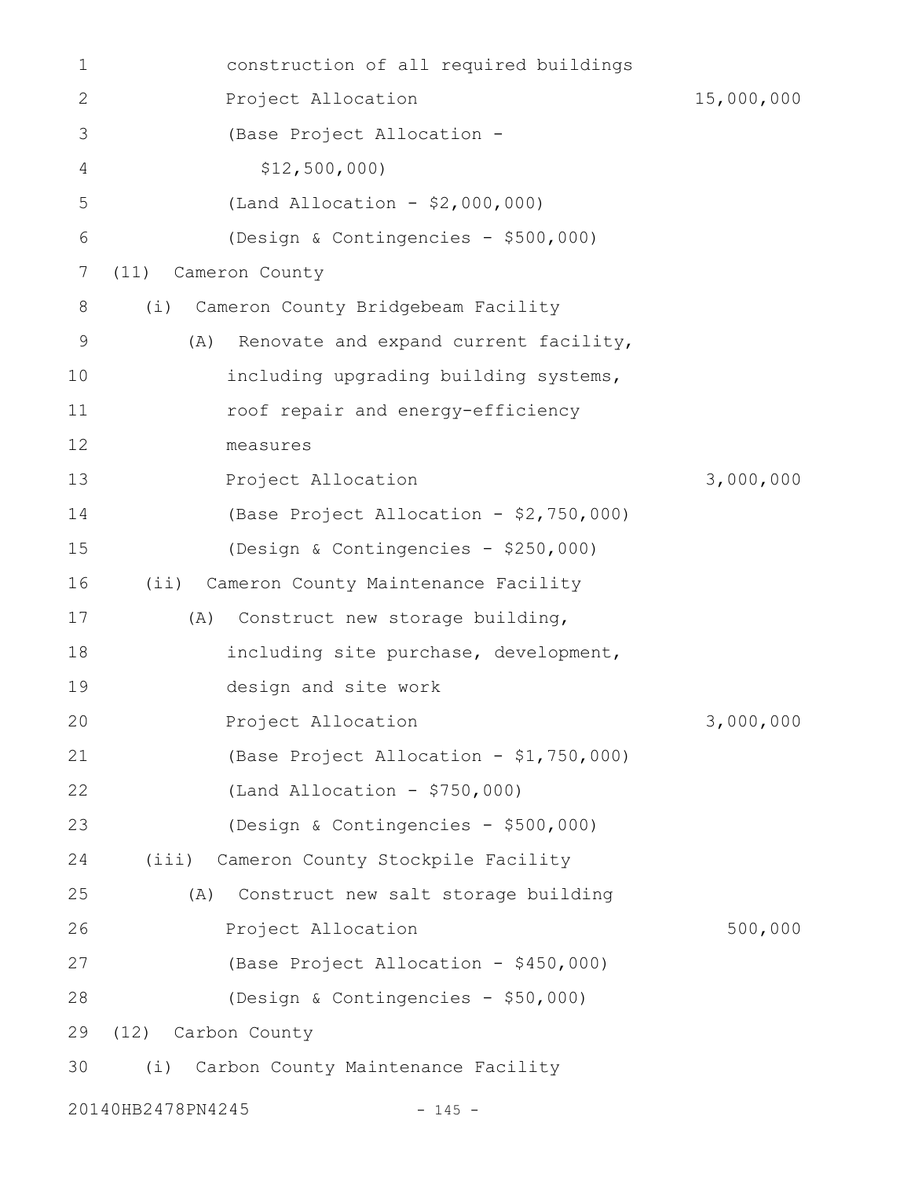construction of all required buildings

Project Allocation 15,000,000

(Base Project Allocation - $12,500,000)

(Land Allocation - $2,000,000)

(Design & Contingencies - $500,000)

(11) Cameron County

(i) Cameron County Bridgebeam Facility

(A) Renovate and expand current facility, including upgrading building systems, roof repair and energy-efficiency measures

Project Allocation 3,000,000

(Base Project Allocation - $2,750,000)

(Design & Contingencies - $250,000)

(ii) Cameron County Maintenance Facility

(A) Construct new storage building, including site purchase, development, design and site work

Project Allocation 3,000,000

(Base Project Allocation - $1,750,000)

(Land Allocation - $750,000)

(Design & Contingencies - $500,000)

(iii) Cameron County Stockpile Facility

(A) Construct new salt storage building

Project Allocation 500,000

(Base Project Allocation - $450,000)

(Design & Contingencies - $50,000)

(12) Carbon County

(i) Carbon County Maintenance Facility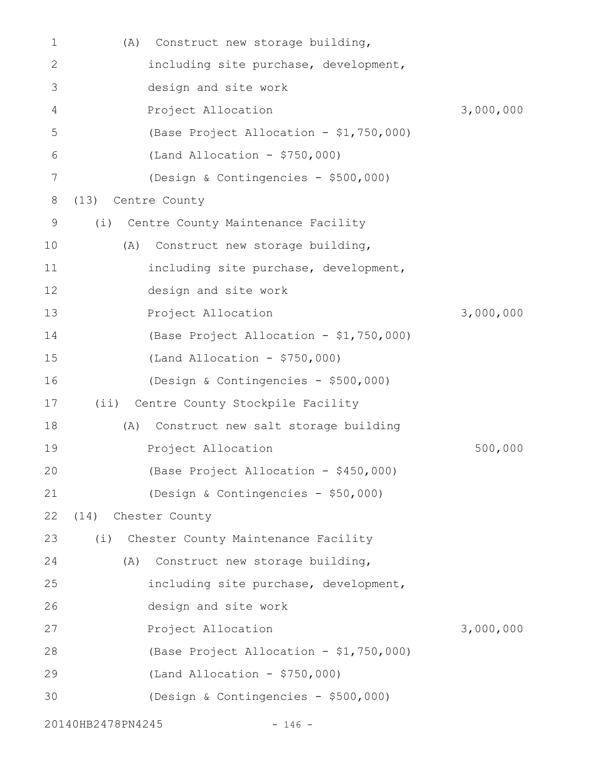(A) Construct new storage building, including site purchase, development, design and site work

Project Allocation 3,000,000

(Base Project Allocation - $1,750,000)

(Land Allocation - $750,000)

(Design & Contingencies - $500,000)

(13) Centre County

(i) Centre County Maintenance Facility

(A) Construct new storage building, including site purchase, development, design and site work

Project Allocation 3,000,000

(Base Project Allocation - $1,750,000)

(Land Allocation - $750,000)

(Design & Contingencies - $500,000)

(ii) Centre County Stockpile Facility

(A) Construct new salt storage building

Project Allocation 500,000

(Base Project Allocation - $450,000)

(Design & Contingencies - $50,000)

(14) Chester County

(i) Chester County Maintenance Facility

(A) Construct new storage building, including site purchase, development, design and site work

Project Allocation 3,000,000

(Base Project Allocation - $1,750,000)

(Land Allocation - $750,000)

(Design & Contingencies - $500,000)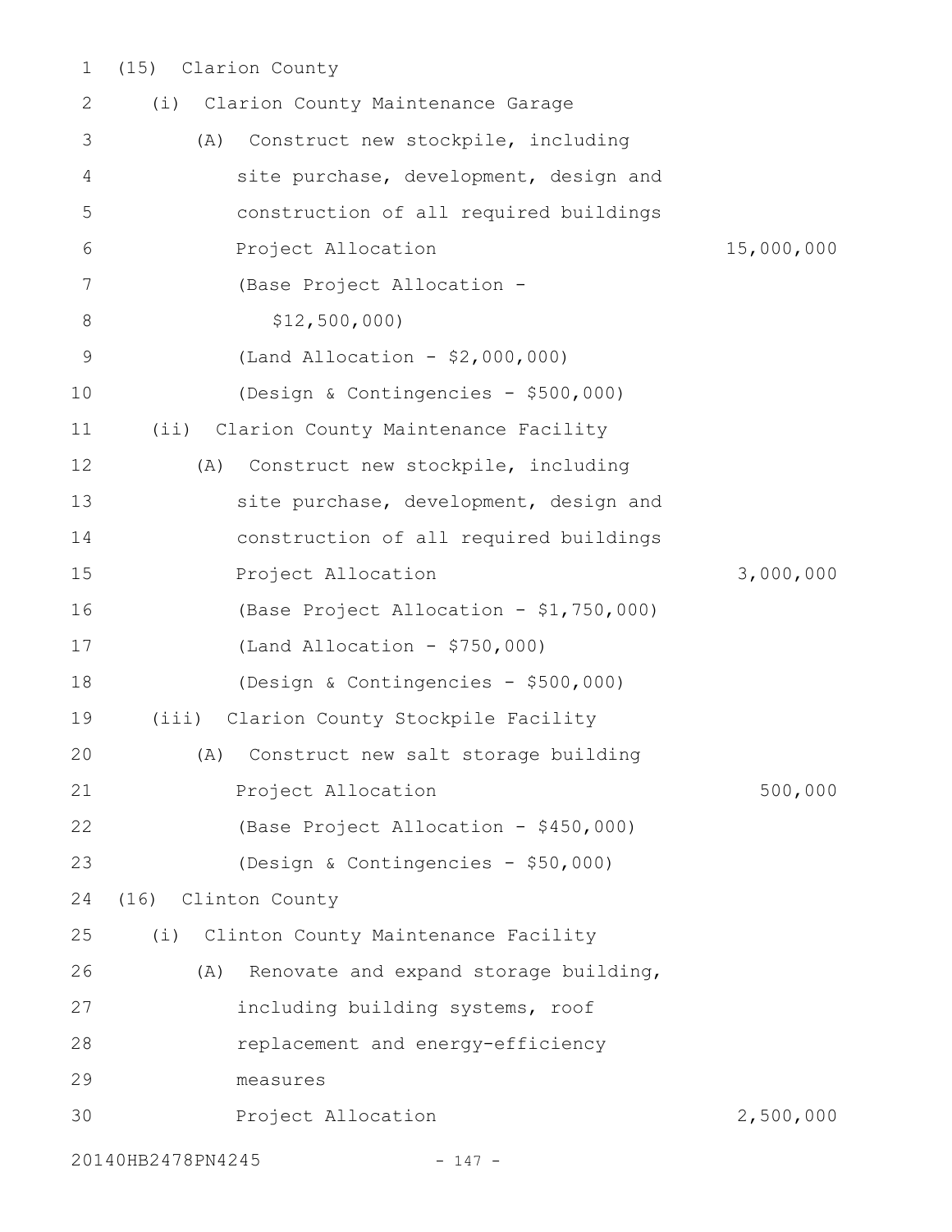(15) Clarion County

(i) Clarion County Maintenance Garage

(A) Construct new stockpile, including site purchase, development, design and construction of all required buildings

Project Allocation 15,000,000

(Base Project Allocation - $12,500,000)

(Land Allocation - $2,000,000)

(Design & Contingencies - $500,000)

(ii) Clarion County Maintenance Facility

(A) Construct new stockpile, including site purchase, development, design and construction of all required buildings

Project Allocation 3,000,000

(Base Project Allocation - $1,750,000)

(Land Allocation - $750,000)

(Design & Contingencies - $500,000)

(iii) Clarion County Stockpile Facility

(A) Construct new salt storage building

Project Allocation 500,000

(Base Project Allocation - $450,000)

(Design & Contingencies - $50,000)

(16) Clinton County

(i) Clinton County Maintenance Facility

(A) Renovate and expand storage building, including building systems, roof replacement and energy-efficiency measures

Project Allocation 2,500,000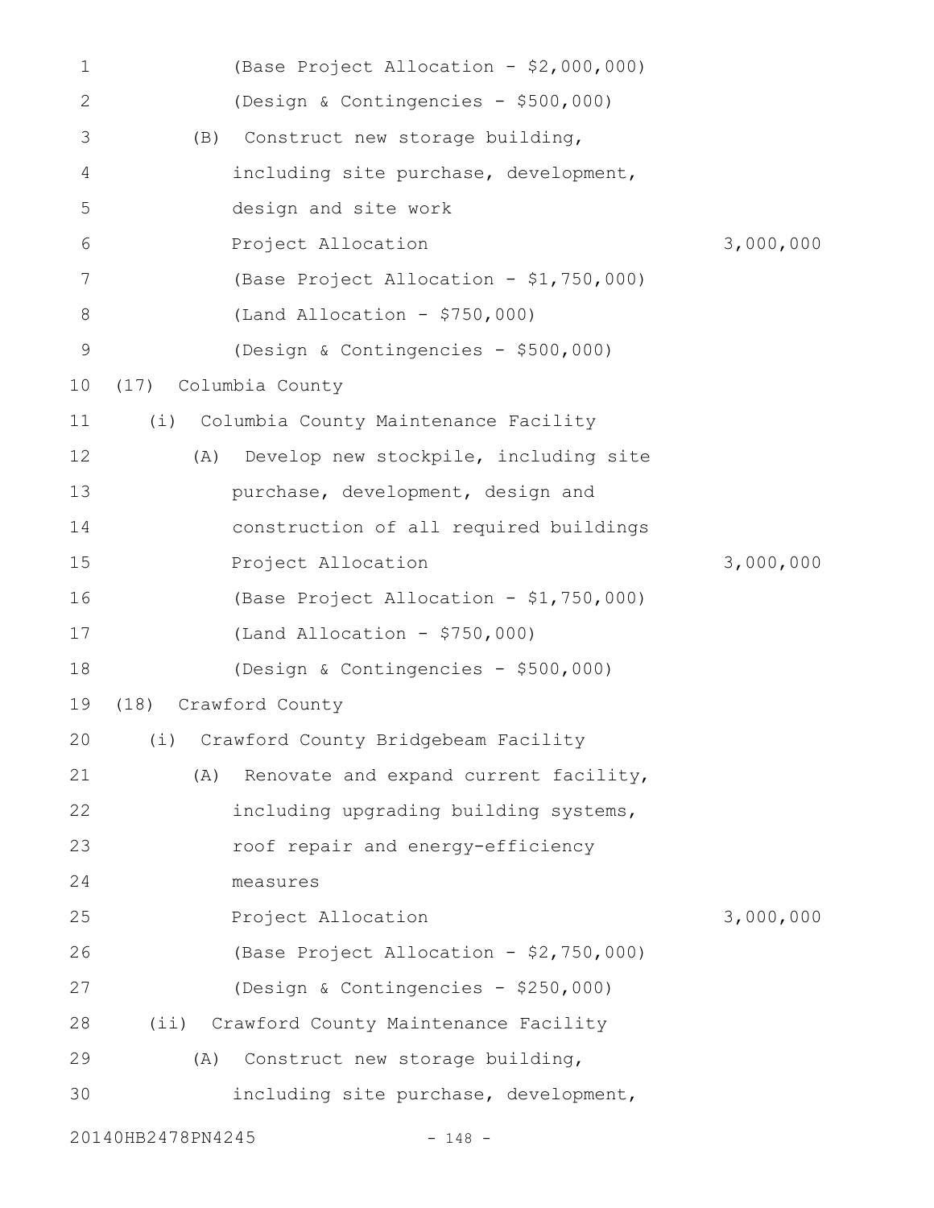(Base Project Allocation - $2,000,000)

(Design & Contingencies - $500,000)

(B) Construct new storage building, including site purchase, development, design and site work

Project Allocation 3,000,000

(Base Project Allocation - $1,750,000)

(Land Allocation - $750,000)

(Design & Contingencies - $500,000)

(17) Columbia County

(i) Columbia County Maintenance Facility

(A) Develop new stockpile, including site purchase, development, design and construction of all required buildings

Project Allocation 3,000,000

(Base Project Allocation - $1,750,000)

(Land Allocation - $750,000)

(Design & Contingencies - $500,000)

(18) Crawford County

(i) Crawford County Bridgebeam Facility

(A) Renovate and expand current facility, including upgrading building systems, roof repair and energy-efficiency measures

Project Allocation 3,000,000

(Base Project Allocation - $2,750,000)

(Design & Contingencies - $250,000)

(ii) Crawford County Maintenance Facility

(A) Construct new storage building, including site purchase, development,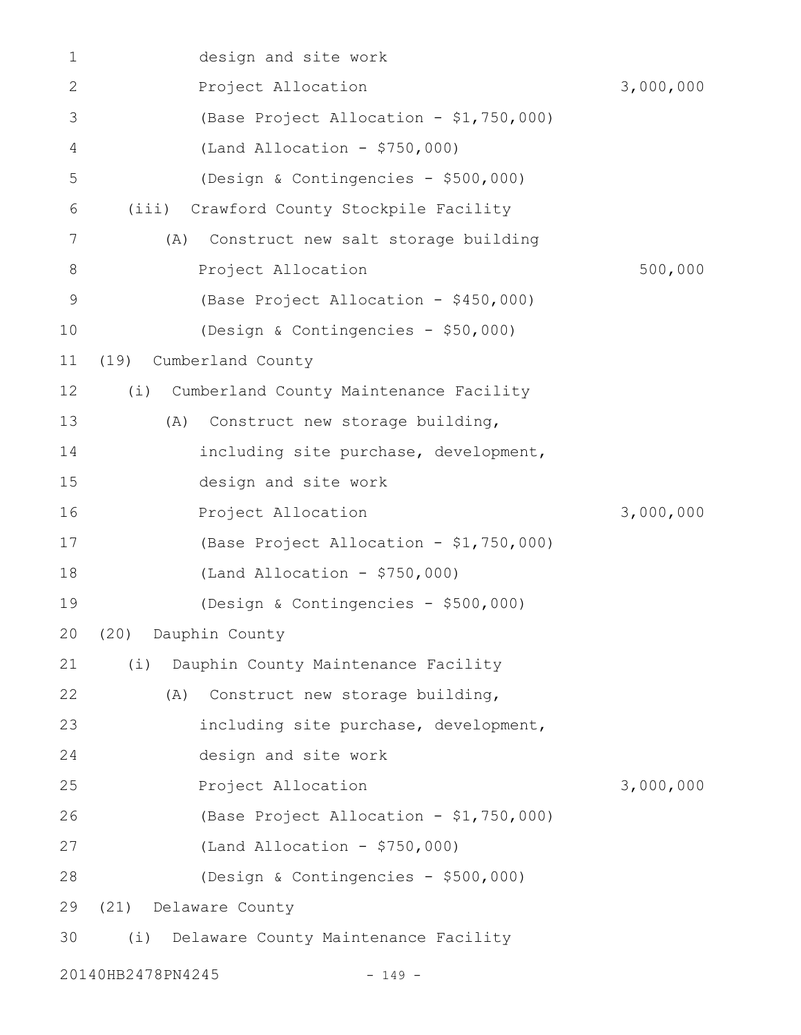design and site work

Project Allocation 3,000,000

(Base Project Allocation - $1,750,000)

(Land Allocation - $750,000)

(Design & Contingencies - $500,000)

(iii) Crawford County Stockpile Facility

(A) Construct new salt storage building

Project Allocation 500,000

(Base Project Allocation - $450,000)

(Design & Contingencies - $50,000)

(19) Cumberland County

(i) Cumberland County Maintenance Facility

(A) Construct new storage building, including site purchase, development, design and site work

Project Allocation 3,000,000

(Base Project Allocation - $1,750,000)

(Land Allocation - $750,000)

(Design & Contingencies - $500,000)

(20) Dauphin County

(i) Dauphin County Maintenance Facility

(A) Construct new storage building, including site purchase, development, design and site work

Project Allocation 3,000,000

(Base Project Allocation - $1,750,000)

(Land Allocation - $750,000)

(Design & Contingencies - $500,000)

(21) Delaware County

(i) Delaware County Maintenance Facility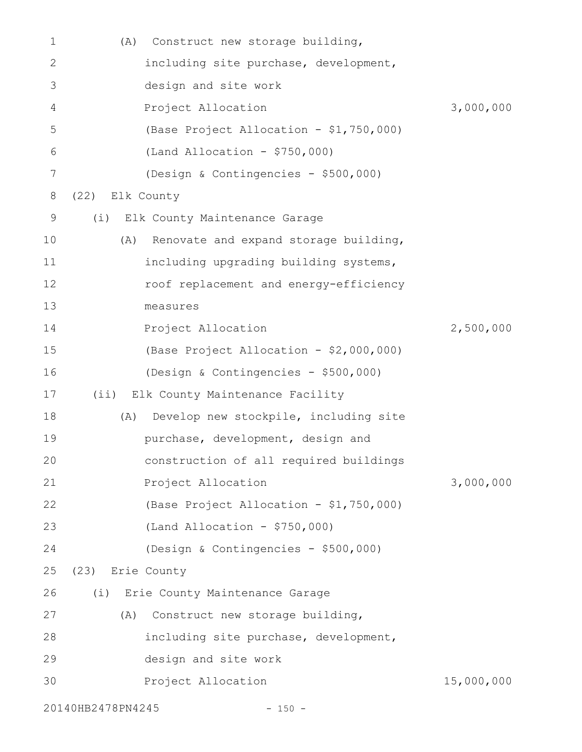(A) Construct new storage building, including site purchase, development, design and site work

Project Allocation 3,000,000

(Base Project Allocation - $1,750,000)

(Land Allocation - $750,000)

(Design & Contingencies - $500,000)

(22) Elk County

(i) Elk County Maintenance Garage

(A) Renovate and expand storage building, including upgrading building systems, roof replacement and energy-efficiency measures

Project Allocation 2,500,000

(Base Project Allocation - $2,000,000)

(Design & Contingencies - $500,000)

(ii) Elk County Maintenance Facility

(A) Develop new stockpile, including site purchase, development, design and construction of all required buildings

Project Allocation 3,000,000

(Base Project Allocation - $1,750,000)

(Land Allocation - $750,000)

(Design & Contingencies - $500,000)

(23) Erie County

(i) Erie County Maintenance Garage

(A) Construct new storage building, including site purchase, development, design and site work

Project Allocation 15,000,000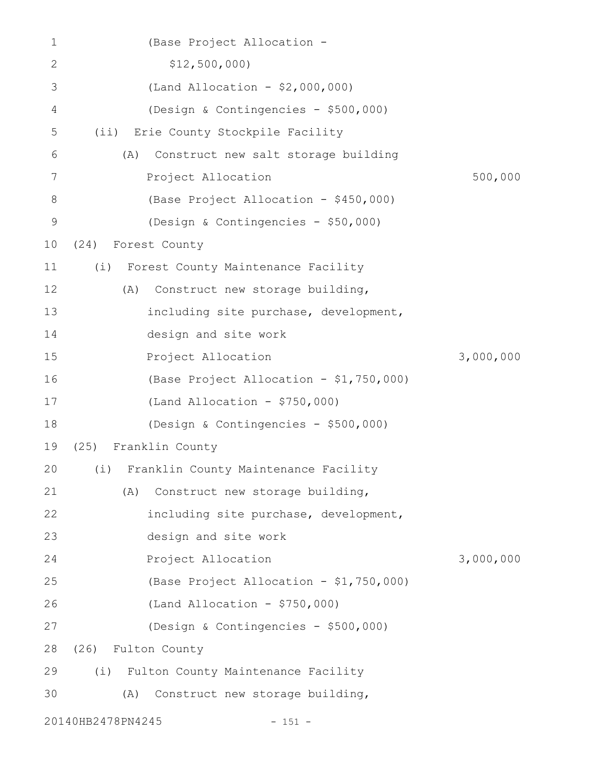(Base Project Allocation - $12,500,000)
(Land Allocation - $2,000,000)
(Design & Contingencies - $500,000)

(ii) Erie County Stockpile Facility

(A) Construct new salt storage building

Project Allocation 500,000

(Base Project Allocation - $450,000)
(Design & Contingencies - $50,000)

(24) Forest County

(i) Forest County Maintenance Facility

(A) Construct new storage building, including site purchase, development, design and site work

Project Allocation 3,000,000

(Base Project Allocation - $1,750,000)
(Land Allocation - $750,000)
(Design & Contingencies - $500,000)

(25) Franklin County

(i) Franklin County Maintenance Facility

(A) Construct new storage building, including site purchase, development, design and site work

Project Allocation 3,000,000

(Base Project Allocation - $1,750,000)
(Land Allocation - $750,000)
(Design & Contingencies - $500,000)

(26) Fulton County

(i) Fulton County Maintenance Facility

(A) Construct new storage building,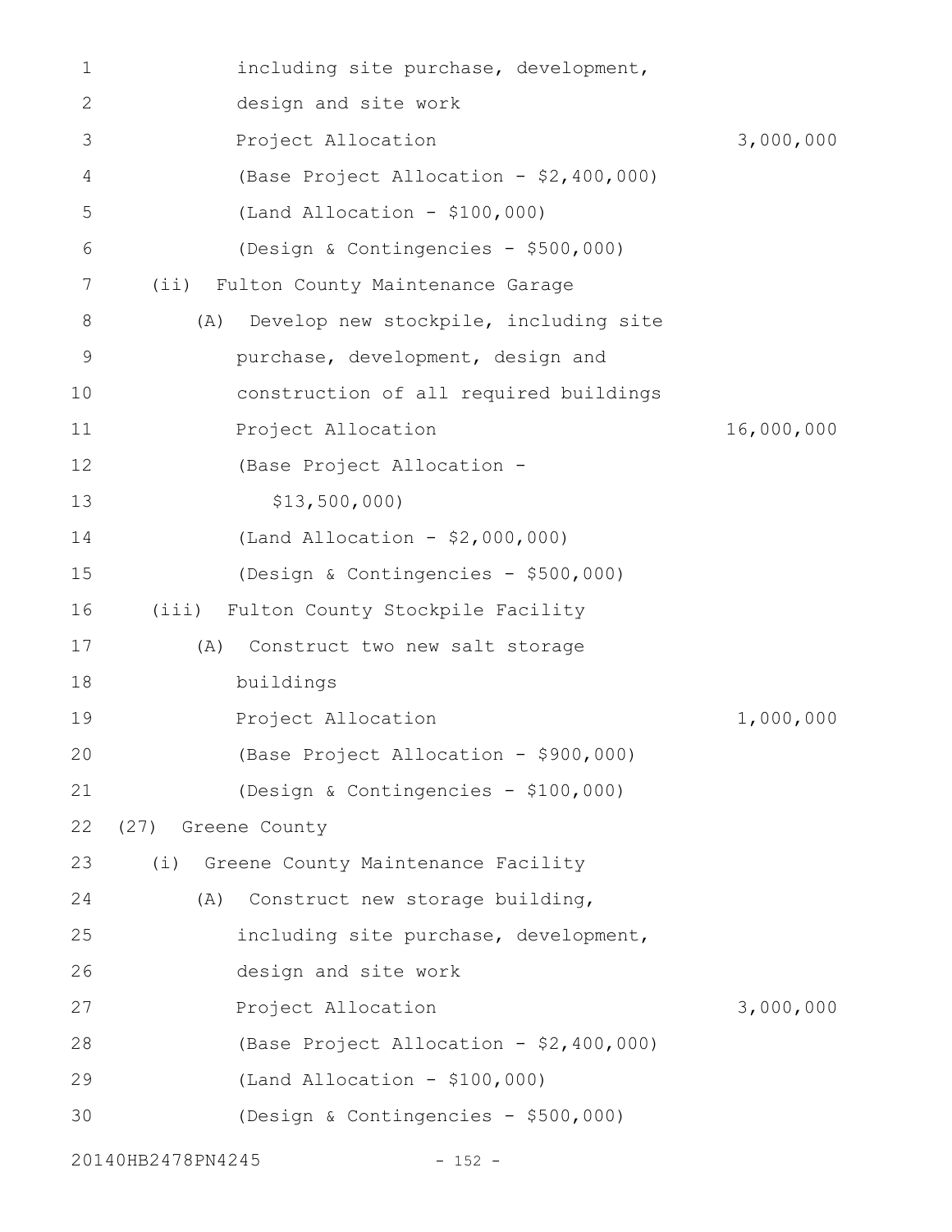including site purchase, development,
design and site work

Project Allocation 3,000,000

(Base Project Allocation - $2,400,000)

(Land Allocation - $100,000)

(Design & Contingencies - $500,000)

(ii) Fulton County Maintenance Garage

(A) Develop new stockpile, including site
purchase, development, design and
construction of all required buildings

Project Allocation 16,000,000

(Base Project Allocation -
$13,500,000)

(Land Allocation - $2,000,000)

(Design & Contingencies - $500,000)

(iii) Fulton County Stockpile Facility

(A) Construct two new salt storage
buildings

Project Allocation 1,000,000

(Base Project Allocation - $900,000)

(Design & Contingencies - $100,000)

(27) Greene County

(i) Greene County Maintenance Facility

(A) Construct new storage building,
including site purchase, development,
design and site work

Project Allocation 3,000,000

(Base Project Allocation - $2,400,000)

(Land Allocation - $100,000)

(Design & Contingencies - $500,000)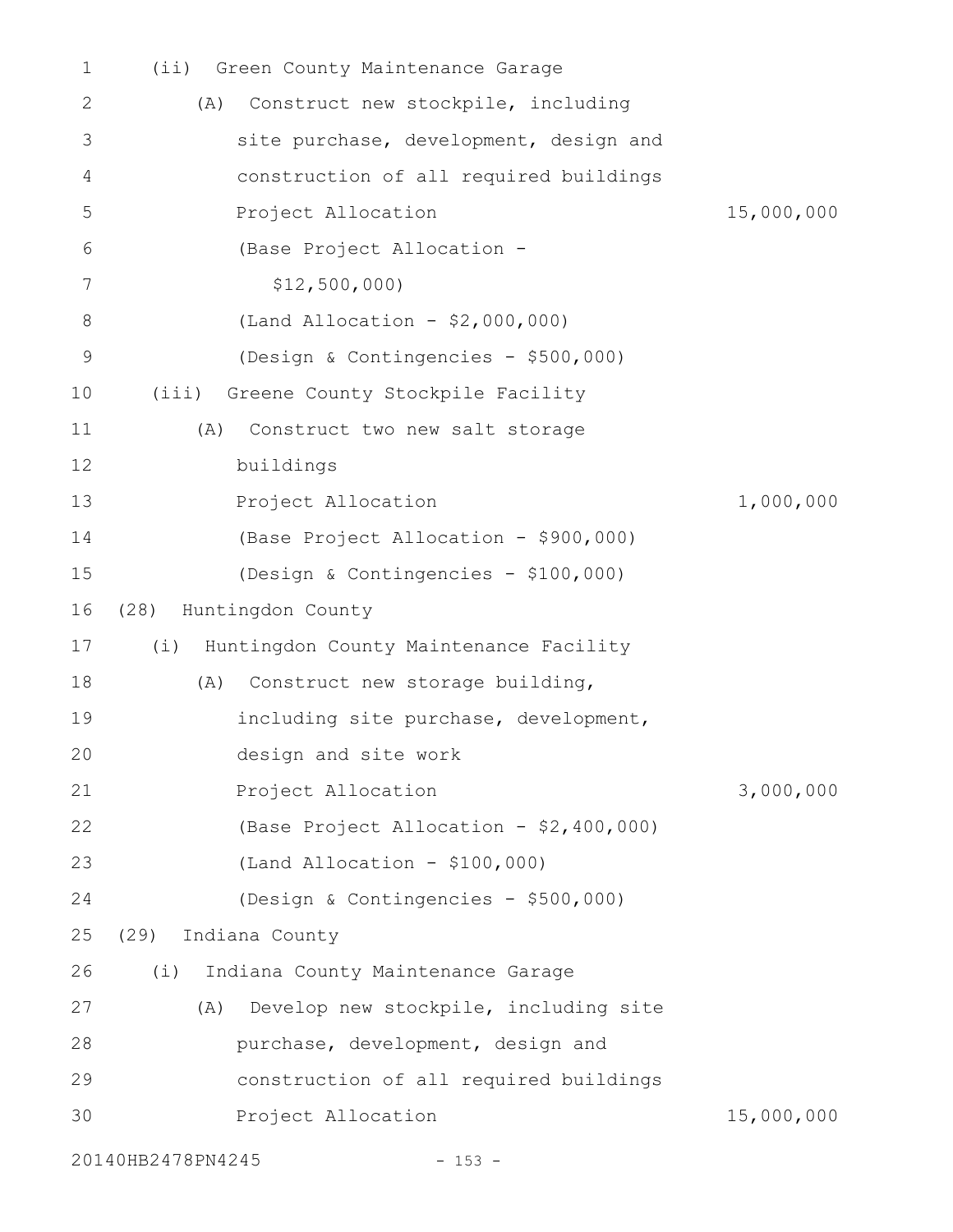(ii) Green County Maintenance Garage

(A) Construct new stockpile, including site purchase, development, design and construction of all required buildings

Project Allocation 15,000,000

(Base Project Allocation - $12,500,000)

(Land Allocation - $2,000,000)

(Design & Contingencies - $500,000)

(iii) Greene County Stockpile Facility

(A) Construct two new salt storage buildings

Project Allocation 1,000,000

(Base Project Allocation - $900,000)

(Design & Contingencies - $100,000)

(28) Huntingdon County

(i) Huntingdon County Maintenance Facility

(A) Construct new storage building, including site purchase, development, design and site work

Project Allocation 3,000,000

(Base Project Allocation - $2,400,000)

(Land Allocation - $100,000)

(Design & Contingencies - $500,000)

(29) Indiana County

(i) Indiana County Maintenance Garage

(A) Develop new stockpile, including site purchase, development, design and construction of all required buildings

Project Allocation 15,000,000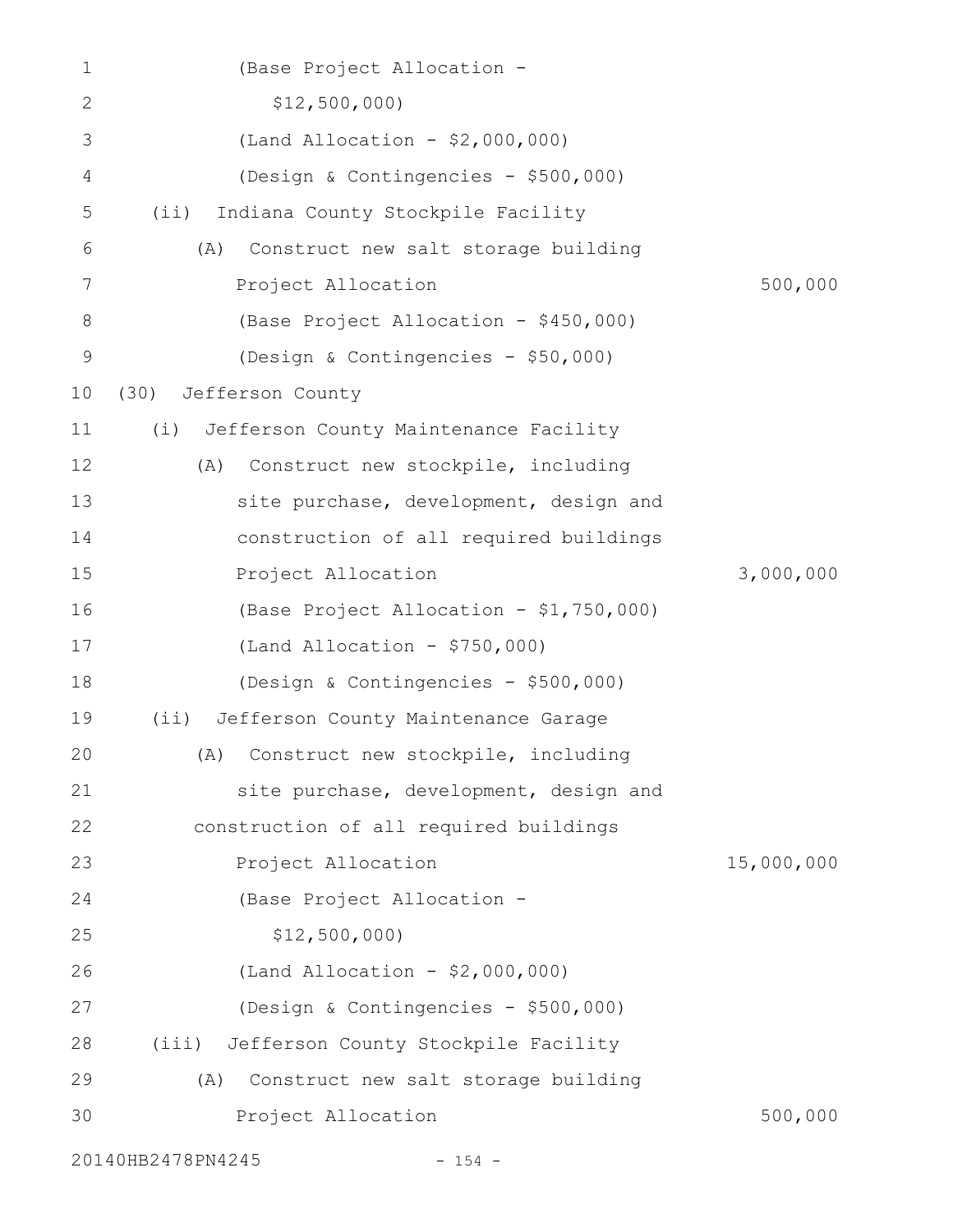(Base Project Allocation - $12,500,000)
(Land Allocation - $2,000,000)
(Design & Contingencies - $500,000)

(ii) Indiana County Stockpile Facility

(A) Construct new salt storage building

| | |
|---|---|
| Project Allocation | 500,000 |

(Base Project Allocation - $450,000)
(Design & Contingencies - $50,000)

(30) Jefferson County

(i) Jefferson County Maintenance Facility

(A) Construct new stockpile, including site purchase, development, design and construction of all required buildings

| | |
|---|---|
| Project Allocation | 3,000,000 |

(Base Project Allocation - $1,750,000)
(Land Allocation - $750,000)
(Design & Contingencies - $500,000)

(ii) Jefferson County Maintenance Garage

(A) Construct new stockpile, including site purchase, development, design and construction of all required buildings

| | |
|---|---|
| Project Allocation | 15,000,000 |

(Base Project Allocation - $12,500,000)
(Land Allocation - $2,000,000)
(Design & Contingencies - $500,000)

(iii) Jefferson County Stockpile Facility

(A) Construct new salt storage building

| | |
|---|---|
| Project Allocation | 500,000 |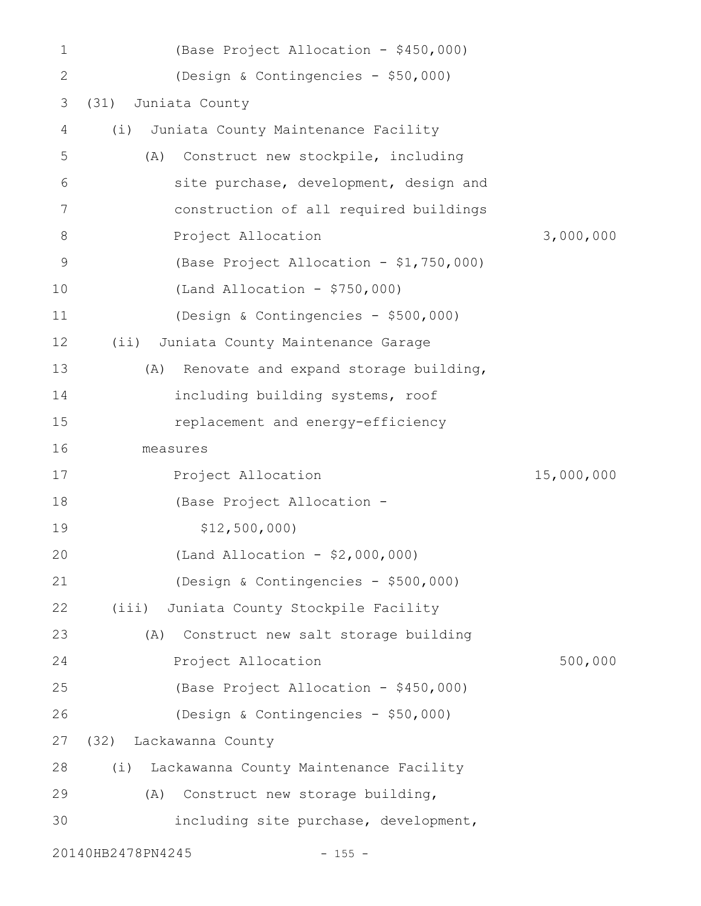(Base Project Allocation - $450,000)

(Design & Contingencies - $50,000)

(31) Juniata County

(i) Juniata County Maintenance Facility

(A) Construct new stockpile, including site purchase, development, design and construction of all required buildings

Project Allocation 3,000,000

(Base Project Allocation - $1,750,000)

(Land Allocation - $750,000)

(Design & Contingencies - $500,000)

(ii) Juniata County Maintenance Garage

(A) Renovate and expand storage building, including building systems, roof replacement and energy-efficiency measures

Project Allocation 15,000,000

(Base Project Allocation - $12,500,000)

(Land Allocation - $2,000,000)

(Design & Contingencies - $500,000)

(iii) Juniata County Stockpile Facility

(A) Construct new salt storage building

Project Allocation 500,000

(Base Project Allocation - $450,000)

(Design & Contingencies - $50,000)

(32) Lackawanna County

(i) Lackawanna County Maintenance Facility

(A) Construct new storage building, including site purchase, development,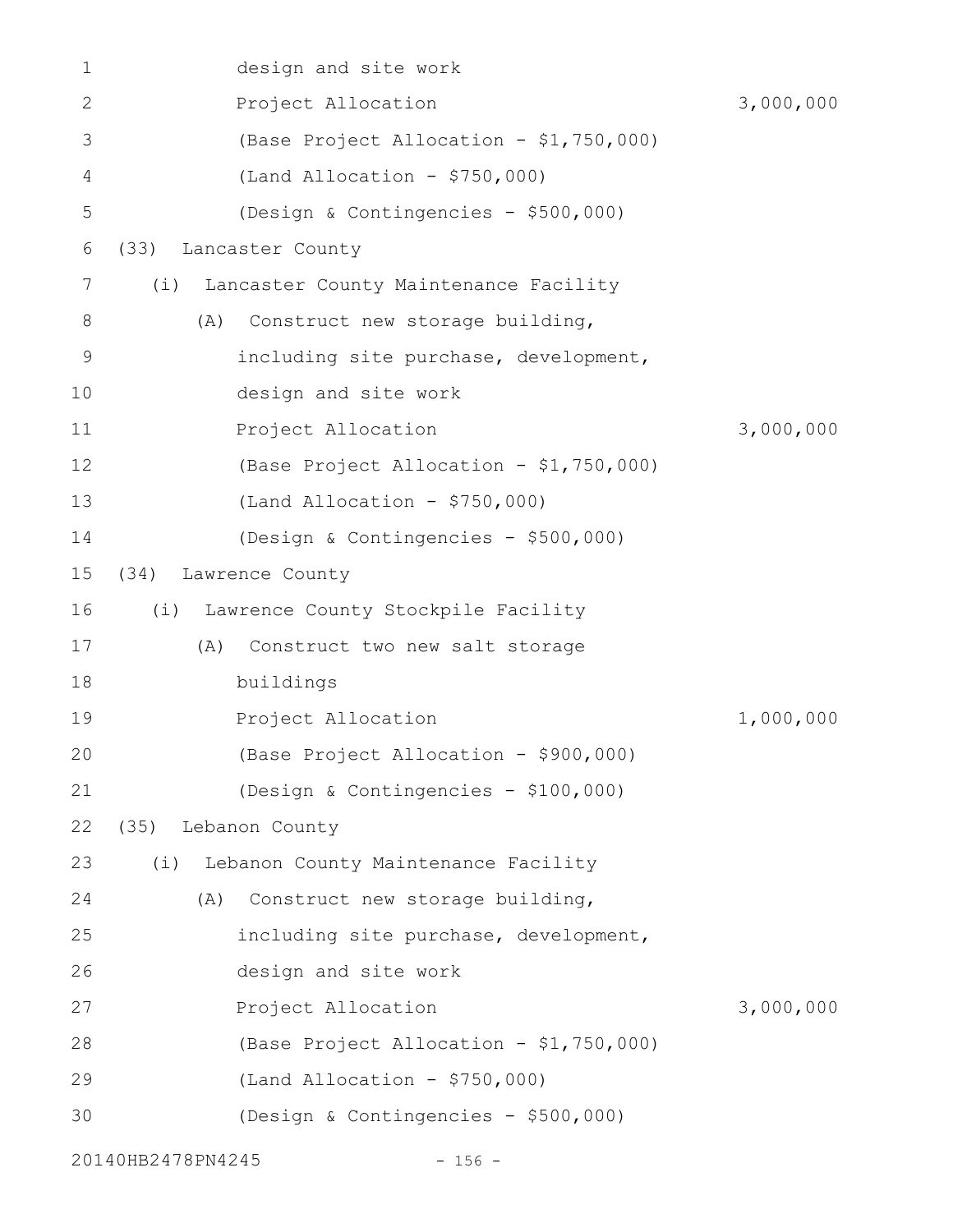design and site work

Project Allocation 3,000,000

(Base Project Allocation - $1,750,000)

(Land Allocation - $750,000)

(Design & Contingencies - $500,000)

(33) Lancaster County

(i) Lancaster County Maintenance Facility

(A) Construct new storage building, including site purchase, development, design and site work

Project Allocation 3,000,000

(Base Project Allocation - $1,750,000)

(Land Allocation - $750,000)

(Design & Contingencies - $500,000)

(34) Lawrence County

(i) Lawrence County Stockpile Facility

(A) Construct two new salt storage buildings

Project Allocation 1,000,000

(Base Project Allocation - $900,000)

(Design & Contingencies - $100,000)

(35) Lebanon County

(i) Lebanon County Maintenance Facility

(A) Construct new storage building, including site purchase, development, design and site work

Project Allocation 3,000,000

(Base Project Allocation - $1,750,000)

(Land Allocation - $750,000)

(Design & Contingencies - $500,000)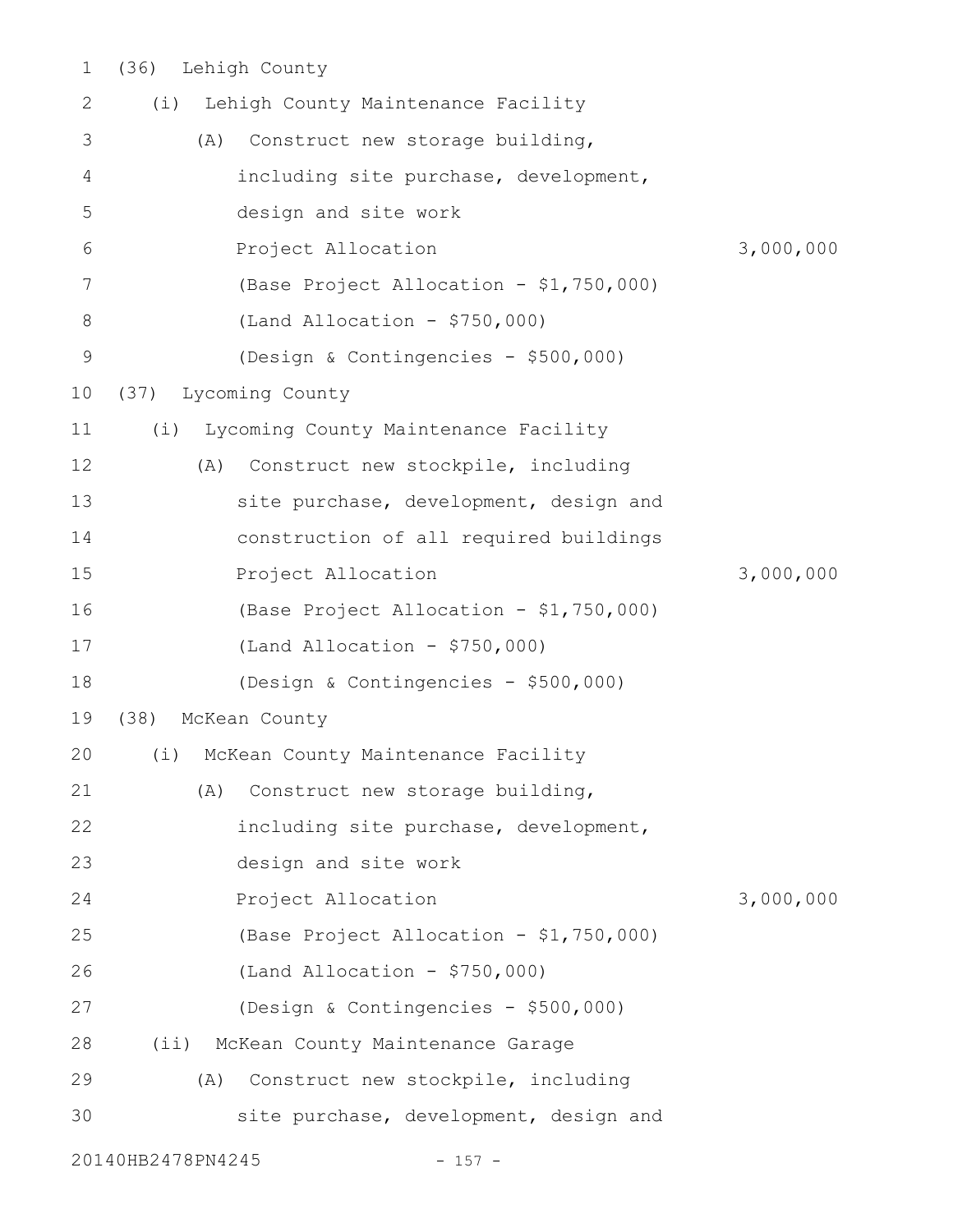(36) Lehigh County

(i) Lehigh County Maintenance Facility

(A) Construct new storage building, including site purchase, development, design and site work

Project Allocation 3,000,000

(Base Project Allocation - $1,750,000)

(Land Allocation - $750,000)

(Design & Contingencies - $500,000)

(37) Lycoming County

(i) Lycoming County Maintenance Facility

(A) Construct new stockpile, including site purchase, development, design and construction of all required buildings

Project Allocation 3,000,000

(Base Project Allocation - $1,750,000)

(Land Allocation - $750,000)

(Design & Contingencies - $500,000)

(38) McKean County

(i) McKean County Maintenance Facility

(A) Construct new storage building, including site purchase, development, design and site work

Project Allocation 3,000,000

(Base Project Allocation - $1,750,000)

(Land Allocation - $750,000)

(Design & Contingencies - $500,000)

(ii) McKean County Maintenance Garage

(A) Construct new stockpile, including site purchase, development, design and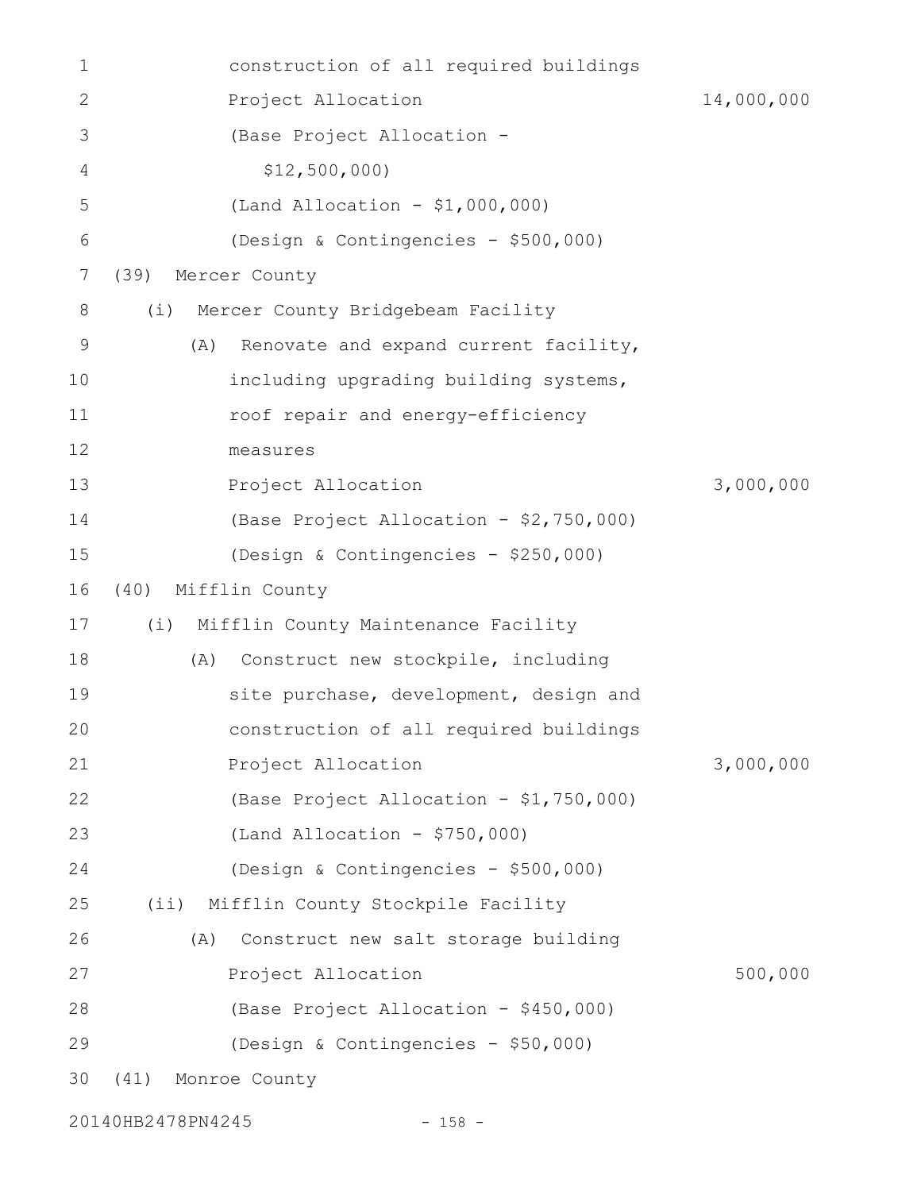construction of all required buildings

Project Allocation 14,000,000

(Base Project Allocation - $12,500,000)

(Land Allocation - $1,000,000)

(Design & Contingencies - $500,000)

(39) Mercer County

(i) Mercer County Bridgebeam Facility

(A) Renovate and expand current facility, including upgrading building systems, roof repair and energy-efficiency measures

Project Allocation 3,000,000

(Base Project Allocation - $2,750,000)

(Design & Contingencies - $250,000)

(40) Mifflin County

(i) Mifflin County Maintenance Facility

(A) Construct new stockpile, including site purchase, development, design and construction of all required buildings

Project Allocation 3,000,000

(Base Project Allocation - $1,750,000)

(Land Allocation - $750,000)

(Design & Contingencies - $500,000)

(ii) Mifflin County Stockpile Facility

(A) Construct new salt storage building

Project Allocation 500,000

(Base Project Allocation - $450,000)

(Design & Contingencies - $50,000)

(41) Monroe County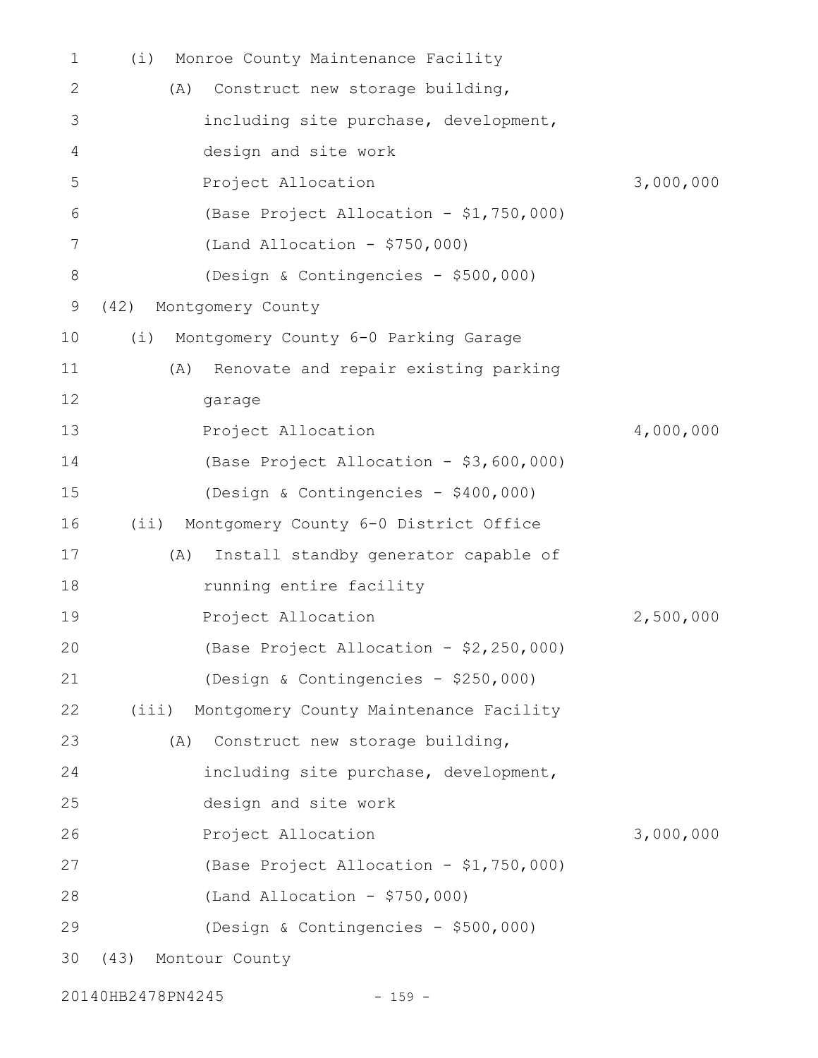(i) Monroe County Maintenance Facility

(A) Construct new storage building, including site purchase, development, design and site work

Project Allocation 3,000,000

(Base Project Allocation - $1,750,000)

(Land Allocation - $750,000)

(Design & Contingencies - $500,000)

(42) Montgomery County

(i) Montgomery County 6-0 Parking Garage

(A) Renovate and repair existing parking garage

Project Allocation 4,000,000

(Base Project Allocation - $3,600,000)

(Design & Contingencies - $400,000)

(ii) Montgomery County 6-0 District Office

(A) Install standby generator capable of running entire facility

Project Allocation 2,500,000

(Base Project Allocation - $2,250,000)

(Design & Contingencies - $250,000)

(iii) Montgomery County Maintenance Facility

(A) Construct new storage building, including site purchase, development, design and site work

Project Allocation 3,000,000

(Base Project Allocation - $1,750,000)

(Land Allocation - $750,000)

(Design & Contingencies - $500,000)

(43) Montour County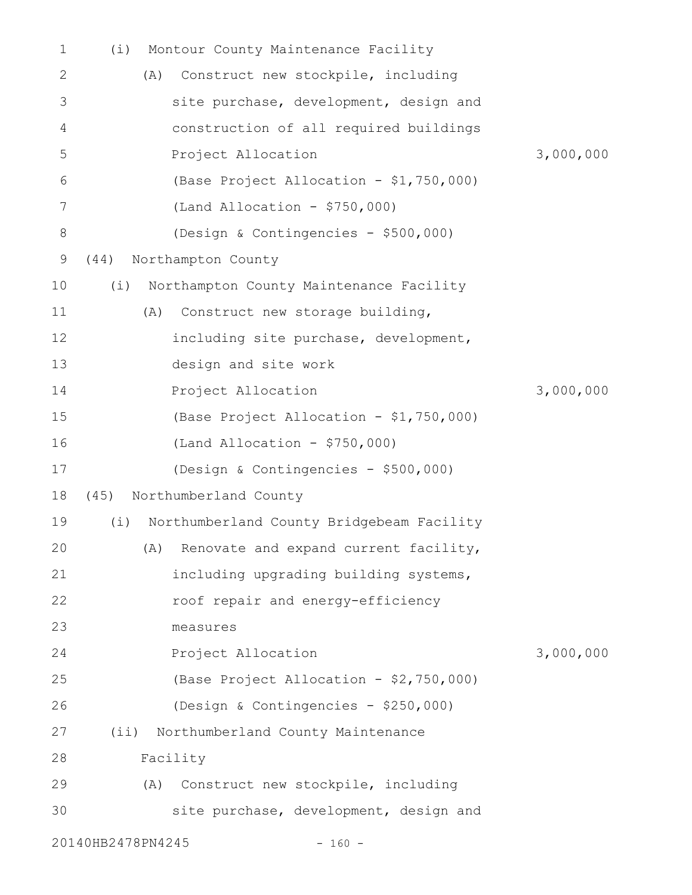(i) Montour County Maintenance Facility

(A) Construct new stockpile, including site purchase, development, design and construction of all required buildings

Project Allocation 3,000,000

(Base Project Allocation - $1,750,000)

(Land Allocation - $750,000)

(Design & Contingencies - $500,000)

(44) Northampton County

(i) Northampton County Maintenance Facility

(A) Construct new storage building, including site purchase, development, design and site work

Project Allocation 3,000,000

(Base Project Allocation - $1,750,000)

(Land Allocation - $750,000)

(Design & Contingencies - $500,000)

(45) Northumberland County

(i) Northumberland County Bridgebeam Facility

(A) Renovate and expand current facility, including upgrading building systems, roof repair and energy-efficiency measures

Project Allocation 3,000,000

(Base Project Allocation - $2,750,000)

(Design & Contingencies - $250,000)

(ii) Northumberland County Maintenance Facility

(A) Construct new stockpile, including site purchase, development, design and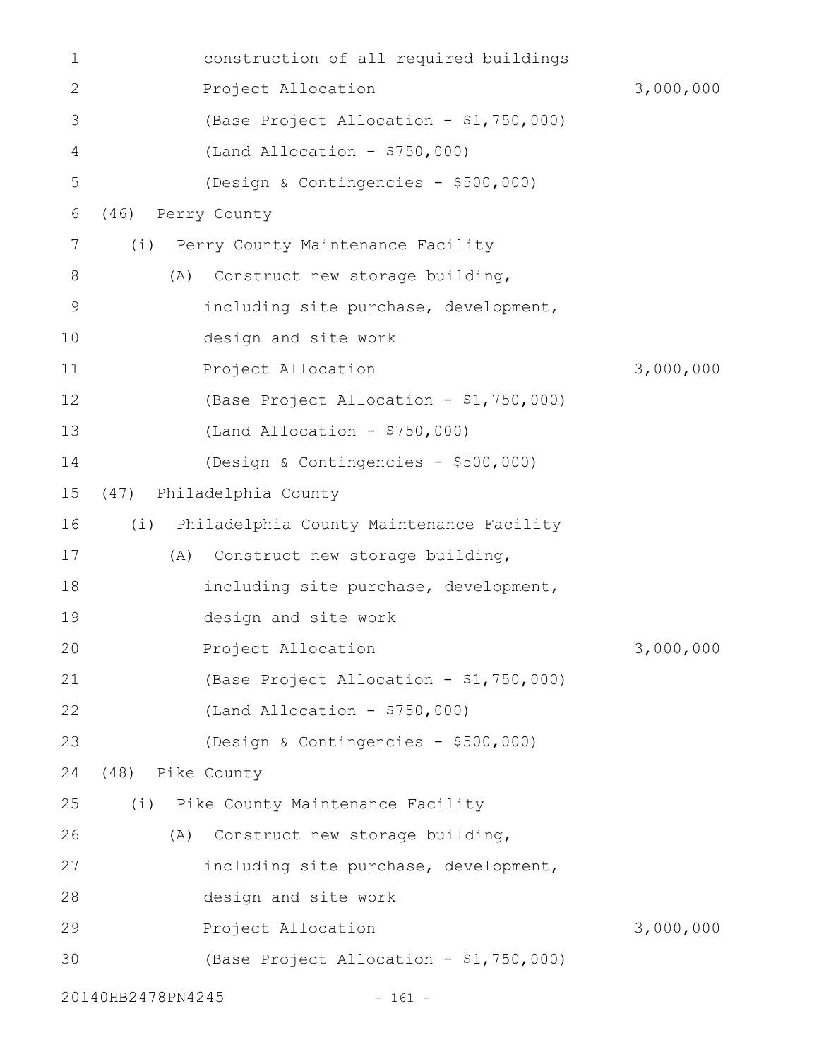construction of all required buildings
Project Allocation 3,000,000
(Base Project Allocation - $1,750,000)
(Land Allocation - $750,000)
(Design & Contingencies - $500,000)

(46) Perry County

(i) Perry County Maintenance Facility

(A) Construct new storage building, including site purchase, development, design and site work
Project Allocation 3,000,000
(Base Project Allocation - $1,750,000)
(Land Allocation - $750,000)
(Design & Contingencies - $500,000)

(47) Philadelphia County

(i) Philadelphia County Maintenance Facility

(A) Construct new storage building, including site purchase, development, design and site work
Project Allocation 3,000,000
(Base Project Allocation - $1,750,000)
(Land Allocation - $750,000)
(Design & Contingencies - $500,000)

(48) Pike County

(i) Pike County Maintenance Facility

(A) Construct new storage building, including site purchase, development, design and site work
Project Allocation 3,000,000
(Base Project Allocation - $1,750,000)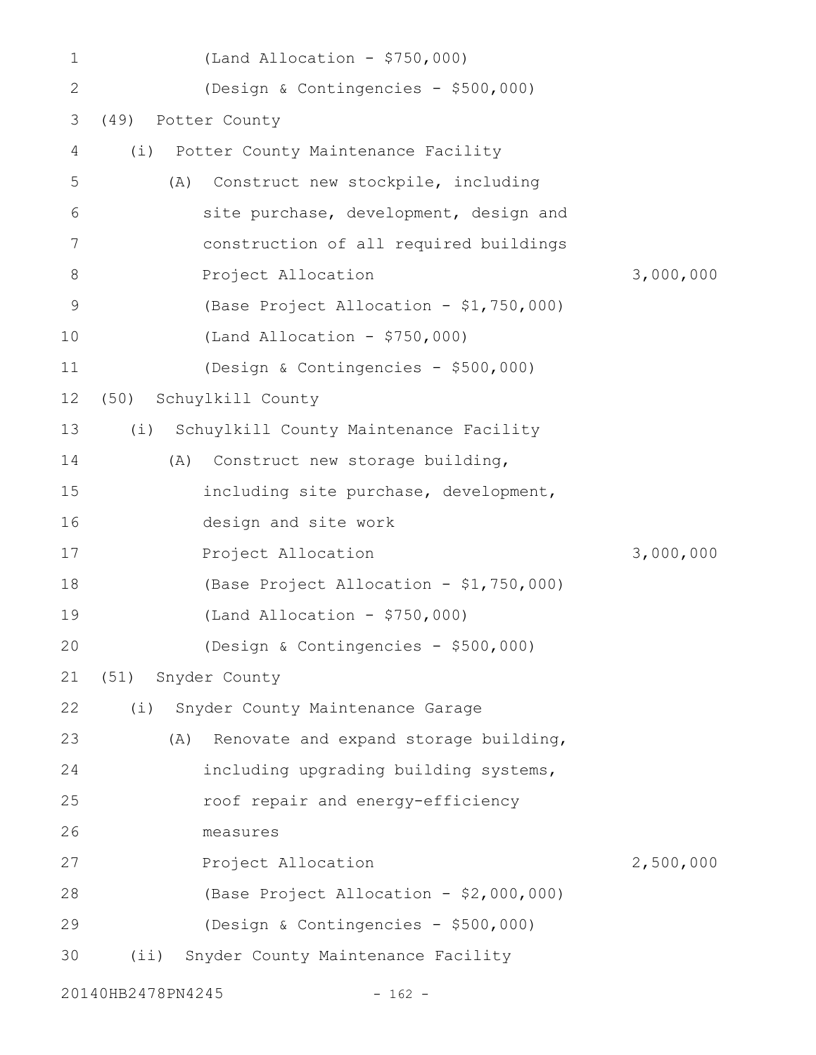(Land Allocation - $750,000)

(Design & Contingencies - $500,000)

(49) Potter County

(i) Potter County Maintenance Facility

(A) Construct new stockpile, including site purchase, development, design and construction of all required buildings

Project Allocation 3,000,000

(Base Project Allocation - $1,750,000)

(Land Allocation - $750,000)

(Design & Contingencies - $500,000)

(50) Schuylkill County

(i) Schuylkill County Maintenance Facility

(A) Construct new storage building, including site purchase, development, design and site work

Project Allocation 3,000,000

(Base Project Allocation - $1,750,000)

(Land Allocation - $750,000)

(Design & Contingencies - $500,000)

(51) Snyder County

(i) Snyder County Maintenance Garage

(A) Renovate and expand storage building, including upgrading building systems, roof repair and energy-efficiency measures

Project Allocation 2,500,000

(Base Project Allocation - $2,000,000)

(Design & Contingencies - $500,000)

(ii) Snyder County Maintenance Facility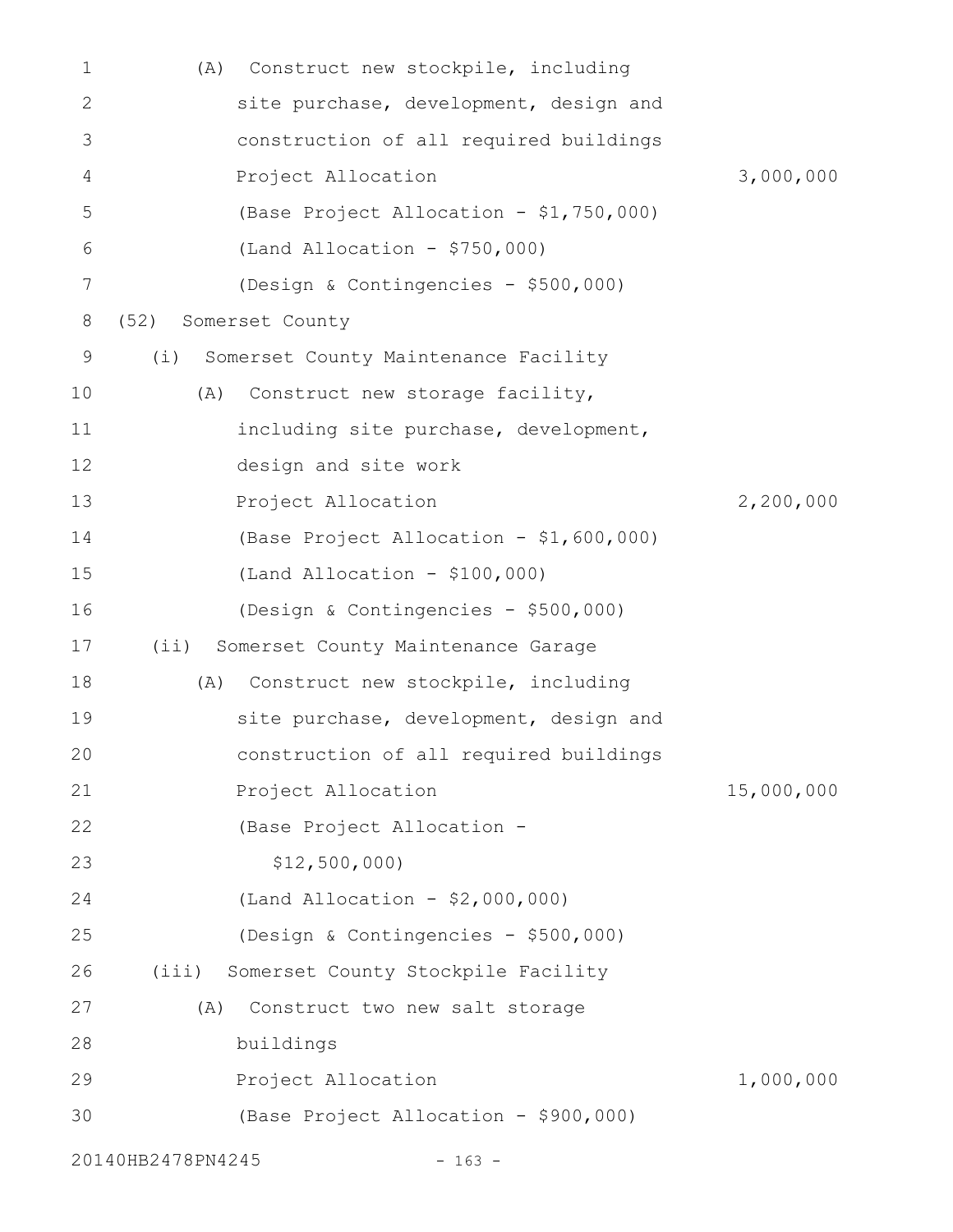(A) Construct new stockpile, including site purchase, development, design and construction of all required buildings

Project Allocation 3,000,000

(Base Project Allocation - $1,750,000)

(Land Allocation - $750,000)

(Design & Contingencies - $500,000)

(52) Somerset County

(i) Somerset County Maintenance Facility

(A) Construct new storage facility, including site purchase, development, design and site work

Project Allocation 2,200,000

(Base Project Allocation - $1,600,000)

(Land Allocation - $100,000)

(Design & Contingencies - $500,000)

(ii) Somerset County Maintenance Garage

(A) Construct new stockpile, including site purchase, development, design and construction of all required buildings

Project Allocation 15,000,000

(Base Project Allocation - $12,500,000)

(Land Allocation - $2,000,000)

(Design & Contingencies - $500,000)

(iii) Somerset County Stockpile Facility

(A) Construct two new salt storage buildings

Project Allocation 1,000,000

(Base Project Allocation - $900,000)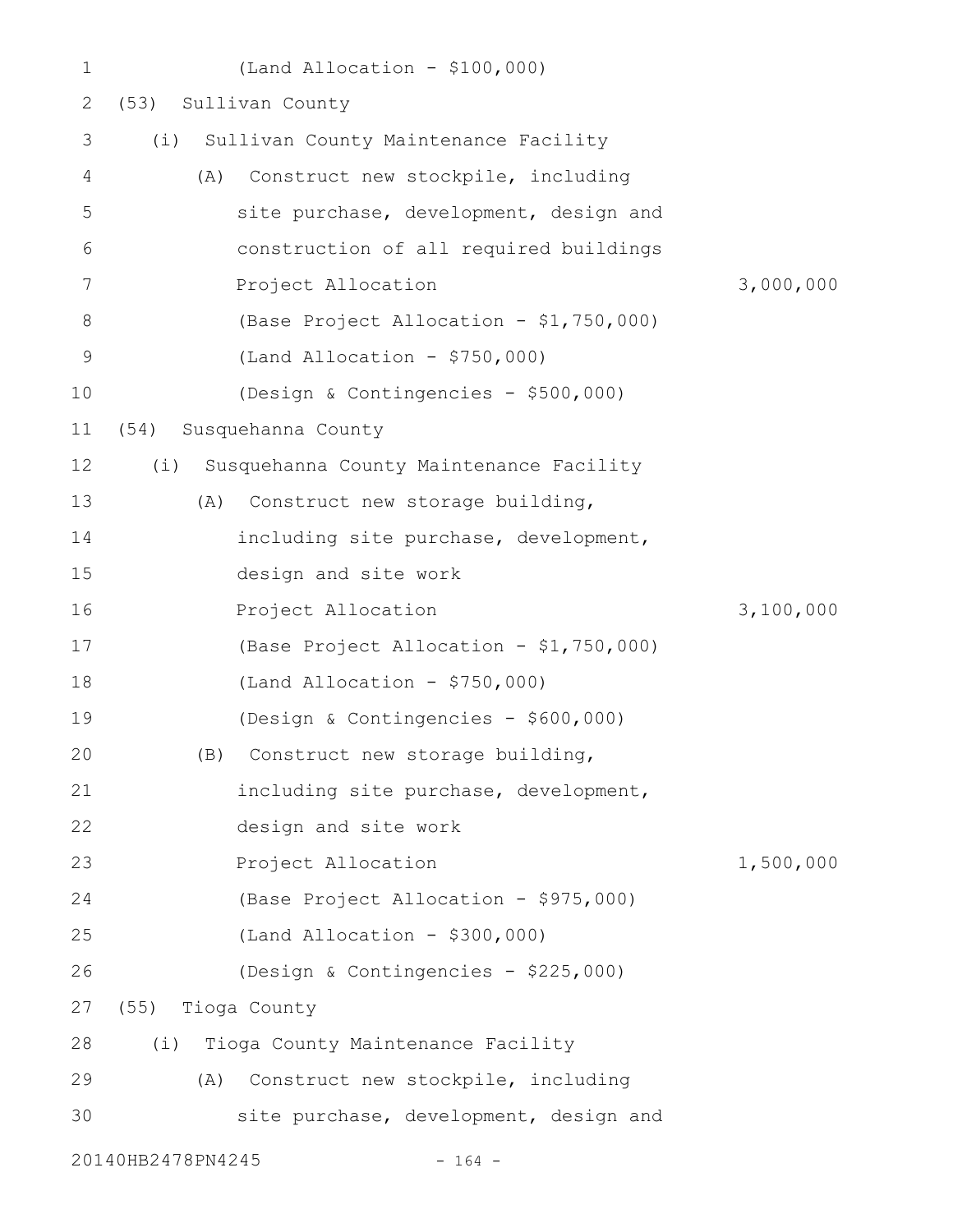(Land Allocation - $100,000)

(53) Sullivan County

(i) Sullivan County Maintenance Facility

(A) Construct new stockpile, including site purchase, development, design and construction of all required buildings

Project Allocation 3,000,000

(Base Project Allocation - $1,750,000)

(Land Allocation - $750,000)

(Design & Contingencies - $500,000)

(54) Susquehanna County

(i) Susquehanna County Maintenance Facility

(A) Construct new storage building, including site purchase, development, design and site work

Project Allocation 3,100,000

(Base Project Allocation - $1,750,000)

(Land Allocation - $750,000)

(Design & Contingencies - $600,000)

(B) Construct new storage building, including site purchase, development, design and site work

Project Allocation 1,500,000

(Base Project Allocation - $975,000)

(Land Allocation - $300,000)

(Design & Contingencies - $225,000)

(55) Tioga County

(i) Tioga County Maintenance Facility

(A) Construct new stockpile, including site purchase, development, design and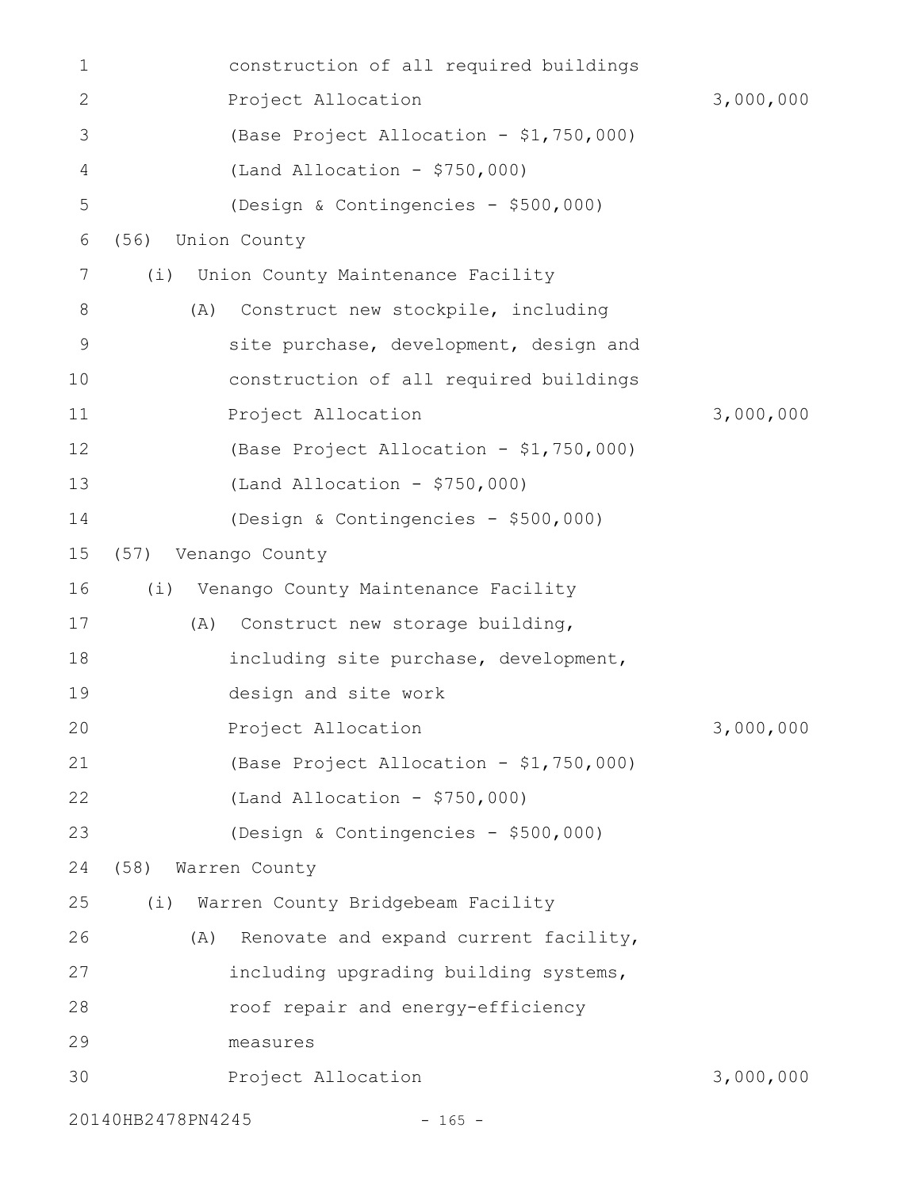construction of all required buildings

Project Allocation 3,000,000

(Base Project Allocation - $1,750,000)

(Land Allocation - $750,000)

(Design & Contingencies - $500,000)

(56) Union County

(i) Union County Maintenance Facility

(A) Construct new stockpile, including site purchase, development, design and construction of all required buildings

Project Allocation 3,000,000

(Base Project Allocation - $1,750,000)

(Land Allocation - $750,000)

(Design & Contingencies - $500,000)

(57) Venango County

(i) Venango County Maintenance Facility

(A) Construct new storage building, including site purchase, development, design and site work

Project Allocation 3,000,000

(Base Project Allocation - $1,750,000)

(Land Allocation - $750,000)

(Design & Contingencies - $500,000)

(58) Warren County

(i) Warren County Bridgebeam Facility

(A) Renovate and expand current facility, including upgrading building systems, roof repair and energy-efficiency measures

Project Allocation 3,000,000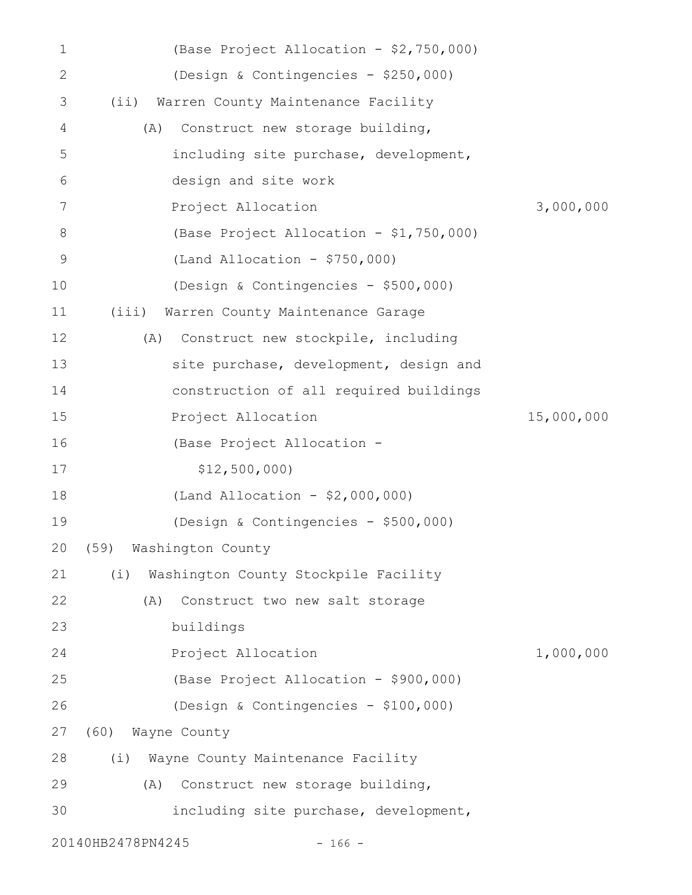(Base Project Allocation - $2,750,000)

(Design & Contingencies - $250,000)

(ii) Warren County Maintenance Facility

(A) Construct new storage building, including site purchase, development, design and site work

Project Allocation 3,000,000

(Base Project Allocation - $1,750,000)

(Land Allocation - $750,000)

(Design & Contingencies - $500,000)

(iii) Warren County Maintenance Garage

(A) Construct new stockpile, including site purchase, development, design and construction of all required buildings

Project Allocation 15,000,000

(Base Project Allocation - $12,500,000)

(Land Allocation - $2,000,000)

(Design & Contingencies - $500,000)

(59) Washington County

(i) Washington County Stockpile Facility

(A) Construct two new salt storage buildings

Project Allocation 1,000,000

(Base Project Allocation - $900,000)

(Design & Contingencies - $100,000)

(60) Wayne County

(i) Wayne County Maintenance Facility

(A) Construct new storage building, including site purchase, development,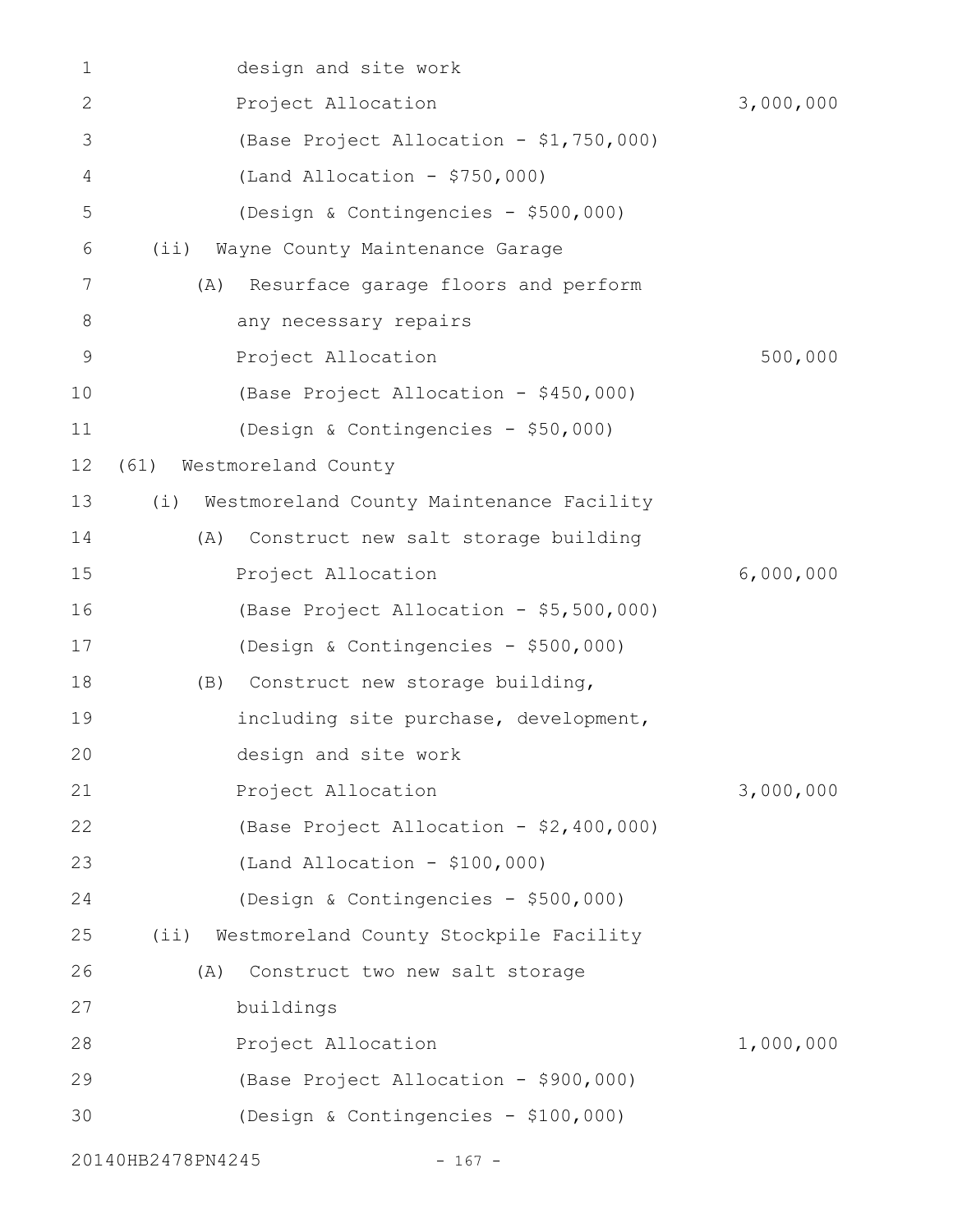design and site work

Project Allocation 3,000,000

(Base Project Allocation - $1,750,000)

(Land Allocation - $750,000)

(Design & Contingencies - $500,000)

(ii) Wayne County Maintenance Garage

(A) Resurface garage floors and perform any necessary repairs

Project Allocation 500,000

(Base Project Allocation - $450,000)

(Design & Contingencies - $50,000)

(61) Westmoreland County

(i) Westmoreland County Maintenance Facility

(A) Construct new salt storage building

Project Allocation 6,000,000

(Base Project Allocation - $5,500,000)

(Design & Contingencies - $500,000)

(B) Construct new storage building, including site purchase, development, design and site work

Project Allocation 3,000,000

(Base Project Allocation - $2,400,000)

(Land Allocation - $100,000)

(Design & Contingencies - $500,000)

(ii) Westmoreland County Stockpile Facility

(A) Construct two new salt storage buildings

Project Allocation 1,000,000

(Base Project Allocation - $900,000)

(Design & Contingencies - $100,000)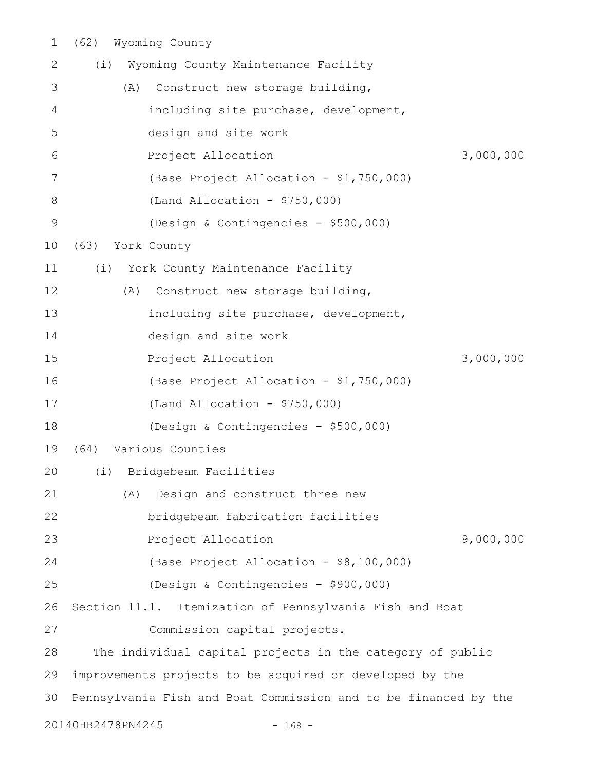(62) Wyoming County

(i) Wyoming County Maintenance Facility

(A) Construct new storage building, including site purchase, development, design and site work

Project Allocation 3,000,000

(Base Project Allocation - $1,750,000)

(Land Allocation - $750,000)

(Design & Contingencies - $500,000)

(63) York County

(i) York County Maintenance Facility

(A) Construct new storage building, including site purchase, development, design and site work

Project Allocation 3,000,000

(Base Project Allocation - $1,750,000)

(Land Allocation - $750,000)

(Design & Contingencies - $500,000)

(64) Various Counties

(i) Bridgebeam Facilities

(A) Design and construct three new bridgebeam fabrication facilities

Project Allocation 9,000,000

(Base Project Allocation - $8,100,000)

(Design & Contingencies - $900,000)

Section 11.1. Itemization of Pennsylvania Fish and Boat Commission capital projects.

The individual capital projects in the category of public improvements projects to be acquired or developed by the Pennsylvania Fish and Boat Commission and to be financed by the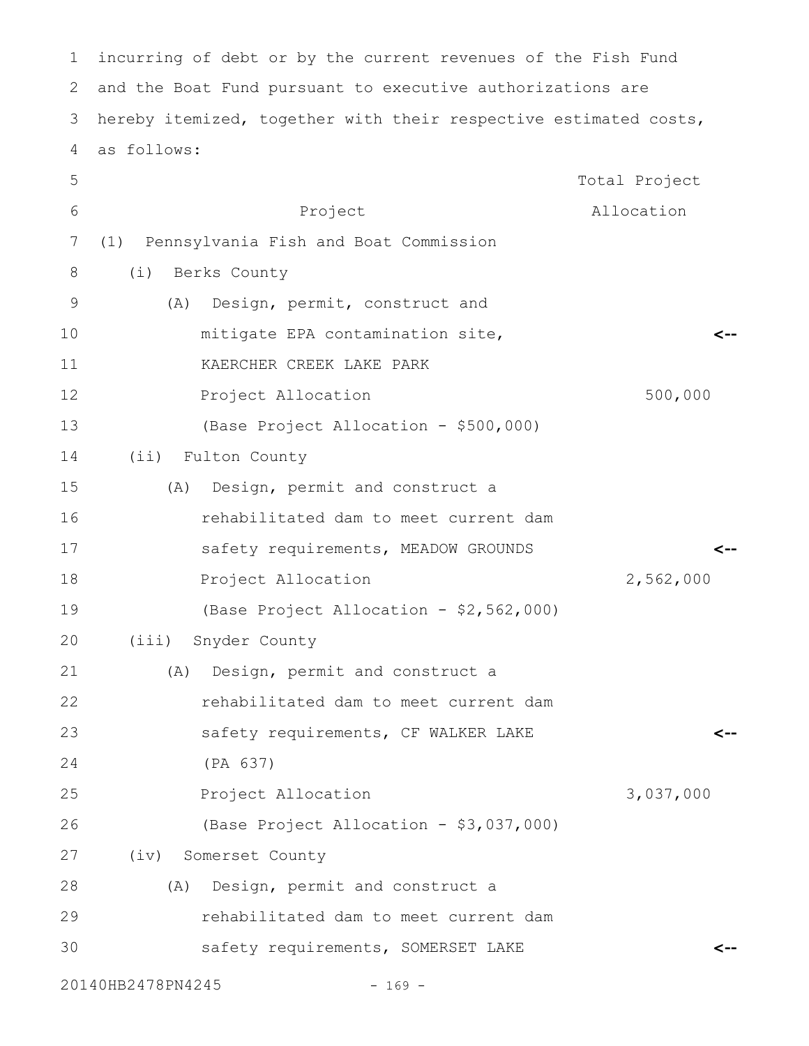incurring of debt or by the current revenues of the Fish Fund and the Boat Fund pursuant to executive authorizations are hereby itemized, together with their respective estimated costs, as follows:

| Project | Total Project Allocation |
|---|---|
| (1) Pennsylvania Fish and Boat Commission | |
| (i) Berks County | |
| (A) Design, permit, construct and mitigate EPA contamination site, KAERCHER CREEK LAKE PARK | |
| Project Allocation | 500,000 |
| (Base Project Allocation - $500,000) | |
| (ii) Fulton County | |
| (A) Design, permit and construct a rehabilitated dam to meet current dam safety requirements, MEADOW GROUNDS | |
| Project Allocation | 2,562,000 |
| (Base Project Allocation - $2,562,000) | |
| (iii) Snyder County | |
| (A) Design, permit and construct a rehabilitated dam to meet current dam safety requirements, CF WALKER LAKE (PA 637) | |
| Project Allocation | 3,037,000 |
| (Base Project Allocation - $3,037,000) | |
| (iv) Somerset County | |
| (A) Design, permit and construct a rehabilitated dam to meet current dam safety requirements, SOMERSET LAKE | |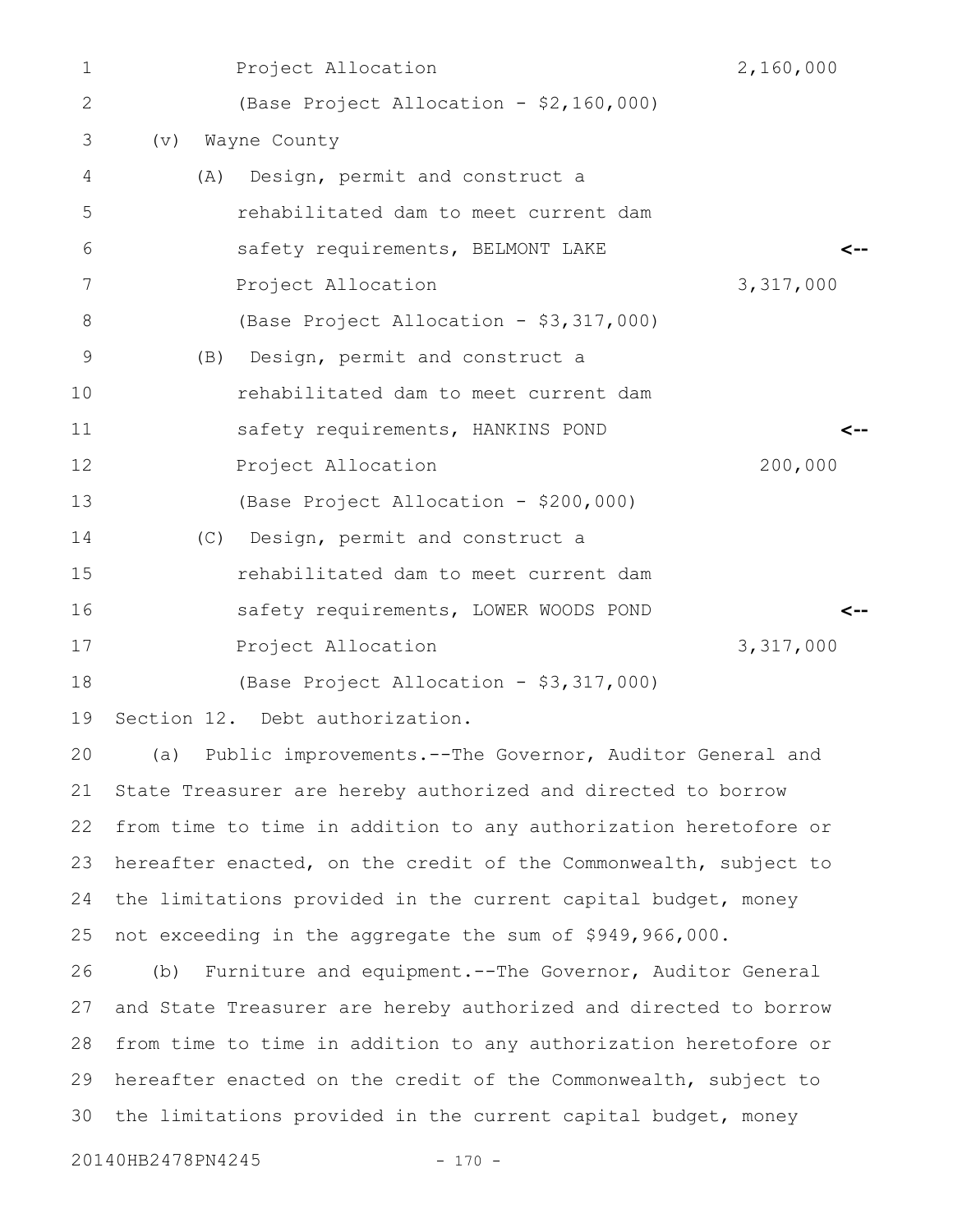Project Allocation 2,160,000

(Base Project Allocation - $2,160,000)

(v) Wayne County

(A) Design, permit and construct a rehabilitated dam to meet current dam safety requirements, BELMONT LAKE

Project Allocation 3,317,000

(Base Project Allocation - $3,317,000)

(B) Design, permit and construct a rehabilitated dam to meet current dam safety requirements, HANKINS POND

Project Allocation 200,000

(Base Project Allocation - $200,000)

(C) Design, permit and construct a rehabilitated dam to meet current dam safety requirements, LOWER WOODS POND

Project Allocation 3,317,000

(Base Project Allocation - $3,317,000)

Section 12. Debt authorization.

(a) Public improvements.--The Governor, Auditor General and State Treasurer are hereby authorized and directed to borrow from time to time in addition to any authorization heretofore or hereafter enacted, on the credit of the Commonwealth, subject to the limitations provided in the current capital budget, money not exceeding in the aggregate the sum of $949,966,000.

(b) Furniture and equipment.--The Governor, Auditor General and State Treasurer are hereby authorized and directed to borrow from time to time in addition to any authorization heretofore or hereafter enacted on the credit of the Commonwealth, subject to the limitations provided in the current capital budget, money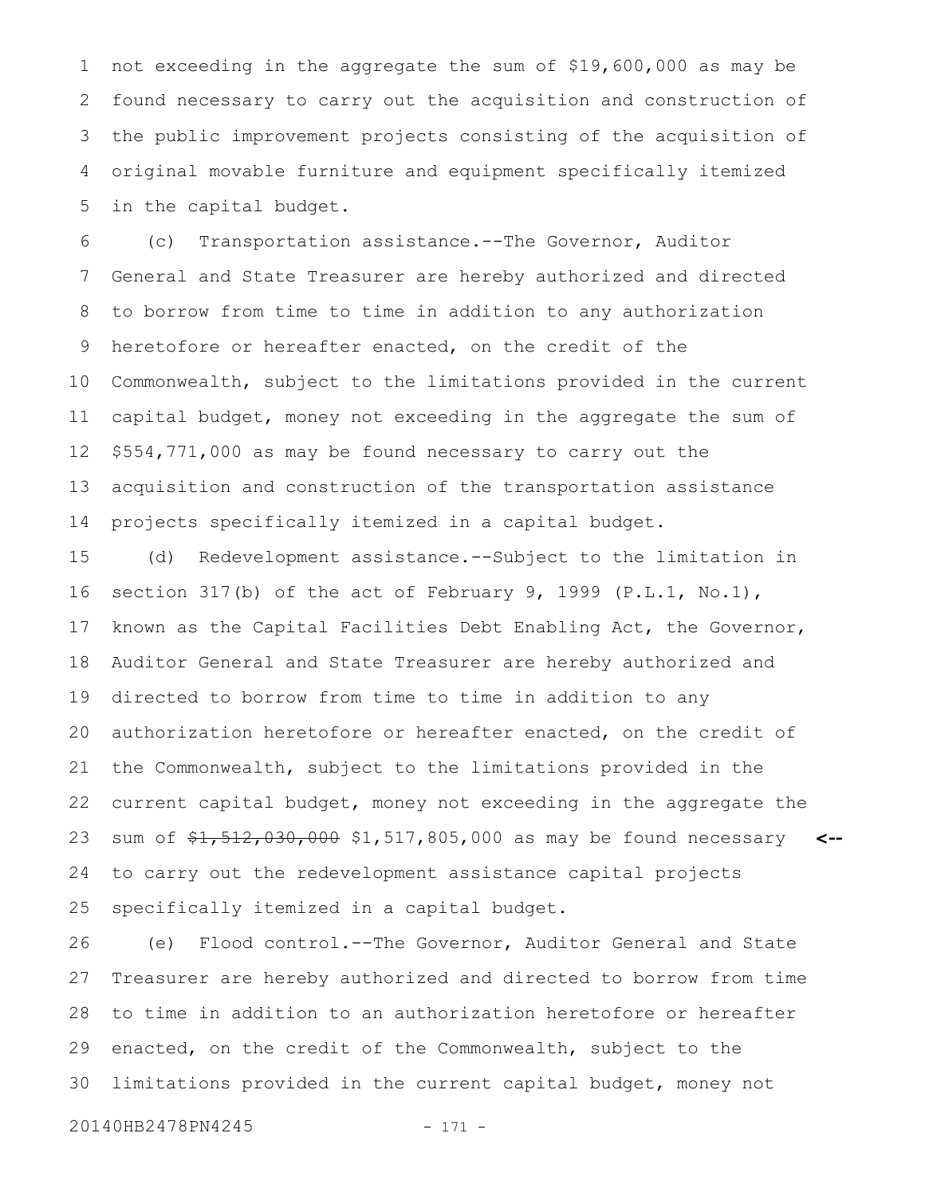not exceeding in the aggregate the sum of $19,600,000 as may be found necessary to carry out the acquisition and construction of the public improvement projects consisting of the acquisition of original movable furniture and equipment specifically itemized in the capital budget.

(c) Transportation assistance.--The Governor, Auditor General and State Treasurer are hereby authorized and directed to borrow from time to time in addition to any authorization heretofore or hereafter enacted, on the credit of the Commonwealth, subject to the limitations provided in the current capital budget, money not exceeding in the aggregate the sum of $554,771,000 as may be found necessary to carry out the acquisition and construction of the transportation assistance projects specifically itemized in a capital budget.

(d) Redevelopment assistance.--Subject to the limitation in section 317(b) of the act of February 9, 1999 (P.L.1, No.1), known as the Capital Facilities Debt Enabling Act, the Governor, Auditor General and State Treasurer are hereby authorized and directed to borrow from time to time in addition to any authorization heretofore or hereafter enacted, on the credit of the Commonwealth, subject to the limitations provided in the current capital budget, money not exceeding in the aggregate the sum of ~~$1,512,030,000~~ $1,517,805,000 as may be found necessary to carry out the redevelopment assistance capital projects specifically itemized in a capital budget.

(e) Flood control.--The Governor, Auditor General and State Treasurer are hereby authorized and directed to borrow from time to time in addition to an authorization heretofore or hereafter enacted, on the credit of the Commonwealth, subject to the limitations provided in the current capital budget, money not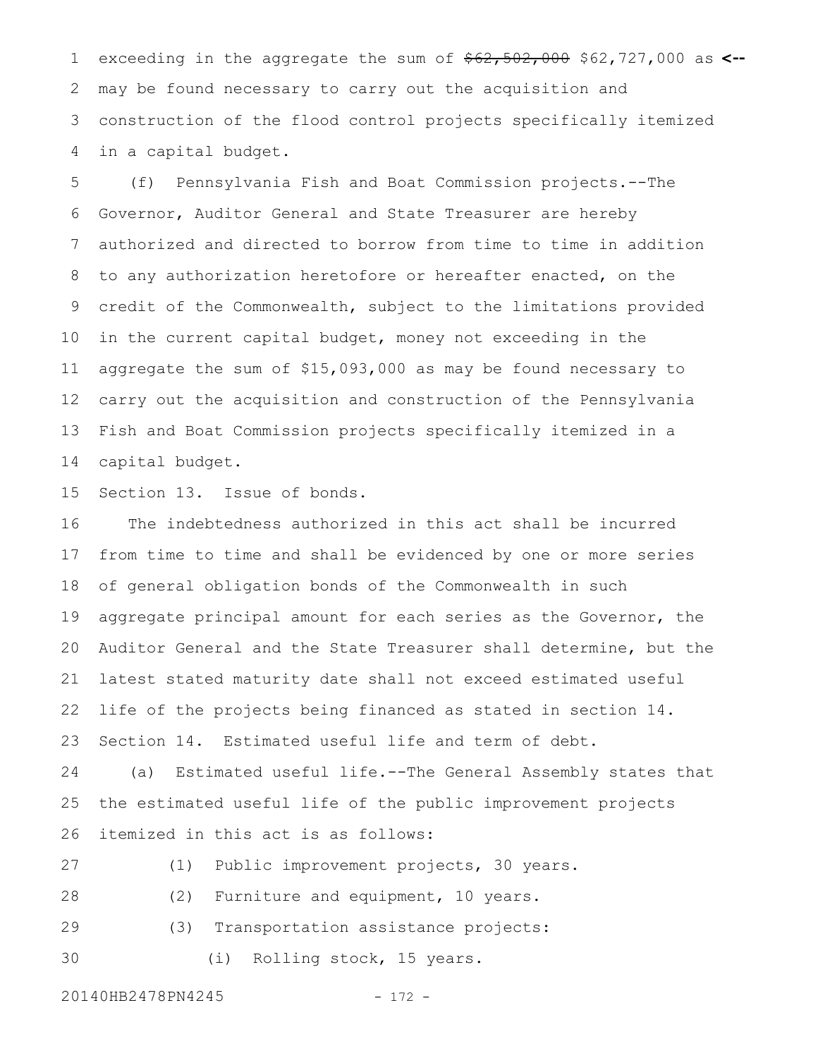exceeding in the aggregate the sum of ~~$62,502,000~~ $62,727,000 as **<--** may be found necessary to carry out the acquisition and construction of the flood control projects specifically itemized in a capital budget.

(f) Pennsylvania Fish and Boat Commission projects.--The Governor, Auditor General and State Treasurer are hereby authorized and directed to borrow from time to time in addition to any authorization heretofore or hereafter enacted, on the credit of the Commonwealth, subject to the limitations provided in the current capital budget, money not exceeding in the aggregate the sum of $15,093,000 as may be found necessary to carry out the acquisition and construction of the Pennsylvania Fish and Boat Commission projects specifically itemized in a capital budget.

Section 13. Issue of bonds.

The indebtedness authorized in this act shall be incurred from time to time and shall be evidenced by one or more series of general obligation bonds of the Commonwealth in such aggregate principal amount for each series as the Governor, the Auditor General and the State Treasurer shall determine, but the latest stated maturity date shall not exceed estimated useful life of the projects being financed as stated in section 14.

Section 14. Estimated useful life and term of debt.

(a) Estimated useful life.--The General Assembly states that the estimated useful life of the public improvement projects itemized in this act is as follows:

(1) Public improvement projects, 30 years.

(2) Furniture and equipment, 10 years.

(3) Transportation assistance projects:

(i) Rolling stock, 15 years.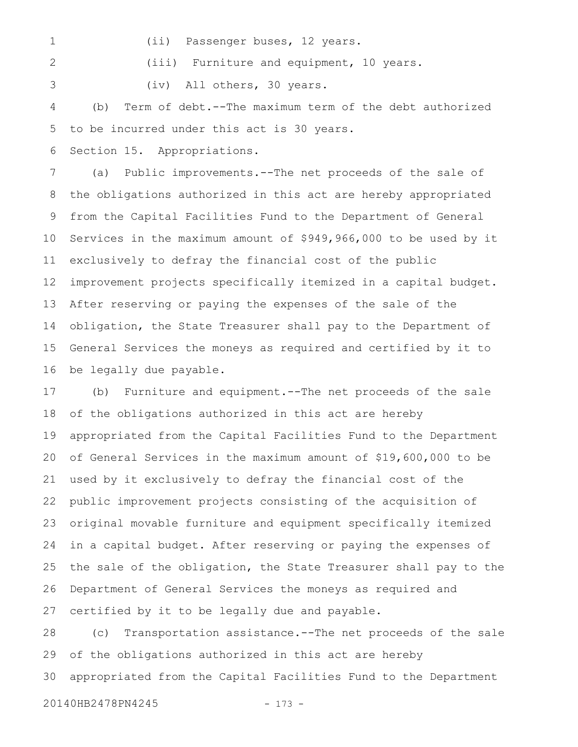(ii) Passenger buses, 12 years.

(iii) Furniture and equipment, 10 years.

(iv) All others, 30 years.

(b) Term of debt.--The maximum term of the debt authorized to be incurred under this act is 30 years.

Section 15. Appropriations.

(a) Public improvements.--The net proceeds of the sale of the obligations authorized in this act are hereby appropriated from the Capital Facilities Fund to the Department of General Services in the maximum amount of $949,966,000 to be used by it exclusively to defray the financial cost of the public improvement projects specifically itemized in a capital budget. After reserving or paying the expenses of the sale of the obligation, the State Treasurer shall pay to the Department of General Services the moneys as required and certified by it to be legally due payable.

(b) Furniture and equipment.--The net proceeds of the sale of the obligations authorized in this act are hereby appropriated from the Capital Facilities Fund to the Department of General Services in the maximum amount of $19,600,000 to be used by it exclusively to defray the financial cost of the public improvement projects consisting of the acquisition of original movable furniture and equipment specifically itemized in a capital budget. After reserving or paying the expenses of the sale of the obligation, the State Treasurer shall pay to the Department of General Services the moneys as required and certified by it to be legally due and payable.

(c) Transportation assistance.--The net proceeds of the sale of the obligations authorized in this act are hereby appropriated from the Capital Facilities Fund to the Department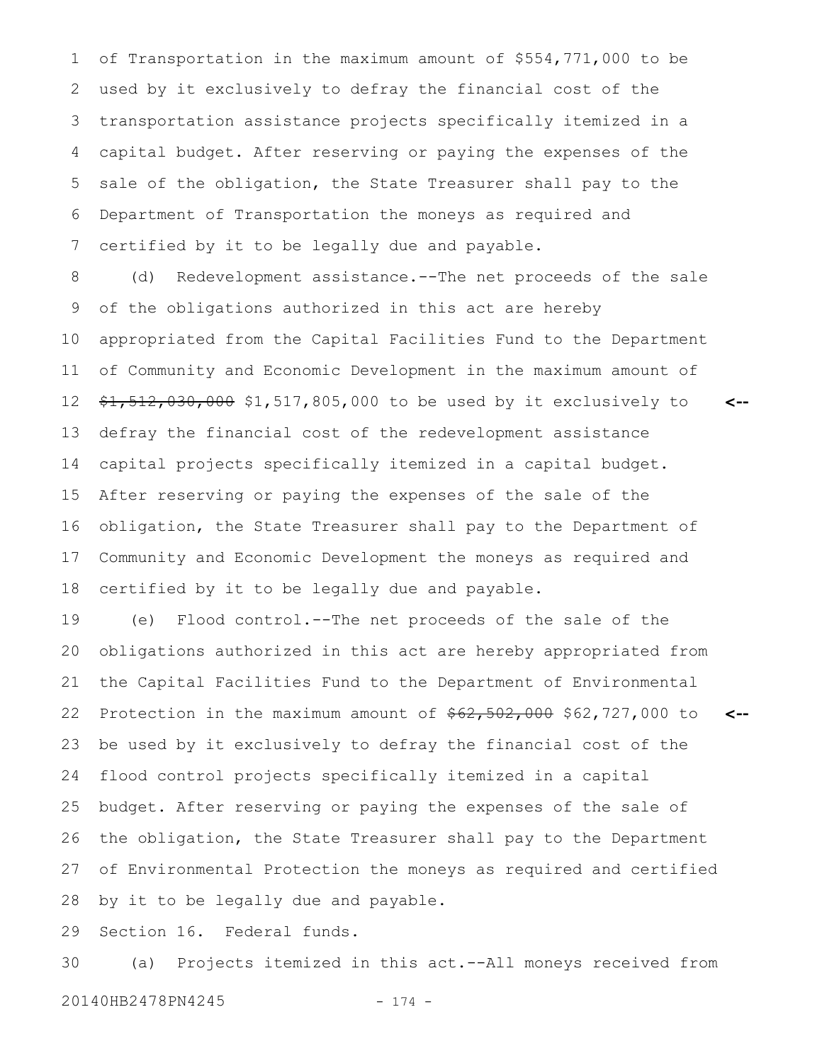of Transportation in the maximum amount of $554,771,000 to be used by it exclusively to defray the financial cost of the transportation assistance projects specifically itemized in a capital budget. After reserving or paying the expenses of the sale of the obligation, the State Treasurer shall pay to the Department of Transportation the moneys as required and certified by it to be legally due and payable.

(d) Redevelopment assistance.--The net proceeds of the sale of the obligations authorized in this act are hereby appropriated from the Capital Facilities Fund to the Department of Community and Economic Development in the maximum amount of ~~$1,512,030,000~~ $1,517,805,000 to be used by it exclusively to defray the financial cost of the redevelopment assistance capital projects specifically itemized in a capital budget. After reserving or paying the expenses of the sale of the obligation, the State Treasurer shall pay to the Department of Community and Economic Development the moneys as required and certified by it to be legally due and payable.

(e) Flood control.--The net proceeds of the sale of the obligations authorized in this act are hereby appropriated from the Capital Facilities Fund to the Department of Environmental Protection in the maximum amount of ~~$62,502,000~~ $62,727,000 to be used by it exclusively to defray the financial cost of the flood control projects specifically itemized in a capital budget. After reserving or paying the expenses of the sale of the obligation, the State Treasurer shall pay to the Department of Environmental Protection the moneys as required and certified by it to be legally due and payable.

Section 16. Federal funds.

(a) Projects itemized in this act.--All moneys received from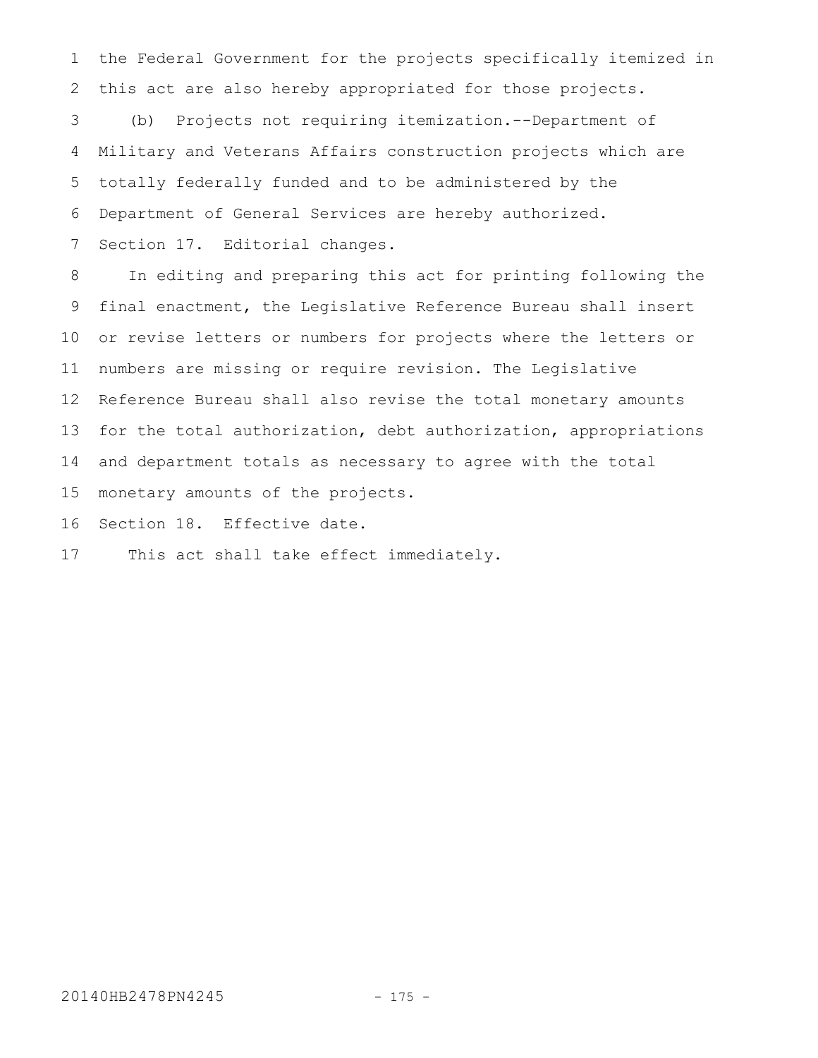the Federal Government for the projects specifically itemized in this act are also hereby appropriated for those projects.

(b) Projects not requiring itemization.--Department of Military and Veterans Affairs construction projects which are totally federally funded and to be administered by the Department of General Services are hereby authorized.

Section 17. Editorial changes.

In editing and preparing this act for printing following the final enactment, the Legislative Reference Bureau shall insert or revise letters or numbers for projects where the letters or numbers are missing or require revision. The Legislative Reference Bureau shall also revise the total monetary amounts for the total authorization, debt authorization, appropriations and department totals as necessary to agree with the total monetary amounts of the projects.

Section 18. Effective date.

This act shall take effect immediately.